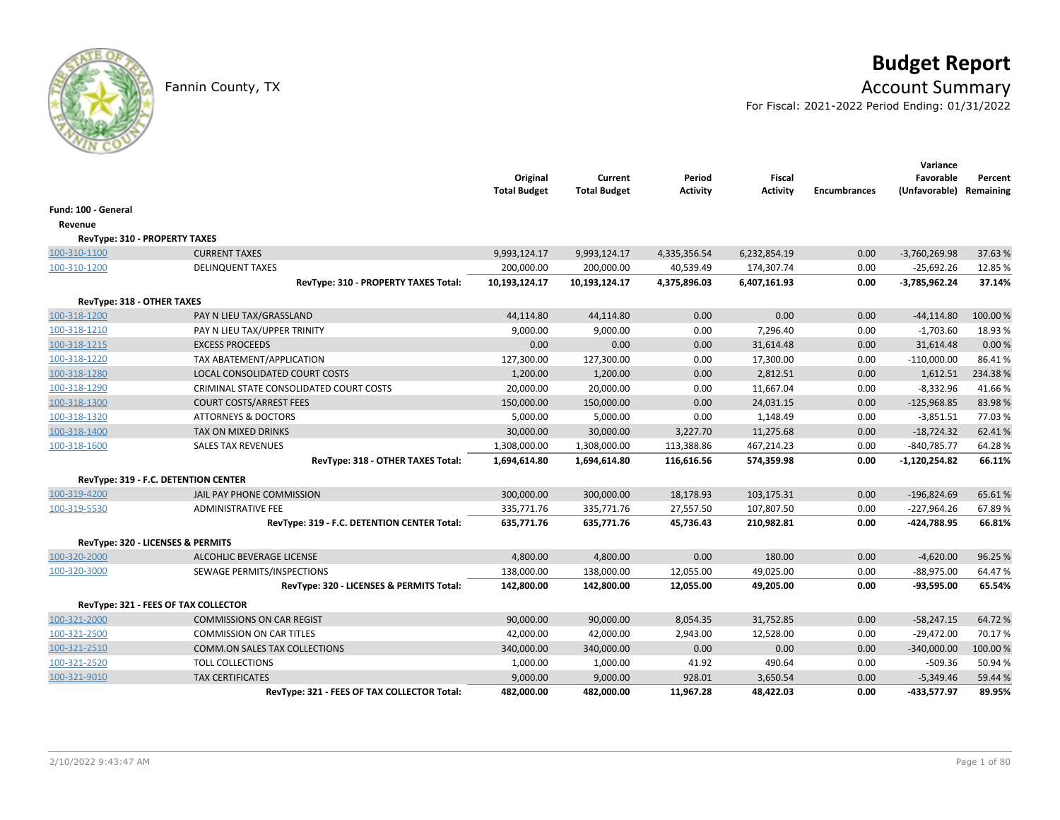# Budget Report

Fannin County, TX

## Account Summary

For Fiscal: 2021-2022 Period Ending: 01/31/2022

| | | Original Total Budget | Current Total Budget | Period Activity | Fiscal Activity | Encumbrances | Variance Favorable (Unfavorable) | Percent Remaining |
|---|---|---|---|---|---|---|---|---|
| **Fund: 100 - General** | | | | | | | | |
| **Revenue** | | | | | | | | |
| **RevType: 310 - PROPERTY TAXES** | | | | | | | | |
| 100-310-1100 | CURRENT TAXES | 9,993,124.17 | 9,993,124.17 | 4,335,356.54 | 6,232,854.19 | 0.00 | -3,760,269.98 | 37.63 % |
| 100-310-1200 | DELINQUENT TAXES | 200,000.00 | 200,000.00 | 40,539.49 | 174,307.74 | 0.00 | -25,692.26 | 12.85 % |
| | **RevType: 310 - PROPERTY TAXES Total:** | **10,193,124.17** | **10,193,124.17** | **4,375,896.03** | **6,407,161.93** | **0.00** | **-3,785,962.24** | **37.14%** |
| **RevType: 318 - OTHER TAXES** | | | | | | | | |
| 100-318-1200 | PAY N LIEU TAX/GRASSLAND | 44,114.80 | 44,114.80 | 0.00 | 0.00 | 0.00 | -44,114.80 | 100.00 % |
| 100-318-1210 | PAY N LIEU TAX/UPPER TRINITY | 9,000.00 | 9,000.00 | 0.00 | 7,296.40 | 0.00 | -1,703.60 | 18.93 % |
| 100-318-1215 | EXCESS PROCEEDS | 0.00 | 0.00 | 0.00 | 31,614.48 | 0.00 | 31,614.48 | 0.00 % |
| 100-318-1220 | TAX ABATEMENT/APPLICATION | 127,300.00 | 127,300.00 | 0.00 | 17,300.00 | 0.00 | -110,000.00 | 86.41 % |
| 100-318-1280 | LOCAL CONSOLIDATED COURT COSTS | 1,200.00 | 1,200.00 | 0.00 | 2,812.51 | 0.00 | 1,612.51 | 234.38 % |
| 100-318-1290 | CRIMINAL STATE CONSOLIDATED COURT COSTS | 20,000.00 | 20,000.00 | 0.00 | 11,667.04 | 0.00 | -8,332.96 | 41.66 % |
| 100-318-1300 | COURT COSTS/ARREST FEES | 150,000.00 | 150,000.00 | 0.00 | 24,031.15 | 0.00 | -125,968.85 | 83.98 % |
| 100-318-1320 | ATTORNEYS & DOCTORS | 5,000.00 | 5,000.00 | 0.00 | 1,148.49 | 0.00 | -3,851.51 | 77.03 % |
| 100-318-1400 | TAX ON MIXED DRINKS | 30,000.00 | 30,000.00 | 3,227.70 | 11,275.68 | 0.00 | -18,724.32 | 62.41 % |
| 100-318-1600 | SALES TAX REVENUES | 1,308,000.00 | 1,308,000.00 | 113,388.86 | 467,214.23 | 0.00 | -840,785.77 | 64.28 % |
| | **RevType: 318 - OTHER TAXES Total:** | **1,694,614.80** | **1,694,614.80** | **116,616.56** | **574,359.98** | **0.00** | **-1,120,254.82** | **66.11%** |
| **RevType: 319 - F.C. DETENTION CENTER** | | | | | | | | |
| 100-319-4200 | JAIL PAY PHONE COMMISSION | 300,000.00 | 300,000.00 | 18,178.93 | 103,175.31 | 0.00 | -196,824.69 | 65.61 % |
| 100-319-5530 | ADMINISTRATIVE FEE | 335,771.76 | 335,771.76 | 27,557.50 | 107,807.50 | 0.00 | -227,964.26 | 67.89 % |
| | **RevType: 319 - F.C. DETENTION CENTER Total:** | **635,771.76** | **635,771.76** | **45,736.43** | **210,982.81** | **0.00** | **-424,788.95** | **66.81%** |
| **RevType: 320 - LICENSES & PERMITS** | | | | | | | | |
| 100-320-2000 | ALCOHLIC BEVERAGE LICENSE | 4,800.00 | 4,800.00 | 0.00 | 180.00 | 0.00 | -4,620.00 | 96.25 % |
| 100-320-3000 | SEWAGE PERMITS/INSPECTIONS | 138,000.00 | 138,000.00 | 12,055.00 | 49,025.00 | 0.00 | -88,975.00 | 64.47 % |
| | **RevType: 320 - LICENSES & PERMITS Total:** | **142,800.00** | **142,800.00** | **12,055.00** | **49,205.00** | **0.00** | **-93,595.00** | **65.54%** |
| **RevType: 321 - FEES OF TAX COLLECTOR** | | | | | | | | |
| 100-321-2000 | COMMISSIONS ON CAR REGIST | 90,000.00 | 90,000.00 | 8,054.35 | 31,752.85 | 0.00 | -58,247.15 | 64.72 % |
| 100-321-2500 | COMMISSION ON CAR TITLES | 42,000.00 | 42,000.00 | 2,943.00 | 12,528.00 | 0.00 | -29,472.00 | 70.17 % |
| 100-321-2510 | COMM.ON SALES TAX COLLECTIONS | 340,000.00 | 340,000.00 | 0.00 | 0.00 | 0.00 | -340,000.00 | 100.00 % |
| 100-321-2520 | TOLL COLLECTIONS | 1,000.00 | 1,000.00 | 41.92 | 490.64 | 0.00 | -509.36 | 50.94 % |
| 100-321-9010 | TAX CERTIFICATES | 9,000.00 | 9,000.00 | 928.01 | 3,650.54 | 0.00 | -5,349.46 | 59.44 % |
| | **RevType: 321 - FEES OF TAX COLLECTOR Total:** | **482,000.00** | **482,000.00** | **11,967.28** | **48,422.03** | **0.00** | **-433,577.97** | **89.95%** |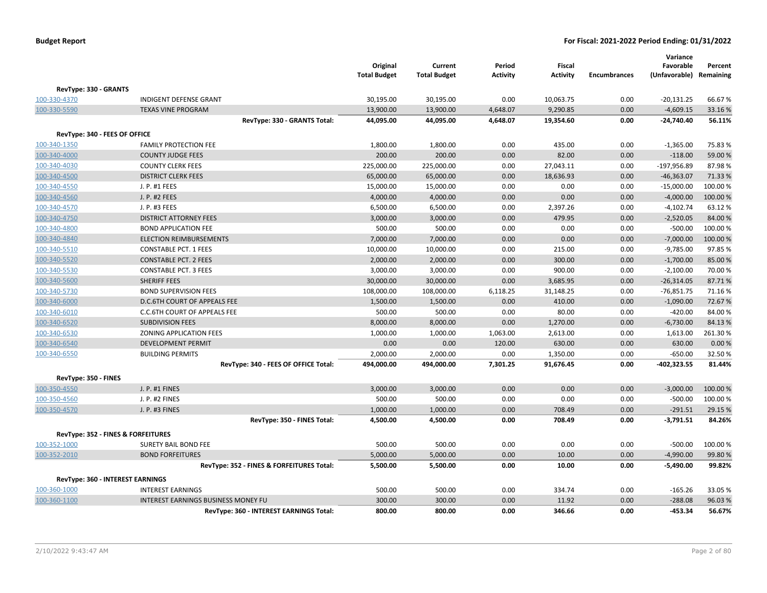**Budget Report** | **For Fiscal: 2021-2022 Period Ending: 01/31/2022**

| | | Original Total Budget | Current Total Budget | Period Activity | Fiscal Activity | Encumbrances | Variance Favorable (Unfavorable) | Percent Remaining |
|---|---|---|---|---|---|---|---|---|
| **RevType: 330 - GRANTS** | | | | | | | | |
| 100-330-4370 | INDIGENT DEFENSE GRANT | 30,195.00 | 30,195.00 | 0.00 | 10,063.75 | 0.00 | -20,131.25 | 66.67 % |
| 100-330-5590 | TEXAS VINE PROGRAM | 13,900.00 | 13,900.00 | 4,648.07 | 9,290.85 | 0.00 | -4,609.15 | 33.16 % |
| | **RevType: 330 - GRANTS Total:** | **44,095.00** | **44,095.00** | **4,648.07** | **19,354.60** | **0.00** | **-24,740.40** | **56.11%** |
| **RevType: 340 - FEES OF OFFICE** | | | | | | | | |
| 100-340-1350 | FAMILY PROTECTION FEE | 1,800.00 | 1,800.00 | 0.00 | 435.00 | 0.00 | -1,365.00 | 75.83 % |
| 100-340-4000 | COUNTY JUDGE FEES | 200.00 | 200.00 | 0.00 | 82.00 | 0.00 | -118.00 | 59.00 % |
| 100-340-4030 | COUNTY CLERK FEES | 225,000.00 | 225,000.00 | 0.00 | 27,043.11 | 0.00 | -197,956.89 | 87.98 % |
| 100-340-4500 | DISTRICT CLERK FEES | 65,000.00 | 65,000.00 | 0.00 | 18,636.93 | 0.00 | -46,363.07 | 71.33 % |
| 100-340-4550 | J. P. #1 FEES | 15,000.00 | 15,000.00 | 0.00 | 0.00 | 0.00 | -15,000.00 | 100.00 % |
| 100-340-4560 | J. P. #2 FEES | 4,000.00 | 4,000.00 | 0.00 | 0.00 | 0.00 | -4,000.00 | 100.00 % |
| 100-340-4570 | J. P. #3 FEES | 6,500.00 | 6,500.00 | 0.00 | 2,397.26 | 0.00 | -4,102.74 | 63.12 % |
| 100-340-4750 | DISTRICT ATTORNEY FEES | 3,000.00 | 3,000.00 | 0.00 | 479.95 | 0.00 | -2,520.05 | 84.00 % |
| 100-340-4800 | BOND APPLICATION FEE | 500.00 | 500.00 | 0.00 | 0.00 | 0.00 | -500.00 | 100.00 % |
| 100-340-4840 | ELECTION REIMBURSEMENTS | 7,000.00 | 7,000.00 | 0.00 | 0.00 | 0.00 | -7,000.00 | 100.00 % |
| 100-340-5510 | CONSTABLE PCT. 1 FEES | 10,000.00 | 10,000.00 | 0.00 | 215.00 | 0.00 | -9,785.00 | 97.85 % |
| 100-340-5520 | CONSTABLE PCT. 2 FEES | 2,000.00 | 2,000.00 | 0.00 | 300.00 | 0.00 | -1,700.00 | 85.00 % |
| 100-340-5530 | CONSTABLE PCT. 3 FEES | 3,000.00 | 3,000.00 | 0.00 | 900.00 | 0.00 | -2,100.00 | 70.00 % |
| 100-340-5600 | SHERIFF FEES | 30,000.00 | 30,000.00 | 0.00 | 3,685.95 | 0.00 | -26,314.05 | 87.71 % |
| 100-340-5730 | BOND SUPERVISION FEES | 108,000.00 | 108,000.00 | 6,118.25 | 31,148.25 | 0.00 | -76,851.75 | 71.16 % |
| 100-340-6000 | D.C.6TH COURT OF APPEALS FEE | 1,500.00 | 1,500.00 | 0.00 | 410.00 | 0.00 | -1,090.00 | 72.67 % |
| 100-340-6010 | C.C.6TH COURT OF APPEALS FEE | 500.00 | 500.00 | 0.00 | 80.00 | 0.00 | -420.00 | 84.00 % |
| 100-340-6520 | SUBDIVISION FEES | 8,000.00 | 8,000.00 | 0.00 | 1,270.00 | 0.00 | -6,730.00 | 84.13 % |
| 100-340-6530 | ZONING APPLICATION FEES | 1,000.00 | 1,000.00 | 1,063.00 | 2,613.00 | 0.00 | 1,613.00 | 261.30 % |
| 100-340-6540 | DEVELOPMENT PERMIT | 0.00 | 0.00 | 120.00 | 630.00 | 0.00 | 630.00 | 0.00 % |
| 100-340-6550 | BUILDING PERMITS | 2,000.00 | 2,000.00 | 0.00 | 1,350.00 | 0.00 | -650.00 | 32.50 % |
| | **RevType: 340 - FEES OF OFFICE Total:** | **494,000.00** | **494,000.00** | **7,301.25** | **91,676.45** | **0.00** | **-402,323.55** | **81.44%** |
| **RevType: 350 - FINES** | | | | | | | | |
| 100-350-4550 | J. P. #1 FINES | 3,000.00 | 3,000.00 | 0.00 | 0.00 | 0.00 | -3,000.00 | 100.00 % |
| 100-350-4560 | J. P. #2 FINES | 500.00 | 500.00 | 0.00 | 0.00 | 0.00 | -500.00 | 100.00 % |
| 100-350-4570 | J. P. #3 FINES | 1,000.00 | 1,000.00 | 0.00 | 708.49 | 0.00 | -291.51 | 29.15 % |
| | **RevType: 350 - FINES Total:** | **4,500.00** | **4,500.00** | **0.00** | **708.49** | **0.00** | **-3,791.51** | **84.26%** |
| **RevType: 352 - FINES & FORFEITURES** | | | | | | | | |
| 100-352-1000 | SURETY BAIL BOND FEE | 500.00 | 500.00 | 0.00 | 0.00 | 0.00 | -500.00 | 100.00 % |
| 100-352-2010 | BOND FORFEITURES | 5,000.00 | 5,000.00 | 0.00 | 10.00 | 0.00 | -4,990.00 | 99.80 % |
| | **RevType: 352 - FINES & FORFEITURES Total:** | **5,500.00** | **5,500.00** | **0.00** | **10.00** | **0.00** | **-5,490.00** | **99.82%** |
| **RevType: 360 - INTEREST EARNINGS** | | | | | | | | |
| 100-360-1000 | INTEREST EARNINGS | 500.00 | 500.00 | 0.00 | 334.74 | 0.00 | -165.26 | 33.05 % |
| 100-360-1100 | INTEREST EARNINGS BUSINESS MONEY FU | 300.00 | 300.00 | 0.00 | 11.92 | 0.00 | -288.08 | 96.03 % |
| | **RevType: 360 - INTEREST EARNINGS Total:** | **800.00** | **800.00** | **0.00** | **346.66** | **0.00** | **-453.34** | **56.67%** |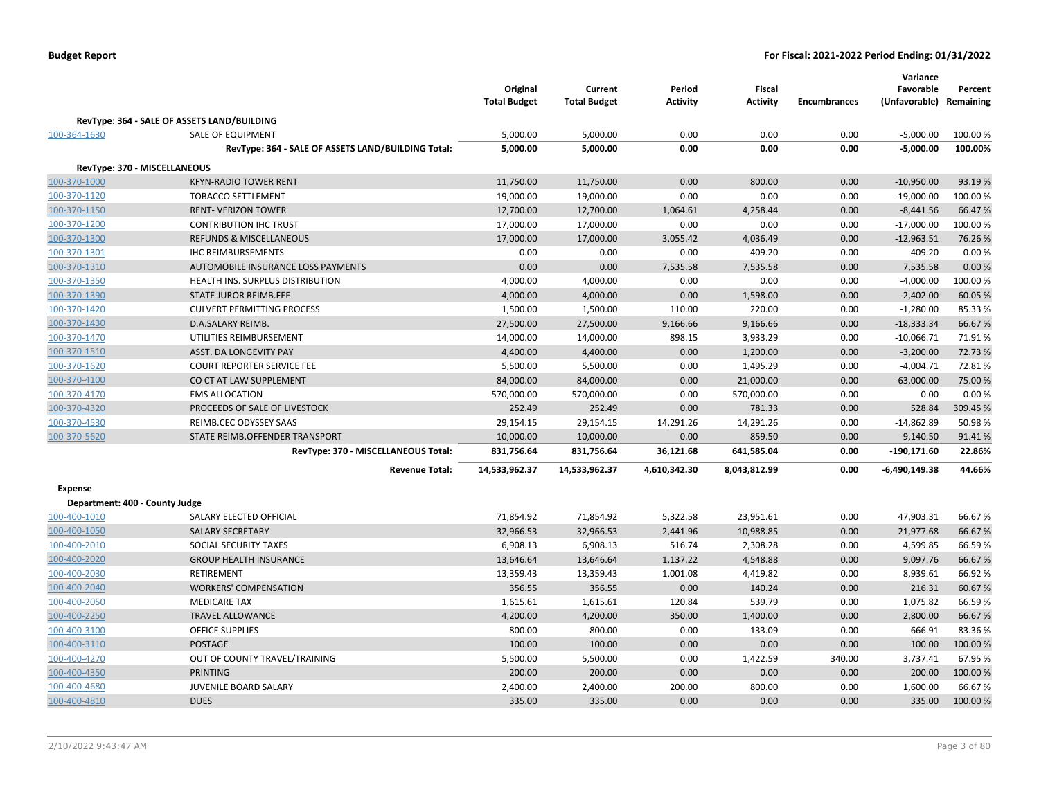| | | Original Total Budget | Current Total Budget | Period Activity | Fiscal Activity | Encumbrances | Variance Favorable (Unfavorable) | Percent Remaining |
|---|---|---|---|---|---|---|---|---|
| **RevType: 364 - SALE OF ASSETS LAND/BUILDING** | | | | | | | | |
| 100-364-1630 | SALE OF EQUIPMENT | 5,000.00 | 5,000.00 | 0.00 | 0.00 | 0.00 | -5,000.00 | 100.00 % |
| | **RevType: 364 - SALE OF ASSETS LAND/BUILDING Total:** | **5,000.00** | **5,000.00** | **0.00** | **0.00** | **0.00** | **-5,000.00** | **100.00%** |
| **RevType: 370 - MISCELLANEOUS** | | | | | | | | |
| 100-370-1000 | KFYN-RADIO TOWER RENT | 11,750.00 | 11,750.00 | 0.00 | 800.00 | 0.00 | -10,950.00 | 93.19 % |
| 100-370-1120 | TOBACCO SETTLEMENT | 19,000.00 | 19,000.00 | 0.00 | 0.00 | 0.00 | -19,000.00 | 100.00 % |
| 100-370-1150 | RENT- VERIZON TOWER | 12,700.00 | 12,700.00 | 1,064.61 | 4,258.44 | 0.00 | -8,441.56 | 66.47 % |
| 100-370-1200 | CONTRIBUTION IHC TRUST | 17,000.00 | 17,000.00 | 0.00 | 0.00 | 0.00 | -17,000.00 | 100.00 % |
| 100-370-1300 | REFUNDS & MISCELLANEOUS | 17,000.00 | 17,000.00 | 3,055.42 | 4,036.49 | 0.00 | -12,963.51 | 76.26 % |
| 100-370-1301 | IHC REIMBURSEMENTS | 0.00 | 0.00 | 0.00 | 409.20 | 0.00 | 409.20 | 0.00 % |
| 100-370-1310 | AUTOMOBILE INSURANCE LOSS PAYMENTS | 0.00 | 0.00 | 7,535.58 | 7,535.58 | 0.00 | 7,535.58 | 0.00 % |
| 100-370-1350 | HEALTH INS. SURPLUS DISTRIBUTION | 4,000.00 | 4,000.00 | 0.00 | 0.00 | 0.00 | -4,000.00 | 100.00 % |
| 100-370-1390 | STATE JUROR REIMB.FEE | 4,000.00 | 4,000.00 | 0.00 | 1,598.00 | 0.00 | -2,402.00 | 60.05 % |
| 100-370-1420 | CULVERT PERMITTING PROCESS | 1,500.00 | 1,500.00 | 110.00 | 220.00 | 0.00 | -1,280.00 | 85.33 % |
| 100-370-1430 | D.A.SALARY REIMB. | 27,500.00 | 27,500.00 | 9,166.66 | 9,166.66 | 0.00 | -18,333.34 | 66.67 % |
| 100-370-1470 | UTILITIES REIMBURSEMENT | 14,000.00 | 14,000.00 | 898.15 | 3,933.29 | 0.00 | -10,066.71 | 71.91 % |
| 100-370-1510 | ASST. DA LONGEVITY PAY | 4,400.00 | 4,400.00 | 0.00 | 1,200.00 | 0.00 | -3,200.00 | 72.73 % |
| 100-370-1620 | COURT REPORTER SERVICE FEE | 5,500.00 | 5,500.00 | 0.00 | 1,495.29 | 0.00 | -4,004.71 | 72.81 % |
| 100-370-4100 | CO CT AT LAW SUPPLEMENT | 84,000.00 | 84,000.00 | 0.00 | 21,000.00 | 0.00 | -63,000.00 | 75.00 % |
| 100-370-4170 | EMS ALLOCATION | 570,000.00 | 570,000.00 | 0.00 | 570,000.00 | 0.00 | 0.00 | 0.00 % |
| 100-370-4320 | PROCEEDS OF SALE OF LIVESTOCK | 252.49 | 252.49 | 0.00 | 781.33 | 0.00 | 528.84 | 309.45 % |
| 100-370-4530 | REIMB.CEC ODYSSEY SAAS | 29,154.15 | 29,154.15 | 14,291.26 | 14,291.26 | 0.00 | -14,862.89 | 50.98 % |
| 100-370-5620 | STATE REIMB.OFFENDER TRANSPORT | 10,000.00 | 10,000.00 | 0.00 | 859.50 | 0.00 | -9,140.50 | 91.41 % |
| | **RevType: 370 - MISCELLANEOUS Total:** | **831,756.64** | **831,756.64** | **36,121.68** | **641,585.04** | **0.00** | **-190,171.60** | **22.86%** |
| | **Revenue Total:** | **14,533,962.37** | **14,533,962.37** | **4,610,342.30** | **8,043,812.99** | **0.00** | **-6,490,149.38** | **44.66%** |
| **Expense** | | | | | | | | |
| **Department: 400 - County Judge** | | | | | | | | |
| 100-400-1010 | SALARY ELECTED OFFICIAL | 71,854.92 | 71,854.92 | 5,322.58 | 23,951.61 | 0.00 | 47,903.31 | 66.67 % |
| 100-400-1050 | SALARY SECRETARY | 32,966.53 | 32,966.53 | 2,441.96 | 10,988.85 | 0.00 | 21,977.68 | 66.67 % |
| 100-400-2010 | SOCIAL SECURITY TAXES | 6,908.13 | 6,908.13 | 516.74 | 2,308.28 | 0.00 | 4,599.85 | 66.59 % |
| 100-400-2020 | GROUP HEALTH INSURANCE | 13,646.64 | 13,646.64 | 1,137.22 | 4,548.88 | 0.00 | 9,097.76 | 66.67 % |
| 100-400-2030 | RETIREMENT | 13,359.43 | 13,359.43 | 1,001.08 | 4,419.82 | 0.00 | 8,939.61 | 66.92 % |
| 100-400-2040 | WORKERS' COMPENSATION | 356.55 | 356.55 | 0.00 | 140.24 | 0.00 | 216.31 | 60.67 % |
| 100-400-2050 | MEDICARE TAX | 1,615.61 | 1,615.61 | 120.84 | 539.79 | 0.00 | 1,075.82 | 66.59 % |
| 100-400-2250 | TRAVEL ALLOWANCE | 4,200.00 | 4,200.00 | 350.00 | 1,400.00 | 0.00 | 2,800.00 | 66.67 % |
| 100-400-3100 | OFFICE SUPPLIES | 800.00 | 800.00 | 0.00 | 133.09 | 0.00 | 666.91 | 83.36 % |
| 100-400-3110 | POSTAGE | 100.00 | 100.00 | 0.00 | 0.00 | 0.00 | 100.00 | 100.00 % |
| 100-400-4270 | OUT OF COUNTY TRAVEL/TRAINING | 5,500.00 | 5,500.00 | 0.00 | 1,422.59 | 340.00 | 3,737.41 | 67.95 % |
| 100-400-4350 | PRINTING | 200.00 | 200.00 | 0.00 | 0.00 | 0.00 | 200.00 | 100.00 % |
| 100-400-4680 | JUVENILE BOARD SALARY | 2,400.00 | 2,400.00 | 200.00 | 800.00 | 0.00 | 1,600.00 | 66.67 % |
| 100-400-4810 | DUES | 335.00 | 335.00 | 0.00 | 0.00 | 0.00 | 335.00 | 100.00 % |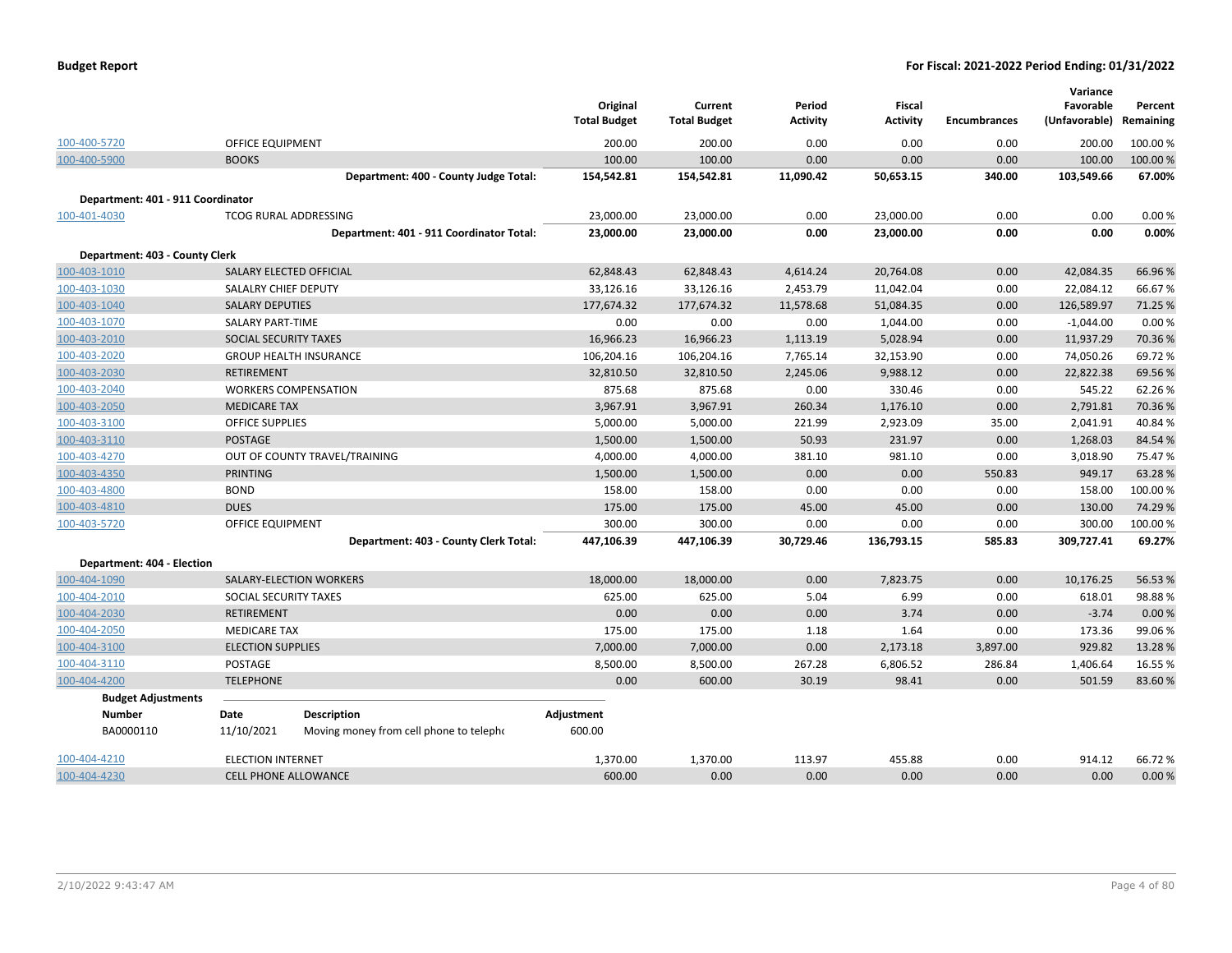| | | Original Total Budget | Current Total Budget | Period Activity | Fiscal Activity | Encumbrances | Variance Favorable (Unfavorable) | Percent Remaining |
|---|---|---|---|---|---|---|---|---|
| 100-400-5720 | OFFICE EQUIPMENT | 200.00 | 200.00 | 0.00 | 0.00 | 0.00 | 200.00 | 100.00 % |
| 100-400-5900 | BOOKS | 100.00 | 100.00 | 0.00 | 0.00 | 0.00 | 100.00 | 100.00 % |
| | **Department: 400 - County Judge Total:** | **154,542.81** | **154,542.81** | **11,090.42** | **50,653.15** | **340.00** | **103,549.66** | **67.00%** |
| **Department: 401 - 911 Coordinator** | | | | | | | | |
| 100-401-4030 | TCOG RURAL ADDRESSING | 23,000.00 | 23,000.00 | 0.00 | 23,000.00 | 0.00 | 0.00 | 0.00 % |
| | **Department: 401 - 911 Coordinator Total:** | **23,000.00** | **23,000.00** | **0.00** | **23,000.00** | **0.00** | **0.00** | **0.00%** |
| **Department: 403 - County Clerk** | | | | | | | | |
| 100-403-1010 | SALARY ELECTED OFFICIAL | 62,848.43 | 62,848.43 | 4,614.24 | 20,764.08 | 0.00 | 42,084.35 | 66.96 % |
| 100-403-1030 | SALALRY CHIEF DEPUTY | 33,126.16 | 33,126.16 | 2,453.79 | 11,042.04 | 0.00 | 22,084.12 | 66.67 % |
| 100-403-1040 | SALARY DEPUTIES | 177,674.32 | 177,674.32 | 11,578.68 | 51,084.35 | 0.00 | 126,589.97 | 71.25 % |
| 100-403-1070 | SALARY PART-TIME | 0.00 | 0.00 | 0.00 | 1,044.00 | 0.00 | -1,044.00 | 0.00 % |
| 100-403-2010 | SOCIAL SECURITY TAXES | 16,966.23 | 16,966.23 | 1,113.19 | 5,028.94 | 0.00 | 11,937.29 | 70.36 % |
| 100-403-2020 | GROUP HEALTH INSURANCE | 106,204.16 | 106,204.16 | 7,765.14 | 32,153.90 | 0.00 | 74,050.26 | 69.72 % |
| 100-403-2030 | RETIREMENT | 32,810.50 | 32,810.50 | 2,245.06 | 9,988.12 | 0.00 | 22,822.38 | 69.56 % |
| 100-403-2040 | WORKERS COMPENSATION | 875.68 | 875.68 | 0.00 | 330.46 | 0.00 | 545.22 | 62.26 % |
| 100-403-2050 | MEDICARE TAX | 3,967.91 | 3,967.91 | 260.34 | 1,176.10 | 0.00 | 2,791.81 | 70.36 % |
| 100-403-3100 | OFFICE SUPPLIES | 5,000.00 | 5,000.00 | 221.99 | 2,923.09 | 35.00 | 2,041.91 | 40.84 % |
| 100-403-3110 | POSTAGE | 1,500.00 | 1,500.00 | 50.93 | 231.97 | 0.00 | 1,268.03 | 84.54 % |
| 100-403-4270 | OUT OF COUNTY TRAVEL/TRAINING | 4,000.00 | 4,000.00 | 381.10 | 981.10 | 0.00 | 3,018.90 | 75.47 % |
| 100-403-4350 | PRINTING | 1,500.00 | 1,500.00 | 0.00 | 0.00 | 550.83 | 949.17 | 63.28 % |
| 100-403-4800 | BOND | 158.00 | 158.00 | 0.00 | 0.00 | 0.00 | 158.00 | 100.00 % |
| 100-403-4810 | DUES | 175.00 | 175.00 | 45.00 | 45.00 | 0.00 | 130.00 | 74.29 % |
| 100-403-5720 | OFFICE EQUIPMENT | 300.00 | 300.00 | 0.00 | 0.00 | 0.00 | 300.00 | 100.00 % |
| | **Department: 403 - County Clerk Total:** | **447,106.39** | **447,106.39** | **30,729.46** | **136,793.15** | **585.83** | **309,727.41** | **69.27%** |
| **Department: 404 - Election** | | | | | | | | |
| 100-404-1090 | SALARY-ELECTION WORKERS | 18,000.00 | 18,000.00 | 0.00 | 7,823.75 | 0.00 | 10,176.25 | 56.53 % |
| 100-404-2010 | SOCIAL SECURITY TAXES | 625.00 | 625.00 | 5.04 | 6.99 | 0.00 | 618.01 | 98.88 % |
| 100-404-2030 | RETIREMENT | 0.00 | 0.00 | 0.00 | 3.74 | 0.00 | -3.74 | 0.00 % |
| 100-404-2050 | MEDICARE TAX | 175.00 | 175.00 | 1.18 | 1.64 | 0.00 | 173.36 | 99.06 % |
| 100-404-3100 | ELECTION SUPPLIES | 7,000.00 | 7,000.00 | 0.00 | 2,173.18 | 3,897.00 | 929.82 | 13.28 % |
| 100-404-3110 | POSTAGE | 8,500.00 | 8,500.00 | 267.28 | 6,806.52 | 286.84 | 1,406.64 | 16.55 % |
| 100-404-4200 | TELEPHONE | 0.00 | 600.00 | 30.19 | 98.41 | 0.00 | 501.59 | 83.60 % |

**Budget Adjustments**

| Number | Date | Description | Adjustment |
|---|---|---|---|
| BA0000110 | 11/10/2021 | Moving money from cell phone to telephc | 600.00 |

| | | Original Total Budget | Current Total Budget | Period Activity | Fiscal Activity | Encumbrances | Variance Favorable (Unfavorable) | Percent Remaining |
|---|---|---|---|---|---|---|---|---|
| 100-404-4210 | ELECTION INTERNET | 1,370.00 | 1,370.00 | 113.97 | 455.88 | 0.00 | 914.12 | 66.72 % |
| 100-404-4230 | CELL PHONE ALLOWANCE | 600.00 | 0.00 | 0.00 | 0.00 | 0.00 | 0.00 | 0.00 % |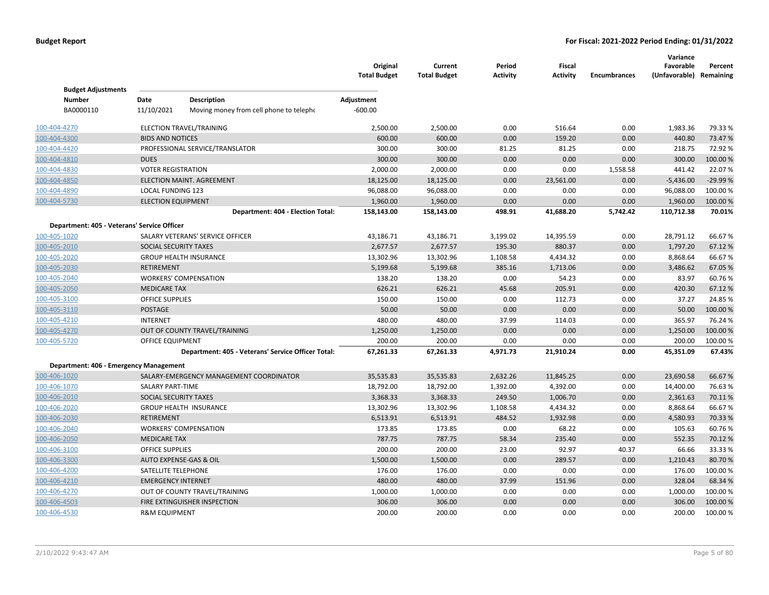| | Original Total Budget | Current Total Budget | Period Activity | Fiscal Activity | Encumbrances | Variance Favorable (Unfavorable) | Percent Remaining |
|---|---|---|---|---|---|---|---|

**Budget Adjustments**

| Number | Date | Description | Adjustment |
|---|---|---|---|
| BA0000110 | 11/10/2021 | Moving money from cell phone to telepho | -600.00 |

| Account | Description | Original Total Budget | Current Total Budget | Period Activity | Fiscal Activity | Encumbrances | Variance Favorable (Unfavorable) | Percent Remaining |
|---|---|---|---|---|---|---|---|---|
| 100-404-4270 | ELECTION TRAVEL/TRAINING | 2,500.00 | 2,500.00 | 0.00 | 516.64 | 0.00 | 1,983.36 | 79.33 % |
| 100-404-4300 | BIDS AND NOTICES | 600.00 | 600.00 | 0.00 | 159.20 | 0.00 | 440.80 | 73.47 % |
| 100-404-4420 | PROFESSIONAL SERVICE/TRANSLATOR | 300.00 | 300.00 | 81.25 | 81.25 | 0.00 | 218.75 | 72.92 % |
| 100-404-4810 | DUES | 300.00 | 300.00 | 0.00 | 0.00 | 0.00 | 300.00 | 100.00 % |
| 100-404-4830 | VOTER REGISTRATION | 2,000.00 | 2,000.00 | 0.00 | 0.00 | 1,558.58 | 441.42 | 22.07 % |
| 100-404-4850 | ELECTION MAINT. AGREEMENT | 18,125.00 | 18,125.00 | 0.00 | 23,561.00 | 0.00 | -5,436.00 | -29.99 % |
| 100-404-4890 | LOCAL FUNDING 123 | 96,088.00 | 96,088.00 | 0.00 | 0.00 | 0.00 | 96,088.00 | 100.00 % |
| 100-404-5730 | ELECTION EQUIPMENT | 1,960.00 | 1,960.00 | 0.00 | 0.00 | 0.00 | 1,960.00 | 100.00 % |
| | **Department: 404 - Election Total:** | **158,143.00** | **158,143.00** | **498.91** | **41,688.20** | **5,742.42** | **110,712.38** | **70.01%** |
| **Department: 405 - Veterans' Service Officer** | | | | | | | | |
| 100-405-1020 | SALARY VETERANS' SERVICE OFFICER | 43,186.71 | 43,186.71 | 3,199.02 | 14,395.59 | 0.00 | 28,791.12 | 66.67 % |
| 100-405-2010 | SOCIAL SECURITY TAXES | 2,677.57 | 2,677.57 | 195.30 | 880.37 | 0.00 | 1,797.20 | 67.12 % |
| 100-405-2020 | GROUP HEALTH INSURANCE | 13,302.96 | 13,302.96 | 1,108.58 | 4,434.32 | 0.00 | 8,868.64 | 66.67 % |
| 100-405-2030 | RETIREMENT | 5,199.68 | 5,199.68 | 385.16 | 1,713.06 | 0.00 | 3,486.62 | 67.05 % |
| 100-405-2040 | WORKERS' COMPENSATION | 138.20 | 138.20 | 0.00 | 54.23 | 0.00 | 83.97 | 60.76 % |
| 100-405-2050 | MEDICARE TAX | 626.21 | 626.21 | 45.68 | 205.91 | 0.00 | 420.30 | 67.12 % |
| 100-405-3100 | OFFICE SUPPLIES | 150.00 | 150.00 | 0.00 | 112.73 | 0.00 | 37.27 | 24.85 % |
| 100-405-3110 | POSTAGE | 50.00 | 50.00 | 0.00 | 0.00 | 0.00 | 50.00 | 100.00 % |
| 100-405-4210 | INTERNET | 480.00 | 480.00 | 37.99 | 114.03 | 0.00 | 365.97 | 76.24 % |
| 100-405-4270 | OUT OF COUNTY TRAVEL/TRAINING | 1,250.00 | 1,250.00 | 0.00 | 0.00 | 0.00 | 1,250.00 | 100.00 % |
| 100-405-5720 | OFFICE EQUIPMENT | 200.00 | 200.00 | 0.00 | 0.00 | 0.00 | 200.00 | 100.00 % |
| | **Department: 405 - Veterans' Service Officer Total:** | **67,261.33** | **67,261.33** | **4,971.73** | **21,910.24** | **0.00** | **45,351.09** | **67.43%** |
| **Department: 406 - Emergency Management** | | | | | | | | |
| 100-406-1020 | SALARY-EMERGENCY MANAGEMENT COORDINATOR | 35,535.83 | 35,535.83 | 2,632.26 | 11,845.25 | 0.00 | 23,690.58 | 66.67 % |
| 100-406-1070 | SALARY PART-TIME | 18,792.00 | 18,792.00 | 1,392.00 | 4,392.00 | 0.00 | 14,400.00 | 76.63 % |
| 100-406-2010 | SOCIAL SECURITY TAXES | 3,368.33 | 3,368.33 | 249.50 | 1,006.70 | 0.00 | 2,361.63 | 70.11 % |
| 100-406-2020 | GROUP HEALTH INSURANCE | 13,302.96 | 13,302.96 | 1,108.58 | 4,434.32 | 0.00 | 8,868.64 | 66.67 % |
| 100-406-2030 | RETIREMENT | 6,513.91 | 6,513.91 | 484.52 | 1,932.98 | 0.00 | 4,580.93 | 70.33 % |
| 100-406-2040 | WORKERS' COMPENSATION | 173.85 | 173.85 | 0.00 | 68.22 | 0.00 | 105.63 | 60.76 % |
| 100-406-2050 | MEDICARE TAX | 787.75 | 787.75 | 58.34 | 235.40 | 0.00 | 552.35 | 70.12 % |
| 100-406-3100 | OFFICE SUPPLIES | 200.00 | 200.00 | 23.00 | 92.97 | 40.37 | 66.66 | 33.33 % |
| 100-406-3300 | AUTO EXPENSE-GAS & OIL | 1,500.00 | 1,500.00 | 0.00 | 289.57 | 0.00 | 1,210.43 | 80.70 % |
| 100-406-4200 | SATELLITE TELEPHONE | 176.00 | 176.00 | 0.00 | 0.00 | 0.00 | 176.00 | 100.00 % |
| 100-406-4210 | EMERGENCY INTERNET | 480.00 | 480.00 | 37.99 | 151.96 | 0.00 | 328.04 | 68.34 % |
| 100-406-4270 | OUT OF COUNTY TRAVEL/TRAINING | 1,000.00 | 1,000.00 | 0.00 | 0.00 | 0.00 | 1,000.00 | 100.00 % |
| 100-406-4503 | FIRE EXTINGUISHER INSPECTION | 306.00 | 306.00 | 0.00 | 0.00 | 0.00 | 306.00 | 100.00 % |
| 100-406-4530 | R&M EQUIPMENT | 200.00 | 200.00 | 0.00 | 0.00 | 0.00 | 200.00 | 100.00 % |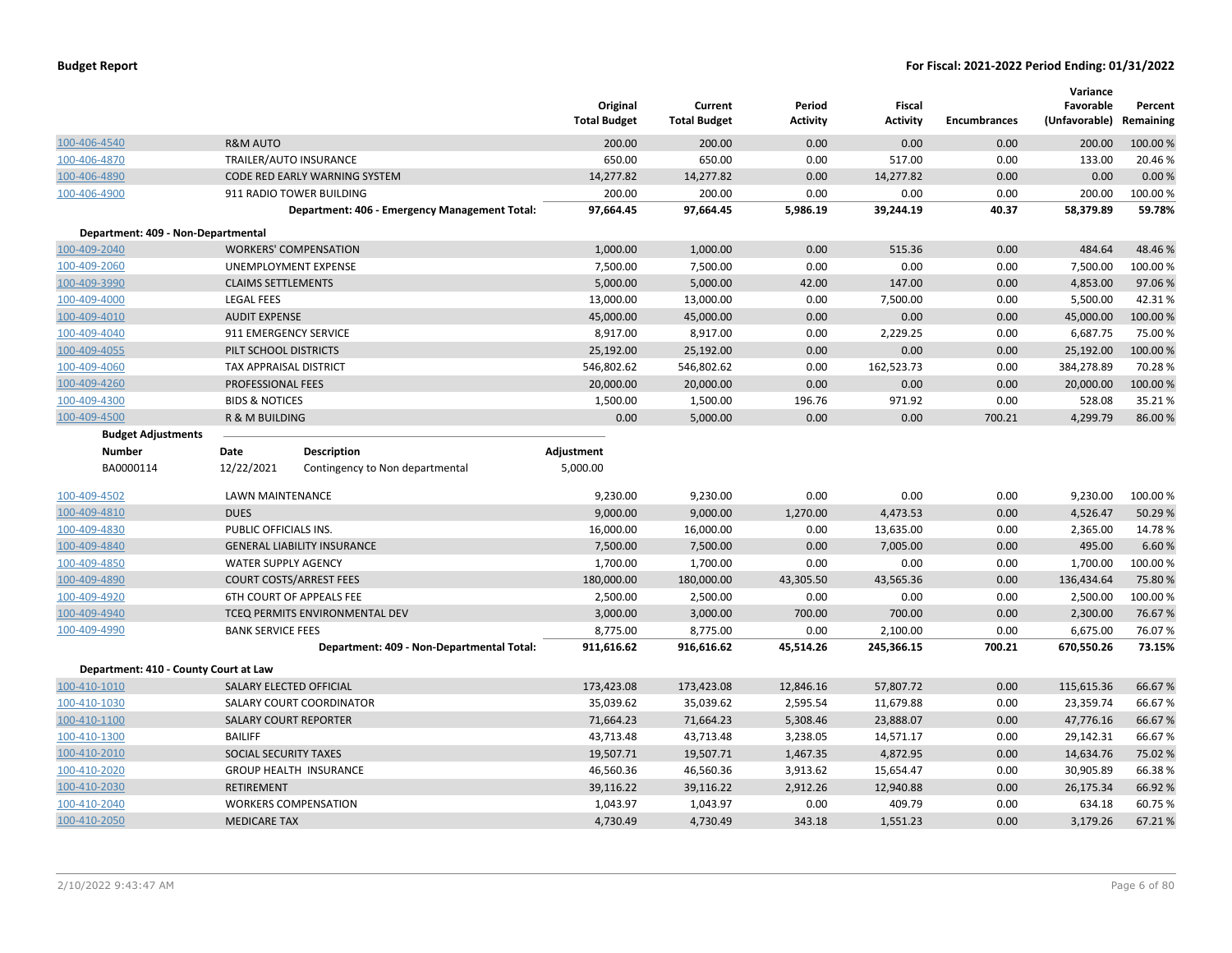| | | Original Total Budget | Current Total Budget | Period Activity | Fiscal Activity | Encumbrances | Variance Favorable (Unfavorable) | Percent Remaining |
|---|---|---|---|---|---|---|---|---|
| 100-406-4540 | R&M AUTO | 200.00 | 200.00 | 0.00 | 0.00 | 0.00 | 200.00 | 100.00 % |
| 100-406-4870 | TRAILER/AUTO INSURANCE | 650.00 | 650.00 | 0.00 | 517.00 | 0.00 | 133.00 | 20.46 % |
| 100-406-4890 | CODE RED EARLY WARNING SYSTEM | 14,277.82 | 14,277.82 | 0.00 | 14,277.82 | 0.00 | 0.00 | 0.00 % |
| 100-406-4900 | 911 RADIO TOWER BUILDING | 200.00 | 200.00 | 0.00 | 0.00 | 0.00 | 200.00 | 100.00 % |
| | **Department: 406 - Emergency Management Total:** | **97,664.45** | **97,664.45** | **5,986.19** | **39,244.19** | **40.37** | **58,379.89** | **59.78%** |
| **Department: 409 - Non-Departmental** | | | | | | | | |
| 100-409-2040 | WORKERS' COMPENSATION | 1,000.00 | 1,000.00 | 0.00 | 515.36 | 0.00 | 484.64 | 48.46 % |
| 100-409-2060 | UNEMPLOYMENT EXPENSE | 7,500.00 | 7,500.00 | 0.00 | 0.00 | 0.00 | 7,500.00 | 100.00 % |
| 100-409-3990 | CLAIMS SETTLEMENTS | 5,000.00 | 5,000.00 | 42.00 | 147.00 | 0.00 | 4,853.00 | 97.06 % |
| 100-409-4000 | LEGAL FEES | 13,000.00 | 13,000.00 | 0.00 | 7,500.00 | 0.00 | 5,500.00 | 42.31 % |
| 100-409-4010 | AUDIT EXPENSE | 45,000.00 | 45,000.00 | 0.00 | 0.00 | 0.00 | 45,000.00 | 100.00 % |
| 100-409-4040 | 911 EMERGENCY SERVICE | 8,917.00 | 8,917.00 | 0.00 | 2,229.25 | 0.00 | 6,687.75 | 75.00 % |
| 100-409-4055 | PILT SCHOOL DISTRICTS | 25,192.00 | 25,192.00 | 0.00 | 0.00 | 0.00 | 25,192.00 | 100.00 % |
| 100-409-4060 | TAX APPRAISAL DISTRICT | 546,802.62 | 546,802.62 | 0.00 | 162,523.73 | 0.00 | 384,278.89 | 70.28 % |
| 100-409-4260 | PROFESSIONAL FEES | 20,000.00 | 20,000.00 | 0.00 | 0.00 | 0.00 | 20,000.00 | 100.00 % |
| 100-409-4300 | BIDS & NOTICES | 1,500.00 | 1,500.00 | 196.76 | 971.92 | 0.00 | 528.08 | 35.21 % |
| 100-409-4500 | R & M BUILDING | 0.00 | 5,000.00 | 0.00 | 0.00 | 700.21 | 4,299.79 | 86.00 % |

**Budget Adjustments**

| Number | Date | Description | Adjustment |
|---|---|---|---|
| BA0000114 | 12/22/2021 | Contingency to Non departmental | 5,000.00 |

| | | Original Total Budget | Current Total Budget | Period Activity | Fiscal Activity | Encumbrances | Variance Favorable (Unfavorable) | Percent Remaining |
|---|---|---|---|---|---|---|---|---|
| 100-409-4502 | LAWN MAINTENANCE | 9,230.00 | 9,230.00 | 0.00 | 0.00 | 0.00 | 9,230.00 | 100.00 % |
| 100-409-4810 | DUES | 9,000.00 | 9,000.00 | 1,270.00 | 4,473.53 | 0.00 | 4,526.47 | 50.29 % |
| 100-409-4830 | PUBLIC OFFICIALS INS. | 16,000.00 | 16,000.00 | 0.00 | 13,635.00 | 0.00 | 2,365.00 | 14.78 % |
| 100-409-4840 | GENERAL LIABILITY INSURANCE | 7,500.00 | 7,500.00 | 0.00 | 7,005.00 | 0.00 | 495.00 | 6.60 % |
| 100-409-4850 | WATER SUPPLY AGENCY | 1,700.00 | 1,700.00 | 0.00 | 0.00 | 0.00 | 1,700.00 | 100.00 % |
| 100-409-4890 | COURT COSTS/ARREST FEES | 180,000.00 | 180,000.00 | 43,305.50 | 43,565.36 | 0.00 | 136,434.64 | 75.80 % |
| 100-409-4920 | 6TH COURT OF APPEALS FEE | 2,500.00 | 2,500.00 | 0.00 | 0.00 | 0.00 | 2,500.00 | 100.00 % |
| 100-409-4940 | TCEQ PERMITS ENVIRONMENTAL DEV | 3,000.00 | 3,000.00 | 700.00 | 700.00 | 0.00 | 2,300.00 | 76.67 % |
| 100-409-4990 | BANK SERVICE FEES | 8,775.00 | 8,775.00 | 0.00 | 2,100.00 | 0.00 | 6,675.00 | 76.07 % |
| | **Department: 409 - Non-Departmental Total:** | **911,616.62** | **916,616.62** | **45,514.26** | **245,366.15** | **700.21** | **670,550.26** | **73.15%** |
| **Department: 410 - County Court at Law** | | | | | | | | |
| 100-410-1010 | SALARY ELECTED OFFICIAL | 173,423.08 | 173,423.08 | 12,846.16 | 57,807.72 | 0.00 | 115,615.36 | 66.67 % |
| 100-410-1030 | SALARY COURT COORDINATOR | 35,039.62 | 35,039.62 | 2,595.54 | 11,679.88 | 0.00 | 23,359.74 | 66.67 % |
| 100-410-1100 | SALARY COURT REPORTER | 71,664.23 | 71,664.23 | 5,308.46 | 23,888.07 | 0.00 | 47,776.16 | 66.67 % |
| 100-410-1300 | BAILIFF | 43,713.48 | 43,713.48 | 3,238.05 | 14,571.17 | 0.00 | 29,142.31 | 66.67 % |
| 100-410-2010 | SOCIAL SECURITY TAXES | 19,507.71 | 19,507.71 | 1,467.35 | 4,872.95 | 0.00 | 14,634.76 | 75.02 % |
| 100-410-2020 | GROUP HEALTH INSURANCE | 46,560.36 | 46,560.36 | 3,913.62 | 15,654.47 | 0.00 | 30,905.89 | 66.38 % |
| 100-410-2030 | RETIREMENT | 39,116.22 | 39,116.22 | 2,912.26 | 12,940.88 | 0.00 | 26,175.34 | 66.92 % |
| 100-410-2040 | WORKERS COMPENSATION | 1,043.97 | 1,043.97 | 0.00 | 409.79 | 0.00 | 634.18 | 60.75 % |
| 100-410-2050 | MEDICARE TAX | 4,730.49 | 4,730.49 | 343.18 | 1,551.23 | 0.00 | 3,179.26 | 67.21 % |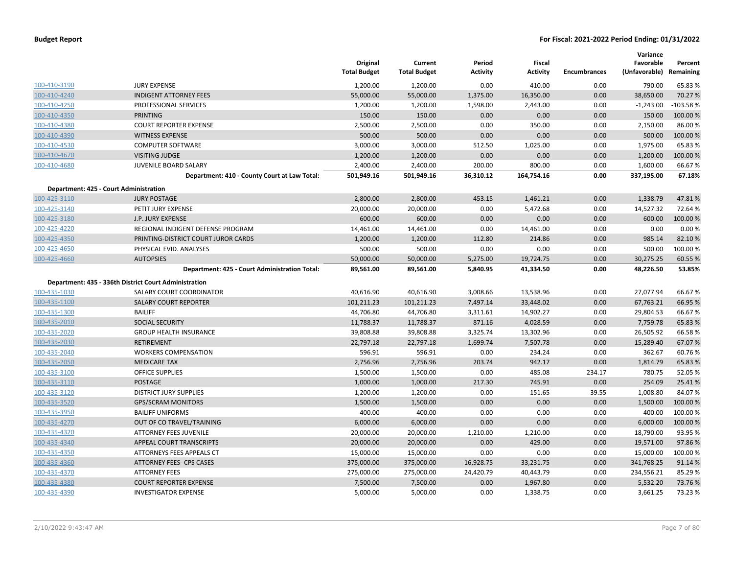| | | Original Total Budget | Current Total Budget | Period Activity | Fiscal Activity | Encumbrances | Variance Favorable (Unfavorable) | Percent Remaining |
|---|---|---|---|---|---|---|---|---|
| 100-410-3190 | JURY EXPENSE | 1,200.00 | 1,200.00 | 0.00 | 410.00 | 0.00 | 790.00 | 65.83 % |
| 100-410-4240 | INDIGENT ATTORNEY FEES | 55,000.00 | 55,000.00 | 1,375.00 | 16,350.00 | 0.00 | 38,650.00 | 70.27 % |
| 100-410-4250 | PROFESSIONAL SERVICES | 1,200.00 | 1,200.00 | 1,598.00 | 2,443.00 | 0.00 | -1,243.00 | -103.58 % |
| 100-410-4350 | PRINTING | 150.00 | 150.00 | 0.00 | 0.00 | 0.00 | 150.00 | 100.00 % |
| 100-410-4380 | COURT REPORTER EXPENSE | 2,500.00 | 2,500.00 | 0.00 | 350.00 | 0.00 | 2,150.00 | 86.00 % |
| 100-410-4390 | WITNESS EXPENSE | 500.00 | 500.00 | 0.00 | 0.00 | 0.00 | 500.00 | 100.00 % |
| 100-410-4530 | COMPUTER SOFTWARE | 3,000.00 | 3,000.00 | 512.50 | 1,025.00 | 0.00 | 1,975.00 | 65.83 % |
| 100-410-4670 | VISITING JUDGE | 1,200.00 | 1,200.00 | 0.00 | 0.00 | 0.00 | 1,200.00 | 100.00 % |
| 100-410-4680 | JUVENILE BOARD SALARY | 2,400.00 | 2,400.00 | 200.00 | 800.00 | 0.00 | 1,600.00 | 66.67 % |
| | **Department: 410 - County Court at Law Total:** | **501,949.16** | **501,949.16** | **36,310.12** | **164,754.16** | **0.00** | **337,195.00** | **67.18%** |
| **Department: 425 - Court Administration** | | | | | | | | |
| 100-425-3110 | JURY POSTAGE | 2,800.00 | 2,800.00 | 453.15 | 1,461.21 | 0.00 | 1,338.79 | 47.81 % |
| 100-425-3140 | PETIT JURY EXPENSE | 20,000.00 | 20,000.00 | 0.00 | 5,472.68 | 0.00 | 14,527.32 | 72.64 % |
| 100-425-3180 | J.P. JURY EXPENSE | 600.00 | 600.00 | 0.00 | 0.00 | 0.00 | 600.00 | 100.00 % |
| 100-425-4220 | REGIONAL INDIGENT DEFENSE PROGRAM | 14,461.00 | 14,461.00 | 0.00 | 14,461.00 | 0.00 | 0.00 | 0.00 % |
| 100-425-4350 | PRINTING-DISTRICT COURT JUROR CARDS | 1,200.00 | 1,200.00 | 112.80 | 214.86 | 0.00 | 985.14 | 82.10 % |
| 100-425-4650 | PHYSICAL EVID. ANALYSES | 500.00 | 500.00 | 0.00 | 0.00 | 0.00 | 500.00 | 100.00 % |
| 100-425-4660 | AUTOPSIES | 50,000.00 | 50,000.00 | 5,275.00 | 19,724.75 | 0.00 | 30,275.25 | 60.55 % |
| | **Department: 425 - Court Administration Total:** | **89,561.00** | **89,561.00** | **5,840.95** | **41,334.50** | **0.00** | **48,226.50** | **53.85%** |
| **Department: 435 - 336th District Court Administration** | | | | | | | | |
| 100-435-1030 | SALARY COURT COORDINATOR | 40,616.90 | 40,616.90 | 3,008.66 | 13,538.96 | 0.00 | 27,077.94 | 66.67 % |
| 100-435-1100 | SALARY COURT REPORTER | 101,211.23 | 101,211.23 | 7,497.14 | 33,448.02 | 0.00 | 67,763.21 | 66.95 % |
| 100-435-1300 | BAILIFF | 44,706.80 | 44,706.80 | 3,311.61 | 14,902.27 | 0.00 | 29,804.53 | 66.67 % |
| 100-435-2010 | SOCIAL SECURITY | 11,788.37 | 11,788.37 | 871.16 | 4,028.59 | 0.00 | 7,759.78 | 65.83 % |
| 100-435-2020 | GROUP HEALTH INSURANCE | 39,808.88 | 39,808.88 | 3,325.74 | 13,302.96 | 0.00 | 26,505.92 | 66.58 % |
| 100-435-2030 | RETIREMENT | 22,797.18 | 22,797.18 | 1,699.74 | 7,507.78 | 0.00 | 15,289.40 | 67.07 % |
| 100-435-2040 | WORKERS COMPENSATION | 596.91 | 596.91 | 0.00 | 234.24 | 0.00 | 362.67 | 60.76 % |
| 100-435-2050 | MEDICARE TAX | 2,756.96 | 2,756.96 | 203.74 | 942.17 | 0.00 | 1,814.79 | 65.83 % |
| 100-435-3100 | OFFICE SUPPLIES | 1,500.00 | 1,500.00 | 0.00 | 485.08 | 234.17 | 780.75 | 52.05 % |
| 100-435-3110 | POSTAGE | 1,000.00 | 1,000.00 | 217.30 | 745.91 | 0.00 | 254.09 | 25.41 % |
| 100-435-3120 | DISTRICT JURY SUPPLIES | 1,200.00 | 1,200.00 | 0.00 | 151.65 | 39.55 | 1,008.80 | 84.07 % |
| 100-435-3520 | GPS/SCRAM MONITORS | 1,500.00 | 1,500.00 | 0.00 | 0.00 | 0.00 | 1,500.00 | 100.00 % |
| 100-435-3950 | BAILIFF UNIFORMS | 400.00 | 400.00 | 0.00 | 0.00 | 0.00 | 400.00 | 100.00 % |
| 100-435-4270 | OUT OF CO TRAVEL/TRAINING | 6,000.00 | 6,000.00 | 0.00 | 0.00 | 0.00 | 6,000.00 | 100.00 % |
| 100-435-4320 | ATTORNEY FEES JUVENILE | 20,000.00 | 20,000.00 | 1,210.00 | 1,210.00 | 0.00 | 18,790.00 | 93.95 % |
| 100-435-4340 | APPEAL COURT TRANSCRIPTS | 20,000.00 | 20,000.00 | 0.00 | 429.00 | 0.00 | 19,571.00 | 97.86 % |
| 100-435-4350 | ATTORNEYS FEES APPEALS CT | 15,000.00 | 15,000.00 | 0.00 | 0.00 | 0.00 | 15,000.00 | 100.00 % |
| 100-435-4360 | ATTORNEY FEES- CPS CASES | 375,000.00 | 375,000.00 | 16,928.75 | 33,231.75 | 0.00 | 341,768.25 | 91.14 % |
| 100-435-4370 | ATTORNEY FEES | 275,000.00 | 275,000.00 | 24,420.79 | 40,443.79 | 0.00 | 234,556.21 | 85.29 % |
| 100-435-4380 | COURT REPORTER EXPENSE | 7,500.00 | 7,500.00 | 0.00 | 1,967.80 | 0.00 | 5,532.20 | 73.76 % |
| 100-435-4390 | INVESTIGATOR EXPENSE | 5,000.00 | 5,000.00 | 0.00 | 1,338.75 | 0.00 | 3,661.25 | 73.23 % |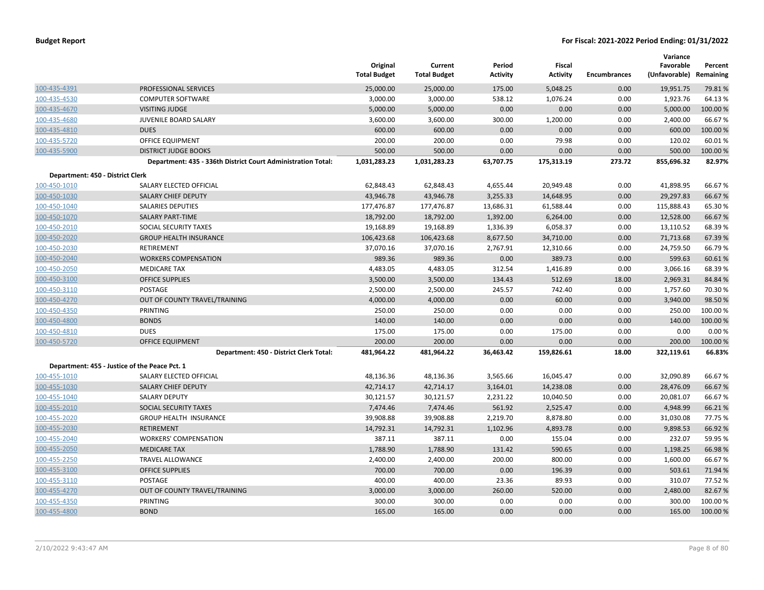| | | Original Total Budget | Current Total Budget | Period Activity | Fiscal Activity | Encumbrances | Variance Favorable (Unfavorable) | Percent Remaining |
|---|---|---|---|---|---|---|---|---|
| 100-435-4391 | PROFESSIONAL SERVICES | 25,000.00 | 25,000.00 | 175.00 | 5,048.25 | 0.00 | 19,951.75 | 79.81 % |
| 100-435-4530 | COMPUTER SOFTWARE | 3,000.00 | 3,000.00 | 538.12 | 1,076.24 | 0.00 | 1,923.76 | 64.13 % |
| 100-435-4670 | VISITING JUDGE | 5,000.00 | 5,000.00 | 0.00 | 0.00 | 0.00 | 5,000.00 | 100.00 % |
| 100-435-4680 | JUVENILE BOARD SALARY | 3,600.00 | 3,600.00 | 300.00 | 1,200.00 | 0.00 | 2,400.00 | 66.67 % |
| 100-435-4810 | DUES | 600.00 | 600.00 | 0.00 | 0.00 | 0.00 | 600.00 | 100.00 % |
| 100-435-5720 | OFFICE EQUIPMENT | 200.00 | 200.00 | 0.00 | 79.98 | 0.00 | 120.02 | 60.01 % |
| 100-435-5900 | DISTRICT JUDGE BOOKS | 500.00 | 500.00 | 0.00 | 0.00 | 0.00 | 500.00 | 100.00 % |
| | **Department: 435 - 336th District Court Administration Total:** | **1,031,283.23** | **1,031,283.23** | **63,707.75** | **175,313.19** | **273.72** | **855,696.32** | **82.97%** |
| **Department: 450 - District Clerk** | | | | | | | | |
| 100-450-1010 | SALARY ELECTED OFFICIAL | 62,848.43 | 62,848.43 | 4,655.44 | 20,949.48 | 0.00 | 41,898.95 | 66.67 % |
| 100-450-1030 | SALARY CHIEF DEPUTY | 43,946.78 | 43,946.78 | 3,255.33 | 14,648.95 | 0.00 | 29,297.83 | 66.67 % |
| 100-450-1040 | SALARIES DEPUTIES | 177,476.87 | 177,476.87 | 13,686.31 | 61,588.44 | 0.00 | 115,888.43 | 65.30 % |
| 100-450-1070 | SALARY PART-TIME | 18,792.00 | 18,792.00 | 1,392.00 | 6,264.00 | 0.00 | 12,528.00 | 66.67 % |
| 100-450-2010 | SOCIAL SECURITY TAXES | 19,168.89 | 19,168.89 | 1,336.39 | 6,058.37 | 0.00 | 13,110.52 | 68.39 % |
| 100-450-2020 | GROUP HEALTH INSURANCE | 106,423.68 | 106,423.68 | 8,677.50 | 34,710.00 | 0.00 | 71,713.68 | 67.39 % |
| 100-450-2030 | RETIREMENT | 37,070.16 | 37,070.16 | 2,767.91 | 12,310.66 | 0.00 | 24,759.50 | 66.79 % |
| 100-450-2040 | WORKERS COMPENSATION | 989.36 | 989.36 | 0.00 | 389.73 | 0.00 | 599.63 | 60.61 % |
| 100-450-2050 | MEDICARE TAX | 4,483.05 | 4,483.05 | 312.54 | 1,416.89 | 0.00 | 3,066.16 | 68.39 % |
| 100-450-3100 | OFFICE SUPPLIES | 3,500.00 | 3,500.00 | 134.43 | 512.69 | 18.00 | 2,969.31 | 84.84 % |
| 100-450-3110 | POSTAGE | 2,500.00 | 2,500.00 | 245.57 | 742.40 | 0.00 | 1,757.60 | 70.30 % |
| 100-450-4270 | OUT OF COUNTY TRAVEL/TRAINING | 4,000.00 | 4,000.00 | 0.00 | 60.00 | 0.00 | 3,940.00 | 98.50 % |
| 100-450-4350 | PRINTING | 250.00 | 250.00 | 0.00 | 0.00 | 0.00 | 250.00 | 100.00 % |
| 100-450-4800 | BONDS | 140.00 | 140.00 | 0.00 | 0.00 | 0.00 | 140.00 | 100.00 % |
| 100-450-4810 | DUES | 175.00 | 175.00 | 0.00 | 175.00 | 0.00 | 0.00 | 0.00 % |
| 100-450-5720 | OFFICE EQUIPMENT | 200.00 | 200.00 | 0.00 | 0.00 | 0.00 | 200.00 | 100.00 % |
| | **Department: 450 - District Clerk Total:** | **481,964.22** | **481,964.22** | **36,463.42** | **159,826.61** | **18.00** | **322,119.61** | **66.83%** |
| **Department: 455 - Justice of the Peace Pct. 1** | | | | | | | | |
| 100-455-1010 | SALARY ELECTED OFFICIAL | 48,136.36 | 48,136.36 | 3,565.66 | 16,045.47 | 0.00 | 32,090.89 | 66.67 % |
| 100-455-1030 | SALARY CHIEF DEPUTY | 42,714.17 | 42,714.17 | 3,164.01 | 14,238.08 | 0.00 | 28,476.09 | 66.67 % |
| 100-455-1040 | SALARY DEPUTY | 30,121.57 | 30,121.57 | 2,231.22 | 10,040.50 | 0.00 | 20,081.07 | 66.67 % |
| 100-455-2010 | SOCIAL SECURITY TAXES | 7,474.46 | 7,474.46 | 561.92 | 2,525.47 | 0.00 | 4,948.99 | 66.21 % |
| 100-455-2020 | GROUP HEALTH INSURANCE | 39,908.88 | 39,908.88 | 2,219.70 | 8,878.80 | 0.00 | 31,030.08 | 77.75 % |
| 100-455-2030 | RETIREMENT | 14,792.31 | 14,792.31 | 1,102.96 | 4,893.78 | 0.00 | 9,898.53 | 66.92 % |
| 100-455-2040 | WORKERS' COMPENSATION | 387.11 | 387.11 | 0.00 | 155.04 | 0.00 | 232.07 | 59.95 % |
| 100-455-2050 | MEDICARE TAX | 1,788.90 | 1,788.90 | 131.42 | 590.65 | 0.00 | 1,198.25 | 66.98 % |
| 100-455-2250 | TRAVEL ALLOWANCE | 2,400.00 | 2,400.00 | 200.00 | 800.00 | 0.00 | 1,600.00 | 66.67 % |
| 100-455-3100 | OFFICE SUPPLIES | 700.00 | 700.00 | 0.00 | 196.39 | 0.00 | 503.61 | 71.94 % |
| 100-455-3110 | POSTAGE | 400.00 | 400.00 | 23.36 | 89.93 | 0.00 | 310.07 | 77.52 % |
| 100-455-4270 | OUT OF COUNTY TRAVEL/TRAINING | 3,000.00 | 3,000.00 | 260.00 | 520.00 | 0.00 | 2,480.00 | 82.67 % |
| 100-455-4350 | PRINTING | 300.00 | 300.00 | 0.00 | 0.00 | 0.00 | 300.00 | 100.00 % |
| 100-455-4800 | BOND | 165.00 | 165.00 | 0.00 | 0.00 | 0.00 | 165.00 | 100.00 % |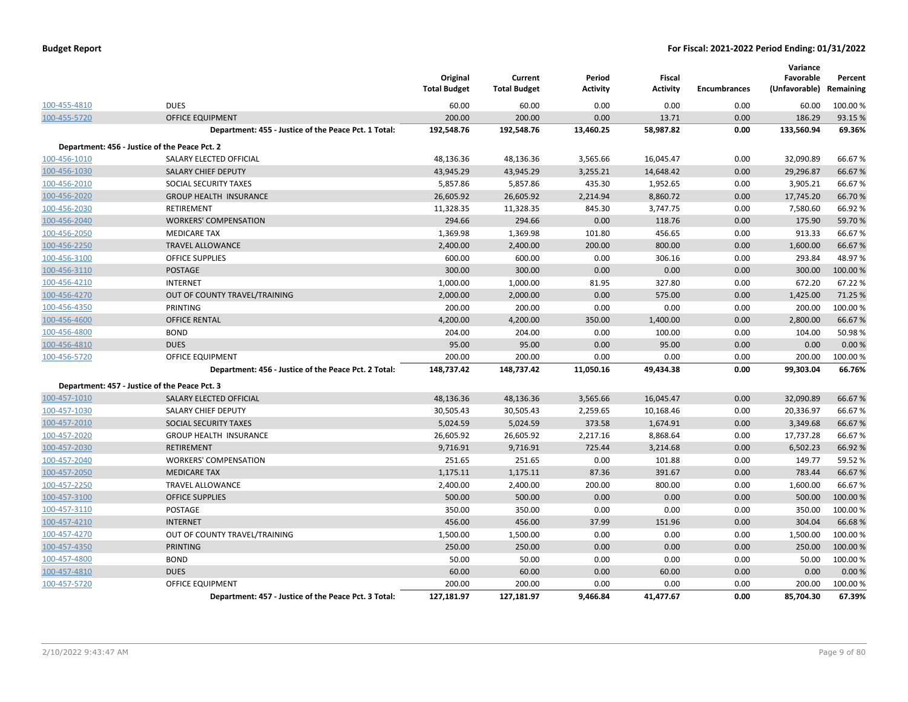**Budget Report** — **For Fiscal: 2021-2022 Period Ending: 01/31/2022**

| | | Original Total Budget | Current Total Budget | Period Activity | Fiscal Activity | Encumbrances | Variance Favorable (Unfavorable) | Percent Remaining |
|---|---|---|---|---|---|---|---|---|
| 100-455-4810 | DUES | 60.00 | 60.00 | 0.00 | 0.00 | 0.00 | 60.00 | 100.00 % |
| 100-455-5720 | OFFICE EQUIPMENT | 200.00 | 200.00 | 0.00 | 13.71 | 0.00 | 186.29 | 93.15 % |
| | **Department: 455 - Justice of the Peace Pct. 1 Total:** | **192,548.76** | **192,548.76** | **13,460.25** | **58,987.82** | **0.00** | **133,560.94** | **69.36%** |
| **Department: 456 - Justice of the Peace Pct. 2** | | | | | | | | |
| 100-456-1010 | SALARY ELECTED OFFICIAL | 48,136.36 | 48,136.36 | 3,565.66 | 16,045.47 | 0.00 | 32,090.89 | 66.67 % |
| 100-456-1030 | SALARY CHIEF DEPUTY | 43,945.29 | 43,945.29 | 3,255.21 | 14,648.42 | 0.00 | 29,296.87 | 66.67 % |
| 100-456-2010 | SOCIAL SECURITY TAXES | 5,857.86 | 5,857.86 | 435.30 | 1,952.65 | 0.00 | 3,905.21 | 66.67 % |
| 100-456-2020 | GROUP HEALTH INSURANCE | 26,605.92 | 26,605.92 | 2,214.94 | 8,860.72 | 0.00 | 17,745.20 | 66.70 % |
| 100-456-2030 | RETIREMENT | 11,328.35 | 11,328.35 | 845.30 | 3,747.75 | 0.00 | 7,580.60 | 66.92 % |
| 100-456-2040 | WORKERS' COMPENSATION | 294.66 | 294.66 | 0.00 | 118.76 | 0.00 | 175.90 | 59.70 % |
| 100-456-2050 | MEDICARE TAX | 1,369.98 | 1,369.98 | 101.80 | 456.65 | 0.00 | 913.33 | 66.67 % |
| 100-456-2250 | TRAVEL ALLOWANCE | 2,400.00 | 2,400.00 | 200.00 | 800.00 | 0.00 | 1,600.00 | 66.67 % |
| 100-456-3100 | OFFICE SUPPLIES | 600.00 | 600.00 | 0.00 | 306.16 | 0.00 | 293.84 | 48.97 % |
| 100-456-3110 | POSTAGE | 300.00 | 300.00 | 0.00 | 0.00 | 0.00 | 300.00 | 100.00 % |
| 100-456-4210 | INTERNET | 1,000.00 | 1,000.00 | 81.95 | 327.80 | 0.00 | 672.20 | 67.22 % |
| 100-456-4270 | OUT OF COUNTY TRAVEL/TRAINING | 2,000.00 | 2,000.00 | 0.00 | 575.00 | 0.00 | 1,425.00 | 71.25 % |
| 100-456-4350 | PRINTING | 200.00 | 200.00 | 0.00 | 0.00 | 0.00 | 200.00 | 100.00 % |
| 100-456-4600 | OFFICE RENTAL | 4,200.00 | 4,200.00 | 350.00 | 1,400.00 | 0.00 | 2,800.00 | 66.67 % |
| 100-456-4800 | BOND | 204.00 | 204.00 | 0.00 | 100.00 | 0.00 | 104.00 | 50.98 % |
| 100-456-4810 | DUES | 95.00 | 95.00 | 0.00 | 95.00 | 0.00 | 0.00 | 0.00 % |
| 100-456-5720 | OFFICE EQUIPMENT | 200.00 | 200.00 | 0.00 | 0.00 | 0.00 | 200.00 | 100.00 % |
| | **Department: 456 - Justice of the Peace Pct. 2 Total:** | **148,737.42** | **148,737.42** | **11,050.16** | **49,434.38** | **0.00** | **99,303.04** | **66.76%** |
| **Department: 457 - Justice of the Peace Pct. 3** | | | | | | | | |
| 100-457-1010 | SALARY ELECTED OFFICIAL | 48,136.36 | 48,136.36 | 3,565.66 | 16,045.47 | 0.00 | 32,090.89 | 66.67 % |
| 100-457-1030 | SALARY CHIEF DEPUTY | 30,505.43 | 30,505.43 | 2,259.65 | 10,168.46 | 0.00 | 20,336.97 | 66.67 % |
| 100-457-2010 | SOCIAL SECURITY TAXES | 5,024.59 | 5,024.59 | 373.58 | 1,674.91 | 0.00 | 3,349.68 | 66.67 % |
| 100-457-2020 | GROUP HEALTH INSURANCE | 26,605.92 | 26,605.92 | 2,217.16 | 8,868.64 | 0.00 | 17,737.28 | 66.67 % |
| 100-457-2030 | RETIREMENT | 9,716.91 | 9,716.91 | 725.44 | 3,214.68 | 0.00 | 6,502.23 | 66.92 % |
| 100-457-2040 | WORKERS' COMPENSATION | 251.65 | 251.65 | 0.00 | 101.88 | 0.00 | 149.77 | 59.52 % |
| 100-457-2050 | MEDICARE TAX | 1,175.11 | 1,175.11 | 87.36 | 391.67 | 0.00 | 783.44 | 66.67 % |
| 100-457-2250 | TRAVEL ALLOWANCE | 2,400.00 | 2,400.00 | 200.00 | 800.00 | 0.00 | 1,600.00 | 66.67 % |
| 100-457-3100 | OFFICE SUPPLIES | 500.00 | 500.00 | 0.00 | 0.00 | 0.00 | 500.00 | 100.00 % |
| 100-457-3110 | POSTAGE | 350.00 | 350.00 | 0.00 | 0.00 | 0.00 | 350.00 | 100.00 % |
| 100-457-4210 | INTERNET | 456.00 | 456.00 | 37.99 | 151.96 | 0.00 | 304.04 | 66.68 % |
| 100-457-4270 | OUT OF COUNTY TRAVEL/TRAINING | 1,500.00 | 1,500.00 | 0.00 | 0.00 | 0.00 | 1,500.00 | 100.00 % |
| 100-457-4350 | PRINTING | 250.00 | 250.00 | 0.00 | 0.00 | 0.00 | 250.00 | 100.00 % |
| 100-457-4800 | BOND | 50.00 | 50.00 | 0.00 | 0.00 | 0.00 | 50.00 | 100.00 % |
| 100-457-4810 | DUES | 60.00 | 60.00 | 0.00 | 60.00 | 0.00 | 0.00 | 0.00 % |
| 100-457-5720 | OFFICE EQUIPMENT | 200.00 | 200.00 | 0.00 | 0.00 | 0.00 | 200.00 | 100.00 % |
| | **Department: 457 - Justice of the Peace Pct. 3 Total:** | **127,181.97** | **127,181.97** | **9,466.84** | **41,477.67** | **0.00** | **85,704.30** | **67.39%** |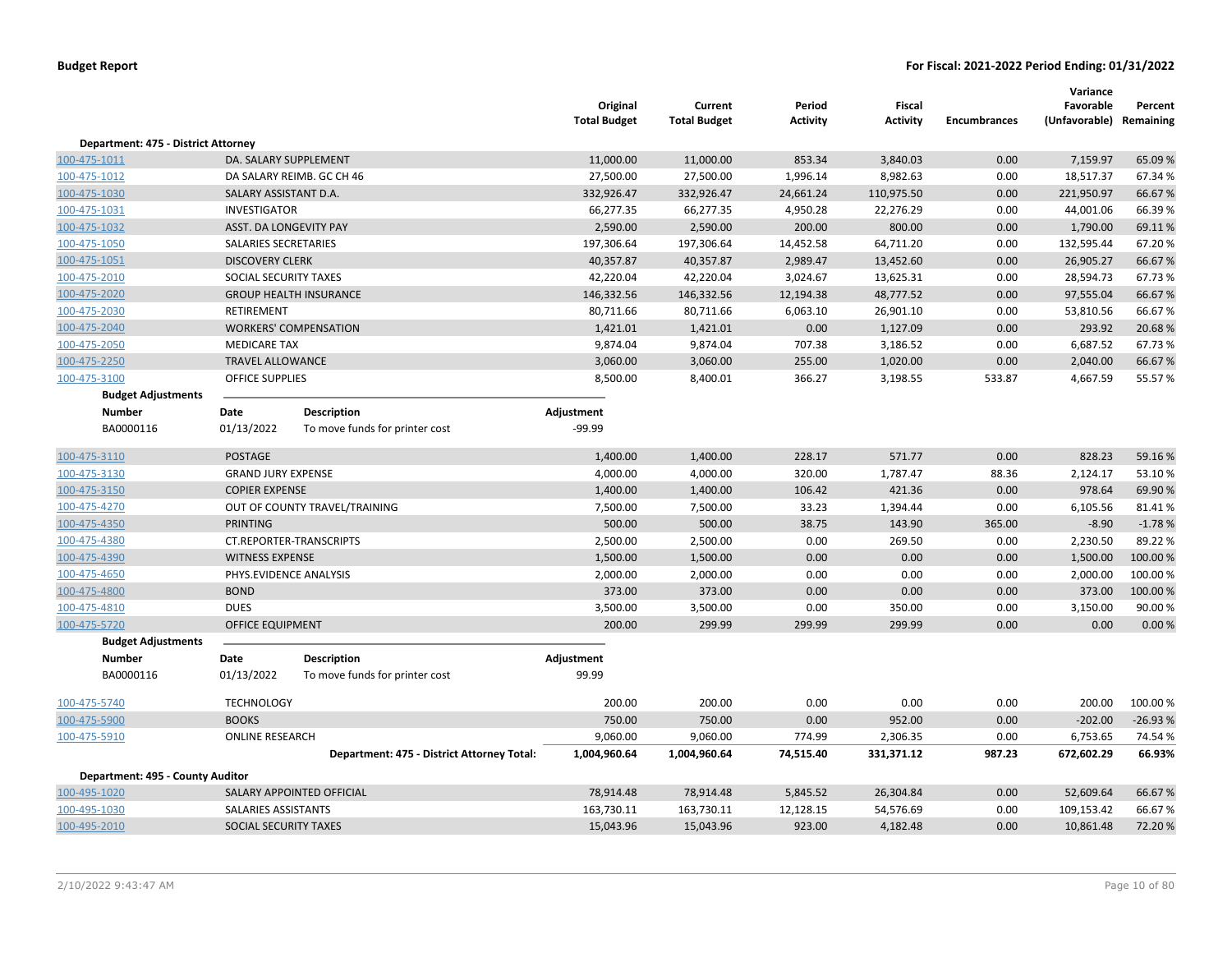# Budget Report

**For Fiscal: 2021-2022 Period Ending: 01/31/2022**

| | | Original Total Budget | Current Total Budget | Period Activity | Fiscal Activity | Encumbrances | Variance Favorable (Unfavorable) | Percent Remaining |
|---|---|---|---|---|---|---|---|---|
| **Department: 475 - District Attorney** | | | | | | | | |
| 100-475-1011 | DA. SALARY SUPPLEMENT | 11,000.00 | 11,000.00 | 853.34 | 3,840.03 | 0.00 | 7,159.97 | 65.09 % |
| 100-475-1012 | DA SALARY REIMB. GC CH 46 | 27,500.00 | 27,500.00 | 1,996.14 | 8,982.63 | 0.00 | 18,517.37 | 67.34 % |
| 100-475-1030 | SALARY ASSISTANT D.A. | 332,926.47 | 332,926.47 | 24,661.24 | 110,975.50 | 0.00 | 221,950.97 | 66.67 % |
| 100-475-1031 | INVESTIGATOR | 66,277.35 | 66,277.35 | 4,950.28 | 22,276.29 | 0.00 | 44,001.06 | 66.39 % |
| 100-475-1032 | ASST. DA LONGEVITY PAY | 2,590.00 | 2,590.00 | 200.00 | 800.00 | 0.00 | 1,790.00 | 69.11 % |
| 100-475-1050 | SALARIES SECRETARIES | 197,306.64 | 197,306.64 | 14,452.58 | 64,711.20 | 0.00 | 132,595.44 | 67.20 % |
| 100-475-1051 | DISCOVERY CLERK | 40,357.87 | 40,357.87 | 2,989.47 | 13,452.60 | 0.00 | 26,905.27 | 66.67 % |
| 100-475-2010 | SOCIAL SECURITY TAXES | 42,220.04 | 42,220.04 | 3,024.67 | 13,625.31 | 0.00 | 28,594.73 | 67.73 % |
| 100-475-2020 | GROUP HEALTH INSURANCE | 146,332.56 | 146,332.56 | 12,194.38 | 48,777.52 | 0.00 | 97,555.04 | 66.67 % |
| 100-475-2030 | RETIREMENT | 80,711.66 | 80,711.66 | 6,063.10 | 26,901.10 | 0.00 | 53,810.56 | 66.67 % |
| 100-475-2040 | WORKERS' COMPENSATION | 1,421.01 | 1,421.01 | 0.00 | 1,127.09 | 0.00 | 293.92 | 20.68 % |
| 100-475-2050 | MEDICARE TAX | 9,874.04 | 9,874.04 | 707.38 | 3,186.52 | 0.00 | 6,687.52 | 67.73 % |
| 100-475-2250 | TRAVEL ALLOWANCE | 3,060.00 | 3,060.00 | 255.00 | 1,020.00 | 0.00 | 2,040.00 | 66.67 % |
| 100-475-3100 | OFFICE SUPPLIES | 8,500.00 | 8,400.01 | 366.27 | 3,198.55 | 533.87 | 4,667.59 | 55.57 % |

**Budget Adjustments**

| Number | Date | Description | Adjustment |
|---|---|---|---|
| BA0000116 | 01/13/2022 | To move funds for printer cost | -99.99 |

| | | Original Total Budget | Current Total Budget | Period Activity | Fiscal Activity | Encumbrances | Variance Favorable (Unfavorable) | Percent Remaining |
|---|---|---|---|---|---|---|---|---|
| 100-475-3110 | POSTAGE | 1,400.00 | 1,400.00 | 228.17 | 571.77 | 0.00 | 828.23 | 59.16 % |
| 100-475-3130 | GRAND JURY EXPENSE | 4,000.00 | 4,000.00 | 320.00 | 1,787.47 | 88.36 | 2,124.17 | 53.10 % |
| 100-475-3150 | COPIER EXPENSE | 1,400.00 | 1,400.00 | 106.42 | 421.36 | 0.00 | 978.64 | 69.90 % |
| 100-475-4270 | OUT OF COUNTY TRAVEL/TRAINING | 7,500.00 | 7,500.00 | 33.23 | 1,394.44 | 0.00 | 6,105.56 | 81.41 % |
| 100-475-4350 | PRINTING | 500.00 | 500.00 | 38.75 | 143.90 | 365.00 | -8.90 | -1.78 % |
| 100-475-4380 | CT.REPORTER-TRANSCRIPTS | 2,500.00 | 2,500.00 | 0.00 | 269.50 | 0.00 | 2,230.50 | 89.22 % |
| 100-475-4390 | WITNESS EXPENSE | 1,500.00 | 1,500.00 | 0.00 | 0.00 | 0.00 | 1,500.00 | 100.00 % |
| 100-475-4650 | PHYS.EVIDENCE ANALYSIS | 2,000.00 | 2,000.00 | 0.00 | 0.00 | 0.00 | 2,000.00 | 100.00 % |
| 100-475-4800 | BOND | 373.00 | 373.00 | 0.00 | 0.00 | 0.00 | 373.00 | 100.00 % |
| 100-475-4810 | DUES | 3,500.00 | 3,500.00 | 0.00 | 350.00 | 0.00 | 3,150.00 | 90.00 % |
| 100-475-5720 | OFFICE EQUIPMENT | 200.00 | 299.99 | 299.99 | 299.99 | 0.00 | 0.00 | 0.00 % |

**Budget Adjustments**

| Number | Date | Description | Adjustment |
|---|---|---|---|
| BA0000116 | 01/13/2022 | To move funds for printer cost | 99.99 |

| | | Original Total Budget | Current Total Budget | Period Activity | Fiscal Activity | Encumbrances | Variance Favorable (Unfavorable) | Percent Remaining |
|---|---|---|---|---|---|---|---|---|
| 100-475-5740 | TECHNOLOGY | 200.00 | 200.00 | 0.00 | 0.00 | 0.00 | 200.00 | 100.00 % |
| 100-475-5900 | BOOKS | 750.00 | 750.00 | 0.00 | 952.00 | 0.00 | -202.00 | -26.93 % |
| 100-475-5910 | ONLINE RESEARCH | 9,060.00 | 9,060.00 | 774.99 | 2,306.35 | 0.00 | 6,753.65 | 74.54 % |
| | **Department: 475 - District Attorney Total:** | **1,004,960.64** | **1,004,960.64** | **74,515.40** | **331,371.12** | **987.23** | **672,602.29** | **66.93%** |
| **Department: 495 - County Auditor** | | | | | | | | |
| 100-495-1020 | SALARY APPOINTED OFFICIAL | 78,914.48 | 78,914.48 | 5,845.52 | 26,304.84 | 0.00 | 52,609.64 | 66.67 % |
| 100-495-1030 | SALARIES ASSISTANTS | 163,730.11 | 163,730.11 | 12,128.15 | 54,576.69 | 0.00 | 109,153.42 | 66.67 % |
| 100-495-2010 | SOCIAL SECURITY TAXES | 15,043.96 | 15,043.96 | 923.00 | 4,182.48 | 0.00 | 10,861.48 | 72.20 % |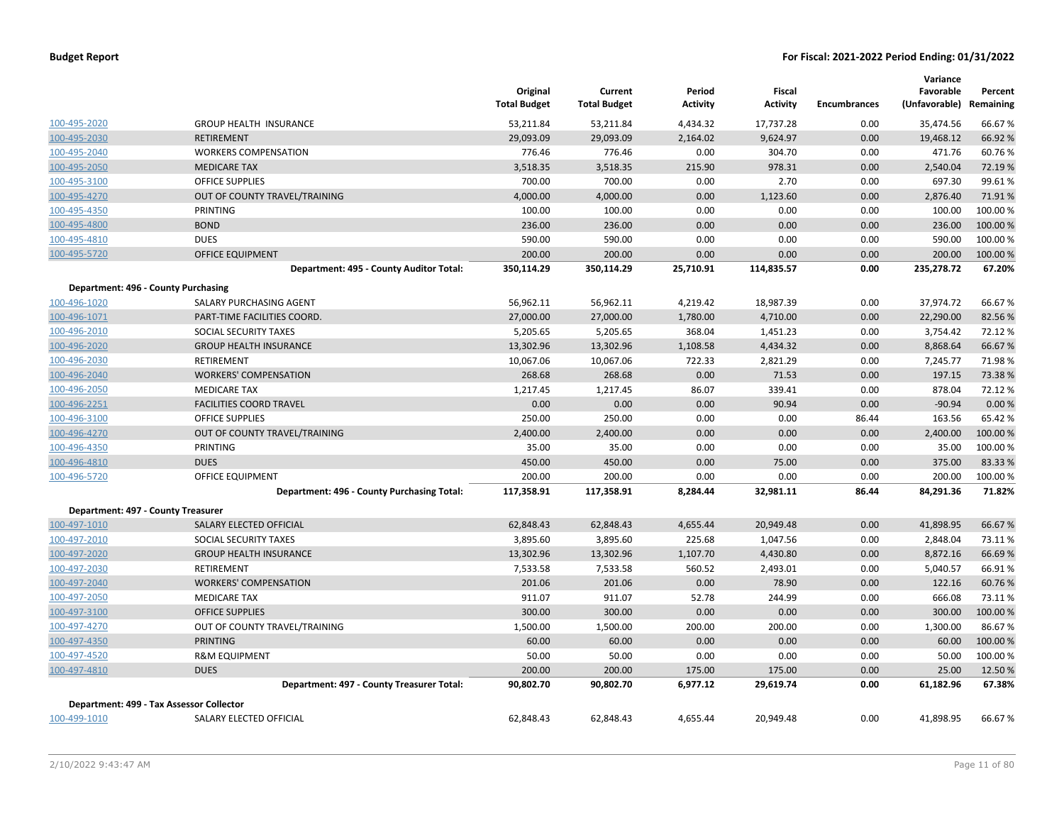| | | Original Total Budget | Current Total Budget | Period Activity | Fiscal Activity | Encumbrances | Variance Favorable (Unfavorable) | Percent Remaining |
|---|---|---|---|---|---|---|---|---|
| 100-495-2020 | GROUP HEALTH INSURANCE | 53,211.84 | 53,211.84 | 4,434.32 | 17,737.28 | 0.00 | 35,474.56 | 66.67 % |
| 100-495-2030 | RETIREMENT | 29,093.09 | 29,093.09 | 2,164.02 | 9,624.97 | 0.00 | 19,468.12 | 66.92 % |
| 100-495-2040 | WORKERS COMPENSATION | 776.46 | 776.46 | 0.00 | 304.70 | 0.00 | 471.76 | 60.76 % |
| 100-495-2050 | MEDICARE TAX | 3,518.35 | 3,518.35 | 215.90 | 978.31 | 0.00 | 2,540.04 | 72.19 % |
| 100-495-3100 | OFFICE SUPPLIES | 700.00 | 700.00 | 0.00 | 2.70 | 0.00 | 697.30 | 99.61 % |
| 100-495-4270 | OUT OF COUNTY TRAVEL/TRAINING | 4,000.00 | 4,000.00 | 0.00 | 1,123.60 | 0.00 | 2,876.40 | 71.91 % |
| 100-495-4350 | PRINTING | 100.00 | 100.00 | 0.00 | 0.00 | 0.00 | 100.00 | 100.00 % |
| 100-495-4800 | BOND | 236.00 | 236.00 | 0.00 | 0.00 | 0.00 | 236.00 | 100.00 % |
| 100-495-4810 | DUES | 590.00 | 590.00 | 0.00 | 0.00 | 0.00 | 590.00 | 100.00 % |
| 100-495-5720 | OFFICE EQUIPMENT | 200.00 | 200.00 | 0.00 | 0.00 | 0.00 | 200.00 | 100.00 % |
| | **Department: 495 - County Auditor Total:** | **350,114.29** | **350,114.29** | **25,710.91** | **114,835.57** | **0.00** | **235,278.72** | **67.20%** |
| **Department: 496 - County Purchasing** | | | | | | | | |
| 100-496-1020 | SALARY PURCHASING AGENT | 56,962.11 | 56,962.11 | 4,219.42 | 18,987.39 | 0.00 | 37,974.72 | 66.67 % |
| 100-496-1071 | PART-TIME FACILITIES COORD. | 27,000.00 | 27,000.00 | 1,780.00 | 4,710.00 | 0.00 | 22,290.00 | 82.56 % |
| 100-496-2010 | SOCIAL SECURITY TAXES | 5,205.65 | 5,205.65 | 368.04 | 1,451.23 | 0.00 | 3,754.42 | 72.12 % |
| 100-496-2020 | GROUP HEALTH INSURANCE | 13,302.96 | 13,302.96 | 1,108.58 | 4,434.32 | 0.00 | 8,868.64 | 66.67 % |
| 100-496-2030 | RETIREMENT | 10,067.06 | 10,067.06 | 722.33 | 2,821.29 | 0.00 | 7,245.77 | 71.98 % |
| 100-496-2040 | WORKERS' COMPENSATION | 268.68 | 268.68 | 0.00 | 71.53 | 0.00 | 197.15 | 73.38 % |
| 100-496-2050 | MEDICARE TAX | 1,217.45 | 1,217.45 | 86.07 | 339.41 | 0.00 | 878.04 | 72.12 % |
| 100-496-2251 | FACILITIES COORD TRAVEL | 0.00 | 0.00 | 0.00 | 90.94 | 0.00 | -90.94 | 0.00 % |
| 100-496-3100 | OFFICE SUPPLIES | 250.00 | 250.00 | 0.00 | 0.00 | 86.44 | 163.56 | 65.42 % |
| 100-496-4270 | OUT OF COUNTY TRAVEL/TRAINING | 2,400.00 | 2,400.00 | 0.00 | 0.00 | 0.00 | 2,400.00 | 100.00 % |
| 100-496-4350 | PRINTING | 35.00 | 35.00 | 0.00 | 0.00 | 0.00 | 35.00 | 100.00 % |
| 100-496-4810 | DUES | 450.00 | 450.00 | 0.00 | 75.00 | 0.00 | 375.00 | 83.33 % |
| 100-496-5720 | OFFICE EQUIPMENT | 200.00 | 200.00 | 0.00 | 0.00 | 0.00 | 200.00 | 100.00 % |
| | **Department: 496 - County Purchasing Total:** | **117,358.91** | **117,358.91** | **8,284.44** | **32,981.11** | **86.44** | **84,291.36** | **71.82%** |
| **Department: 497 - County Treasurer** | | | | | | | | |
| 100-497-1010 | SALARY ELECTED OFFICIAL | 62,848.43 | 62,848.43 | 4,655.44 | 20,949.48 | 0.00 | 41,898.95 | 66.67 % |
| 100-497-2010 | SOCIAL SECURITY TAXES | 3,895.60 | 3,895.60 | 225.68 | 1,047.56 | 0.00 | 2,848.04 | 73.11 % |
| 100-497-2020 | GROUP HEALTH INSURANCE | 13,302.96 | 13,302.96 | 1,107.70 | 4,430.80 | 0.00 | 8,872.16 | 66.69 % |
| 100-497-2030 | RETIREMENT | 7,533.58 | 7,533.58 | 560.52 | 2,493.01 | 0.00 | 5,040.57 | 66.91 % |
| 100-497-2040 | WORKERS' COMPENSATION | 201.06 | 201.06 | 0.00 | 78.90 | 0.00 | 122.16 | 60.76 % |
| 100-497-2050 | MEDICARE TAX | 911.07 | 911.07 | 52.78 | 244.99 | 0.00 | 666.08 | 73.11 % |
| 100-497-3100 | OFFICE SUPPLIES | 300.00 | 300.00 | 0.00 | 0.00 | 0.00 | 300.00 | 100.00 % |
| 100-497-4270 | OUT OF COUNTY TRAVEL/TRAINING | 1,500.00 | 1,500.00 | 200.00 | 200.00 | 0.00 | 1,300.00 | 86.67 % |
| 100-497-4350 | PRINTING | 60.00 | 60.00 | 0.00 | 0.00 | 0.00 | 60.00 | 100.00 % |
| 100-497-4520 | R&M EQUIPMENT | 50.00 | 50.00 | 0.00 | 0.00 | 0.00 | 50.00 | 100.00 % |
| 100-497-4810 | DUES | 200.00 | 200.00 | 175.00 | 175.00 | 0.00 | 25.00 | 12.50 % |
| | **Department: 497 - County Treasurer Total:** | **90,802.70** | **90,802.70** | **6,977.12** | **29,619.74** | **0.00** | **61,182.96** | **67.38%** |
| **Department: 499 - Tax Assessor Collector** | | | | | | | | |
| 100-499-1010 | SALARY ELECTED OFFICIAL | 62,848.43 | 62,848.43 | 4,655.44 | 20,949.48 | 0.00 | 41,898.95 | 66.67 % |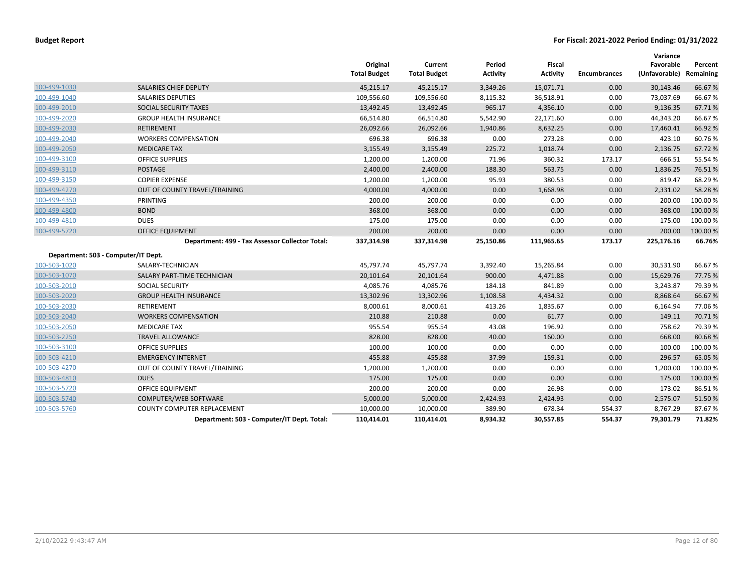| | | Original Total Budget | Current Total Budget | Period Activity | Fiscal Activity | Encumbrances | Variance Favorable (Unfavorable) | Percent Remaining |
|---|---|---|---|---|---|---|---|---|
| 100-499-1030 | SALARIES CHIEF DEPUTY | 45,215.17 | 45,215.17 | 3,349.26 | 15,071.71 | 0.00 | 30,143.46 | 66.67 % |
| 100-499-1040 | SALARIES DEPUTIES | 109,556.60 | 109,556.60 | 8,115.32 | 36,518.91 | 0.00 | 73,037.69 | 66.67 % |
| 100-499-2010 | SOCIAL SECURITY TAXES | 13,492.45 | 13,492.45 | 965.17 | 4,356.10 | 0.00 | 9,136.35 | 67.71 % |
| 100-499-2020 | GROUP HEALTH INSURANCE | 66,514.80 | 66,514.80 | 5,542.90 | 22,171.60 | 0.00 | 44,343.20 | 66.67 % |
| 100-499-2030 | RETIREMENT | 26,092.66 | 26,092.66 | 1,940.86 | 8,632.25 | 0.00 | 17,460.41 | 66.92 % |
| 100-499-2040 | WORKERS COMPENSATION | 696.38 | 696.38 | 0.00 | 273.28 | 0.00 | 423.10 | 60.76 % |
| 100-499-2050 | MEDICARE TAX | 3,155.49 | 3,155.49 | 225.72 | 1,018.74 | 0.00 | 2,136.75 | 67.72 % |
| 100-499-3100 | OFFICE SUPPLIES | 1,200.00 | 1,200.00 | 71.96 | 360.32 | 173.17 | 666.51 | 55.54 % |
| 100-499-3110 | POSTAGE | 2,400.00 | 2,400.00 | 188.30 | 563.75 | 0.00 | 1,836.25 | 76.51 % |
| 100-499-3150 | COPIER EXPENSE | 1,200.00 | 1,200.00 | 95.93 | 380.53 | 0.00 | 819.47 | 68.29 % |
| 100-499-4270 | OUT OF COUNTY TRAVEL/TRAINING | 4,000.00 | 4,000.00 | 0.00 | 1,668.98 | 0.00 | 2,331.02 | 58.28 % |
| 100-499-4350 | PRINTING | 200.00 | 200.00 | 0.00 | 0.00 | 0.00 | 200.00 | 100.00 % |
| 100-499-4800 | BOND | 368.00 | 368.00 | 0.00 | 0.00 | 0.00 | 368.00 | 100.00 % |
| 100-499-4810 | DUES | 175.00 | 175.00 | 0.00 | 0.00 | 0.00 | 175.00 | 100.00 % |
| 100-499-5720 | OFFICE EQUIPMENT | 200.00 | 200.00 | 0.00 | 0.00 | 0.00 | 200.00 | 100.00 % |
| | **Department: 499 - Tax Assessor Collector Total:** | **337,314.98** | **337,314.98** | **25,150.86** | **111,965.65** | **173.17** | **225,176.16** | **66.76%** |
| **Department: 503 - Computer/IT Dept.** | | | | | | | | |
| 100-503-1020 | SALARY-TECHNICIAN | 45,797.74 | 45,797.74 | 3,392.40 | 15,265.84 | 0.00 | 30,531.90 | 66.67 % |
| 100-503-1070 | SALARY PART-TIME TECHNICIAN | 20,101.64 | 20,101.64 | 900.00 | 4,471.88 | 0.00 | 15,629.76 | 77.75 % |
| 100-503-2010 | SOCIAL SECURITY | 4,085.76 | 4,085.76 | 184.18 | 841.89 | 0.00 | 3,243.87 | 79.39 % |
| 100-503-2020 | GROUP HEALTH INSURANCE | 13,302.96 | 13,302.96 | 1,108.58 | 4,434.32 | 0.00 | 8,868.64 | 66.67 % |
| 100-503-2030 | RETIREMENT | 8,000.61 | 8,000.61 | 413.26 | 1,835.67 | 0.00 | 6,164.94 | 77.06 % |
| 100-503-2040 | WORKERS COMPENSATION | 210.88 | 210.88 | 0.00 | 61.77 | 0.00 | 149.11 | 70.71 % |
| 100-503-2050 | MEDICARE TAX | 955.54 | 955.54 | 43.08 | 196.92 | 0.00 | 758.62 | 79.39 % |
| 100-503-2250 | TRAVEL ALLOWANCE | 828.00 | 828.00 | 40.00 | 160.00 | 0.00 | 668.00 | 80.68 % |
| 100-503-3100 | OFFICE SUPPLIES | 100.00 | 100.00 | 0.00 | 0.00 | 0.00 | 100.00 | 100.00 % |
| 100-503-4210 | EMERGENCY INTERNET | 455.88 | 455.88 | 37.99 | 159.31 | 0.00 | 296.57 | 65.05 % |
| 100-503-4270 | OUT OF COUNTY TRAVEL/TRAINING | 1,200.00 | 1,200.00 | 0.00 | 0.00 | 0.00 | 1,200.00 | 100.00 % |
| 100-503-4810 | DUES | 175.00 | 175.00 | 0.00 | 0.00 | 0.00 | 175.00 | 100.00 % |
| 100-503-5720 | OFFICE EQUIPMENT | 200.00 | 200.00 | 0.00 | 26.98 | 0.00 | 173.02 | 86.51 % |
| 100-503-5740 | COMPUTER/WEB SOFTWARE | 5,000.00 | 5,000.00 | 2,424.93 | 2,424.93 | 0.00 | 2,575.07 | 51.50 % |
| 100-503-5760 | COUNTY COMPUTER REPLACEMENT | 10,000.00 | 10,000.00 | 389.90 | 678.34 | 554.37 | 8,767.29 | 87.67 % |
| | **Department: 503 - Computer/IT Dept. Total:** | **110,414.01** | **110,414.01** | **8,934.32** | **30,557.85** | **554.37** | **79,301.79** | **71.82%** |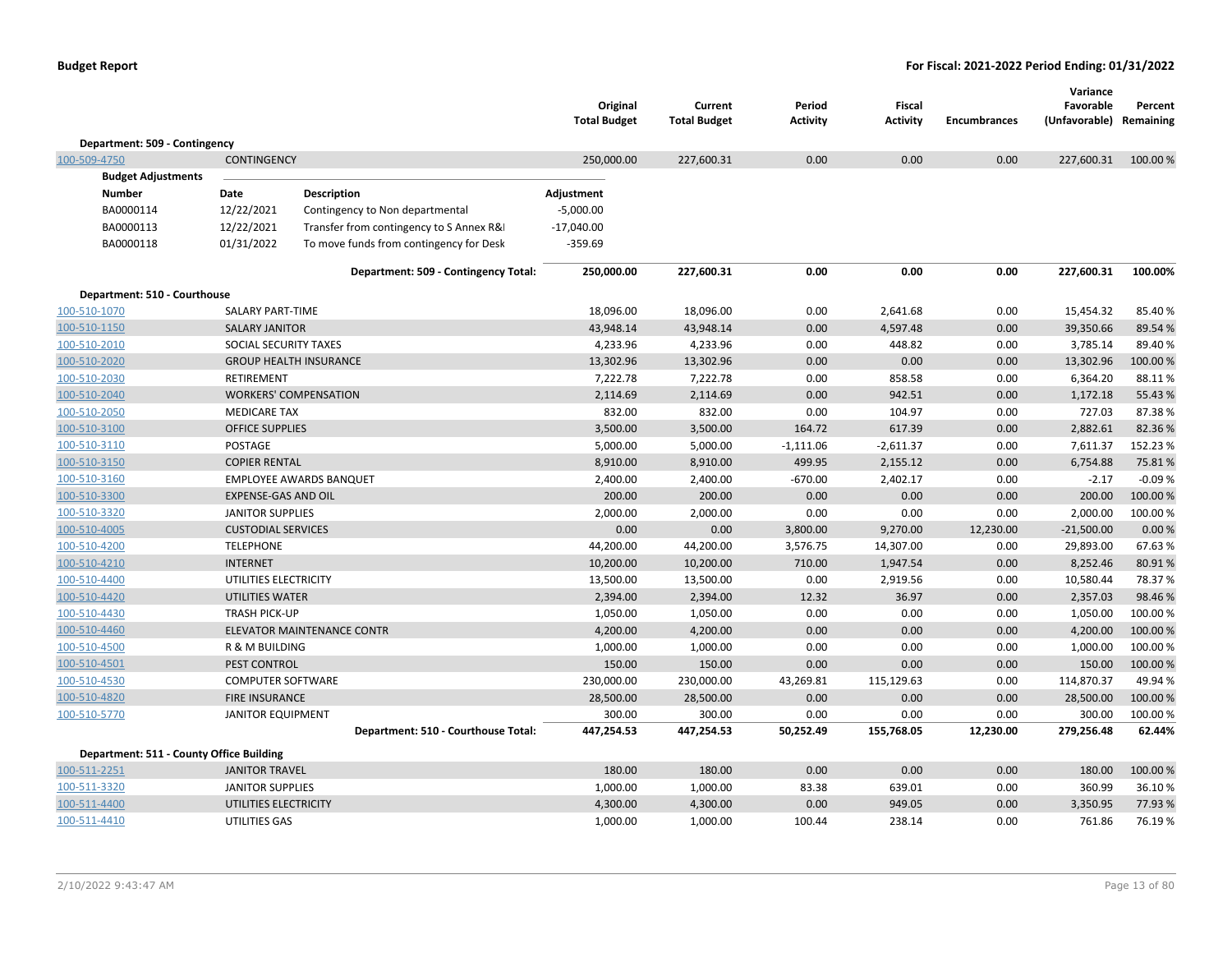**Budget Report** — For Fiscal: 2021-2022 Period Ending: 01/31/2022

| | | Original Total Budget | Current Total Budget | Period Activity | Fiscal Activity | Encumbrances | Variance Favorable (Unfavorable) | Percent Remaining |
|---|---|---|---|---|---|---|---|---|
| **Department: 509 - Contingency** | | | | | | | | |
| 100-509-4750 | CONTINGENCY | 250,000.00 | 227,600.31 | 0.00 | 0.00 | 0.00 | 227,600.31 | 100.00 % |

**Budget Adjustments**

| Number | Date | Description | Adjustment |
|---|---|---|---|
| BA0000114 | 12/22/2021 | Contingency to Non departmental | -5,000.00 |
| BA0000113 | 12/22/2021 | Transfer from contingency to S Annex R&I | -17,040.00 |
| BA0000118 | 01/31/2022 | To move funds from contingency for Desk | -359.69 |

| | | Original Total Budget | Current Total Budget | Period Activity | Fiscal Activity | Encumbrances | Variance Favorable (Unfavorable) | Percent Remaining |
|---|---|---|---|---|---|---|---|---|
| | **Department: 509 - Contingency Total:** | **250,000.00** | **227,600.31** | **0.00** | **0.00** | **0.00** | **227,600.31** | **100.00%** |
| **Department: 510 - Courthouse** | | | | | | | | |
| 100-510-1070 | SALARY PART-TIME | 18,096.00 | 18,096.00 | 0.00 | 2,641.68 | 0.00 | 15,454.32 | 85.40 % |
| 100-510-1150 | SALARY JANITOR | 43,948.14 | 43,948.14 | 0.00 | 4,597.48 | 0.00 | 39,350.66 | 89.54 % |
| 100-510-2010 | SOCIAL SECURITY TAXES | 4,233.96 | 4,233.96 | 0.00 | 448.82 | 0.00 | 3,785.14 | 89.40 % |
| 100-510-2020 | GROUP HEALTH INSURANCE | 13,302.96 | 13,302.96 | 0.00 | 0.00 | 0.00 | 13,302.96 | 100.00 % |
| 100-510-2030 | RETIREMENT | 7,222.78 | 7,222.78 | 0.00 | 858.58 | 0.00 | 6,364.20 | 88.11 % |
| 100-510-2040 | WORKERS' COMPENSATION | 2,114.69 | 2,114.69 | 0.00 | 942.51 | 0.00 | 1,172.18 | 55.43 % |
| 100-510-2050 | MEDICARE TAX | 832.00 | 832.00 | 0.00 | 104.97 | 0.00 | 727.03 | 87.38 % |
| 100-510-3100 | OFFICE SUPPLIES | 3,500.00 | 3,500.00 | 164.72 | 617.39 | 0.00 | 2,882.61 | 82.36 % |
| 100-510-3110 | POSTAGE | 5,000.00 | 5,000.00 | -1,111.06 | -2,611.37 | 0.00 | 7,611.37 | 152.23 % |
| 100-510-3150 | COPIER RENTAL | 8,910.00 | 8,910.00 | 499.95 | 2,155.12 | 0.00 | 6,754.88 | 75.81 % |
| 100-510-3160 | EMPLOYEE AWARDS BANQUET | 2,400.00 | 2,400.00 | -670.00 | 2,402.17 | 0.00 | -2.17 | -0.09 % |
| 100-510-3300 | EXPENSE-GAS AND OIL | 200.00 | 200.00 | 0.00 | 0.00 | 0.00 | 200.00 | 100.00 % |
| 100-510-3320 | JANITOR SUPPLIES | 2,000.00 | 2,000.00 | 0.00 | 0.00 | 0.00 | 2,000.00 | 100.00 % |
| 100-510-4005 | CUSTODIAL SERVICES | 0.00 | 0.00 | 3,800.00 | 9,270.00 | 12,230.00 | -21,500.00 | 0.00 % |
| 100-510-4200 | TELEPHONE | 44,200.00 | 44,200.00 | 3,576.75 | 14,307.00 | 0.00 | 29,893.00 | 67.63 % |
| 100-510-4210 | INTERNET | 10,200.00 | 10,200.00 | 710.00 | 1,947.54 | 0.00 | 8,252.46 | 80.91 % |
| 100-510-4400 | UTILITIES ELECTRICITY | 13,500.00 | 13,500.00 | 0.00 | 2,919.56 | 0.00 | 10,580.44 | 78.37 % |
| 100-510-4420 | UTILITIES WATER | 2,394.00 | 2,394.00 | 12.32 | 36.97 | 0.00 | 2,357.03 | 98.46 % |
| 100-510-4430 | TRASH PICK-UP | 1,050.00 | 1,050.00 | 0.00 | 0.00 | 0.00 | 1,050.00 | 100.00 % |
| 100-510-4460 | ELEVATOR MAINTENANCE CONTR | 4,200.00 | 4,200.00 | 0.00 | 0.00 | 0.00 | 4,200.00 | 100.00 % |
| 100-510-4500 | R & M BUILDING | 1,000.00 | 1,000.00 | 0.00 | 0.00 | 0.00 | 1,000.00 | 100.00 % |
| 100-510-4501 | PEST CONTROL | 150.00 | 150.00 | 0.00 | 0.00 | 0.00 | 150.00 | 100.00 % |
| 100-510-4530 | COMPUTER SOFTWARE | 230,000.00 | 230,000.00 | 43,269.81 | 115,129.63 | 0.00 | 114,870.37 | 49.94 % |
| 100-510-4820 | FIRE INSURANCE | 28,500.00 | 28,500.00 | 0.00 | 0.00 | 0.00 | 28,500.00 | 100.00 % |
| 100-510-5770 | JANITOR EQUIPMENT | 300.00 | 300.00 | 0.00 | 0.00 | 0.00 | 300.00 | 100.00 % |
| | **Department: 510 - Courthouse Total:** | **447,254.53** | **447,254.53** | **50,252.49** | **155,768.05** | **12,230.00** | **279,256.48** | **62.44%** |
| **Department: 511 - County Office Building** | | | | | | | | |
| 100-511-2251 | JANITOR TRAVEL | 180.00 | 180.00 | 0.00 | 0.00 | 0.00 | 180.00 | 100.00 % |
| 100-511-3320 | JANITOR SUPPLIES | 1,000.00 | 1,000.00 | 83.38 | 639.01 | 0.00 | 360.99 | 36.10 % |
| 100-511-4400 | UTILITIES ELECTRICITY | 4,300.00 | 4,300.00 | 0.00 | 949.05 | 0.00 | 3,350.95 | 77.93 % |
| 100-511-4410 | UTILITIES GAS | 1,000.00 | 1,000.00 | 100.44 | 238.14 | 0.00 | 761.86 | 76.19 % |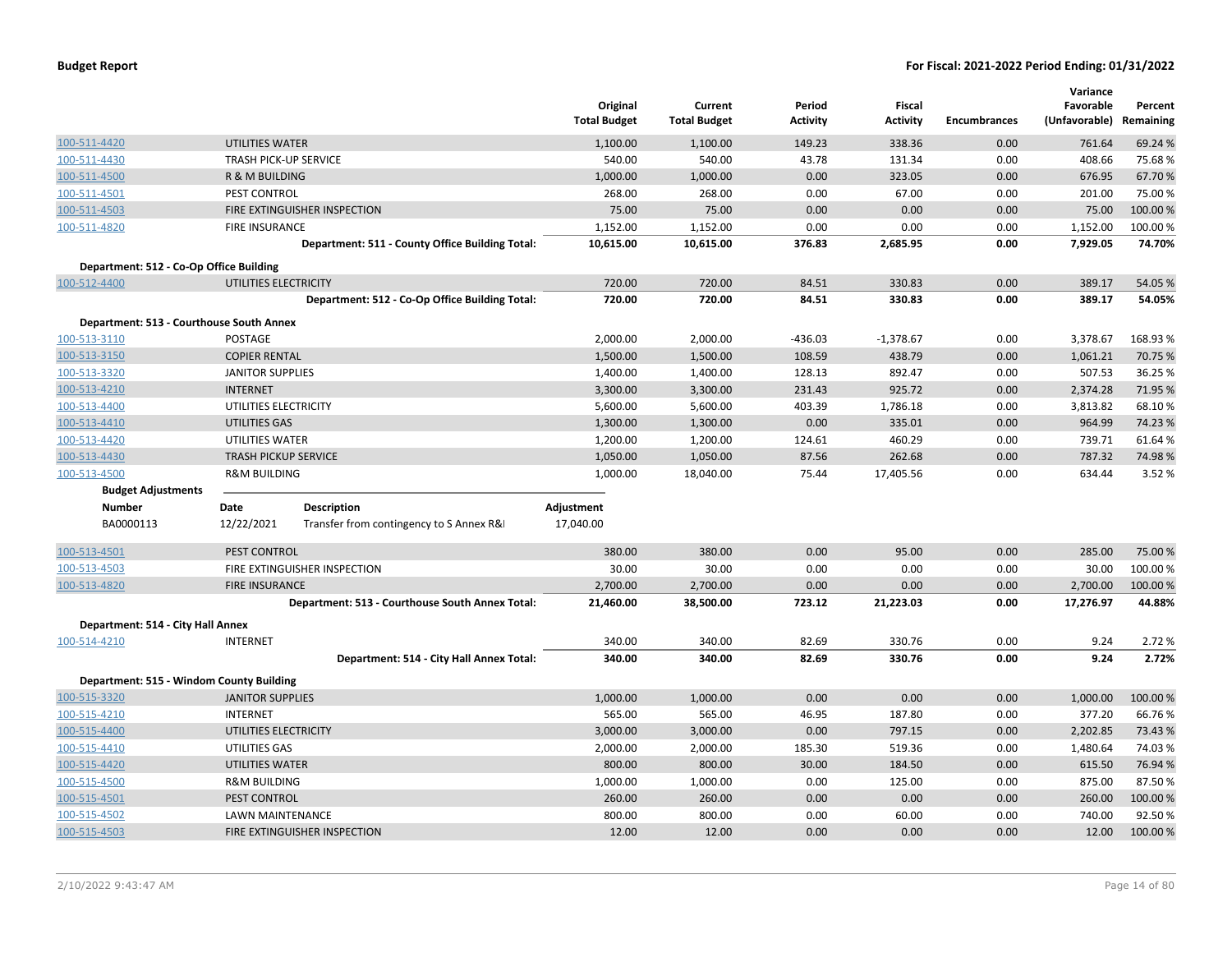**Budget Report** — For Fiscal: 2021-2022 Period Ending: 01/31/2022

| | | Original Total Budget | Current Total Budget | Period Activity | Fiscal Activity | Encumbrances | Variance Favorable (Unfavorable) | Percent Remaining |
|---|---|---|---|---|---|---|---|---|
| 100-511-4420 | UTILITIES WATER | 1,100.00 | 1,100.00 | 149.23 | 338.36 | 0.00 | 761.64 | 69.24 % |
| 100-511-4430 | TRASH PICK-UP SERVICE | 540.00 | 540.00 | 43.78 | 131.34 | 0.00 | 408.66 | 75.68 % |
| 100-511-4500 | R & M BUILDING | 1,000.00 | 1,000.00 | 0.00 | 323.05 | 0.00 | 676.95 | 67.70 % |
| 100-511-4501 | PEST CONTROL | 268.00 | 268.00 | 0.00 | 67.00 | 0.00 | 201.00 | 75.00 % |
| 100-511-4503 | FIRE EXTINGUISHER INSPECTION | 75.00 | 75.00 | 0.00 | 0.00 | 0.00 | 75.00 | 100.00 % |
| 100-511-4820 | FIRE INSURANCE | 1,152.00 | 1,152.00 | 0.00 | 0.00 | 0.00 | 1,152.00 | 100.00 % |
| | **Department: 511 - County Office Building Total:** | **10,615.00** | **10,615.00** | **376.83** | **2,685.95** | **0.00** | **7,929.05** | **74.70%** |
| **Department: 512 - Co-Op Office Building** | | | | | | | | |
| 100-512-4400 | UTILITIES ELECTRICITY | 720.00 | 720.00 | 84.51 | 330.83 | 0.00 | 389.17 | 54.05 % |
| | **Department: 512 - Co-Op Office Building Total:** | **720.00** | **720.00** | **84.51** | **330.83** | **0.00** | **389.17** | **54.05%** |
| **Department: 513 - Courthouse South Annex** | | | | | | | | |
| 100-513-3110 | POSTAGE | 2,000.00 | 2,000.00 | -436.03 | -1,378.67 | 0.00 | 3,378.67 | 168.93 % |
| 100-513-3150 | COPIER RENTAL | 1,500.00 | 1,500.00 | 108.59 | 438.79 | 0.00 | 1,061.21 | 70.75 % |
| 100-513-3320 | JANITOR SUPPLIES | 1,400.00 | 1,400.00 | 128.13 | 892.47 | 0.00 | 507.53 | 36.25 % |
| 100-513-4210 | INTERNET | 3,300.00 | 3,300.00 | 231.43 | 925.72 | 0.00 | 2,374.28 | 71.95 % |
| 100-513-4400 | UTILITIES ELECTRICITY | 5,600.00 | 5,600.00 | 403.39 | 1,786.18 | 0.00 | 3,813.82 | 68.10 % |
| 100-513-4410 | UTILITIES GAS | 1,300.00 | 1,300.00 | 0.00 | 335.01 | 0.00 | 964.99 | 74.23 % |
| 100-513-4420 | UTILITIES WATER | 1,200.00 | 1,200.00 | 124.61 | 460.29 | 0.00 | 739.71 | 61.64 % |
| 100-513-4430 | TRASH PICKUP SERVICE | 1,050.00 | 1,050.00 | 87.56 | 262.68 | 0.00 | 787.32 | 74.98 % |
| 100-513-4500 | R&M BUILDING | 1,000.00 | 18,040.00 | 75.44 | 17,405.56 | 0.00 | 634.44 | 3.52 % |

**Budget Adjustments**

| Number | Date | Description | Adjustment |
|---|---|---|---|
| BA0000113 | 12/22/2021 | Transfer from contingency to S Annex R&I | 17,040.00 |

| | | Original Total Budget | Current Total Budget | Period Activity | Fiscal Activity | Encumbrances | Variance Favorable (Unfavorable) | Percent Remaining |
|---|---|---|---|---|---|---|---|---|
| 100-513-4501 | PEST CONTROL | 380.00 | 380.00 | 0.00 | 95.00 | 0.00 | 285.00 | 75.00 % |
| 100-513-4503 | FIRE EXTINGUISHER INSPECTION | 30.00 | 30.00 | 0.00 | 0.00 | 0.00 | 30.00 | 100.00 % |
| 100-513-4820 | FIRE INSURANCE | 2,700.00 | 2,700.00 | 0.00 | 0.00 | 0.00 | 2,700.00 | 100.00 % |
| | **Department: 513 - Courthouse South Annex Total:** | **21,460.00** | **38,500.00** | **723.12** | **21,223.03** | **0.00** | **17,276.97** | **44.88%** |
| **Department: 514 - City Hall Annex** | | | | | | | | |
| 100-514-4210 | INTERNET | 340.00 | 340.00 | 82.69 | 330.76 | 0.00 | 9.24 | 2.72 % |
| | **Department: 514 - City Hall Annex Total:** | **340.00** | **340.00** | **82.69** | **330.76** | **0.00** | **9.24** | **2.72%** |
| **Department: 515 - Windom County Building** | | | | | | | | |
| 100-515-3320 | JANITOR SUPPLIES | 1,000.00 | 1,000.00 | 0.00 | 0.00 | 0.00 | 1,000.00 | 100.00 % |
| 100-515-4210 | INTERNET | 565.00 | 565.00 | 46.95 | 187.80 | 0.00 | 377.20 | 66.76 % |
| 100-515-4400 | UTILITIES ELECTRICITY | 3,000.00 | 3,000.00 | 0.00 | 797.15 | 0.00 | 2,202.85 | 73.43 % |
| 100-515-4410 | UTILITIES GAS | 2,000.00 | 2,000.00 | 185.30 | 519.36 | 0.00 | 1,480.64 | 74.03 % |
| 100-515-4420 | UTILITIES WATER | 800.00 | 800.00 | 30.00 | 184.50 | 0.00 | 615.50 | 76.94 % |
| 100-515-4500 | R&M BUILDING | 1,000.00 | 1,000.00 | 0.00 | 125.00 | 0.00 | 875.00 | 87.50 % |
| 100-515-4501 | PEST CONTROL | 260.00 | 260.00 | 0.00 | 0.00 | 0.00 | 260.00 | 100.00 % |
| 100-515-4502 | LAWN MAINTENANCE | 800.00 | 800.00 | 0.00 | 60.00 | 0.00 | 740.00 | 92.50 % |
| 100-515-4503 | FIRE EXTINGUISHER INSPECTION | 12.00 | 12.00 | 0.00 | 0.00 | 0.00 | 12.00 | 100.00 % |

2/10/2022 9:43:47 AM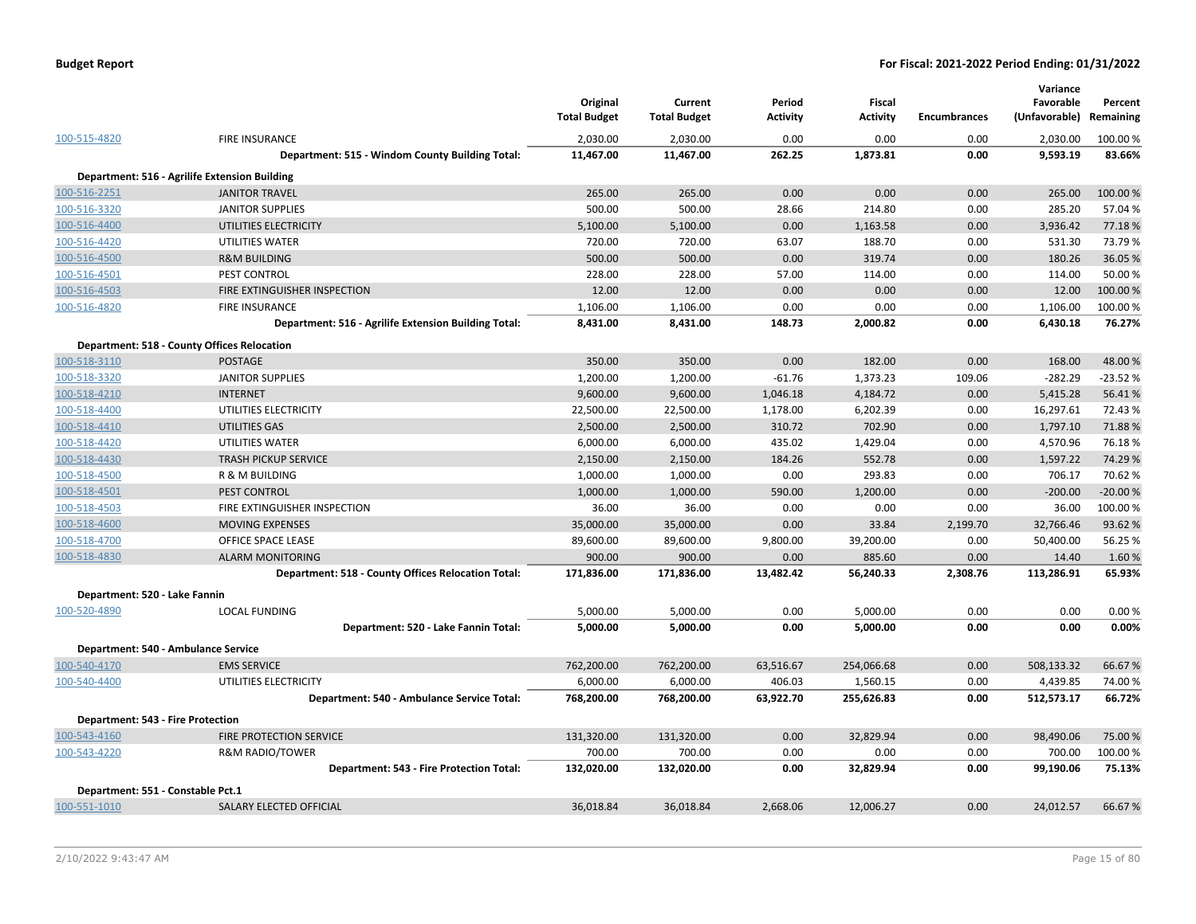**Budget Report** — **For Fiscal: 2021-2022 Period Ending: 01/31/2022**

| | | Original Total Budget | Current Total Budget | Period Activity | Fiscal Activity | Encumbrances | Variance Favorable (Unfavorable) | Percent Remaining |
|---|---|---|---|---|---|---|---|---|
| 100-515-4820 | FIRE INSURANCE | 2,030.00 | 2,030.00 | 0.00 | 0.00 | 0.00 | 2,030.00 | 100.00 % |
| | **Department: 515 - Windom County Building Total:** | **11,467.00** | **11,467.00** | **262.25** | **1,873.81** | **0.00** | **9,593.19** | **83.66%** |
| **Department: 516 - Agrilife Extension Building** | | | | | | | | |
| 100-516-2251 | JANITOR TRAVEL | 265.00 | 265.00 | 0.00 | 0.00 | 0.00 | 265.00 | 100.00 % |
| 100-516-3320 | JANITOR SUPPLIES | 500.00 | 500.00 | 28.66 | 214.80 | 0.00 | 285.20 | 57.04 % |
| 100-516-4400 | UTILITIES ELECTRICITY | 5,100.00 | 5,100.00 | 0.00 | 1,163.58 | 0.00 | 3,936.42 | 77.18 % |
| 100-516-4420 | UTILITIES WATER | 720.00 | 720.00 | 63.07 | 188.70 | 0.00 | 531.30 | 73.79 % |
| 100-516-4500 | R&M BUILDING | 500.00 | 500.00 | 0.00 | 319.74 | 0.00 | 180.26 | 36.05 % |
| 100-516-4501 | PEST CONTROL | 228.00 | 228.00 | 57.00 | 114.00 | 0.00 | 114.00 | 50.00 % |
| 100-516-4503 | FIRE EXTINGUISHER INSPECTION | 12.00 | 12.00 | 0.00 | 0.00 | 0.00 | 12.00 | 100.00 % |
| 100-516-4820 | FIRE INSURANCE | 1,106.00 | 1,106.00 | 0.00 | 0.00 | 0.00 | 1,106.00 | 100.00 % |
| | **Department: 516 - Agrilife Extension Building Total:** | **8,431.00** | **8,431.00** | **148.73** | **2,000.82** | **0.00** | **6,430.18** | **76.27%** |
| **Department: 518 - County Offices Relocation** | | | | | | | | |
| 100-518-3110 | POSTAGE | 350.00 | 350.00 | 0.00 | 182.00 | 0.00 | 168.00 | 48.00 % |
| 100-518-3320 | JANITOR SUPPLIES | 1,200.00 | 1,200.00 | -61.76 | 1,373.23 | 109.06 | -282.29 | -23.52 % |
| 100-518-4210 | INTERNET | 9,600.00 | 9,600.00 | 1,046.18 | 4,184.72 | 0.00 | 5,415.28 | 56.41 % |
| 100-518-4400 | UTILITIES ELECTRICITY | 22,500.00 | 22,500.00 | 1,178.00 | 6,202.39 | 0.00 | 16,297.61 | 72.43 % |
| 100-518-4410 | UTILITIES GAS | 2,500.00 | 2,500.00 | 310.72 | 702.90 | 0.00 | 1,797.10 | 71.88 % |
| 100-518-4420 | UTILITIES WATER | 6,000.00 | 6,000.00 | 435.02 | 1,429.04 | 0.00 | 4,570.96 | 76.18 % |
| 100-518-4430 | TRASH PICKUP SERVICE | 2,150.00 | 2,150.00 | 184.26 | 552.78 | 0.00 | 1,597.22 | 74.29 % |
| 100-518-4500 | R & M BUILDING | 1,000.00 | 1,000.00 | 0.00 | 293.83 | 0.00 | 706.17 | 70.62 % |
| 100-518-4501 | PEST CONTROL | 1,000.00 | 1,000.00 | 590.00 | 1,200.00 | 0.00 | -200.00 | -20.00 % |
| 100-518-4503 | FIRE EXTINGUISHER INSPECTION | 36.00 | 36.00 | 0.00 | 0.00 | 0.00 | 36.00 | 100.00 % |
| 100-518-4600 | MOVING EXPENSES | 35,000.00 | 35,000.00 | 0.00 | 33.84 | 2,199.70 | 32,766.46 | 93.62 % |
| 100-518-4700 | OFFICE SPACE LEASE | 89,600.00 | 89,600.00 | 9,800.00 | 39,200.00 | 0.00 | 50,400.00 | 56.25 % |
| 100-518-4830 | ALARM MONITORING | 900.00 | 900.00 | 0.00 | 885.60 | 0.00 | 14.40 | 1.60 % |
| | **Department: 518 - County Offices Relocation Total:** | **171,836.00** | **171,836.00** | **13,482.42** | **56,240.33** | **2,308.76** | **113,286.91** | **65.93%** |
| **Department: 520 - Lake Fannin** | | | | | | | | |
| 100-520-4890 | LOCAL FUNDING | 5,000.00 | 5,000.00 | 0.00 | 5,000.00 | 0.00 | 0.00 | 0.00 % |
| | **Department: 520 - Lake Fannin Total:** | **5,000.00** | **5,000.00** | **0.00** | **5,000.00** | **0.00** | **0.00** | **0.00%** |
| **Department: 540 - Ambulance Service** | | | | | | | | |
| 100-540-4170 | EMS SERVICE | 762,200.00 | 762,200.00 | 63,516.67 | 254,066.68 | 0.00 | 508,133.32 | 66.67 % |
| 100-540-4400 | UTILITIES ELECTRICITY | 6,000.00 | 6,000.00 | 406.03 | 1,560.15 | 0.00 | 4,439.85 | 74.00 % |
| | **Department: 540 - Ambulance Service Total:** | **768,200.00** | **768,200.00** | **63,922.70** | **255,626.83** | **0.00** | **512,573.17** | **66.72%** |
| **Department: 543 - Fire Protection** | | | | | | | | |
| 100-543-4160 | FIRE PROTECTION SERVICE | 131,320.00 | 131,320.00 | 0.00 | 32,829.94 | 0.00 | 98,490.06 | 75.00 % |
| 100-543-4220 | R&M RADIO/TOWER | 700.00 | 700.00 | 0.00 | 0.00 | 0.00 | 700.00 | 100.00 % |
| | **Department: 543 - Fire Protection Total:** | **132,020.00** | **132,020.00** | **0.00** | **32,829.94** | **0.00** | **99,190.06** | **75.13%** |
| **Department: 551 - Constable Pct.1** | | | | | | | | |
| 100-551-1010 | SALARY ELECTED OFFICIAL | 36,018.84 | 36,018.84 | 2,668.06 | 12,006.27 | 0.00 | 24,012.57 | 66.67 % |

2/10/2022 9:43:47 AM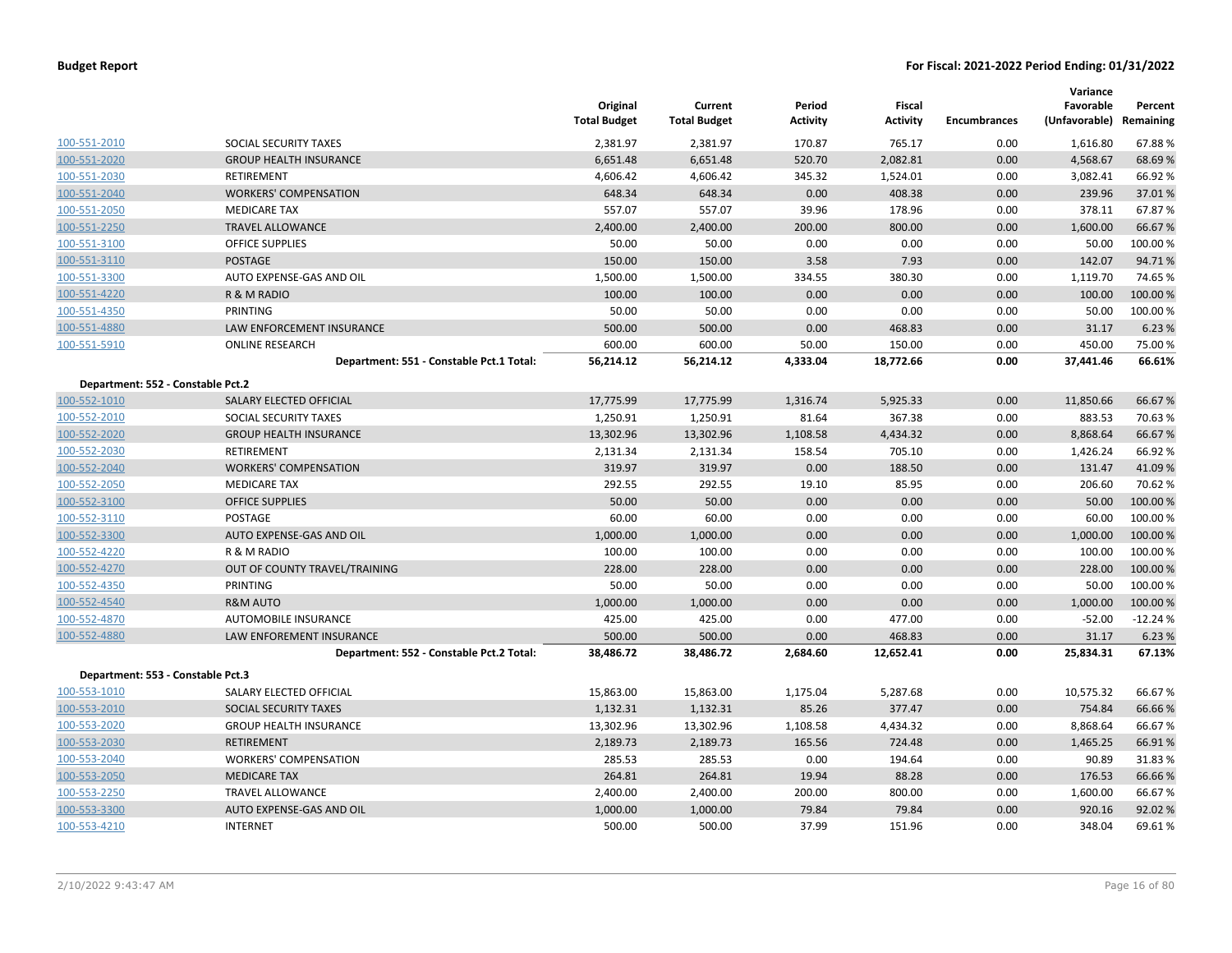| | | Original Total Budget | Current Total Budget | Period Activity | Fiscal Activity | Encumbrances | Variance Favorable (Unfavorable) | Percent Remaining |
|---|---|---|---|---|---|---|---|---|
| 100-551-2010 | SOCIAL SECURITY TAXES | 2,381.97 | 2,381.97 | 170.87 | 765.17 | 0.00 | 1,616.80 | 67.88 % |
| 100-551-2020 | GROUP HEALTH INSURANCE | 6,651.48 | 6,651.48 | 520.70 | 2,082.81 | 0.00 | 4,568.67 | 68.69 % |
| 100-551-2030 | RETIREMENT | 4,606.42 | 4,606.42 | 345.32 | 1,524.01 | 0.00 | 3,082.41 | 66.92 % |
| 100-551-2040 | WORKERS' COMPENSATION | 648.34 | 648.34 | 0.00 | 408.38 | 0.00 | 239.96 | 37.01 % |
| 100-551-2050 | MEDICARE TAX | 557.07 | 557.07 | 39.96 | 178.96 | 0.00 | 378.11 | 67.87 % |
| 100-551-2250 | TRAVEL ALLOWANCE | 2,400.00 | 2,400.00 | 200.00 | 800.00 | 0.00 | 1,600.00 | 66.67 % |
| 100-551-3100 | OFFICE SUPPLIES | 50.00 | 50.00 | 0.00 | 0.00 | 0.00 | 50.00 | 100.00 % |
| 100-551-3110 | POSTAGE | 150.00 | 150.00 | 3.58 | 7.93 | 0.00 | 142.07 | 94.71 % |
| 100-551-3300 | AUTO EXPENSE-GAS AND OIL | 1,500.00 | 1,500.00 | 334.55 | 380.30 | 0.00 | 1,119.70 | 74.65 % |
| 100-551-4220 | R & M RADIO | 100.00 | 100.00 | 0.00 | 0.00 | 0.00 | 100.00 | 100.00 % |
| 100-551-4350 | PRINTING | 50.00 | 50.00 | 0.00 | 0.00 | 0.00 | 50.00 | 100.00 % |
| 100-551-4880 | LAW ENFORCEMENT INSURANCE | 500.00 | 500.00 | 0.00 | 468.83 | 0.00 | 31.17 | 6.23 % |
| 100-551-5910 | ONLINE RESEARCH | 600.00 | 600.00 | 50.00 | 150.00 | 0.00 | 450.00 | 75.00 % |
| | **Department: 551 - Constable Pct.1 Total:** | **56,214.12** | **56,214.12** | **4,333.04** | **18,772.66** | **0.00** | **37,441.46** | **66.61%** |
| **Department: 552 - Constable Pct.2** | | | | | | | | |
| 100-552-1010 | SALARY ELECTED OFFICIAL | 17,775.99 | 17,775.99 | 1,316.74 | 5,925.33 | 0.00 | 11,850.66 | 66.67 % |
| 100-552-2010 | SOCIAL SECURITY TAXES | 1,250.91 | 1,250.91 | 81.64 | 367.38 | 0.00 | 883.53 | 70.63 % |
| 100-552-2020 | GROUP HEALTH INSURANCE | 13,302.96 | 13,302.96 | 1,108.58 | 4,434.32 | 0.00 | 8,868.64 | 66.67 % |
| 100-552-2030 | RETIREMENT | 2,131.34 | 2,131.34 | 158.54 | 705.10 | 0.00 | 1,426.24 | 66.92 % |
| 100-552-2040 | WORKERS' COMPENSATION | 319.97 | 319.97 | 0.00 | 188.50 | 0.00 | 131.47 | 41.09 % |
| 100-552-2050 | MEDICARE TAX | 292.55 | 292.55 | 19.10 | 85.95 | 0.00 | 206.60 | 70.62 % |
| 100-552-3100 | OFFICE SUPPLIES | 50.00 | 50.00 | 0.00 | 0.00 | 0.00 | 50.00 | 100.00 % |
| 100-552-3110 | POSTAGE | 60.00 | 60.00 | 0.00 | 0.00 | 0.00 | 60.00 | 100.00 % |
| 100-552-3300 | AUTO EXPENSE-GAS AND OIL | 1,000.00 | 1,000.00 | 0.00 | 0.00 | 0.00 | 1,000.00 | 100.00 % |
| 100-552-4220 | R & M RADIO | 100.00 | 100.00 | 0.00 | 0.00 | 0.00 | 100.00 | 100.00 % |
| 100-552-4270 | OUT OF COUNTY TRAVEL/TRAINING | 228.00 | 228.00 | 0.00 | 0.00 | 0.00 | 228.00 | 100.00 % |
| 100-552-4350 | PRINTING | 50.00 | 50.00 | 0.00 | 0.00 | 0.00 | 50.00 | 100.00 % |
| 100-552-4540 | R&M AUTO | 1,000.00 | 1,000.00 | 0.00 | 0.00 | 0.00 | 1,000.00 | 100.00 % |
| 100-552-4870 | AUTOMOBILE INSURANCE | 425.00 | 425.00 | 0.00 | 477.00 | 0.00 | -52.00 | -12.24 % |
| 100-552-4880 | LAW ENFOREMENT INSURANCE | 500.00 | 500.00 | 0.00 | 468.83 | 0.00 | 31.17 | 6.23 % |
| | **Department: 552 - Constable Pct.2 Total:** | **38,486.72** | **38,486.72** | **2,684.60** | **12,652.41** | **0.00** | **25,834.31** | **67.13%** |
| **Department: 553 - Constable Pct.3** | | | | | | | | |
| 100-553-1010 | SALARY ELECTED OFFICIAL | 15,863.00 | 15,863.00 | 1,175.04 | 5,287.68 | 0.00 | 10,575.32 | 66.67 % |
| 100-553-2010 | SOCIAL SECURITY TAXES | 1,132.31 | 1,132.31 | 85.26 | 377.47 | 0.00 | 754.84 | 66.66 % |
| 100-553-2020 | GROUP HEALTH INSURANCE | 13,302.96 | 13,302.96 | 1,108.58 | 4,434.32 | 0.00 | 8,868.64 | 66.67 % |
| 100-553-2030 | RETIREMENT | 2,189.73 | 2,189.73 | 165.56 | 724.48 | 0.00 | 1,465.25 | 66.91 % |
| 100-553-2040 | WORKERS' COMPENSATION | 285.53 | 285.53 | 0.00 | 194.64 | 0.00 | 90.89 | 31.83 % |
| 100-553-2050 | MEDICARE TAX | 264.81 | 264.81 | 19.94 | 88.28 | 0.00 | 176.53 | 66.66 % |
| 100-553-2250 | TRAVEL ALLOWANCE | 2,400.00 | 2,400.00 | 200.00 | 800.00 | 0.00 | 1,600.00 | 66.67 % |
| 100-553-3300 | AUTO EXPENSE-GAS AND OIL | 1,000.00 | 1,000.00 | 79.84 | 79.84 | 0.00 | 920.16 | 92.02 % |
| 100-553-4210 | INTERNET | 500.00 | 500.00 | 37.99 | 151.96 | 0.00 | 348.04 | 69.61 % |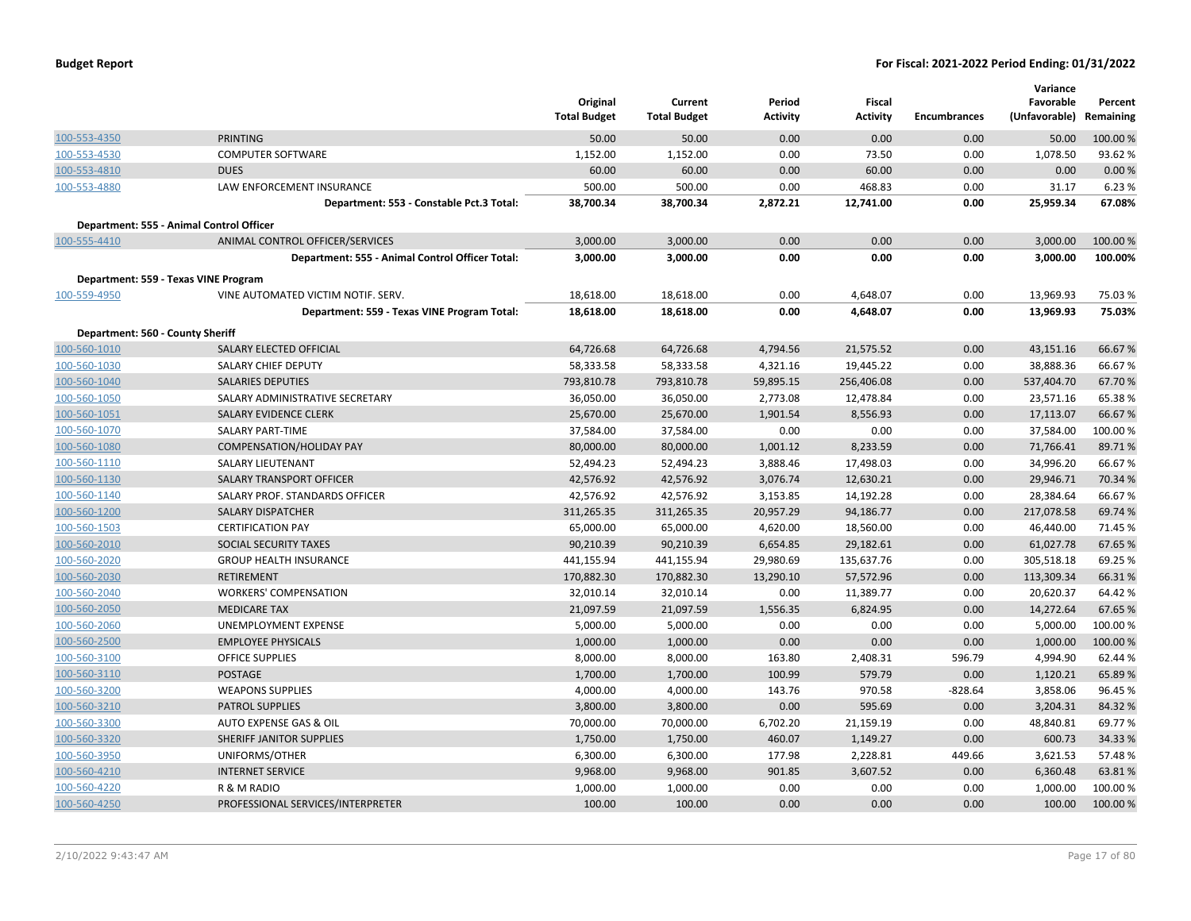| | | Original Total Budget | Current Total Budget | Period Activity | Fiscal Activity | Encumbrances | Variance Favorable (Unfavorable) | Percent Remaining |
|---|---|---|---|---|---|---|---|---|
| 100-553-4350 | PRINTING | 50.00 | 50.00 | 0.00 | 0.00 | 0.00 | 50.00 | 100.00 % |
| 100-553-4530 | COMPUTER SOFTWARE | 1,152.00 | 1,152.00 | 0.00 | 73.50 | 0.00 | 1,078.50 | 93.62 % |
| 100-553-4810 | DUES | 60.00 | 60.00 | 0.00 | 60.00 | 0.00 | 0.00 | 0.00 % |
| 100-553-4880 | LAW ENFORCEMENT INSURANCE | 500.00 | 500.00 | 0.00 | 468.83 | 0.00 | 31.17 | 6.23 % |
| | **Department: 553 - Constable Pct.3 Total:** | **38,700.34** | **38,700.34** | **2,872.21** | **12,741.00** | **0.00** | **25,959.34** | **67.08%** |
| **Department: 555 - Animal Control Officer** | | | | | | | | |
| 100-555-4410 | ANIMAL CONTROL OFFICER/SERVICES | 3,000.00 | 3,000.00 | 0.00 | 0.00 | 0.00 | 3,000.00 | 100.00 % |
| | **Department: 555 - Animal Control Officer Total:** | **3,000.00** | **3,000.00** | **0.00** | **0.00** | **0.00** | **3,000.00** | **100.00%** |
| **Department: 559 - Texas VINE Program** | | | | | | | | |
| 100-559-4950 | VINE AUTOMATED VICTIM NOTIF. SERV. | 18,618.00 | 18,618.00 | 0.00 | 4,648.07 | 0.00 | 13,969.93 | 75.03 % |
| | **Department: 559 - Texas VINE Program Total:** | **18,618.00** | **18,618.00** | **0.00** | **4,648.07** | **0.00** | **13,969.93** | **75.03%** |
| **Department: 560 - County Sheriff** | | | | | | | | |
| 100-560-1010 | SALARY ELECTED OFFICIAL | 64,726.68 | 64,726.68 | 4,794.56 | 21,575.52 | 0.00 | 43,151.16 | 66.67 % |
| 100-560-1030 | SALARY CHIEF DEPUTY | 58,333.58 | 58,333.58 | 4,321.16 | 19,445.22 | 0.00 | 38,888.36 | 66.67 % |
| 100-560-1040 | SALARIES DEPUTIES | 793,810.78 | 793,810.78 | 59,895.15 | 256,406.08 | 0.00 | 537,404.70 | 67.70 % |
| 100-560-1050 | SALARY ADMINISTRATIVE SECRETARY | 36,050.00 | 36,050.00 | 2,773.08 | 12,478.84 | 0.00 | 23,571.16 | 65.38 % |
| 100-560-1051 | SALARY EVIDENCE CLERK | 25,670.00 | 25,670.00 | 1,901.54 | 8,556.93 | 0.00 | 17,113.07 | 66.67 % |
| 100-560-1070 | SALARY PART-TIME | 37,584.00 | 37,584.00 | 0.00 | 0.00 | 0.00 | 37,584.00 | 100.00 % |
| 100-560-1080 | COMPENSATION/HOLIDAY PAY | 80,000.00 | 80,000.00 | 1,001.12 | 8,233.59 | 0.00 | 71,766.41 | 89.71 % |
| 100-560-1110 | SALARY LIEUTENANT | 52,494.23 | 52,494.23 | 3,888.46 | 17,498.03 | 0.00 | 34,996.20 | 66.67 % |
| 100-560-1130 | SALARY TRANSPORT OFFICER | 42,576.92 | 42,576.92 | 3,076.74 | 12,630.21 | 0.00 | 29,946.71 | 70.34 % |
| 100-560-1140 | SALARY PROF. STANDARDS OFFICER | 42,576.92 | 42,576.92 | 3,153.85 | 14,192.28 | 0.00 | 28,384.64 | 66.67 % |
| 100-560-1200 | SALARY DISPATCHER | 311,265.35 | 311,265.35 | 20,957.29 | 94,186.77 | 0.00 | 217,078.58 | 69.74 % |
| 100-560-1503 | CERTIFICATION PAY | 65,000.00 | 65,000.00 | 4,620.00 | 18,560.00 | 0.00 | 46,440.00 | 71.45 % |
| 100-560-2010 | SOCIAL SECURITY TAXES | 90,210.39 | 90,210.39 | 6,654.85 | 29,182.61 | 0.00 | 61,027.78 | 67.65 % |
| 100-560-2020 | GROUP HEALTH INSURANCE | 441,155.94 | 441,155.94 | 29,980.69 | 135,637.76 | 0.00 | 305,518.18 | 69.25 % |
| 100-560-2030 | RETIREMENT | 170,882.30 | 170,882.30 | 13,290.10 | 57,572.96 | 0.00 | 113,309.34 | 66.31 % |
| 100-560-2040 | WORKERS' COMPENSATION | 32,010.14 | 32,010.14 | 0.00 | 11,389.77 | 0.00 | 20,620.37 | 64.42 % |
| 100-560-2050 | MEDICARE TAX | 21,097.59 | 21,097.59 | 1,556.35 | 6,824.95 | 0.00 | 14,272.64 | 67.65 % |
| 100-560-2060 | UNEMPLOYMENT EXPENSE | 5,000.00 | 5,000.00 | 0.00 | 0.00 | 0.00 | 5,000.00 | 100.00 % |
| 100-560-2500 | EMPLOYEE PHYSICALS | 1,000.00 | 1,000.00 | 0.00 | 0.00 | 0.00 | 1,000.00 | 100.00 % |
| 100-560-3100 | OFFICE SUPPLIES | 8,000.00 | 8,000.00 | 163.80 | 2,408.31 | 596.79 | 4,994.90 | 62.44 % |
| 100-560-3110 | POSTAGE | 1,700.00 | 1,700.00 | 100.99 | 579.79 | 0.00 | 1,120.21 | 65.89 % |
| 100-560-3200 | WEAPONS SUPPLIES | 4,000.00 | 4,000.00 | 143.76 | 970.58 | -828.64 | 3,858.06 | 96.45 % |
| 100-560-3210 | PATROL SUPPLIES | 3,800.00 | 3,800.00 | 0.00 | 595.69 | 0.00 | 3,204.31 | 84.32 % |
| 100-560-3300 | AUTO EXPENSE GAS & OIL | 70,000.00 | 70,000.00 | 6,702.20 | 21,159.19 | 0.00 | 48,840.81 | 69.77 % |
| 100-560-3320 | SHERIFF JANITOR SUPPLIES | 1,750.00 | 1,750.00 | 460.07 | 1,149.27 | 0.00 | 600.73 | 34.33 % |
| 100-560-3950 | UNIFORMS/OTHER | 6,300.00 | 6,300.00 | 177.98 | 2,228.81 | 449.66 | 3,621.53 | 57.48 % |
| 100-560-4210 | INTERNET SERVICE | 9,968.00 | 9,968.00 | 901.85 | 3,607.52 | 0.00 | 6,360.48 | 63.81 % |
| 100-560-4220 | R & M RADIO | 1,000.00 | 1,000.00 | 0.00 | 0.00 | 0.00 | 1,000.00 | 100.00 % |
| 100-560-4250 | PROFESSIONAL SERVICES/INTERPRETER | 100.00 | 100.00 | 0.00 | 0.00 | 0.00 | 100.00 | 100.00 % |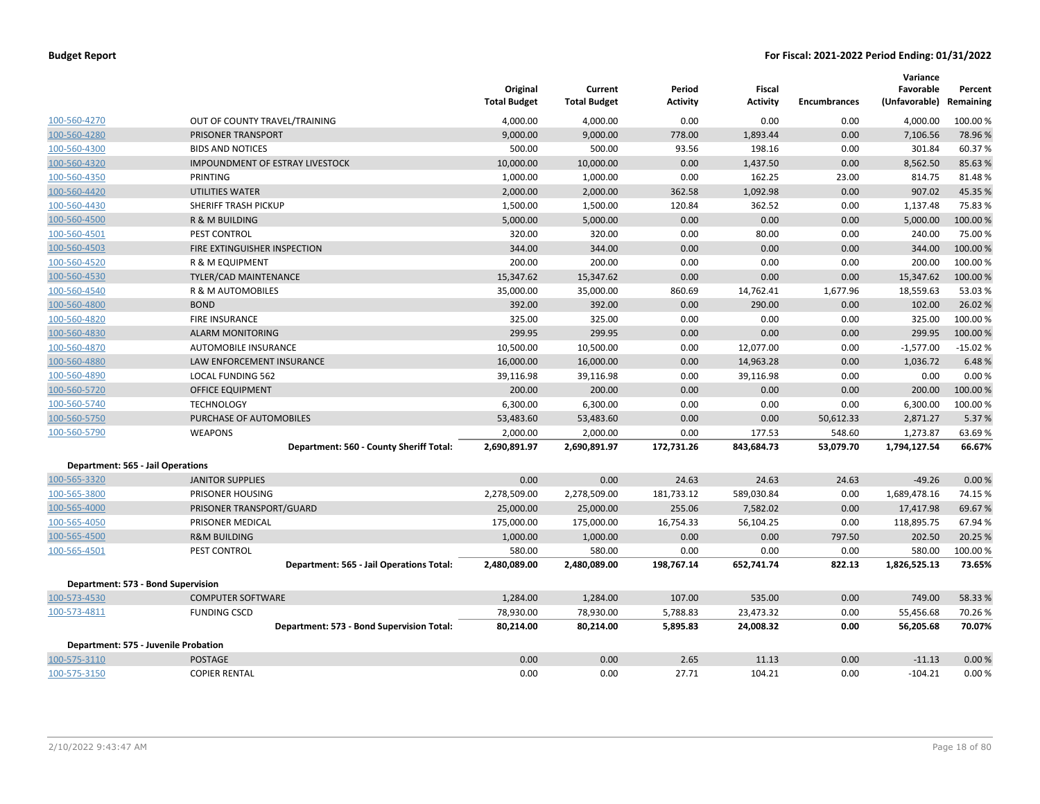| | | Original Total Budget | Current Total Budget | Period Activity | Fiscal Activity | Encumbrances | Variance Favorable (Unfavorable) | Percent Remaining |
|---|---|---|---|---|---|---|---|---|
| 100-560-4270 | OUT OF COUNTY TRAVEL/TRAINING | 4,000.00 | 4,000.00 | 0.00 | 0.00 | 0.00 | 4,000.00 | 100.00 % |
| 100-560-4280 | PRISONER TRANSPORT | 9,000.00 | 9,000.00 | 778.00 | 1,893.44 | 0.00 | 7,106.56 | 78.96 % |
| 100-560-4300 | BIDS AND NOTICES | 500.00 | 500.00 | 93.56 | 198.16 | 0.00 | 301.84 | 60.37 % |
| 100-560-4320 | IMPOUNDMENT OF ESTRAY LIVESTOCK | 10,000.00 | 10,000.00 | 0.00 | 1,437.50 | 0.00 | 8,562.50 | 85.63 % |
| 100-560-4350 | PRINTING | 1,000.00 | 1,000.00 | 0.00 | 162.25 | 23.00 | 814.75 | 81.48 % |
| 100-560-4420 | UTILITIES WATER | 2,000.00 | 2,000.00 | 362.58 | 1,092.98 | 0.00 | 907.02 | 45.35 % |
| 100-560-4430 | SHERIFF TRASH PICKUP | 1,500.00 | 1,500.00 | 120.84 | 362.52 | 0.00 | 1,137.48 | 75.83 % |
| 100-560-4500 | R & M BUILDING | 5,000.00 | 5,000.00 | 0.00 | 0.00 | 0.00 | 5,000.00 | 100.00 % |
| 100-560-4501 | PEST CONTROL | 320.00 | 320.00 | 0.00 | 80.00 | 0.00 | 240.00 | 75.00 % |
| 100-560-4503 | FIRE EXTINGUISHER INSPECTION | 344.00 | 344.00 | 0.00 | 0.00 | 0.00 | 344.00 | 100.00 % |
| 100-560-4520 | R & M EQUIPMENT | 200.00 | 200.00 | 0.00 | 0.00 | 0.00 | 200.00 | 100.00 % |
| 100-560-4530 | TYLER/CAD MAINTENANCE | 15,347.62 | 15,347.62 | 0.00 | 0.00 | 0.00 | 15,347.62 | 100.00 % |
| 100-560-4540 | R & M AUTOMOBILES | 35,000.00 | 35,000.00 | 860.69 | 14,762.41 | 1,677.96 | 18,559.63 | 53.03 % |
| 100-560-4800 | BOND | 392.00 | 392.00 | 0.00 | 290.00 | 0.00 | 102.00 | 26.02 % |
| 100-560-4820 | FIRE INSURANCE | 325.00 | 325.00 | 0.00 | 0.00 | 0.00 | 325.00 | 100.00 % |
| 100-560-4830 | ALARM MONITORING | 299.95 | 299.95 | 0.00 | 0.00 | 0.00 | 299.95 | 100.00 % |
| 100-560-4870 | AUTOMOBILE INSURANCE | 10,500.00 | 10,500.00 | 0.00 | 12,077.00 | 0.00 | -1,577.00 | -15.02 % |
| 100-560-4880 | LAW ENFORCEMENT INSURANCE | 16,000.00 | 16,000.00 | 0.00 | 14,963.28 | 0.00 | 1,036.72 | 6.48 % |
| 100-560-4890 | LOCAL FUNDING 562 | 39,116.98 | 39,116.98 | 0.00 | 39,116.98 | 0.00 | 0.00 | 0.00 % |
| 100-560-5720 | OFFICE EQUIPMENT | 200.00 | 200.00 | 0.00 | 0.00 | 0.00 | 200.00 | 100.00 % |
| 100-560-5740 | TECHNOLOGY | 6,300.00 | 6,300.00 | 0.00 | 0.00 | 0.00 | 6,300.00 | 100.00 % |
| 100-560-5750 | PURCHASE OF AUTOMOBILES | 53,483.60 | 53,483.60 | 0.00 | 0.00 | 50,612.33 | 2,871.27 | 5.37 % |
| 100-560-5790 | WEAPONS | 2,000.00 | 2,000.00 | 0.00 | 177.53 | 548.60 | 1,273.87 | 63.69 % |
| | **Department: 560 - County Sheriff Total:** | **2,690,891.97** | **2,690,891.97** | **172,731.26** | **843,684.73** | **53,079.70** | **1,794,127.54** | **66.67%** |
| **Department: 565 - Jail Operations** | | | | | | | | |
| 100-565-3320 | JANITOR SUPPLIES | 0.00 | 0.00 | 24.63 | 24.63 | 24.63 | -49.26 | 0.00 % |
| 100-565-3800 | PRISONER HOUSING | 2,278,509.00 | 2,278,509.00 | 181,733.12 | 589,030.84 | 0.00 | 1,689,478.16 | 74.15 % |
| 100-565-4000 | PRISONER TRANSPORT/GUARD | 25,000.00 | 25,000.00 | 255.06 | 7,582.02 | 0.00 | 17,417.98 | 69.67 % |
| 100-565-4050 | PRISONER MEDICAL | 175,000.00 | 175,000.00 | 16,754.33 | 56,104.25 | 0.00 | 118,895.75 | 67.94 % |
| 100-565-4500 | R&M BUILDING | 1,000.00 | 1,000.00 | 0.00 | 0.00 | 797.50 | 202.50 | 20.25 % |
| 100-565-4501 | PEST CONTROL | 580.00 | 580.00 | 0.00 | 0.00 | 0.00 | 580.00 | 100.00 % |
| | **Department: 565 - Jail Operations Total:** | **2,480,089.00** | **2,480,089.00** | **198,767.14** | **652,741.74** | **822.13** | **1,826,525.13** | **73.65%** |
| **Department: 573 - Bond Supervision** | | | | | | | | |
| 100-573-4530 | COMPUTER SOFTWARE | 1,284.00 | 1,284.00 | 107.00 | 535.00 | 0.00 | 749.00 | 58.33 % |
| 100-573-4811 | FUNDING CSCD | 78,930.00 | 78,930.00 | 5,788.83 | 23,473.32 | 0.00 | 55,456.68 | 70.26 % |
| | **Department: 573 - Bond Supervision Total:** | **80,214.00** | **80,214.00** | **5,895.83** | **24,008.32** | **0.00** | **56,205.68** | **70.07%** |
| **Department: 575 - Juvenile Probation** | | | | | | | | |
| 100-575-3110 | POSTAGE | 0.00 | 0.00 | 2.65 | 11.13 | 0.00 | -11.13 | 0.00 % |
| 100-575-3150 | COPIER RENTAL | 0.00 | 0.00 | 27.71 | 104.21 | 0.00 | -104.21 | 0.00 % |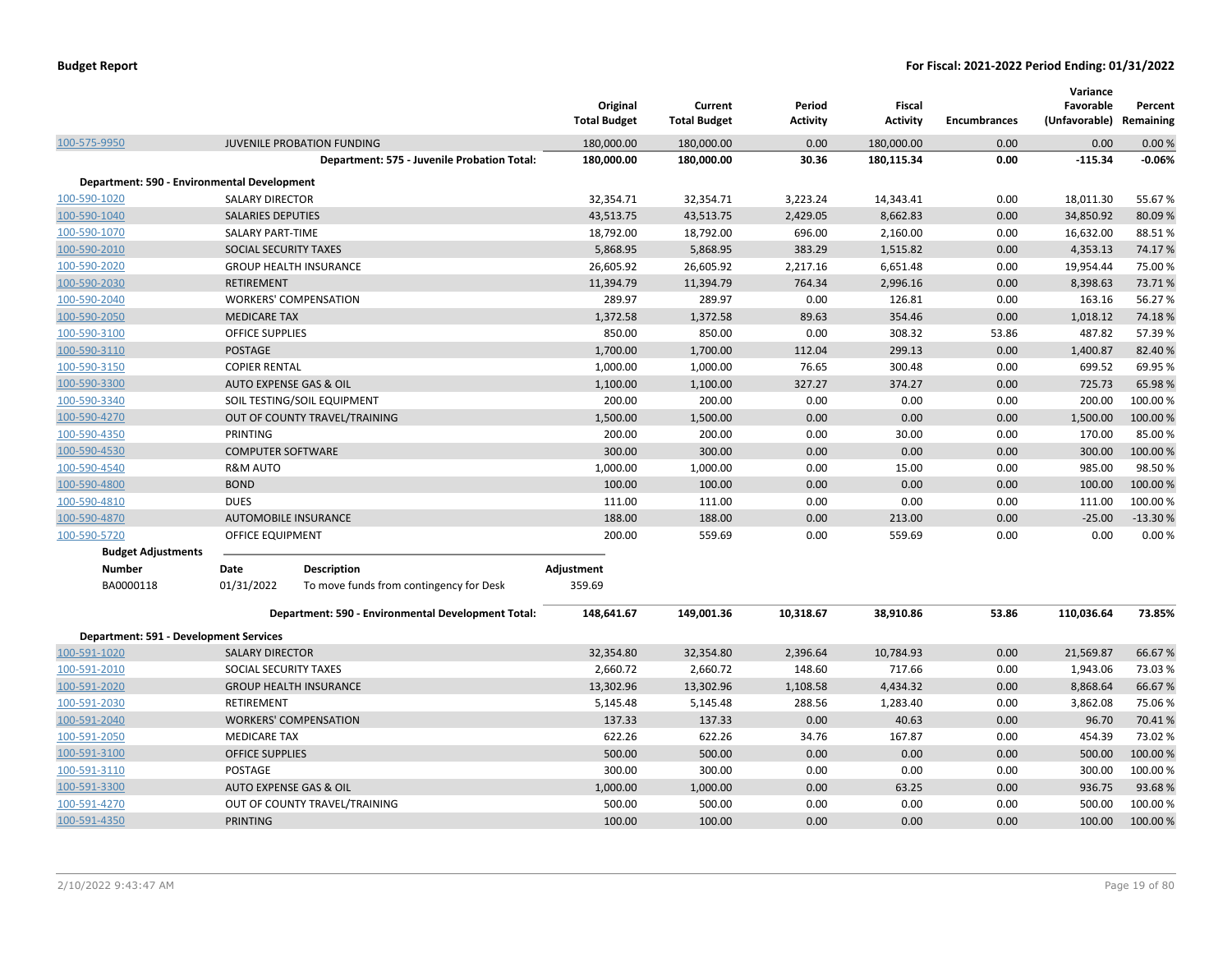**Budget Report** | **For Fiscal: 2021-2022 Period Ending: 01/31/2022**

| | | Original Total Budget | Current Total Budget | Period Activity | Fiscal Activity | Encumbrances | Variance Favorable (Unfavorable) | Percent Remaining |
|---|---|---|---|---|---|---|---|---|
| 100-575-9950 | JUVENILE PROBATION FUNDING | 180,000.00 | 180,000.00 | 0.00 | 180,000.00 | 0.00 | 0.00 | 0.00 % |
| | **Department: 575 - Juvenile Probation Total:** | **180,000.00** | **180,000.00** | **30.36** | **180,115.34** | **0.00** | **-115.34** | **-0.06%** |
| **Department: 590 - Environmental Development** | | | | | | | | |
| 100-590-1020 | SALARY DIRECTOR | 32,354.71 | 32,354.71 | 3,223.24 | 14,343.41 | 0.00 | 18,011.30 | 55.67 % |
| 100-590-1040 | SALARIES DEPUTIES | 43,513.75 | 43,513.75 | 2,429.05 | 8,662.83 | 0.00 | 34,850.92 | 80.09 % |
| 100-590-1070 | SALARY PART-TIME | 18,792.00 | 18,792.00 | 696.00 | 2,160.00 | 0.00 | 16,632.00 | 88.51 % |
| 100-590-2010 | SOCIAL SECURITY TAXES | 5,868.95 | 5,868.95 | 383.29 | 1,515.82 | 0.00 | 4,353.13 | 74.17 % |
| 100-590-2020 | GROUP HEALTH INSURANCE | 26,605.92 | 26,605.92 | 2,217.16 | 6,651.48 | 0.00 | 19,954.44 | 75.00 % |
| 100-590-2030 | RETIREMENT | 11,394.79 | 11,394.79 | 764.34 | 2,996.16 | 0.00 | 8,398.63 | 73.71 % |
| 100-590-2040 | WORKERS' COMPENSATION | 289.97 | 289.97 | 0.00 | 126.81 | 0.00 | 163.16 | 56.27 % |
| 100-590-2050 | MEDICARE TAX | 1,372.58 | 1,372.58 | 89.63 | 354.46 | 0.00 | 1,018.12 | 74.18 % |
| 100-590-3100 | OFFICE SUPPLIES | 850.00 | 850.00 | 0.00 | 308.32 | 53.86 | 487.82 | 57.39 % |
| 100-590-3110 | POSTAGE | 1,700.00 | 1,700.00 | 112.04 | 299.13 | 0.00 | 1,400.87 | 82.40 % |
| 100-590-3150 | COPIER RENTAL | 1,000.00 | 1,000.00 | 76.65 | 300.48 | 0.00 | 699.52 | 69.95 % |
| 100-590-3300 | AUTO EXPENSE GAS & OIL | 1,100.00 | 1,100.00 | 327.27 | 374.27 | 0.00 | 725.73 | 65.98 % |
| 100-590-3340 | SOIL TESTING/SOIL EQUIPMENT | 200.00 | 200.00 | 0.00 | 0.00 | 0.00 | 200.00 | 100.00 % |
| 100-590-4270 | OUT OF COUNTY TRAVEL/TRAINING | 1,500.00 | 1,500.00 | 0.00 | 0.00 | 0.00 | 1,500.00 | 100.00 % |
| 100-590-4350 | PRINTING | 200.00 | 200.00 | 0.00 | 30.00 | 0.00 | 170.00 | 85.00 % |
| 100-590-4530 | COMPUTER SOFTWARE | 300.00 | 300.00 | 0.00 | 0.00 | 0.00 | 300.00 | 100.00 % |
| 100-590-4540 | R&M AUTO | 1,000.00 | 1,000.00 | 0.00 | 15.00 | 0.00 | 985.00 | 98.50 % |
| 100-590-4800 | BOND | 100.00 | 100.00 | 0.00 | 0.00 | 0.00 | 100.00 | 100.00 % |
| 100-590-4810 | DUES | 111.00 | 111.00 | 0.00 | 0.00 | 0.00 | 111.00 | 100.00 % |
| 100-590-4870 | AUTOMOBILE INSURANCE | 188.00 | 188.00 | 0.00 | 213.00 | 0.00 | -25.00 | -13.30 % |
| 100-590-5720 | OFFICE EQUIPMENT | 200.00 | 559.69 | 0.00 | 559.69 | 0.00 | 0.00 | 0.00 % |

**Budget Adjustments**

| Number | Date | Description | Adjustment |
|---|---|---|---|
| BA0000118 | 01/31/2022 | To move funds from contingency for Desk | 359.69 |

| | | Original Total Budget | Current Total Budget | Period Activity | Fiscal Activity | Encumbrances | Variance Favorable (Unfavorable) | Percent Remaining |
|---|---|---|---|---|---|---|---|---|
| | **Department: 590 - Environmental Development Total:** | **148,641.67** | **149,001.36** | **10,318.67** | **38,910.86** | **53.86** | **110,036.64** | **73.85%** |
| **Department: 591 - Development Services** | | | | | | | | |
| 100-591-1020 | SALARY DIRECTOR | 32,354.80 | 32,354.80 | 2,396.64 | 10,784.93 | 0.00 | 21,569.87 | 66.67 % |
| 100-591-2010 | SOCIAL SECURITY TAXES | 2,660.72 | 2,660.72 | 148.60 | 717.66 | 0.00 | 1,943.06 | 73.03 % |
| 100-591-2020 | GROUP HEALTH INSURANCE | 13,302.96 | 13,302.96 | 1,108.58 | 4,434.32 | 0.00 | 8,868.64 | 66.67 % |
| 100-591-2030 | RETIREMENT | 5,145.48 | 5,145.48 | 288.56 | 1,283.40 | 0.00 | 3,862.08 | 75.06 % |
| 100-591-2040 | WORKERS' COMPENSATION | 137.33 | 137.33 | 0.00 | 40.63 | 0.00 | 96.70 | 70.41 % |
| 100-591-2050 | MEDICARE TAX | 622.26 | 622.26 | 34.76 | 167.87 | 0.00 | 454.39 | 73.02 % |
| 100-591-3100 | OFFICE SUPPLIES | 500.00 | 500.00 | 0.00 | 0.00 | 0.00 | 500.00 | 100.00 % |
| 100-591-3110 | POSTAGE | 300.00 | 300.00 | 0.00 | 0.00 | 0.00 | 300.00 | 100.00 % |
| 100-591-3300 | AUTO EXPENSE GAS & OIL | 1,000.00 | 1,000.00 | 0.00 | 63.25 | 0.00 | 936.75 | 93.68 % |
| 100-591-4270 | OUT OF COUNTY TRAVEL/TRAINING | 500.00 | 500.00 | 0.00 | 0.00 | 0.00 | 500.00 | 100.00 % |
| 100-591-4350 | PRINTING | 100.00 | 100.00 | 0.00 | 0.00 | 0.00 | 100.00 | 100.00 % |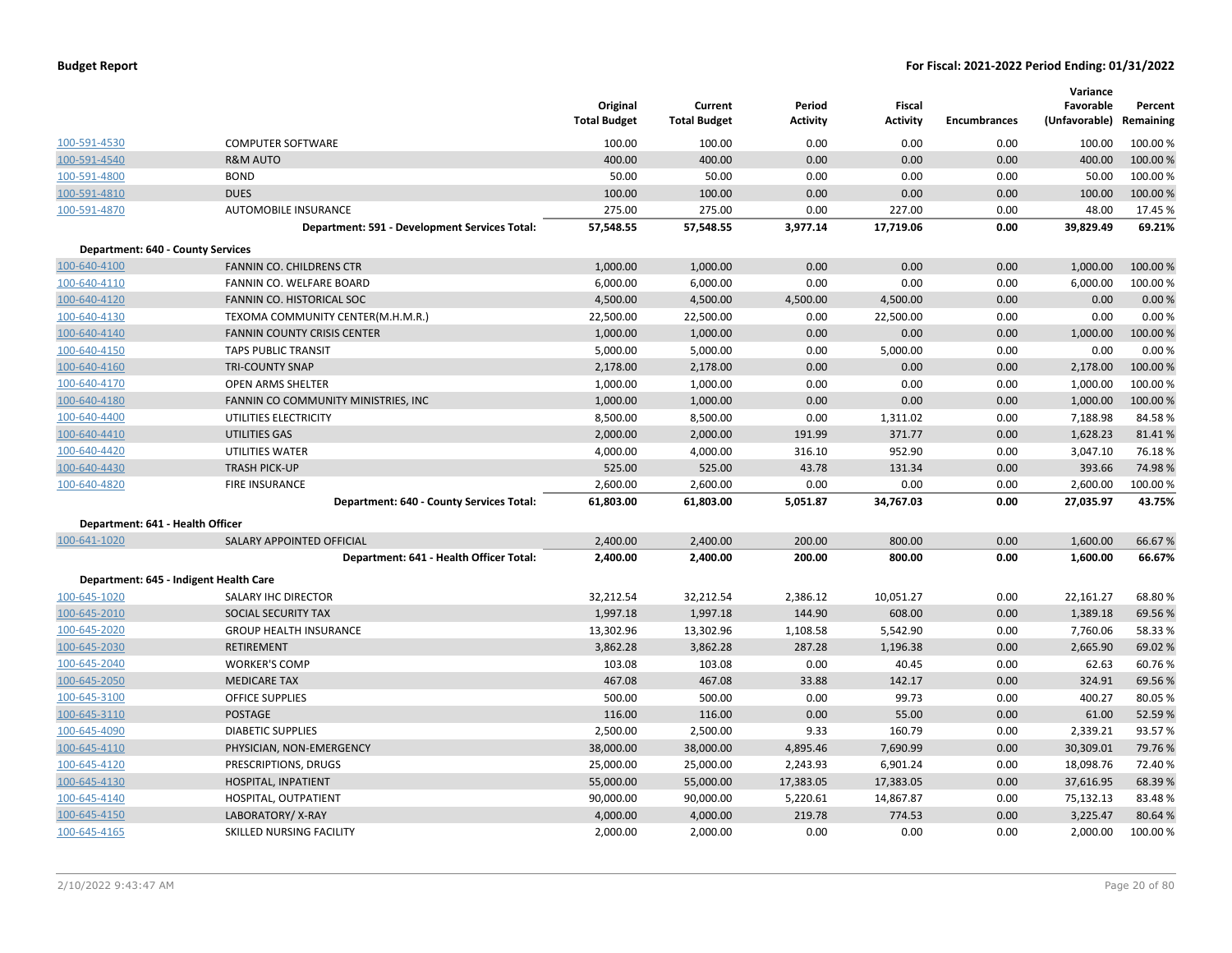| | | Original Total Budget | Current Total Budget | Period Activity | Fiscal Activity | Encumbrances | Variance Favorable (Unfavorable) | Percent Remaining |
|---|---|---|---|---|---|---|---|---|
| 100-591-4530 | COMPUTER SOFTWARE | 100.00 | 100.00 | 0.00 | 0.00 | 0.00 | 100.00 | 100.00 % |
| 100-591-4540 | R&M AUTO | 400.00 | 400.00 | 0.00 | 0.00 | 0.00 | 400.00 | 100.00 % |
| 100-591-4800 | BOND | 50.00 | 50.00 | 0.00 | 0.00 | 0.00 | 50.00 | 100.00 % |
| 100-591-4810 | DUES | 100.00 | 100.00 | 0.00 | 0.00 | 0.00 | 100.00 | 100.00 % |
| 100-591-4870 | AUTOMOBILE INSURANCE | 275.00 | 275.00 | 0.00 | 227.00 | 0.00 | 48.00 | 17.45 % |
| | **Department: 591 - Development Services Total:** | **57,548.55** | **57,548.55** | **3,977.14** | **17,719.06** | **0.00** | **39,829.49** | **69.21%** |
| **Department: 640 - County Services** | | | | | | | | |
| 100-640-4100 | FANNIN CO. CHILDRENS CTR | 1,000.00 | 1,000.00 | 0.00 | 0.00 | 0.00 | 1,000.00 | 100.00 % |
| 100-640-4110 | FANNIN CO. WELFARE BOARD | 6,000.00 | 6,000.00 | 0.00 | 0.00 | 0.00 | 6,000.00 | 100.00 % |
| 100-640-4120 | FANNIN CO. HISTORICAL SOC | 4,500.00 | 4,500.00 | 4,500.00 | 4,500.00 | 0.00 | 0.00 | 0.00 % |
| 100-640-4130 | TEXOMA COMMUNITY CENTER(M.H.M.R.) | 22,500.00 | 22,500.00 | 0.00 | 22,500.00 | 0.00 | 0.00 | 0.00 % |
| 100-640-4140 | FANNIN COUNTY CRISIS CENTER | 1,000.00 | 1,000.00 | 0.00 | 0.00 | 0.00 | 1,000.00 | 100.00 % |
| 100-640-4150 | TAPS PUBLIC TRANSIT | 5,000.00 | 5,000.00 | 0.00 | 5,000.00 | 0.00 | 0.00 | 0.00 % |
| 100-640-4160 | TRI-COUNTY SNAP | 2,178.00 | 2,178.00 | 0.00 | 0.00 | 0.00 | 2,178.00 | 100.00 % |
| 100-640-4170 | OPEN ARMS SHELTER | 1,000.00 | 1,000.00 | 0.00 | 0.00 | 0.00 | 1,000.00 | 100.00 % |
| 100-640-4180 | FANNIN CO COMMUNITY MINISTRIES, INC | 1,000.00 | 1,000.00 | 0.00 | 0.00 | 0.00 | 1,000.00 | 100.00 % |
| 100-640-4400 | UTILITIES ELECTRICITY | 8,500.00 | 8,500.00 | 0.00 | 1,311.02 | 0.00 | 7,188.98 | 84.58 % |
| 100-640-4410 | UTILITIES GAS | 2,000.00 | 2,000.00 | 191.99 | 371.77 | 0.00 | 1,628.23 | 81.41 % |
| 100-640-4420 | UTILITIES WATER | 4,000.00 | 4,000.00 | 316.10 | 952.90 | 0.00 | 3,047.10 | 76.18 % |
| 100-640-4430 | TRASH PICK-UP | 525.00 | 525.00 | 43.78 | 131.34 | 0.00 | 393.66 | 74.98 % |
| 100-640-4820 | FIRE INSURANCE | 2,600.00 | 2,600.00 | 0.00 | 0.00 | 0.00 | 2,600.00 | 100.00 % |
| | **Department: 640 - County Services Total:** | **61,803.00** | **61,803.00** | **5,051.87** | **34,767.03** | **0.00** | **27,035.97** | **43.75%** |
| **Department: 641 - Health Officer** | | | | | | | | |
| 100-641-1020 | SALARY APPOINTED OFFICIAL | 2,400.00 | 2,400.00 | 200.00 | 800.00 | 0.00 | 1,600.00 | 66.67 % |
| | **Department: 641 - Health Officer Total:** | **2,400.00** | **2,400.00** | **200.00** | **800.00** | **0.00** | **1,600.00** | **66.67%** |
| **Department: 645 - Indigent Health Care** | | | | | | | | |
| 100-645-1020 | SALARY IHC DIRECTOR | 32,212.54 | 32,212.54 | 2,386.12 | 10,051.27 | 0.00 | 22,161.27 | 68.80 % |
| 100-645-2010 | SOCIAL SECURITY TAX | 1,997.18 | 1,997.18 | 144.90 | 608.00 | 0.00 | 1,389.18 | 69.56 % |
| 100-645-2020 | GROUP HEALTH INSURANCE | 13,302.96 | 13,302.96 | 1,108.58 | 5,542.90 | 0.00 | 7,760.06 | 58.33 % |
| 100-645-2030 | RETIREMENT | 3,862.28 | 3,862.28 | 287.28 | 1,196.38 | 0.00 | 2,665.90 | 69.02 % |
| 100-645-2040 | WORKER'S COMP | 103.08 | 103.08 | 0.00 | 40.45 | 0.00 | 62.63 | 60.76 % |
| 100-645-2050 | MEDICARE TAX | 467.08 | 467.08 | 33.88 | 142.17 | 0.00 | 324.91 | 69.56 % |
| 100-645-3100 | OFFICE SUPPLIES | 500.00 | 500.00 | 0.00 | 99.73 | 0.00 | 400.27 | 80.05 % |
| 100-645-3110 | POSTAGE | 116.00 | 116.00 | 0.00 | 55.00 | 0.00 | 61.00 | 52.59 % |
| 100-645-4090 | DIABETIC SUPPLIES | 2,500.00 | 2,500.00 | 9.33 | 160.79 | 0.00 | 2,339.21 | 93.57 % |
| 100-645-4110 | PHYSICIAN, NON-EMERGENCY | 38,000.00 | 38,000.00 | 4,895.46 | 7,690.99 | 0.00 | 30,309.01 | 79.76 % |
| 100-645-4120 | PRESCRIPTIONS, DRUGS | 25,000.00 | 25,000.00 | 2,243.93 | 6,901.24 | 0.00 | 18,098.76 | 72.40 % |
| 100-645-4130 | HOSPITAL, INPATIENT | 55,000.00 | 55,000.00 | 17,383.05 | 17,383.05 | 0.00 | 37,616.95 | 68.39 % |
| 100-645-4140 | HOSPITAL, OUTPATIENT | 90,000.00 | 90,000.00 | 5,220.61 | 14,867.87 | 0.00 | 75,132.13 | 83.48 % |
| 100-645-4150 | LABORATORY/ X-RAY | 4,000.00 | 4,000.00 | 219.78 | 774.53 | 0.00 | 3,225.47 | 80.64 % |
| 100-645-4165 | SKILLED NURSING FACILITY | 2,000.00 | 2,000.00 | 0.00 | 0.00 | 0.00 | 2,000.00 | 100.00 % |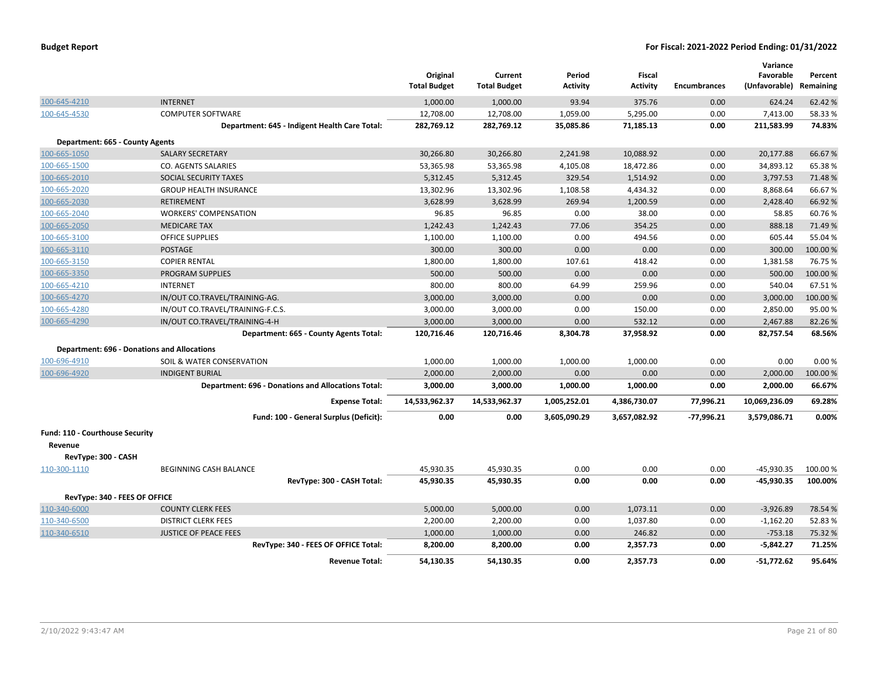| | | Original Total Budget | Current Total Budget | Period Activity | Fiscal Activity | Encumbrances | Variance Favorable (Unfavorable) | Percent Remaining |
|---|---|---|---|---|---|---|---|---|
| 100-645-4210 | INTERNET | 1,000.00 | 1,000.00 | 93.94 | 375.76 | 0.00 | 624.24 | 62.42 % |
| 100-645-4530 | COMPUTER SOFTWARE | 12,708.00 | 12,708.00 | 1,059.00 | 5,295.00 | 0.00 | 7,413.00 | 58.33 % |
| | **Department: 645 - Indigent Health Care Total:** | **282,769.12** | **282,769.12** | **35,085.86** | **71,185.13** | **0.00** | **211,583.99** | **74.83%** |
| **Department: 665 - County Agents** | | | | | | | | |
| 100-665-1050 | SALARY SECRETARY | 30,266.80 | 30,266.80 | 2,241.98 | 10,088.92 | 0.00 | 20,177.88 | 66.67 % |
| 100-665-1500 | CO. AGENTS SALARIES | 53,365.98 | 53,365.98 | 4,105.08 | 18,472.86 | 0.00 | 34,893.12 | 65.38 % |
| 100-665-2010 | SOCIAL SECURITY TAXES | 5,312.45 | 5,312.45 | 329.54 | 1,514.92 | 0.00 | 3,797.53 | 71.48 % |
| 100-665-2020 | GROUP HEALTH INSURANCE | 13,302.96 | 13,302.96 | 1,108.58 | 4,434.32 | 0.00 | 8,868.64 | 66.67 % |
| 100-665-2030 | RETIREMENT | 3,628.99 | 3,628.99 | 269.94 | 1,200.59 | 0.00 | 2,428.40 | 66.92 % |
| 100-665-2040 | WORKERS' COMPENSATION | 96.85 | 96.85 | 0.00 | 38.00 | 0.00 | 58.85 | 60.76 % |
| 100-665-2050 | MEDICARE TAX | 1,242.43 | 1,242.43 | 77.06 | 354.25 | 0.00 | 888.18 | 71.49 % |
| 100-665-3100 | OFFICE SUPPLIES | 1,100.00 | 1,100.00 | 0.00 | 494.56 | 0.00 | 605.44 | 55.04 % |
| 100-665-3110 | POSTAGE | 300.00 | 300.00 | 0.00 | 0.00 | 0.00 | 300.00 | 100.00 % |
| 100-665-3150 | COPIER RENTAL | 1,800.00 | 1,800.00 | 107.61 | 418.42 | 0.00 | 1,381.58 | 76.75 % |
| 100-665-3350 | PROGRAM SUPPLIES | 500.00 | 500.00 | 0.00 | 0.00 | 0.00 | 500.00 | 100.00 % |
| 100-665-4210 | INTERNET | 800.00 | 800.00 | 64.99 | 259.96 | 0.00 | 540.04 | 67.51 % |
| 100-665-4270 | IN/OUT CO.TRAVEL/TRAINING-AG. | 3,000.00 | 3,000.00 | 0.00 | 0.00 | 0.00 | 3,000.00 | 100.00 % |
| 100-665-4280 | IN/OUT CO.TRAVEL/TRAINING-F.C.S. | 3,000.00 | 3,000.00 | 0.00 | 150.00 | 0.00 | 2,850.00 | 95.00 % |
| 100-665-4290 | IN/OUT CO.TRAVEL/TRAINING-4-H | 3,000.00 | 3,000.00 | 0.00 | 532.12 | 0.00 | 2,467.88 | 82.26 % |
| | **Department: 665 - County Agents Total:** | **120,716.46** | **120,716.46** | **8,304.78** | **37,958.92** | **0.00** | **82,757.54** | **68.56%** |
| **Department: 696 - Donations and Allocations** | | | | | | | | |
| 100-696-4910 | SOIL & WATER CONSERVATION | 1,000.00 | 1,000.00 | 1,000.00 | 1,000.00 | 0.00 | 0.00 | 0.00 % |
| 100-696-4920 | INDIGENT BURIAL | 2,000.00 | 2,000.00 | 0.00 | 0.00 | 0.00 | 2,000.00 | 100.00 % |
| | **Department: 696 - Donations and Allocations Total:** | **3,000.00** | **3,000.00** | **1,000.00** | **1,000.00** | **0.00** | **2,000.00** | **66.67%** |
| | **Expense Total:** | **14,533,962.37** | **14,533,962.37** | **1,005,252.01** | **4,386,730.07** | **77,996.21** | **10,069,236.09** | **69.28%** |
| | **Fund: 100 - General Surplus (Deficit):** | **0.00** | **0.00** | **3,605,090.29** | **3,657,082.92** | **-77,996.21** | **3,579,086.71** | **0.00%** |
| **Fund: 110 - Courthouse Security** | | | | | | | | |
| **Revenue** | | | | | | | | |
| **RevType: 300 - CASH** | | | | | | | | |
| 110-300-1110 | BEGINNING CASH BALANCE | 45,930.35 | 45,930.35 | 0.00 | 0.00 | 0.00 | -45,930.35 | 100.00 % |
| | **RevType: 300 - CASH Total:** | **45,930.35** | **45,930.35** | **0.00** | **0.00** | **0.00** | **-45,930.35** | **100.00%** |
| **RevType: 340 - FEES OF OFFICE** | | | | | | | | |
| 110-340-6000 | COUNTY CLERK FEES | 5,000.00 | 5,000.00 | 0.00 | 1,073.11 | 0.00 | -3,926.89 | 78.54 % |
| 110-340-6500 | DISTRICT CLERK FEES | 2,200.00 | 2,200.00 | 0.00 | 1,037.80 | 0.00 | -1,162.20 | 52.83 % |
| 110-340-6510 | JUSTICE OF PEACE FEES | 1,000.00 | 1,000.00 | 0.00 | 246.82 | 0.00 | -753.18 | 75.32 % |
| | **RevType: 340 - FEES OF OFFICE Total:** | **8,200.00** | **8,200.00** | **0.00** | **2,357.73** | **0.00** | **-5,842.27** | **71.25%** |
| | **Revenue Total:** | **54,130.35** | **54,130.35** | **0.00** | **2,357.73** | **0.00** | **-51,772.62** | **95.64%** |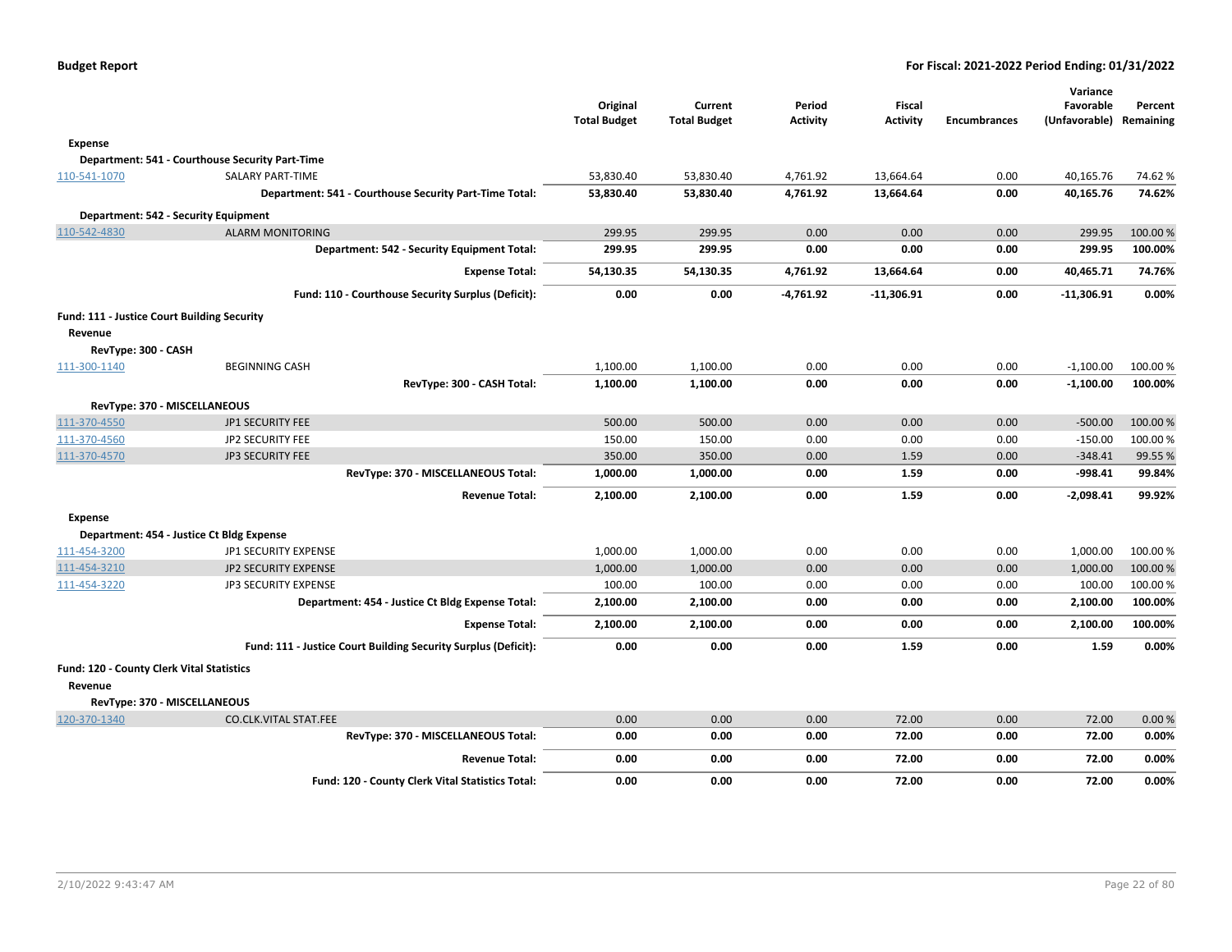| | | Original Total Budget | Current Total Budget | Period Activity | Fiscal Activity | Encumbrances | Variance Favorable (Unfavorable) | Percent Remaining |
|---|---|---|---|---|---|---|---|---|
| **Expense** | | | | | | | | |
| **Department: 541 - Courthouse Security Part-Time** | | | | | | | | |
| 110-541-1070 | SALARY PART-TIME | 53,830.40 | 53,830.40 | 4,761.92 | 13,664.64 | 0.00 | 40,165.76 | 74.62 % |
| | **Department: 541 - Courthouse Security Part-Time Total:** | **53,830.40** | **53,830.40** | **4,761.92** | **13,664.64** | **0.00** | **40,165.76** | **74.62%** |
| **Department: 542 - Security Equipment** | | | | | | | | |
| 110-542-4830 | ALARM MONITORING | 299.95 | 299.95 | 0.00 | 0.00 | 0.00 | 299.95 | 100.00 % |
| | **Department: 542 - Security Equipment Total:** | **299.95** | **299.95** | **0.00** | **0.00** | **0.00** | **299.95** | **100.00%** |
| | **Expense Total:** | **54,130.35** | **54,130.35** | **4,761.92** | **13,664.64** | **0.00** | **40,465.71** | **74.76%** |
| | **Fund: 110 - Courthouse Security Surplus (Deficit):** | **0.00** | **0.00** | **-4,761.92** | **-11,306.91** | **0.00** | **-11,306.91** | **0.00%** |
| **Fund: 111 - Justice Court Building Security** | | | | | | | | |
| **Revenue** | | | | | | | | |
| **RevType: 300 - CASH** | | | | | | | | |
| 111-300-1140 | BEGINNING CASH | 1,100.00 | 1,100.00 | 0.00 | 0.00 | 0.00 | -1,100.00 | 100.00 % |
| | **RevType: 300 - CASH Total:** | **1,100.00** | **1,100.00** | **0.00** | **0.00** | **0.00** | **-1,100.00** | **100.00%** |
| **RevType: 370 - MISCELLANEOUS** | | | | | | | | |
| 111-370-4550 | JP1 SECURITY FEE | 500.00 | 500.00 | 0.00 | 0.00 | 0.00 | -500.00 | 100.00 % |
| 111-370-4560 | JP2 SECURITY FEE | 150.00 | 150.00 | 0.00 | 0.00 | 0.00 | -150.00 | 100.00 % |
| 111-370-4570 | JP3 SECURITY FEE | 350.00 | 350.00 | 0.00 | 1.59 | 0.00 | -348.41 | 99.55 % |
| | **RevType: 370 - MISCELLANEOUS Total:** | **1,000.00** | **1,000.00** | **0.00** | **1.59** | **0.00** | **-998.41** | **99.84%** |
| | **Revenue Total:** | **2,100.00** | **2,100.00** | **0.00** | **1.59** | **0.00** | **-2,098.41** | **99.92%** |
| **Expense** | | | | | | | | |
| **Department: 454 - Justice Ct Bldg Expense** | | | | | | | | |
| 111-454-3200 | JP1 SECURITY EXPENSE | 1,000.00 | 1,000.00 | 0.00 | 0.00 | 0.00 | 1,000.00 | 100.00 % |
| 111-454-3210 | JP2 SECURITY EXPENSE | 1,000.00 | 1,000.00 | 0.00 | 0.00 | 0.00 | 1,000.00 | 100.00 % |
| 111-454-3220 | JP3 SECURITY EXPENSE | 100.00 | 100.00 | 0.00 | 0.00 | 0.00 | 100.00 | 100.00 % |
| | **Department: 454 - Justice Ct Bldg Expense Total:** | **2,100.00** | **2,100.00** | **0.00** | **0.00** | **0.00** | **2,100.00** | **100.00%** |
| | **Expense Total:** | **2,100.00** | **2,100.00** | **0.00** | **0.00** | **0.00** | **2,100.00** | **100.00%** |
| | **Fund: 111 - Justice Court Building Security Surplus (Deficit):** | **0.00** | **0.00** | **0.00** | **1.59** | **0.00** | **1.59** | **0.00%** |
| **Fund: 120 - County Clerk Vital Statistics** | | | | | | | | |
| **Revenue** | | | | | | | | |
| **RevType: 370 - MISCELLANEOUS** | | | | | | | | |
| 120-370-1340 | CO.CLK.VITAL STAT.FEE | 0.00 | 0.00 | 0.00 | 72.00 | 0.00 | 72.00 | 0.00 % |
| | **RevType: 370 - MISCELLANEOUS Total:** | **0.00** | **0.00** | **0.00** | **72.00** | **0.00** | **72.00** | **0.00%** |
| | **Revenue Total:** | **0.00** | **0.00** | **0.00** | **72.00** | **0.00** | **72.00** | **0.00%** |
| | **Fund: 120 - County Clerk Vital Statistics Total:** | **0.00** | **0.00** | **0.00** | **72.00** | **0.00** | **72.00** | **0.00%** |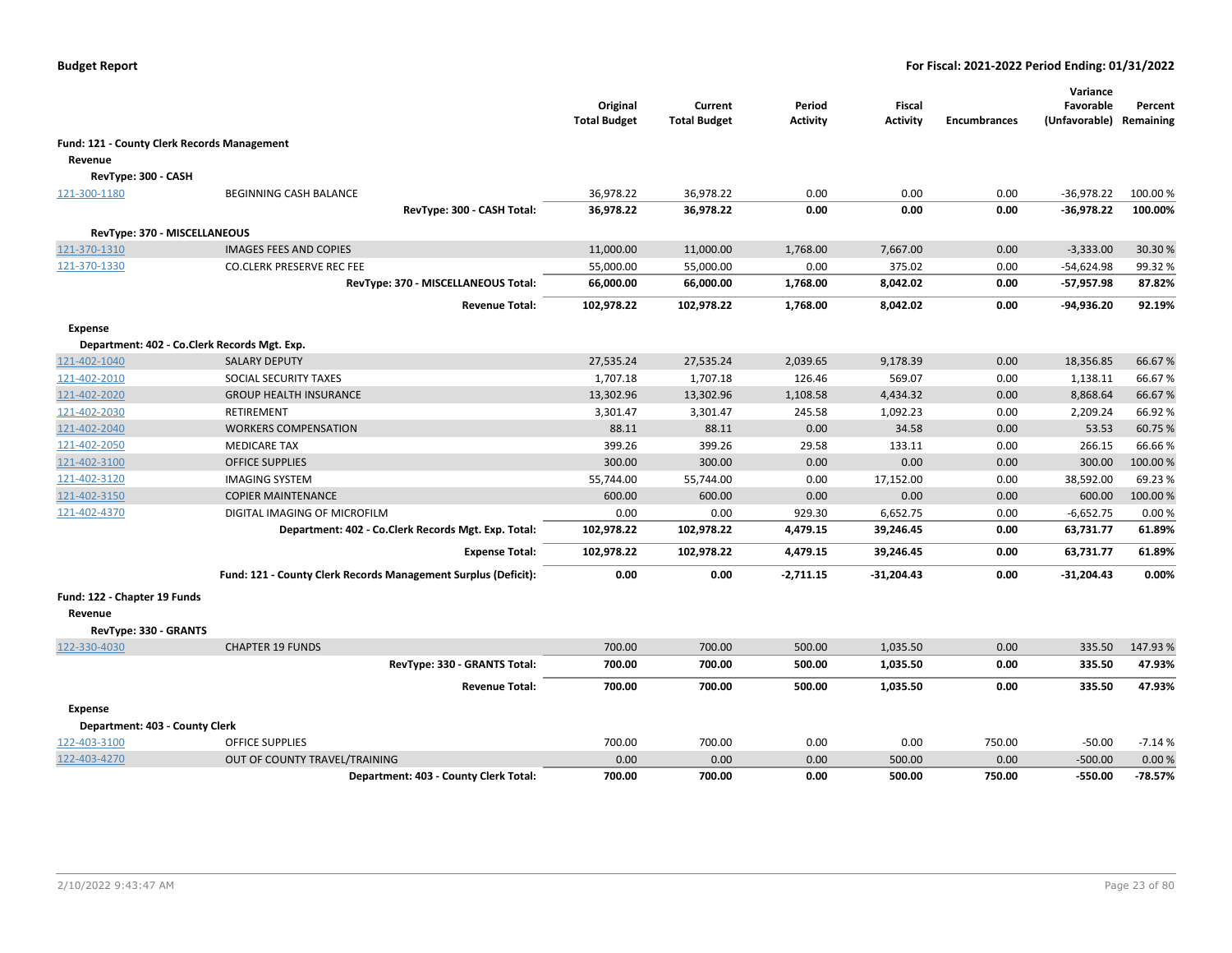**Budget Report** | **For Fiscal: 2021-2022 Period Ending: 01/31/2022**

| | | Original Total Budget | Current Total Budget | Period Activity | Fiscal Activity | Encumbrances | Variance Favorable (Unfavorable) | Percent Remaining |
|---|---|---|---|---|---|---|---|---|
| **Fund: 121 - County Clerk Records Management** | | | | | | | | |
| **Revenue** | | | | | | | | |
| **RevType: 300 - CASH** | | | | | | | | |
| 121-300-1180 | BEGINNING CASH BALANCE | 36,978.22 | 36,978.22 | 0.00 | 0.00 | 0.00 | -36,978.22 | 100.00 % |
| | **RevType: 300 - CASH Total:** | **36,978.22** | **36,978.22** | **0.00** | **0.00** | **0.00** | **-36,978.22** | **100.00%** |
| **RevType: 370 - MISCELLANEOUS** | | | | | | | | |
| 121-370-1310 | IMAGES FEES AND COPIES | 11,000.00 | 11,000.00 | 1,768.00 | 7,667.00 | 0.00 | -3,333.00 | 30.30 % |
| 121-370-1330 | CO.CLERK PRESERVE REC FEE | 55,000.00 | 55,000.00 | 0.00 | 375.02 | 0.00 | -54,624.98 | 99.32 % |
| | **RevType: 370 - MISCELLANEOUS Total:** | **66,000.00** | **66,000.00** | **1,768.00** | **8,042.02** | **0.00** | **-57,957.98** | **87.82%** |
| | **Revenue Total:** | **102,978.22** | **102,978.22** | **1,768.00** | **8,042.02** | **0.00** | **-94,936.20** | **92.19%** |
| **Expense** | | | | | | | | |
| **Department: 402 - Co.Clerk Records Mgt. Exp.** | | | | | | | | |
| 121-402-1040 | SALARY DEPUTY | 27,535.24 | 27,535.24 | 2,039.65 | 9,178.39 | 0.00 | 18,356.85 | 66.67 % |
| 121-402-2010 | SOCIAL SECURITY TAXES | 1,707.18 | 1,707.18 | 126.46 | 569.07 | 0.00 | 1,138.11 | 66.67 % |
| 121-402-2020 | GROUP HEALTH INSURANCE | 13,302.96 | 13,302.96 | 1,108.58 | 4,434.32 | 0.00 | 8,868.64 | 66.67 % |
| 121-402-2030 | RETIREMENT | 3,301.47 | 3,301.47 | 245.58 | 1,092.23 | 0.00 | 2,209.24 | 66.92 % |
| 121-402-2040 | WORKERS COMPENSATION | 88.11 | 88.11 | 0.00 | 34.58 | 0.00 | 53.53 | 60.75 % |
| 121-402-2050 | MEDICARE TAX | 399.26 | 399.26 | 29.58 | 133.11 | 0.00 | 266.15 | 66.66 % |
| 121-402-3100 | OFFICE SUPPLIES | 300.00 | 300.00 | 0.00 | 0.00 | 0.00 | 300.00 | 100.00 % |
| 121-402-3120 | IMAGING SYSTEM | 55,744.00 | 55,744.00 | 0.00 | 17,152.00 | 0.00 | 38,592.00 | 69.23 % |
| 121-402-3150 | COPIER MAINTENANCE | 600.00 | 600.00 | 0.00 | 0.00 | 0.00 | 600.00 | 100.00 % |
| 121-402-4370 | DIGITAL IMAGING OF MICROFILM | 0.00 | 0.00 | 929.30 | 6,652.75 | 0.00 | -6,652.75 | 0.00 % |
| | **Department: 402 - Co.Clerk Records Mgt. Exp. Total:** | **102,978.22** | **102,978.22** | **4,479.15** | **39,246.45** | **0.00** | **63,731.77** | **61.89%** |
| | **Expense Total:** | **102,978.22** | **102,978.22** | **4,479.15** | **39,246.45** | **0.00** | **63,731.77** | **61.89%** |
| | **Fund: 121 - County Clerk Records Management Surplus (Deficit):** | **0.00** | **0.00** | **-2,711.15** | **-31,204.43** | **0.00** | **-31,204.43** | **0.00%** |
| **Fund: 122 - Chapter 19 Funds** | | | | | | | | |
| **Revenue** | | | | | | | | |
| **RevType: 330 - GRANTS** | | | | | | | | |
| 122-330-4030 | CHAPTER 19 FUNDS | 700.00 | 700.00 | 500.00 | 1,035.50 | 0.00 | 335.50 | 147.93 % |
| | **RevType: 330 - GRANTS Total:** | **700.00** | **700.00** | **500.00** | **1,035.50** | **0.00** | **335.50** | **47.93%** |
| | **Revenue Total:** | **700.00** | **700.00** | **500.00** | **1,035.50** | **0.00** | **335.50** | **47.93%** |
| **Expense** | | | | | | | | |
| **Department: 403 - County Clerk** | | | | | | | | |
| 122-403-3100 | OFFICE SUPPLIES | 700.00 | 700.00 | 0.00 | 0.00 | 750.00 | -50.00 | -7.14 % |
| 122-403-4270 | OUT OF COUNTY TRAVEL/TRAINING | 0.00 | 0.00 | 0.00 | 500.00 | 0.00 | -500.00 | 0.00 % |
| | **Department: 403 - County Clerk Total:** | **700.00** | **700.00** | **0.00** | **500.00** | **750.00** | **-550.00** | **-78.57%** |

2/10/2022 9:43:47 AM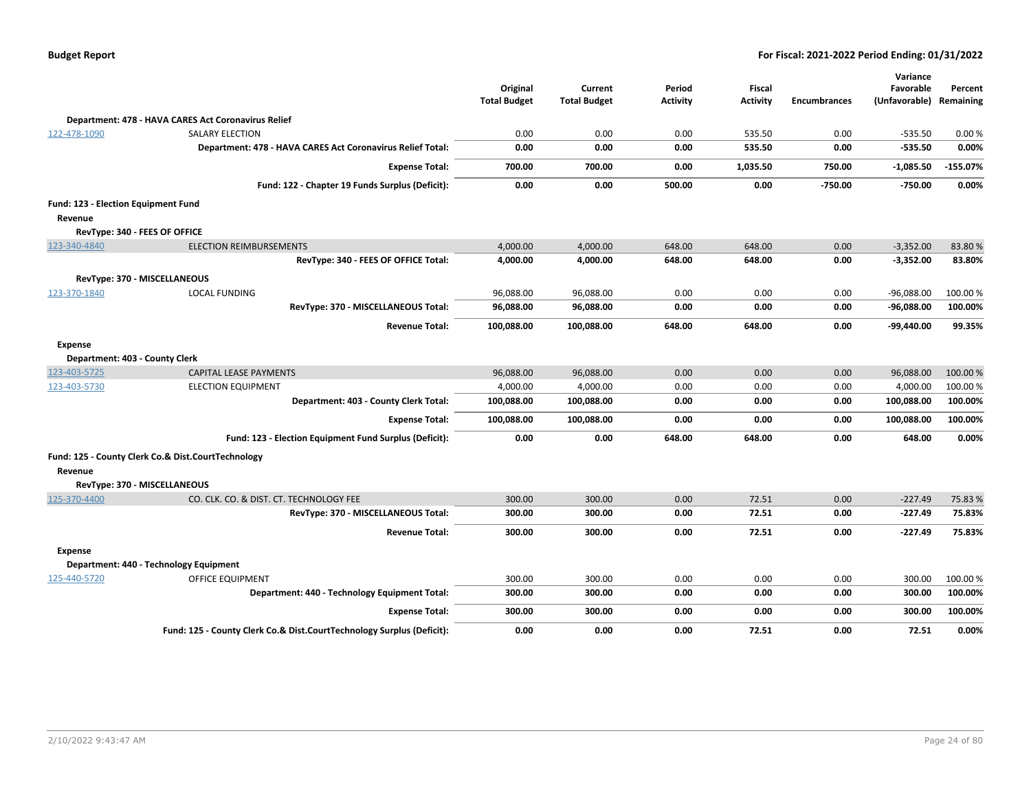| | | Original Total Budget | Current Total Budget | Period Activity | Fiscal Activity | Encumbrances | Variance Favorable (Unfavorable) | Percent Remaining |
|---|---|---|---|---|---|---|---|---|
| **Department: 478 - HAVA CARES Act Coronavirus Relief** | | | | | | | | |
| 122-478-1090 | SALARY ELECTION | 0.00 | 0.00 | 0.00 | 535.50 | 0.00 | -535.50 | 0.00 % |
| | **Department: 478 - HAVA CARES Act Coronavirus Relief Total:** | **0.00** | **0.00** | **0.00** | **535.50** | **0.00** | **-535.50** | **0.00%** |
| | **Expense Total:** | **700.00** | **700.00** | **0.00** | **1,035.50** | **750.00** | **-1,085.50** | **-155.07%** |
| | **Fund: 122 - Chapter 19 Funds Surplus (Deficit):** | **0.00** | **0.00** | **500.00** | **0.00** | **-750.00** | **-750.00** | **0.00%** |
| **Fund: 123 - Election Equipment Fund** | | | | | | | | |
| **Revenue** | | | | | | | | |
| **RevType: 340 - FEES OF OFFICE** | | | | | | | | |
| 123-340-4840 | ELECTION REIMBURSEMENTS | 4,000.00 | 4,000.00 | 648.00 | 648.00 | 0.00 | -3,352.00 | 83.80 % |
| | **RevType: 340 - FEES OF OFFICE Total:** | **4,000.00** | **4,000.00** | **648.00** | **648.00** | **0.00** | **-3,352.00** | **83.80%** |
| **RevType: 370 - MISCELLANEOUS** | | | | | | | | |
| 123-370-1840 | LOCAL FUNDING | 96,088.00 | 96,088.00 | 0.00 | 0.00 | 0.00 | -96,088.00 | 100.00 % |
| | **RevType: 370 - MISCELLANEOUS Total:** | **96,088.00** | **96,088.00** | **0.00** | **0.00** | **0.00** | **-96,088.00** | **100.00%** |
| | **Revenue Total:** | **100,088.00** | **100,088.00** | **648.00** | **648.00** | **0.00** | **-99,440.00** | **99.35%** |
| **Expense** | | | | | | | | |
| **Department: 403 - County Clerk** | | | | | | | | |
| 123-403-5725 | CAPITAL LEASE PAYMENTS | 96,088.00 | 96,088.00 | 0.00 | 0.00 | 0.00 | 96,088.00 | 100.00 % |
| 123-403-5730 | ELECTION EQUIPMENT | 4,000.00 | 4,000.00 | 0.00 | 0.00 | 0.00 | 4,000.00 | 100.00 % |
| | **Department: 403 - County Clerk Total:** | **100,088.00** | **100,088.00** | **0.00** | **0.00** | **0.00** | **100,088.00** | **100.00%** |
| | **Expense Total:** | **100,088.00** | **100,088.00** | **0.00** | **0.00** | **0.00** | **100,088.00** | **100.00%** |
| | **Fund: 123 - Election Equipment Fund Surplus (Deficit):** | **0.00** | **0.00** | **648.00** | **648.00** | **0.00** | **648.00** | **0.00%** |
| **Fund: 125 - County Clerk Co.& Dist.CourtTechnology** | | | | | | | | |
| **Revenue** | | | | | | | | |
| **RevType: 370 - MISCELLANEOUS** | | | | | | | | |
| 125-370-4400 | CO. CLK. CO. & DIST. CT. TECHNOLOGY FEE | 300.00 | 300.00 | 0.00 | 72.51 | 0.00 | -227.49 | 75.83 % |
| | **RevType: 370 - MISCELLANEOUS Total:** | **300.00** | **300.00** | **0.00** | **72.51** | **0.00** | **-227.49** | **75.83%** |
| | **Revenue Total:** | **300.00** | **300.00** | **0.00** | **72.51** | **0.00** | **-227.49** | **75.83%** |
| **Expense** | | | | | | | | |
| **Department: 440 - Technology Equipment** | | | | | | | | |
| 125-440-5720 | OFFICE EQUIPMENT | 300.00 | 300.00 | 0.00 | 0.00 | 0.00 | 300.00 | 100.00 % |
| | **Department: 440 - Technology Equipment Total:** | **300.00** | **300.00** | **0.00** | **0.00** | **0.00** | **300.00** | **100.00%** |
| | **Expense Total:** | **300.00** | **300.00** | **0.00** | **0.00** | **0.00** | **300.00** | **100.00%** |
| | **Fund: 125 - County Clerk Co.& Dist.CourtTechnology Surplus (Deficit):** | **0.00** | **0.00** | **0.00** | **72.51** | **0.00** | **72.51** | **0.00%** |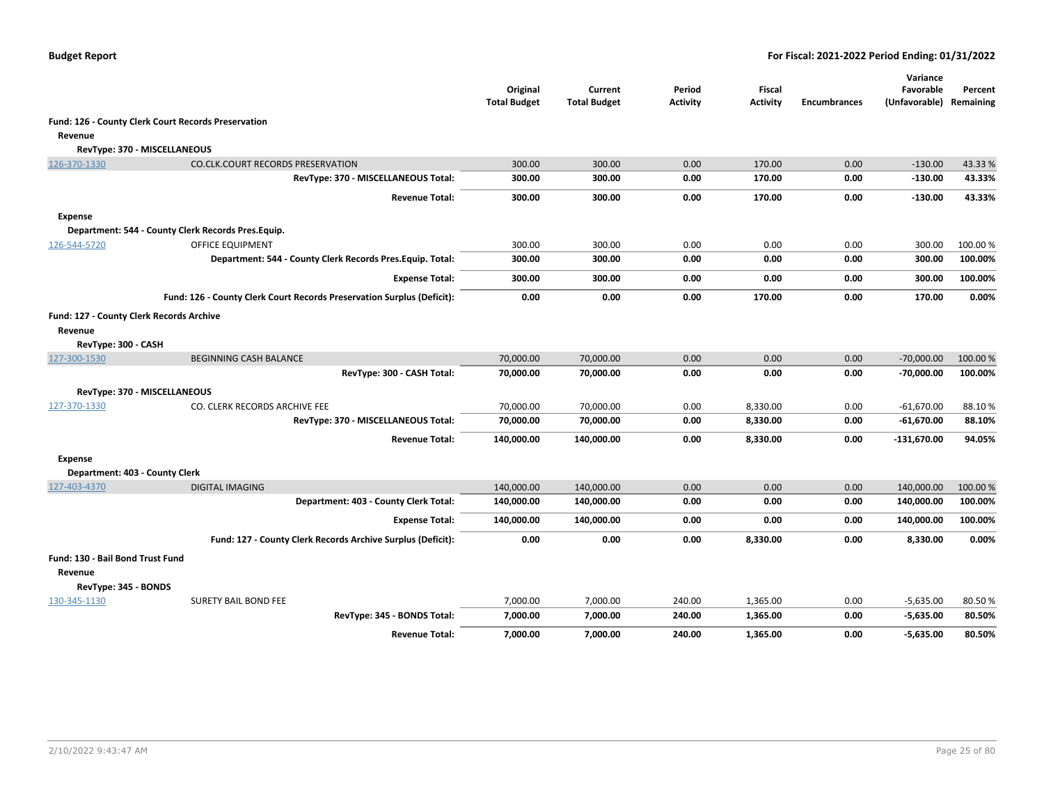**Budget Report** — **For Fiscal: 2021-2022 Period Ending: 01/31/2022**

| | | Original Total Budget | Current Total Budget | Period Activity | Fiscal Activity | Encumbrances | Variance Favorable (Unfavorable) | Percent Remaining |
|---|---|---|---|---|---|---|---|---|
| **Fund: 126 - County Clerk Court Records Preservation** | | | | | | | | |
| **Revenue** | | | | | | | | |
| **RevType: 370 - MISCELLANEOUS** | | | | | | | | |
| 126-370-1330 | CO.CLK.COURT RECORDS PRESERVATION | 300.00 | 300.00 | 0.00 | 170.00 | 0.00 | -130.00 | 43.33 % |
| | **RevType: 370 - MISCELLANEOUS Total:** | **300.00** | **300.00** | **0.00** | **170.00** | **0.00** | **-130.00** | **43.33%** |
| | **Revenue Total:** | **300.00** | **300.00** | **0.00** | **170.00** | **0.00** | **-130.00** | **43.33%** |
| **Expense** | | | | | | | | |
| **Department: 544 - County Clerk Records Pres.Equip.** | | | | | | | | |
| 126-544-5720 | OFFICE EQUIPMENT | 300.00 | 300.00 | 0.00 | 0.00 | 0.00 | 300.00 | 100.00 % |
| | **Department: 544 - County Clerk Records Pres.Equip. Total:** | **300.00** | **300.00** | **0.00** | **0.00** | **0.00** | **300.00** | **100.00%** |
| | **Expense Total:** | **300.00** | **300.00** | **0.00** | **0.00** | **0.00** | **300.00** | **100.00%** |
| | **Fund: 126 - County Clerk Court Records Preservation Surplus (Deficit):** | **0.00** | **0.00** | **0.00** | **170.00** | **0.00** | **170.00** | **0.00%** |
| **Fund: 127 - County Clerk Records Archive** | | | | | | | | |
| **Revenue** | | | | | | | | |
| **RevType: 300 - CASH** | | | | | | | | |
| 127-300-1530 | BEGINNING CASH BALANCE | 70,000.00 | 70,000.00 | 0.00 | 0.00 | 0.00 | -70,000.00 | 100.00 % |
| | **RevType: 300 - CASH Total:** | **70,000.00** | **70,000.00** | **0.00** | **0.00** | **0.00** | **-70,000.00** | **100.00%** |
| **RevType: 370 - MISCELLANEOUS** | | | | | | | | |
| 127-370-1330 | CO. CLERK RECORDS ARCHIVE FEE | 70,000.00 | 70,000.00 | 0.00 | 8,330.00 | 0.00 | -61,670.00 | 88.10 % |
| | **RevType: 370 - MISCELLANEOUS Total:** | **70,000.00** | **70,000.00** | **0.00** | **8,330.00** | **0.00** | **-61,670.00** | **88.10%** |
| | **Revenue Total:** | **140,000.00** | **140,000.00** | **0.00** | **8,330.00** | **0.00** | **-131,670.00** | **94.05%** |
| **Expense** | | | | | | | | |
| **Department: 403 - County Clerk** | | | | | | | | |
| 127-403-4370 | DIGITAL IMAGING | 140,000.00 | 140,000.00 | 0.00 | 0.00 | 0.00 | 140,000.00 | 100.00 % |
| | **Department: 403 - County Clerk Total:** | **140,000.00** | **140,000.00** | **0.00** | **0.00** | **0.00** | **140,000.00** | **100.00%** |
| | **Expense Total:** | **140,000.00** | **140,000.00** | **0.00** | **0.00** | **0.00** | **140,000.00** | **100.00%** |
| | **Fund: 127 - County Clerk Records Archive Surplus (Deficit):** | **0.00** | **0.00** | **0.00** | **8,330.00** | **0.00** | **8,330.00** | **0.00%** |
| **Fund: 130 - Bail Bond Trust Fund** | | | | | | | | |
| **Revenue** | | | | | | | | |
| **RevType: 345 - BONDS** | | | | | | | | |
| 130-345-1130 | SURETY BAIL BOND FEE | 7,000.00 | 7,000.00 | 240.00 | 1,365.00 | 0.00 | -5,635.00 | 80.50 % |
| | **RevType: 345 - BONDS Total:** | **7,000.00** | **7,000.00** | **240.00** | **1,365.00** | **0.00** | **-5,635.00** | **80.50%** |
| | **Revenue Total:** | **7,000.00** | **7,000.00** | **240.00** | **1,365.00** | **0.00** | **-5,635.00** | **80.50%** |

2/10/2022 9:43:47 AM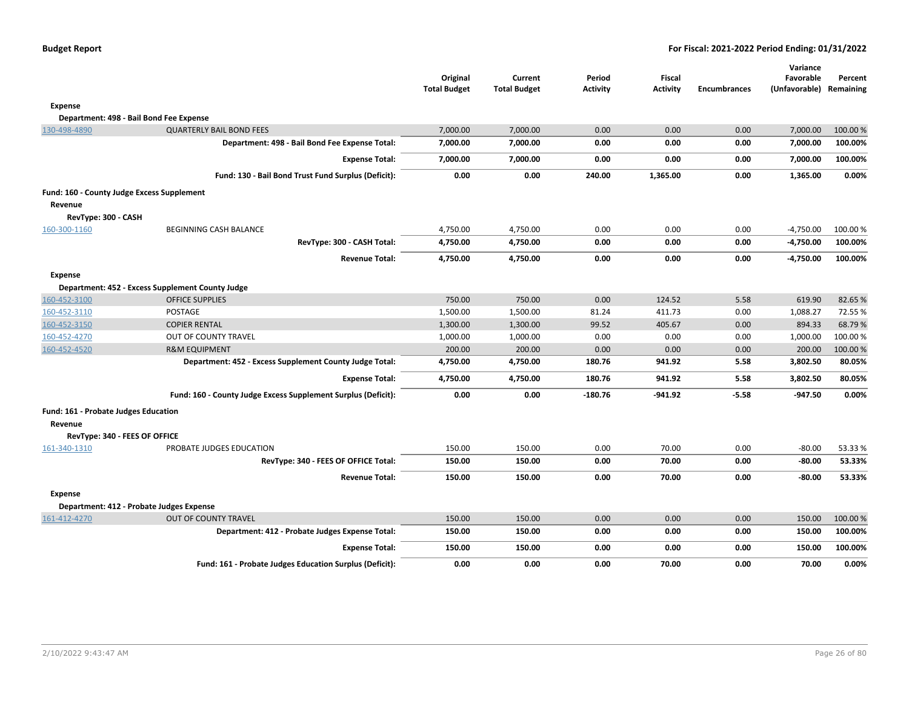| | | Original Total Budget | Current Total Budget | Period Activity | Fiscal Activity | Encumbrances | Variance Favorable (Unfavorable) | Percent Remaining |
|---|---|---|---|---|---|---|---|---|
| **Expense** | | | | | | | | |
| **Department: 498 - Bail Bond Fee Expense** | | | | | | | | |
| 130-498-4890 | QUARTERLY BAIL BOND FEES | 7,000.00 | 7,000.00 | 0.00 | 0.00 | 0.00 | 7,000.00 | 100.00 % |
| | **Department: 498 - Bail Bond Fee Expense Total:** | **7,000.00** | **7,000.00** | **0.00** | **0.00** | **0.00** | **7,000.00** | **100.00%** |
| | **Expense Total:** | **7,000.00** | **7,000.00** | **0.00** | **0.00** | **0.00** | **7,000.00** | **100.00%** |
| | **Fund: 130 - Bail Bond Trust Fund Surplus (Deficit):** | **0.00** | **0.00** | **240.00** | **1,365.00** | **0.00** | **1,365.00** | **0.00%** |
| **Fund: 160 - County Judge Excess Supplement** | | | | | | | | |
| **Revenue** | | | | | | | | |
| **RevType: 300 - CASH** | | | | | | | | |
| 160-300-1160 | BEGINNING CASH BALANCE | 4,750.00 | 4,750.00 | 0.00 | 0.00 | 0.00 | -4,750.00 | 100.00 % |
| | **RevType: 300 - CASH Total:** | **4,750.00** | **4,750.00** | **0.00** | **0.00** | **0.00** | **-4,750.00** | **100.00%** |
| | **Revenue Total:** | **4,750.00** | **4,750.00** | **0.00** | **0.00** | **0.00** | **-4,750.00** | **100.00%** |
| **Expense** | | | | | | | | |
| **Department: 452 - Excess Supplement County Judge** | | | | | | | | |
| 160-452-3100 | OFFICE SUPPLIES | 750.00 | 750.00 | 0.00 | 124.52 | 5.58 | 619.90 | 82.65 % |
| 160-452-3110 | POSTAGE | 1,500.00 | 1,500.00 | 81.24 | 411.73 | 0.00 | 1,088.27 | 72.55 % |
| 160-452-3150 | COPIER RENTAL | 1,300.00 | 1,300.00 | 99.52 | 405.67 | 0.00 | 894.33 | 68.79 % |
| 160-452-4270 | OUT OF COUNTY TRAVEL | 1,000.00 | 1,000.00 | 0.00 | 0.00 | 0.00 | 1,000.00 | 100.00 % |
| 160-452-4520 | R&M EQUIPMENT | 200.00 | 200.00 | 0.00 | 0.00 | 0.00 | 200.00 | 100.00 % |
| | **Department: 452 - Excess Supplement County Judge Total:** | **4,750.00** | **4,750.00** | **180.76** | **941.92** | **5.58** | **3,802.50** | **80.05%** |
| | **Expense Total:** | **4,750.00** | **4,750.00** | **180.76** | **941.92** | **5.58** | **3,802.50** | **80.05%** |
| | **Fund: 160 - County Judge Excess Supplement Surplus (Deficit):** | **0.00** | **0.00** | **-180.76** | **-941.92** | **-5.58** | **-947.50** | **0.00%** |
| **Fund: 161 - Probate Judges Education** | | | | | | | | |
| **Revenue** | | | | | | | | |
| **RevType: 340 - FEES OF OFFICE** | | | | | | | | |
| 161-340-1310 | PROBATE JUDGES EDUCATION | 150.00 | 150.00 | 0.00 | 70.00 | 0.00 | -80.00 | 53.33 % |
| | **RevType: 340 - FEES OF OFFICE Total:** | **150.00** | **150.00** | **0.00** | **70.00** | **0.00** | **-80.00** | **53.33%** |
| | **Revenue Total:** | **150.00** | **150.00** | **0.00** | **70.00** | **0.00** | **-80.00** | **53.33%** |
| **Expense** | | | | | | | | |
| **Department: 412 - Probate Judges Expense** | | | | | | | | |
| 161-412-4270 | OUT OF COUNTY TRAVEL | 150.00 | 150.00 | 0.00 | 0.00 | 0.00 | 150.00 | 100.00 % |
| | **Department: 412 - Probate Judges Expense Total:** | **150.00** | **150.00** | **0.00** | **0.00** | **0.00** | **150.00** | **100.00%** |
| | **Expense Total:** | **150.00** | **150.00** | **0.00** | **0.00** | **0.00** | **150.00** | **100.00%** |
| | **Fund: 161 - Probate Judges Education Surplus (Deficit):** | **0.00** | **0.00** | **0.00** | **70.00** | **0.00** | **70.00** | **0.00%** |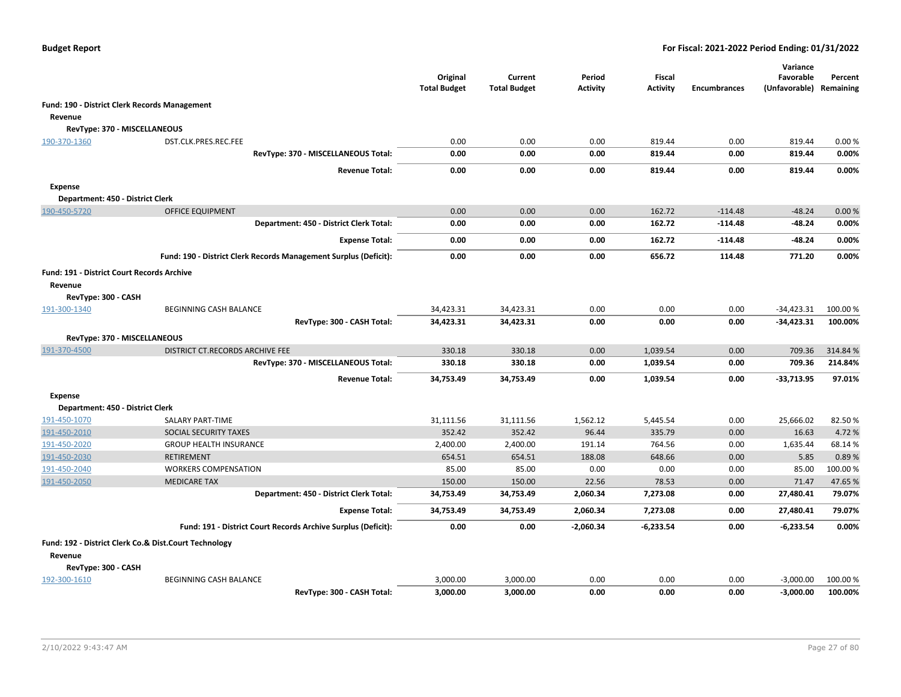**Budget Report** — **For Fiscal: 2021-2022 Period Ending: 01/31/2022**

| | | Original Total Budget | Current Total Budget | Period Activity | Fiscal Activity | Encumbrances | Variance Favorable (Unfavorable) | Percent Remaining |
|---|---|---|---|---|---|---|---|---|
| **Fund: 190 - District Clerk Records Management** | | | | | | | | |
| **Revenue** | | | | | | | | |
| **RevType: 370 - MISCELLANEOUS** | | | | | | | | |
| 190-370-1360 | DST.CLK.PRES.REC.FEE | 0.00 | 0.00 | 0.00 | 819.44 | 0.00 | 819.44 | 0.00 % |
| | **RevType: 370 - MISCELLANEOUS Total:** | **0.00** | **0.00** | **0.00** | **819.44** | **0.00** | **819.44** | **0.00%** |
| | **Revenue Total:** | **0.00** | **0.00** | **0.00** | **819.44** | **0.00** | **819.44** | **0.00%** |
| **Expense** | | | | | | | | |
| **Department: 450 - District Clerk** | | | | | | | | |
| 190-450-5720 | OFFICE EQUIPMENT | 0.00 | 0.00 | 0.00 | 162.72 | -114.48 | -48.24 | 0.00 % |
| | **Department: 450 - District Clerk Total:** | **0.00** | **0.00** | **0.00** | **162.72** | **-114.48** | **-48.24** | **0.00%** |
| | **Expense Total:** | **0.00** | **0.00** | **0.00** | **162.72** | **-114.48** | **-48.24** | **0.00%** |
| | **Fund: 190 - District Clerk Records Management Surplus (Deficit):** | **0.00** | **0.00** | **0.00** | **656.72** | **114.48** | **771.20** | **0.00%** |
| **Fund: 191 - District Court Records Archive** | | | | | | | | |
| **Revenue** | | | | | | | | |
| **RevType: 300 - CASH** | | | | | | | | |
| 191-300-1340 | BEGINNING CASH BALANCE | 34,423.31 | 34,423.31 | 0.00 | 0.00 | 0.00 | -34,423.31 | 100.00 % |
| | **RevType: 300 - CASH Total:** | **34,423.31** | **34,423.31** | **0.00** | **0.00** | **0.00** | **-34,423.31** | **100.00%** |
| **RevType: 370 - MISCELLANEOUS** | | | | | | | | |
| 191-370-4500 | DISTRICT CT.RECORDS ARCHIVE FEE | 330.18 | 330.18 | 0.00 | 1,039.54 | 0.00 | 709.36 | 314.84 % |
| | **RevType: 370 - MISCELLANEOUS Total:** | **330.18** | **330.18** | **0.00** | **1,039.54** | **0.00** | **709.36** | **214.84%** |
| | **Revenue Total:** | **34,753.49** | **34,753.49** | **0.00** | **1,039.54** | **0.00** | **-33,713.95** | **97.01%** |
| **Expense** | | | | | | | | |
| **Department: 450 - District Clerk** | | | | | | | | |
| 191-450-1070 | SALARY PART-TIME | 31,111.56 | 31,111.56 | 1,562.12 | 5,445.54 | 0.00 | 25,666.02 | 82.50 % |
| 191-450-2010 | SOCIAL SECURITY TAXES | 352.42 | 352.42 | 96.44 | 335.79 | 0.00 | 16.63 | 4.72 % |
| 191-450-2020 | GROUP HEALTH INSURANCE | 2,400.00 | 2,400.00 | 191.14 | 764.56 | 0.00 | 1,635.44 | 68.14 % |
| 191-450-2030 | RETIREMENT | 654.51 | 654.51 | 188.08 | 648.66 | 0.00 | 5.85 | 0.89 % |
| 191-450-2040 | WORKERS COMPENSATION | 85.00 | 85.00 | 0.00 | 0.00 | 0.00 | 85.00 | 100.00 % |
| 191-450-2050 | MEDICARE TAX | 150.00 | 150.00 | 22.56 | 78.53 | 0.00 | 71.47 | 47.65 % |
| | **Department: 450 - District Clerk Total:** | **34,753.49** | **34,753.49** | **2,060.34** | **7,273.08** | **0.00** | **27,480.41** | **79.07%** |
| | **Expense Total:** | **34,753.49** | **34,753.49** | **2,060.34** | **7,273.08** | **0.00** | **27,480.41** | **79.07%** |
| | **Fund: 191 - District Court Records Archive Surplus (Deficit):** | **0.00** | **0.00** | **-2,060.34** | **-6,233.54** | **0.00** | **-6,233.54** | **0.00%** |
| **Fund: 192 - District Clerk Co.& Dist.Court Technology** | | | | | | | | |
| **Revenue** | | | | | | | | |
| **RevType: 300 - CASH** | | | | | | | | |
| 192-300-1610 | BEGINNING CASH BALANCE | 3,000.00 | 3,000.00 | 0.00 | 0.00 | 0.00 | -3,000.00 | 100.00 % |
| | **RevType: 300 - CASH Total:** | **3,000.00** | **3,000.00** | **0.00** | **0.00** | **0.00** | **-3,000.00** | **100.00%** |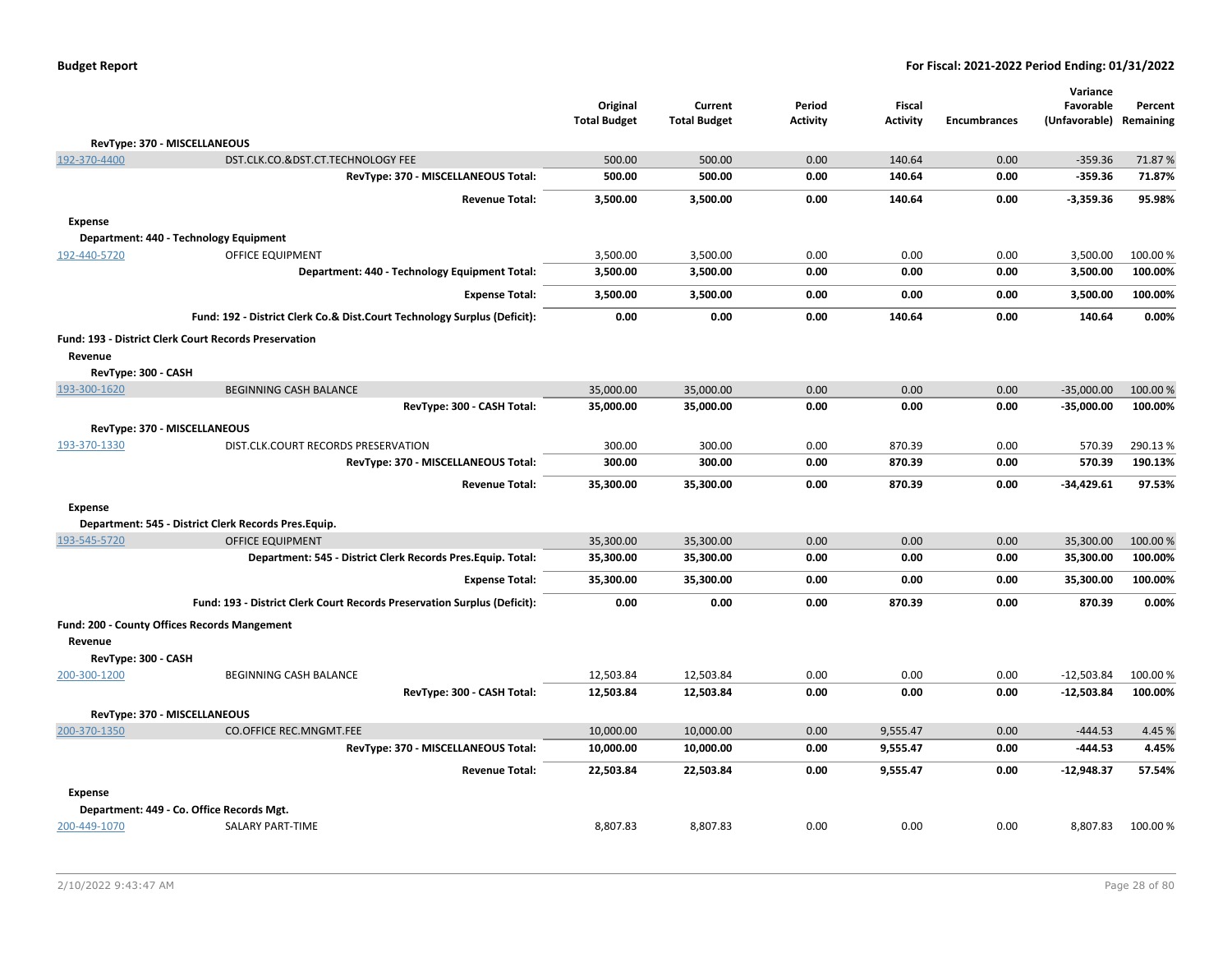| | | Original Total Budget | Current Total Budget | Period Activity | Fiscal Activity | Encumbrances | Variance Favorable (Unfavorable) | Percent Remaining |
|---|---|---|---|---|---|---|---|---|
| **RevType: 370 - MISCELLANEOUS** | | | | | | | | |
| 192-370-4400 | DST.CLK.CO.&DST.CT.TECHNOLOGY FEE | 500.00 | 500.00 | 0.00 | 140.64 | 0.00 | -359.36 | 71.87 % |
| | **RevType: 370 - MISCELLANEOUS Total:** | **500.00** | **500.00** | **0.00** | **140.64** | **0.00** | **-359.36** | **71.87%** |
| | **Revenue Total:** | **3,500.00** | **3,500.00** | **0.00** | **140.64** | **0.00** | **-3,359.36** | **95.98%** |
| **Expense** | | | | | | | | |
| **Department: 440 - Technology Equipment** | | | | | | | | |
| 192-440-5720 | OFFICE EQUIPMENT | 3,500.00 | 3,500.00 | 0.00 | 0.00 | 0.00 | 3,500.00 | 100.00 % |
| | **Department: 440 - Technology Equipment Total:** | **3,500.00** | **3,500.00** | **0.00** | **0.00** | **0.00** | **3,500.00** | **100.00%** |
| | **Expense Total:** | **3,500.00** | **3,500.00** | **0.00** | **0.00** | **0.00** | **3,500.00** | **100.00%** |
| | **Fund: 192 - District Clerk Co.& Dist.Court Technology Surplus (Deficit):** | **0.00** | **0.00** | **0.00** | **140.64** | **0.00** | **140.64** | **0.00%** |
| **Fund: 193 - District Clerk Court Records Preservation** | | | | | | | | |
| **Revenue** | | | | | | | | |
| **RevType: 300 - CASH** | | | | | | | | |
| 193-300-1620 | BEGINNING CASH BALANCE | 35,000.00 | 35,000.00 | 0.00 | 0.00 | 0.00 | -35,000.00 | 100.00 % |
| | **RevType: 300 - CASH Total:** | **35,000.00** | **35,000.00** | **0.00** | **0.00** | **0.00** | **-35,000.00** | **100.00%** |
| **RevType: 370 - MISCELLANEOUS** | | | | | | | | |
| 193-370-1330 | DIST.CLK.COURT RECORDS PRESERVATION | 300.00 | 300.00 | 0.00 | 870.39 | 0.00 | 570.39 | 290.13 % |
| | **RevType: 370 - MISCELLANEOUS Total:** | **300.00** | **300.00** | **0.00** | **870.39** | **0.00** | **570.39** | **190.13%** |
| | **Revenue Total:** | **35,300.00** | **35,300.00** | **0.00** | **870.39** | **0.00** | **-34,429.61** | **97.53%** |
| **Expense** | | | | | | | | |
| **Department: 545 - District Clerk Records Pres.Equip.** | | | | | | | | |
| 193-545-5720 | OFFICE EQUIPMENT | 35,300.00 | 35,300.00 | 0.00 | 0.00 | 0.00 | 35,300.00 | 100.00 % |
| | **Department: 545 - District Clerk Records Pres.Equip. Total:** | **35,300.00** | **35,300.00** | **0.00** | **0.00** | **0.00** | **35,300.00** | **100.00%** |
| | **Expense Total:** | **35,300.00** | **35,300.00** | **0.00** | **0.00** | **0.00** | **35,300.00** | **100.00%** |
| | **Fund: 193 - District Clerk Court Records Preservation Surplus (Deficit):** | **0.00** | **0.00** | **0.00** | **870.39** | **0.00** | **870.39** | **0.00%** |
| **Fund: 200 - County Offices Records Mangement** | | | | | | | | |
| **Revenue** | | | | | | | | |
| **RevType: 300 - CASH** | | | | | | | | |
| 200-300-1200 | BEGINNING CASH BALANCE | 12,503.84 | 12,503.84 | 0.00 | 0.00 | 0.00 | -12,503.84 | 100.00 % |
| | **RevType: 300 - CASH Total:** | **12,503.84** | **12,503.84** | **0.00** | **0.00** | **0.00** | **-12,503.84** | **100.00%** |
| **RevType: 370 - MISCELLANEOUS** | | | | | | | | |
| 200-370-1350 | CO.OFFICE REC.MNGMT.FEE | 10,000.00 | 10,000.00 | 0.00 | 9,555.47 | 0.00 | -444.53 | 4.45 % |
| | **RevType: 370 - MISCELLANEOUS Total:** | **10,000.00** | **10,000.00** | **0.00** | **9,555.47** | **0.00** | **-444.53** | **4.45%** |
| | **Revenue Total:** | **22,503.84** | **22,503.84** | **0.00** | **9,555.47** | **0.00** | **-12,948.37** | **57.54%** |
| **Expense** | | | | | | | | |
| **Department: 449 - Co. Office Records Mgt.** | | | | | | | | |
| 200-449-1070 | SALARY PART-TIME | 8,807.83 | 8,807.83 | 0.00 | 0.00 | 0.00 | 8,807.83 | 100.00 % |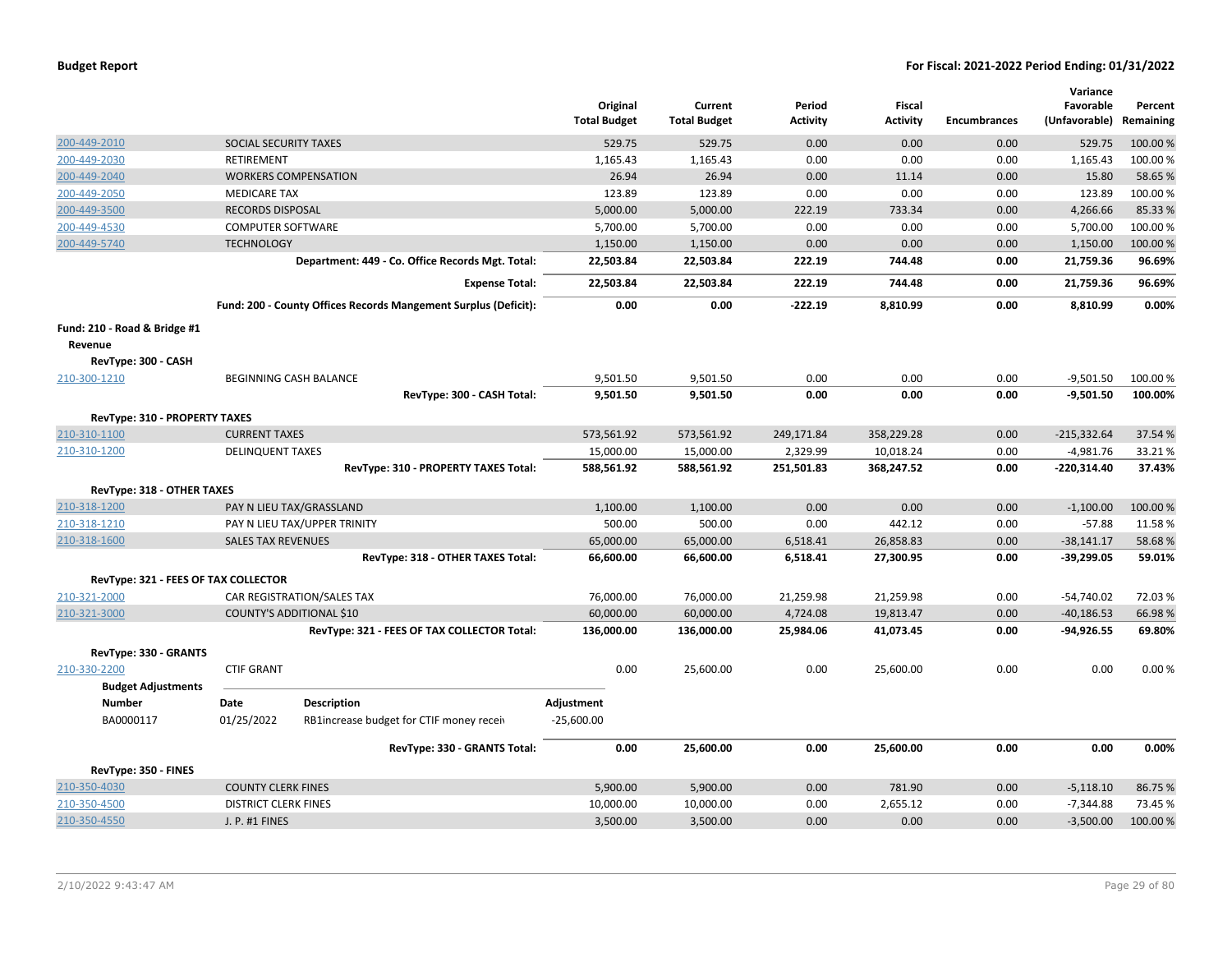| | | Original Total Budget | Current Total Budget | Period Activity | Fiscal Activity | Encumbrances | Variance Favorable (Unfavorable) | Percent Remaining |
|---|---|---|---|---|---|---|---|---|
| 200-449-2010 | SOCIAL SECURITY TAXES | 529.75 | 529.75 | 0.00 | 0.00 | 0.00 | 529.75 | 100.00 % |
| 200-449-2030 | RETIREMENT | 1,165.43 | 1,165.43 | 0.00 | 0.00 | 0.00 | 1,165.43 | 100.00 % |
| 200-449-2040 | WORKERS COMPENSATION | 26.94 | 26.94 | 0.00 | 11.14 | 0.00 | 15.80 | 58.65 % |
| 200-449-2050 | MEDICARE TAX | 123.89 | 123.89 | 0.00 | 0.00 | 0.00 | 123.89 | 100.00 % |
| 200-449-3500 | RECORDS DISPOSAL | 5,000.00 | 5,000.00 | 222.19 | 733.34 | 0.00 | 4,266.66 | 85.33 % |
| 200-449-4530 | COMPUTER SOFTWARE | 5,700.00 | 5,700.00 | 0.00 | 0.00 | 0.00 | 5,700.00 | 100.00 % |
| 200-449-5740 | TECHNOLOGY | 1,150.00 | 1,150.00 | 0.00 | 0.00 | 0.00 | 1,150.00 | 100.00 % |
| | **Department: 449 - Co. Office Records Mgt. Total:** | **22,503.84** | **22,503.84** | **222.19** | **744.48** | **0.00** | **21,759.36** | **96.69%** |
| | **Expense Total:** | **22,503.84** | **22,503.84** | **222.19** | **744.48** | **0.00** | **21,759.36** | **96.69%** |
| | **Fund: 200 - County Offices Records Mangement Surplus (Deficit):** | **0.00** | **0.00** | **-222.19** | **8,810.99** | **0.00** | **8,810.99** | **0.00%** |
| **Fund: 210 - Road & Bridge #1** | | | | | | | | |
| **Revenue** | | | | | | | | |
| **RevType: 300 - CASH** | | | | | | | | |
| 210-300-1210 | BEGINNING CASH BALANCE | 9,501.50 | 9,501.50 | 0.00 | 0.00 | 0.00 | -9,501.50 | 100.00 % |
| | **RevType: 300 - CASH Total:** | **9,501.50** | **9,501.50** | **0.00** | **0.00** | **0.00** | **-9,501.50** | **100.00%** |
| **RevType: 310 - PROPERTY TAXES** | | | | | | | | |
| 210-310-1100 | CURRENT TAXES | 573,561.92 | 573,561.92 | 249,171.84 | 358,229.28 | 0.00 | -215,332.64 | 37.54 % |
| 210-310-1200 | DELINQUENT TAXES | 15,000.00 | 15,000.00 | 2,329.99 | 10,018.24 | 0.00 | -4,981.76 | 33.21 % |
| | **RevType: 310 - PROPERTY TAXES Total:** | **588,561.92** | **588,561.92** | **251,501.83** | **368,247.52** | **0.00** | **-220,314.40** | **37.43%** |
| **RevType: 318 - OTHER TAXES** | | | | | | | | |
| 210-318-1200 | PAY N LIEU TAX/GRASSLAND | 1,100.00 | 1,100.00 | 0.00 | 0.00 | 0.00 | -1,100.00 | 100.00 % |
| 210-318-1210 | PAY N LIEU TAX/UPPER TRINITY | 500.00 | 500.00 | 0.00 | 442.12 | 0.00 | -57.88 | 11.58 % |
| 210-318-1600 | SALES TAX REVENUES | 65,000.00 | 65,000.00 | 6,518.41 | 26,858.83 | 0.00 | -38,141.17 | 58.68 % |
| | **RevType: 318 - OTHER TAXES Total:** | **66,600.00** | **66,600.00** | **6,518.41** | **27,300.95** | **0.00** | **-39,299.05** | **59.01%** |
| **RevType: 321 - FEES OF TAX COLLECTOR** | | | | | | | | |
| 210-321-2000 | CAR REGISTRATION/SALES TAX | 76,000.00 | 76,000.00 | 21,259.98 | 21,259.98 | 0.00 | -54,740.02 | 72.03 % |
| 210-321-3000 | COUNTY'S ADDITIONAL $10 | 60,000.00 | 60,000.00 | 4,724.08 | 19,813.47 | 0.00 | -40,186.53 | 66.98 % |
| | **RevType: 321 - FEES OF TAX COLLECTOR Total:** | **136,000.00** | **136,000.00** | **25,984.06** | **41,073.45** | **0.00** | **-94,926.55** | **69.80%** |
| **RevType: 330 - GRANTS** | | | | | | | | |
| 210-330-2200 | CTIF GRANT | 0.00 | 25,600.00 | 0.00 | 25,600.00 | 0.00 | 0.00 | 0.00 % |

**Budget Adjustments**

| Number | Date | Description | Adjustment |
|---|---|---|---|
| BA0000117 | 01/25/2022 | RB1increase budget for CTIF money receiv | -25,600.00 |

| | | Original Total Budget | Current Total Budget | Period Activity | Fiscal Activity | Encumbrances | Variance Favorable (Unfavorable) | Percent Remaining |
|---|---|---|---|---|---|---|---|---|
| | **RevType: 330 - GRANTS Total:** | **0.00** | **25,600.00** | **0.00** | **25,600.00** | **0.00** | **0.00** | **0.00%** |
| **RevType: 350 - FINES** | | | | | | | | |
| 210-350-4030 | COUNTY CLERK FINES | 5,900.00 | 5,900.00 | 0.00 | 781.90 | 0.00 | -5,118.10 | 86.75 % |
| 210-350-4500 | DISTRICT CLERK FINES | 10,000.00 | 10,000.00 | 0.00 | 2,655.12 | 0.00 | -7,344.88 | 73.45 % |
| 210-350-4550 | J. P. #1 FINES | 3,500.00 | 3,500.00 | 0.00 | 0.00 | 0.00 | -3,500.00 | 100.00 % |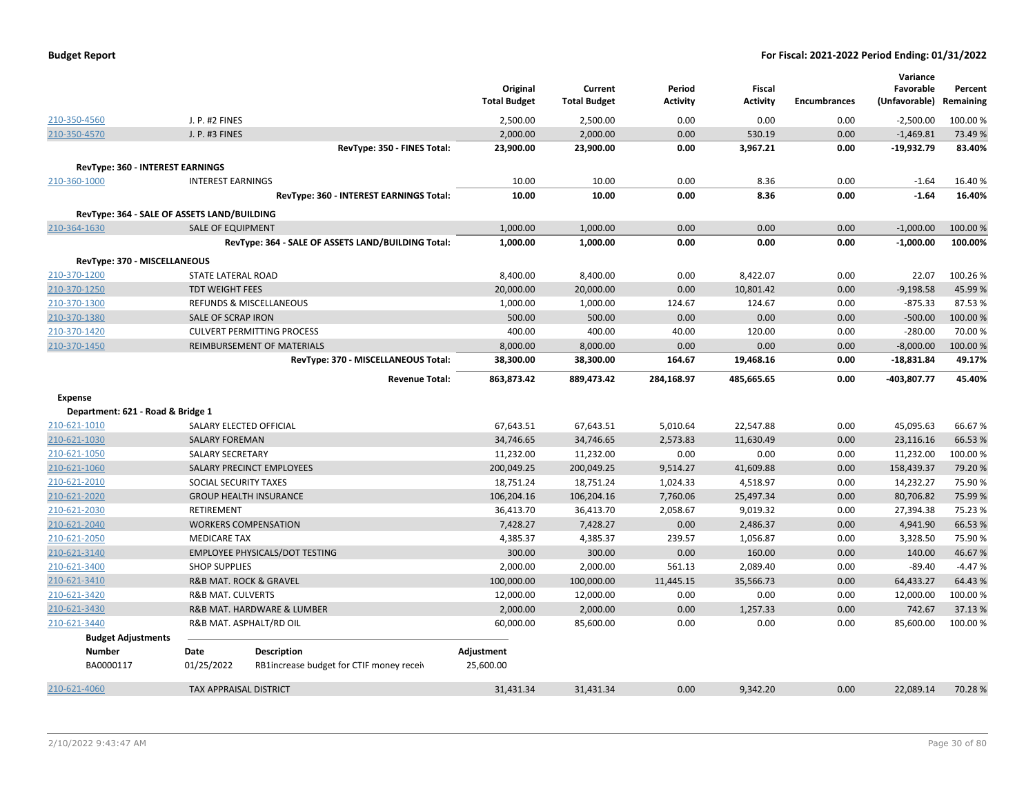**Budget Report** — **For Fiscal: 2021-2022 Period Ending: 01/31/2022**

| | | Original Total Budget | Current Total Budget | Period Activity | Fiscal Activity | Encumbrances | Variance Favorable (Unfavorable) | Percent Remaining |
|---|---|---|---|---|---|---|---|---|
| 210-350-4560 | J. P. #2 FINES | 2,500.00 | 2,500.00 | 0.00 | 0.00 | 0.00 | -2,500.00 | 100.00 % |
| 210-350-4570 | J. P. #3 FINES | 2,000.00 | 2,000.00 | 0.00 | 530.19 | 0.00 | -1,469.81 | 73.49 % |
| | **RevType: 350 - FINES Total:** | **23,900.00** | **23,900.00** | **0.00** | **3,967.21** | **0.00** | **-19,932.79** | **83.40%** |
| **RevType: 360 - INTEREST EARNINGS** | | | | | | | | |
| 210-360-1000 | INTEREST EARNINGS | 10.00 | 10.00 | 0.00 | 8.36 | 0.00 | -1.64 | 16.40 % |
| | **RevType: 360 - INTEREST EARNINGS Total:** | **10.00** | **10.00** | **0.00** | **8.36** | **0.00** | **-1.64** | **16.40%** |
| **RevType: 364 - SALE OF ASSETS LAND/BUILDING** | | | | | | | | |
| 210-364-1630 | SALE OF EQUIPMENT | 1,000.00 | 1,000.00 | 0.00 | 0.00 | 0.00 | -1,000.00 | 100.00 % |
| | **RevType: 364 - SALE OF ASSETS LAND/BUILDING Total:** | **1,000.00** | **1,000.00** | **0.00** | **0.00** | **0.00** | **-1,000.00** | **100.00%** |
| **RevType: 370 - MISCELLANEOUS** | | | | | | | | |
| 210-370-1200 | STATE LATERAL ROAD | 8,400.00 | 8,400.00 | 0.00 | 8,422.07 | 0.00 | 22.07 | 100.26 % |
| 210-370-1250 | TDT WEIGHT FEES | 20,000.00 | 20,000.00 | 0.00 | 10,801.42 | 0.00 | -9,198.58 | 45.99 % |
| 210-370-1300 | REFUNDS & MISCELLANEOUS | 1,000.00 | 1,000.00 | 124.67 | 124.67 | 0.00 | -875.33 | 87.53 % |
| 210-370-1380 | SALE OF SCRAP IRON | 500.00 | 500.00 | 0.00 | 0.00 | 0.00 | -500.00 | 100.00 % |
| 210-370-1420 | CULVERT PERMITTING PROCESS | 400.00 | 400.00 | 40.00 | 120.00 | 0.00 | -280.00 | 70.00 % |
| 210-370-1450 | REIMBURSEMENT OF MATERIALS | 8,000.00 | 8,000.00 | 0.00 | 0.00 | 0.00 | -8,000.00 | 100.00 % |
| | **RevType: 370 - MISCELLANEOUS Total:** | **38,300.00** | **38,300.00** | **164.67** | **19,468.16** | **0.00** | **-18,831.84** | **49.17%** |
| | **Revenue Total:** | **863,873.42** | **889,473.42** | **284,168.97** | **485,665.65** | **0.00** | **-403,807.77** | **45.40%** |
| **Expense** | | | | | | | | |
| **Department: 621 - Road & Bridge 1** | | | | | | | | |
| 210-621-1010 | SALARY ELECTED OFFICIAL | 67,643.51 | 67,643.51 | 5,010.64 | 22,547.88 | 0.00 | 45,095.63 | 66.67 % |
| 210-621-1030 | SALARY FOREMAN | 34,746.65 | 34,746.65 | 2,573.83 | 11,630.49 | 0.00 | 23,116.16 | 66.53 % |
| 210-621-1050 | SALARY SECRETARY | 11,232.00 | 11,232.00 | 0.00 | 0.00 | 0.00 | 11,232.00 | 100.00 % |
| 210-621-1060 | SALARY PRECINCT EMPLOYEES | 200,049.25 | 200,049.25 | 9,514.27 | 41,609.88 | 0.00 | 158,439.37 | 79.20 % |
| 210-621-2010 | SOCIAL SECURITY TAXES | 18,751.24 | 18,751.24 | 1,024.33 | 4,518.97 | 0.00 | 14,232.27 | 75.90 % |
| 210-621-2020 | GROUP HEALTH INSURANCE | 106,204.16 | 106,204.16 | 7,760.06 | 25,497.34 | 0.00 | 80,706.82 | 75.99 % |
| 210-621-2030 | RETIREMENT | 36,413.70 | 36,413.70 | 2,058.67 | 9,019.32 | 0.00 | 27,394.38 | 75.23 % |
| 210-621-2040 | WORKERS COMPENSATION | 7,428.27 | 7,428.27 | 0.00 | 2,486.37 | 0.00 | 4,941.90 | 66.53 % |
| 210-621-2050 | MEDICARE TAX | 4,385.37 | 4,385.37 | 239.57 | 1,056.87 | 0.00 | 3,328.50 | 75.90 % |
| 210-621-3140 | EMPLOYEE PHYSICALS/DOT TESTING | 300.00 | 300.00 | 0.00 | 160.00 | 0.00 | 140.00 | 46.67 % |
| 210-621-3400 | SHOP SUPPLIES | 2,000.00 | 2,000.00 | 561.13 | 2,089.40 | 0.00 | -89.40 | -4.47 % |
| 210-621-3410 | R&B MAT. ROCK & GRAVEL | 100,000.00 | 100,000.00 | 11,445.15 | 35,566.73 | 0.00 | 64,433.27 | 64.43 % |
| 210-621-3420 | R&B MAT. CULVERTS | 12,000.00 | 12,000.00 | 0.00 | 0.00 | 0.00 | 12,000.00 | 100.00 % |
| 210-621-3430 | R&B MAT. HARDWARE & LUMBER | 2,000.00 | 2,000.00 | 0.00 | 1,257.33 | 0.00 | 742.67 | 37.13 % |
| 210-621-3440 | R&B MAT. ASPHALT/RD OIL | 60,000.00 | 85,600.00 | 0.00 | 0.00 | 0.00 | 85,600.00 | 100.00 % |

**Budget Adjustments**

| Number | Date | Description | Adjustment |
|---|---|---|---|
| BA0000117 | 01/25/2022 | RB1increase budget for CTIF money recei | 25,600.00 |

| | | Original Total Budget | Current Total Budget | Period Activity | Fiscal Activity | Encumbrances | Variance Favorable (Unfavorable) | Percent Remaining |
|---|---|---|---|---|---|---|---|---|
| 210-621-4060 | TAX APPRAISAL DISTRICT | 31,431.34 | 31,431.34 | 0.00 | 9,342.20 | 0.00 | 22,089.14 | 70.28 % |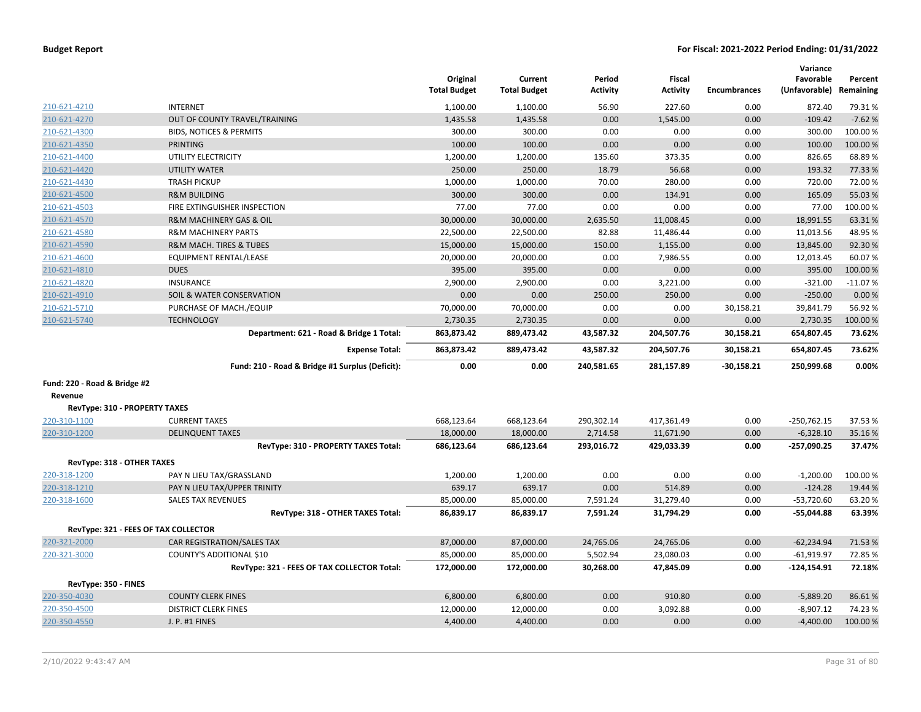| | | Original Total Budget | Current Total Budget | Period Activity | Fiscal Activity | Encumbrances | Variance Favorable (Unfavorable) | Percent Remaining |
|---|---|---|---|---|---|---|---|---|
| 210-621-4210 | INTERNET | 1,100.00 | 1,100.00 | 56.90 | 227.60 | 0.00 | 872.40 | 79.31 % |
| 210-621-4270 | OUT OF COUNTY TRAVEL/TRAINING | 1,435.58 | 1,435.58 | 0.00 | 1,545.00 | 0.00 | -109.42 | -7.62 % |
| 210-621-4300 | BIDS, NOTICES & PERMITS | 300.00 | 300.00 | 0.00 | 0.00 | 0.00 | 300.00 | 100.00 % |
| 210-621-4350 | PRINTING | 100.00 | 100.00 | 0.00 | 0.00 | 0.00 | 100.00 | 100.00 % |
| 210-621-4400 | UTILITY ELECTRICITY | 1,200.00 | 1,200.00 | 135.60 | 373.35 | 0.00 | 826.65 | 68.89 % |
| 210-621-4420 | UTILITY WATER | 250.00 | 250.00 | 18.79 | 56.68 | 0.00 | 193.32 | 77.33 % |
| 210-621-4430 | TRASH PICKUP | 1,000.00 | 1,000.00 | 70.00 | 280.00 | 0.00 | 720.00 | 72.00 % |
| 210-621-4500 | R&M BUILDING | 300.00 | 300.00 | 0.00 | 134.91 | 0.00 | 165.09 | 55.03 % |
| 210-621-4503 | FIRE EXTINGUISHER INSPECTION | 77.00 | 77.00 | 0.00 | 0.00 | 0.00 | 77.00 | 100.00 % |
| 210-621-4570 | R&M MACHINERY GAS & OIL | 30,000.00 | 30,000.00 | 2,635.50 | 11,008.45 | 0.00 | 18,991.55 | 63.31 % |
| 210-621-4580 | R&M MACHINERY PARTS | 22,500.00 | 22,500.00 | 82.88 | 11,486.44 | 0.00 | 11,013.56 | 48.95 % |
| 210-621-4590 | R&M MACH. TIRES & TUBES | 15,000.00 | 15,000.00 | 150.00 | 1,155.00 | 0.00 | 13,845.00 | 92.30 % |
| 210-621-4600 | EQUIPMENT RENTAL/LEASE | 20,000.00 | 20,000.00 | 0.00 | 7,986.55 | 0.00 | 12,013.45 | 60.07 % |
| 210-621-4810 | DUES | 395.00 | 395.00 | 0.00 | 0.00 | 0.00 | 395.00 | 100.00 % |
| 210-621-4820 | INSURANCE | 2,900.00 | 2,900.00 | 0.00 | 3,221.00 | 0.00 | -321.00 | -11.07 % |
| 210-621-4910 | SOIL & WATER CONSERVATION | 0.00 | 0.00 | 250.00 | 250.00 | 0.00 | -250.00 | 0.00 % |
| 210-621-5710 | PURCHASE OF MACH./EQUIP | 70,000.00 | 70,000.00 | 0.00 | 0.00 | 30,158.21 | 39,841.79 | 56.92 % |
| 210-621-5740 | TECHNOLOGY | 2,730.35 | 2,730.35 | 0.00 | 0.00 | 0.00 | 2,730.35 | 100.00 % |
| | **Department: 621 - Road & Bridge 1 Total:** | **863,873.42** | **889,473.42** | **43,587.32** | **204,507.76** | **30,158.21** | **654,807.45** | **73.62%** |
| | **Expense Total:** | **863,873.42** | **889,473.42** | **43,587.32** | **204,507.76** | **30,158.21** | **654,807.45** | **73.62%** |
| | **Fund: 210 - Road & Bridge #1 Surplus (Deficit):** | **0.00** | **0.00** | **240,581.65** | **281,157.89** | **-30,158.21** | **250,999.68** | **0.00%** |
| **Fund: 220 - Road & Bridge #2** | | | | | | | | |
| **Revenue** | | | | | | | | |
| **RevType: 310 - PROPERTY TAXES** | | | | | | | | |
| 220-310-1100 | CURRENT TAXES | 668,123.64 | 668,123.64 | 290,302.14 | 417,361.49 | 0.00 | -250,762.15 | 37.53 % |
| 220-310-1200 | DELINQUENT TAXES | 18,000.00 | 18,000.00 | 2,714.58 | 11,671.90 | 0.00 | -6,328.10 | 35.16 % |
| | **RevType: 310 - PROPERTY TAXES Total:** | **686,123.64** | **686,123.64** | **293,016.72** | **429,033.39** | **0.00** | **-257,090.25** | **37.47%** |
| **RevType: 318 - OTHER TAXES** | | | | | | | | |
| 220-318-1200 | PAY N LIEU TAX/GRASSLAND | 1,200.00 | 1,200.00 | 0.00 | 0.00 | 0.00 | -1,200.00 | 100.00 % |
| 220-318-1210 | PAY N LIEU TAX/UPPER TRINITY | 639.17 | 639.17 | 0.00 | 514.89 | 0.00 | -124.28 | 19.44 % |
| 220-318-1600 | SALES TAX REVENUES | 85,000.00 | 85,000.00 | 7,591.24 | 31,279.40 | 0.00 | -53,720.60 | 63.20 % |
| | **RevType: 318 - OTHER TAXES Total:** | **86,839.17** | **86,839.17** | **7,591.24** | **31,794.29** | **0.00** | **-55,044.88** | **63.39%** |
| **RevType: 321 - FEES OF TAX COLLECTOR** | | | | | | | | |
| 220-321-2000 | CAR REGISTRATION/SALES TAX | 87,000.00 | 87,000.00 | 24,765.06 | 24,765.06 | 0.00 | -62,234.94 | 71.53 % |
| 220-321-3000 | COUNTY'S ADDITIONAL $10 | 85,000.00 | 85,000.00 | 5,502.94 | 23,080.03 | 0.00 | -61,919.97 | 72.85 % |
| | **RevType: 321 - FEES OF TAX COLLECTOR Total:** | **172,000.00** | **172,000.00** | **30,268.00** | **47,845.09** | **0.00** | **-124,154.91** | **72.18%** |
| **RevType: 350 - FINES** | | | | | | | | |
| 220-350-4030 | COUNTY CLERK FINES | 6,800.00 | 6,800.00 | 0.00 | 910.80 | 0.00 | -5,889.20 | 86.61 % |
| 220-350-4500 | DISTRICT CLERK FINES | 12,000.00 | 12,000.00 | 0.00 | 3,092.88 | 0.00 | -8,907.12 | 74.23 % |
| 220-350-4550 | J. P. #1 FINES | 4,400.00 | 4,400.00 | 0.00 | 0.00 | 0.00 | -4,400.00 | 100.00 % |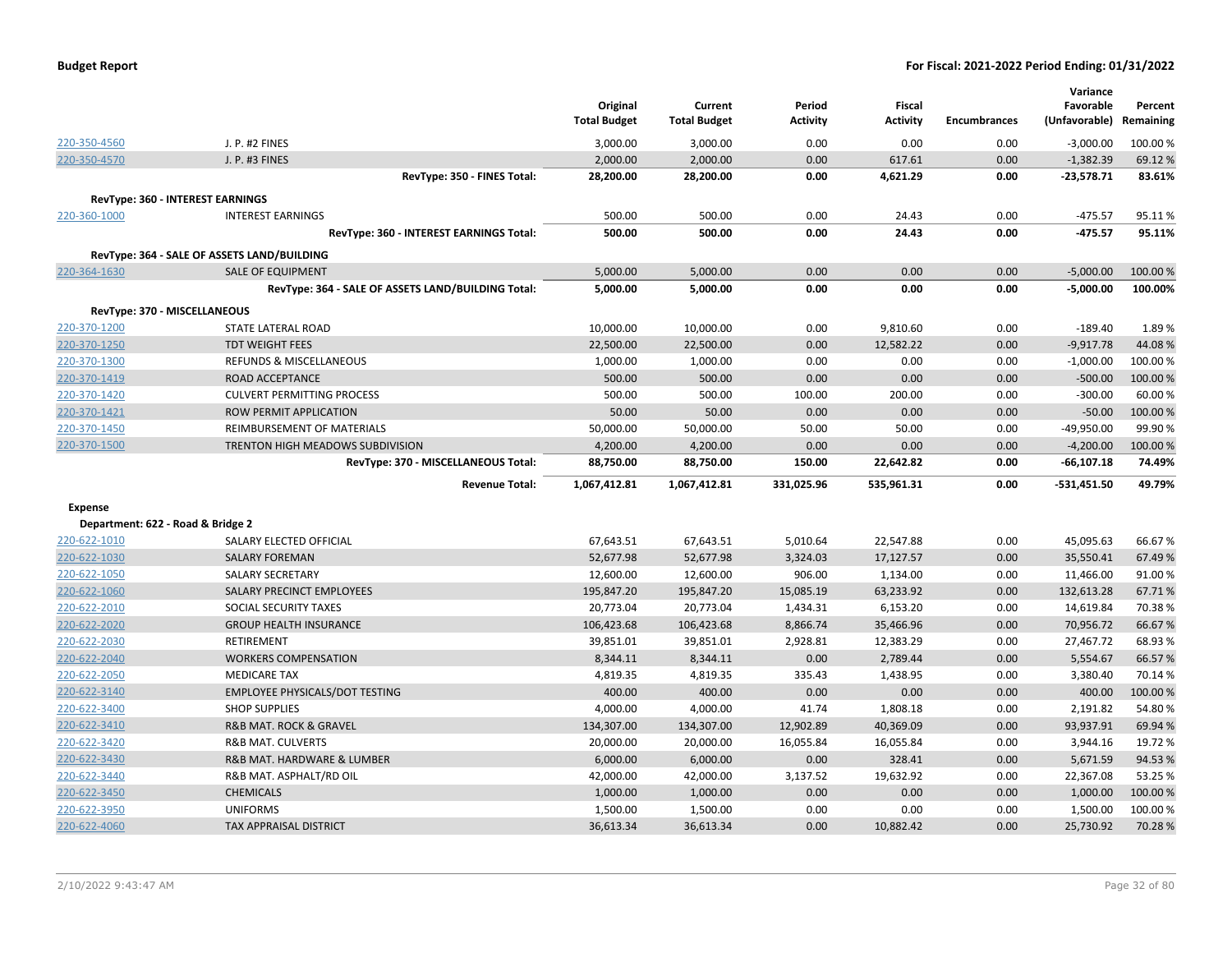**Budget Report** **For Fiscal: 2021-2022 Period Ending: 01/31/2022**

| | | Original Total Budget | Current Total Budget | Period Activity | Fiscal Activity | Encumbrances | Variance Favorable (Unfavorable) | Percent Remaining |
|---|---|---|---|---|---|---|---|---|
| 220-350-4560 | J. P. #2 FINES | 3,000.00 | 3,000.00 | 0.00 | 0.00 | 0.00 | -3,000.00 | 100.00 % |
| 220-350-4570 | J. P. #3 FINES | 2,000.00 | 2,000.00 | 0.00 | 617.61 | 0.00 | -1,382.39 | 69.12 % |
| | **RevType: 350 - FINES Total:** | **28,200.00** | **28,200.00** | **0.00** | **4,621.29** | **0.00** | **-23,578.71** | **83.61%** |
| **RevType: 360 - INTEREST EARNINGS** | | | | | | | | |
| 220-360-1000 | INTEREST EARNINGS | 500.00 | 500.00 | 0.00 | 24.43 | 0.00 | -475.57 | 95.11 % |
| | **RevType: 360 - INTEREST EARNINGS Total:** | **500.00** | **500.00** | **0.00** | **24.43** | **0.00** | **-475.57** | **95.11%** |
| **RevType: 364 - SALE OF ASSETS LAND/BUILDING** | | | | | | | | |
| 220-364-1630 | SALE OF EQUIPMENT | 5,000.00 | 5,000.00 | 0.00 | 0.00 | 0.00 | -5,000.00 | 100.00 % |
| | **RevType: 364 - SALE OF ASSETS LAND/BUILDING Total:** | **5,000.00** | **5,000.00** | **0.00** | **0.00** | **0.00** | **-5,000.00** | **100.00%** |
| **RevType: 370 - MISCELLANEOUS** | | | | | | | | |
| 220-370-1200 | STATE LATERAL ROAD | 10,000.00 | 10,000.00 | 0.00 | 9,810.60 | 0.00 | -189.40 | 1.89 % |
| 220-370-1250 | TDT WEIGHT FEES | 22,500.00 | 22,500.00 | 0.00 | 12,582.22 | 0.00 | -9,917.78 | 44.08 % |
| 220-370-1300 | REFUNDS & MISCELLANEOUS | 1,000.00 | 1,000.00 | 0.00 | 0.00 | 0.00 | -1,000.00 | 100.00 % |
| 220-370-1419 | ROAD ACCEPTANCE | 500.00 | 500.00 | 0.00 | 0.00 | 0.00 | -500.00 | 100.00 % |
| 220-370-1420 | CULVERT PERMITTING PROCESS | 500.00 | 500.00 | 100.00 | 200.00 | 0.00 | -300.00 | 60.00 % |
| 220-370-1421 | ROW PERMIT APPLICATION | 50.00 | 50.00 | 0.00 | 0.00 | 0.00 | -50.00 | 100.00 % |
| 220-370-1450 | REIMBURSEMENT OF MATERIALS | 50,000.00 | 50,000.00 | 50.00 | 50.00 | 0.00 | -49,950.00 | 99.90 % |
| 220-370-1500 | TRENTON HIGH MEADOWS SUBDIVISION | 4,200.00 | 4,200.00 | 0.00 | 0.00 | 0.00 | -4,200.00 | 100.00 % |
| | **RevType: 370 - MISCELLANEOUS Total:** | **88,750.00** | **88,750.00** | **150.00** | **22,642.82** | **0.00** | **-66,107.18** | **74.49%** |
| | **Revenue Total:** | **1,067,412.81** | **1,067,412.81** | **331,025.96** | **535,961.31** | **0.00** | **-531,451.50** | **49.79%** |
| **Expense** | | | | | | | | |
| **Department: 622 - Road & Bridge 2** | | | | | | | | |
| 220-622-1010 | SALARY ELECTED OFFICIAL | 67,643.51 | 67,643.51 | 5,010.64 | 22,547.88 | 0.00 | 45,095.63 | 66.67 % |
| 220-622-1030 | SALARY FOREMAN | 52,677.98 | 52,677.98 | 3,324.03 | 17,127.57 | 0.00 | 35,550.41 | 67.49 % |
| 220-622-1050 | SALARY SECRETARY | 12,600.00 | 12,600.00 | 906.00 | 1,134.00 | 0.00 | 11,466.00 | 91.00 % |
| 220-622-1060 | SALARY PRECINCT EMPLOYEES | 195,847.20 | 195,847.20 | 15,085.19 | 63,233.92 | 0.00 | 132,613.28 | 67.71 % |
| 220-622-2010 | SOCIAL SECURITY TAXES | 20,773.04 | 20,773.04 | 1,434.31 | 6,153.20 | 0.00 | 14,619.84 | 70.38 % |
| 220-622-2020 | GROUP HEALTH INSURANCE | 106,423.68 | 106,423.68 | 8,866.74 | 35,466.96 | 0.00 | 70,956.72 | 66.67 % |
| 220-622-2030 | RETIREMENT | 39,851.01 | 39,851.01 | 2,928.81 | 12,383.29 | 0.00 | 27,467.72 | 68.93 % |
| 220-622-2040 | WORKERS COMPENSATION | 8,344.11 | 8,344.11 | 0.00 | 2,789.44 | 0.00 | 5,554.67 | 66.57 % |
| 220-622-2050 | MEDICARE TAX | 4,819.35 | 4,819.35 | 335.43 | 1,438.95 | 0.00 | 3,380.40 | 70.14 % |
| 220-622-3140 | EMPLOYEE PHYSICALS/DOT TESTING | 400.00 | 400.00 | 0.00 | 0.00 | 0.00 | 400.00 | 100.00 % |
| 220-622-3400 | SHOP SUPPLIES | 4,000.00 | 4,000.00 | 41.74 | 1,808.18 | 0.00 | 2,191.82 | 54.80 % |
| 220-622-3410 | R&B MAT. ROCK & GRAVEL | 134,307.00 | 134,307.00 | 12,902.89 | 40,369.09 | 0.00 | 93,937.91 | 69.94 % |
| 220-622-3420 | R&B MAT. CULVERTS | 20,000.00 | 20,000.00 | 16,055.84 | 16,055.84 | 0.00 | 3,944.16 | 19.72 % |
| 220-622-3430 | R&B MAT. HARDWARE & LUMBER | 6,000.00 | 6,000.00 | 0.00 | 328.41 | 0.00 | 5,671.59 | 94.53 % |
| 220-622-3440 | R&B MAT. ASPHALT/RD OIL | 42,000.00 | 42,000.00 | 3,137.52 | 19,632.92 | 0.00 | 22,367.08 | 53.25 % |
| 220-622-3450 | CHEMICALS | 1,000.00 | 1,000.00 | 0.00 | 0.00 | 0.00 | 1,000.00 | 100.00 % |
| 220-622-3950 | UNIFORMS | 1,500.00 | 1,500.00 | 0.00 | 0.00 | 0.00 | 1,500.00 | 100.00 % |
| 220-622-4060 | TAX APPRAISAL DISTRICT | 36,613.34 | 36,613.34 | 0.00 | 10,882.42 | 0.00 | 25,730.92 | 70.28 % |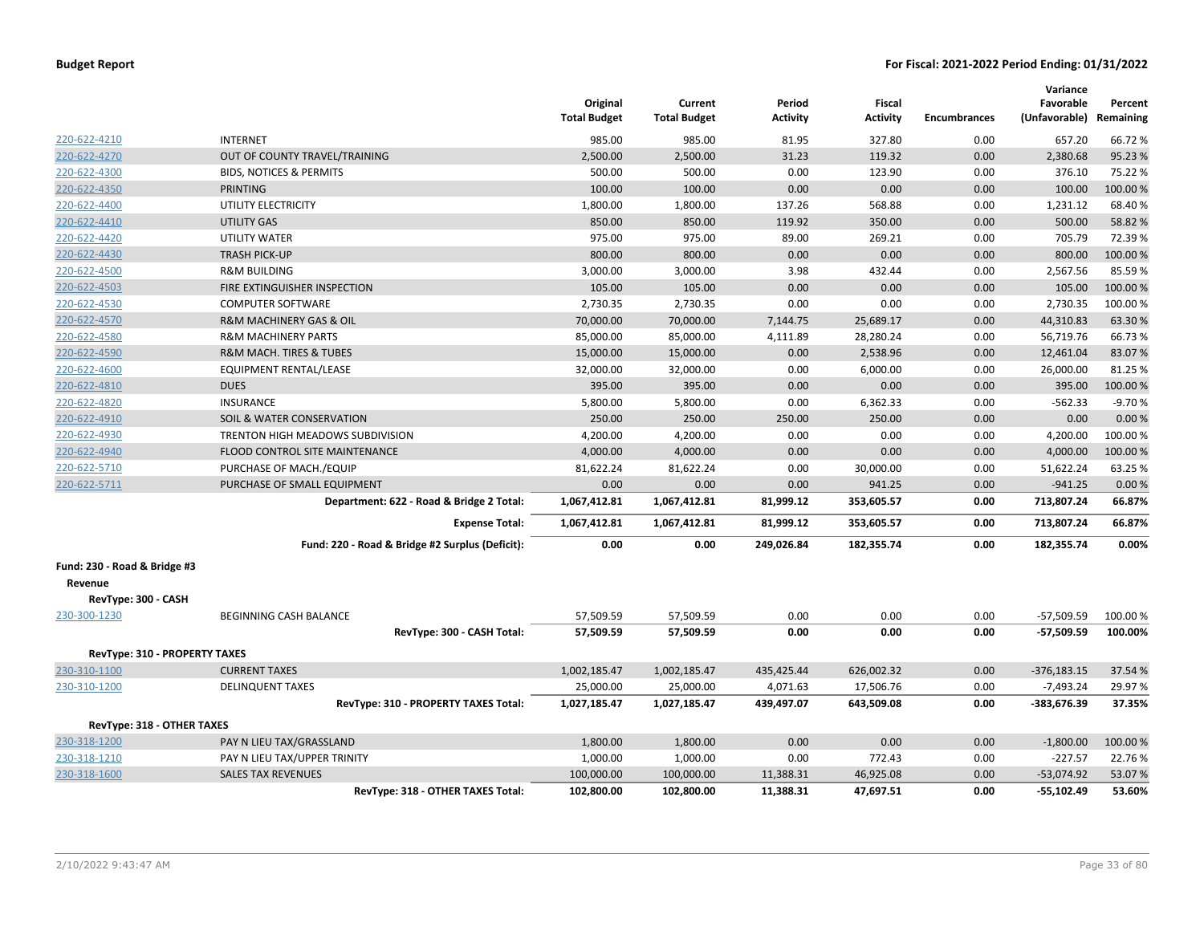**Budget Report** | **For Fiscal: 2021-2022 Period Ending: 01/31/2022**

| | | Original Total Budget | Current Total Budget | Period Activity | Fiscal Activity | Encumbrances | Variance Favorable (Unfavorable) | Percent Remaining |
|---|---|---|---|---|---|---|---|---|
| 220-622-4210 | INTERNET | 985.00 | 985.00 | 81.95 | 327.80 | 0.00 | 657.20 | 66.72 % |
| 220-622-4270 | OUT OF COUNTY TRAVEL/TRAINING | 2,500.00 | 2,500.00 | 31.23 | 119.32 | 0.00 | 2,380.68 | 95.23 % |
| 220-622-4300 | BIDS, NOTICES & PERMITS | 500.00 | 500.00 | 0.00 | 123.90 | 0.00 | 376.10 | 75.22 % |
| 220-622-4350 | PRINTING | 100.00 | 100.00 | 0.00 | 0.00 | 0.00 | 100.00 | 100.00 % |
| 220-622-4400 | UTILITY ELECTRICITY | 1,800.00 | 1,800.00 | 137.26 | 568.88 | 0.00 | 1,231.12 | 68.40 % |
| 220-622-4410 | UTILITY GAS | 850.00 | 850.00 | 119.92 | 350.00 | 0.00 | 500.00 | 58.82 % |
| 220-622-4420 | UTILITY WATER | 975.00 | 975.00 | 89.00 | 269.21 | 0.00 | 705.79 | 72.39 % |
| 220-622-4430 | TRASH PICK-UP | 800.00 | 800.00 | 0.00 | 0.00 | 0.00 | 800.00 | 100.00 % |
| 220-622-4500 | R&M BUILDING | 3,000.00 | 3,000.00 | 3.98 | 432.44 | 0.00 | 2,567.56 | 85.59 % |
| 220-622-4503 | FIRE EXTINGUISHER INSPECTION | 105.00 | 105.00 | 0.00 | 0.00 | 0.00 | 105.00 | 100.00 % |
| 220-622-4530 | COMPUTER SOFTWARE | 2,730.35 | 2,730.35 | 0.00 | 0.00 | 0.00 | 2,730.35 | 100.00 % |
| 220-622-4570 | R&M MACHINERY GAS & OIL | 70,000.00 | 70,000.00 | 7,144.75 | 25,689.17 | 0.00 | 44,310.83 | 63.30 % |
| 220-622-4580 | R&M MACHINERY PARTS | 85,000.00 | 85,000.00 | 4,111.89 | 28,280.24 | 0.00 | 56,719.76 | 66.73 % |
| 220-622-4590 | R&M MACH. TIRES & TUBES | 15,000.00 | 15,000.00 | 0.00 | 2,538.96 | 0.00 | 12,461.04 | 83.07 % |
| 220-622-4600 | EQUIPMENT RENTAL/LEASE | 32,000.00 | 32,000.00 | 0.00 | 6,000.00 | 0.00 | 26,000.00 | 81.25 % |
| 220-622-4810 | DUES | 395.00 | 395.00 | 0.00 | 0.00 | 0.00 | 395.00 | 100.00 % |
| 220-622-4820 | INSURANCE | 5,800.00 | 5,800.00 | 0.00 | 6,362.33 | 0.00 | -562.33 | -9.70 % |
| 220-622-4910 | SOIL & WATER CONSERVATION | 250.00 | 250.00 | 250.00 | 250.00 | 0.00 | 0.00 | 0.00 % |
| 220-622-4930 | TRENTON HIGH MEADOWS SUBDIVISION | 4,200.00 | 4,200.00 | 0.00 | 0.00 | 0.00 | 4,200.00 | 100.00 % |
| 220-622-4940 | FLOOD CONTROL SITE MAINTENANCE | 4,000.00 | 4,000.00 | 0.00 | 0.00 | 0.00 | 4,000.00 | 100.00 % |
| 220-622-5710 | PURCHASE OF MACH./EQUIP | 81,622.24 | 81,622.24 | 0.00 | 30,000.00 | 0.00 | 51,622.24 | 63.25 % |
| 220-622-5711 | PURCHASE OF SMALL EQUIPMENT | 0.00 | 0.00 | 0.00 | 941.25 | 0.00 | -941.25 | 0.00 % |
| | **Department: 622 - Road & Bridge 2 Total:** | **1,067,412.81** | **1,067,412.81** | **81,999.12** | **353,605.57** | **0.00** | **713,807.24** | **66.87%** |
| | **Expense Total:** | **1,067,412.81** | **1,067,412.81** | **81,999.12** | **353,605.57** | **0.00** | **713,807.24** | **66.87%** |
| | **Fund: 220 - Road & Bridge #2 Surplus (Deficit):** | **0.00** | **0.00** | **249,026.84** | **182,355.74** | **0.00** | **182,355.74** | **0.00%** |
| **Fund: 230 - Road & Bridge #3** | | | | | | | | |
| **Revenue** | | | | | | | | |
| **RevType: 300 - CASH** | | | | | | | | |
| 230-300-1230 | BEGINNING CASH BALANCE | 57,509.59 | 57,509.59 | 0.00 | 0.00 | 0.00 | -57,509.59 | 100.00 % |
| | **RevType: 300 - CASH Total:** | **57,509.59** | **57,509.59** | **0.00** | **0.00** | **0.00** | **-57,509.59** | **100.00%** |
| **RevType: 310 - PROPERTY TAXES** | | | | | | | | |
| 230-310-1100 | CURRENT TAXES | 1,002,185.47 | 1,002,185.47 | 435,425.44 | 626,002.32 | 0.00 | -376,183.15 | 37.54 % |
| 230-310-1200 | DELINQUENT TAXES | 25,000.00 | 25,000.00 | 4,071.63 | 17,506.76 | 0.00 | -7,493.24 | 29.97 % |
| | **RevType: 310 - PROPERTY TAXES Total:** | **1,027,185.47** | **1,027,185.47** | **439,497.07** | **643,509.08** | **0.00** | **-383,676.39** | **37.35%** |
| **RevType: 318 - OTHER TAXES** | | | | | | | | |
| 230-318-1200 | PAY N LIEU TAX/GRASSLAND | 1,800.00 | 1,800.00 | 0.00 | 0.00 | 0.00 | -1,800.00 | 100.00 % |
| 230-318-1210 | PAY N LIEU TAX/UPPER TRINITY | 1,000.00 | 1,000.00 | 0.00 | 772.43 | 0.00 | -227.57 | 22.76 % |
| 230-318-1600 | SALES TAX REVENUES | 100,000.00 | 100,000.00 | 11,388.31 | 46,925.08 | 0.00 | -53,074.92 | 53.07 % |
| | **RevType: 318 - OTHER TAXES Total:** | **102,800.00** | **102,800.00** | **11,388.31** | **47,697.51** | **0.00** | **-55,102.49** | **53.60%** |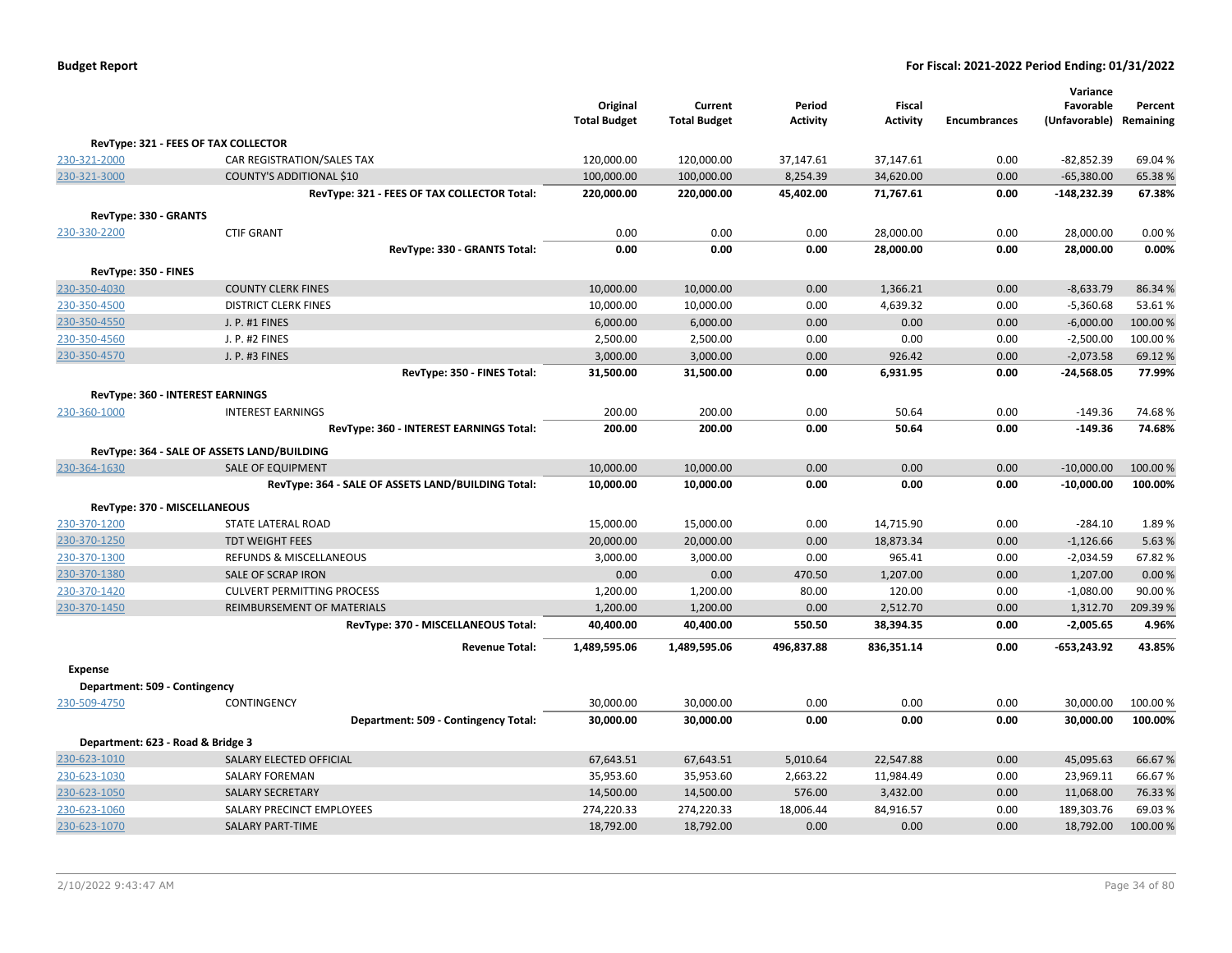**Budget Report** | **For Fiscal: 2021-2022 Period Ending: 01/31/2022**

| | | Original Total Budget | Current Total Budget | Period Activity | Fiscal Activity | Encumbrances | Variance Favorable (Unfavorable) | Percent Remaining |
|---|---|---|---|---|---|---|---|---|
| **RevType: 321 - FEES OF TAX COLLECTOR** | | | | | | | | |
| 230-321-2000 | CAR REGISTRATION/SALES TAX | 120,000.00 | 120,000.00 | 37,147.61 | 37,147.61 | 0.00 | -82,852.39 | 69.04 % |
| 230-321-3000 | COUNTY'S ADDITIONAL $10 | 100,000.00 | 100,000.00 | 8,254.39 | 34,620.00 | 0.00 | -65,380.00 | 65.38 % |
| | **RevType: 321 - FEES OF TAX COLLECTOR Total:** | **220,000.00** | **220,000.00** | **45,402.00** | **71,767.61** | **0.00** | **-148,232.39** | **67.38%** |
| **RevType: 330 - GRANTS** | | | | | | | | |
| 230-330-2200 | CTIF GRANT | 0.00 | 0.00 | 0.00 | 28,000.00 | 0.00 | 28,000.00 | 0.00 % |
| | **RevType: 330 - GRANTS Total:** | **0.00** | **0.00** | **0.00** | **28,000.00** | **0.00** | **28,000.00** | **0.00%** |
| **RevType: 350 - FINES** | | | | | | | | |
| 230-350-4030 | COUNTY CLERK FINES | 10,000.00 | 10,000.00 | 0.00 | 1,366.21 | 0.00 | -8,633.79 | 86.34 % |
| 230-350-4500 | DISTRICT CLERK FINES | 10,000.00 | 10,000.00 | 0.00 | 4,639.32 | 0.00 | -5,360.68 | 53.61 % |
| 230-350-4550 | J. P. #1 FINES | 6,000.00 | 6,000.00 | 0.00 | 0.00 | 0.00 | -6,000.00 | 100.00 % |
| 230-350-4560 | J. P. #2 FINES | 2,500.00 | 2,500.00 | 0.00 | 0.00 | 0.00 | -2,500.00 | 100.00 % |
| 230-350-4570 | J. P. #3 FINES | 3,000.00 | 3,000.00 | 0.00 | 926.42 | 0.00 | -2,073.58 | 69.12 % |
| | **RevType: 350 - FINES Total:** | **31,500.00** | **31,500.00** | **0.00** | **6,931.95** | **0.00** | **-24,568.05** | **77.99%** |
| **RevType: 360 - INTEREST EARNINGS** | | | | | | | | |
| 230-360-1000 | INTEREST EARNINGS | 200.00 | 200.00 | 0.00 | 50.64 | 0.00 | -149.36 | 74.68 % |
| | **RevType: 360 - INTEREST EARNINGS Total:** | **200.00** | **200.00** | **0.00** | **50.64** | **0.00** | **-149.36** | **74.68%** |
| **RevType: 364 - SALE OF ASSETS LAND/BUILDING** | | | | | | | | |
| 230-364-1630 | SALE OF EQUIPMENT | 10,000.00 | 10,000.00 | 0.00 | 0.00 | 0.00 | -10,000.00 | 100.00 % |
| | **RevType: 364 - SALE OF ASSETS LAND/BUILDING Total:** | **10,000.00** | **10,000.00** | **0.00** | **0.00** | **0.00** | **-10,000.00** | **100.00%** |
| **RevType: 370 - MISCELLANEOUS** | | | | | | | | |
| 230-370-1200 | STATE LATERAL ROAD | 15,000.00 | 15,000.00 | 0.00 | 14,715.90 | 0.00 | -284.10 | 1.89 % |
| 230-370-1250 | TDT WEIGHT FEES | 20,000.00 | 20,000.00 | 0.00 | 18,873.34 | 0.00 | -1,126.66 | 5.63 % |
| 230-370-1300 | REFUNDS & MISCELLANEOUS | 3,000.00 | 3,000.00 | 0.00 | 965.41 | 0.00 | -2,034.59 | 67.82 % |
| 230-370-1380 | SALE OF SCRAP IRON | 0.00 | 0.00 | 470.50 | 1,207.00 | 0.00 | 1,207.00 | 0.00 % |
| 230-370-1420 | CULVERT PERMITTING PROCESS | 1,200.00 | 1,200.00 | 80.00 | 120.00 | 0.00 | -1,080.00 | 90.00 % |
| 230-370-1450 | REIMBURSEMENT OF MATERIALS | 1,200.00 | 1,200.00 | 0.00 | 2,512.70 | 0.00 | 1,312.70 | 209.39 % |
| | **RevType: 370 - MISCELLANEOUS Total:** | **40,400.00** | **40,400.00** | **550.50** | **38,394.35** | **0.00** | **-2,005.65** | **4.96%** |
| | **Revenue Total:** | **1,489,595.06** | **1,489,595.06** | **496,837.88** | **836,351.14** | **0.00** | **-653,243.92** | **43.85%** |
| **Expense** | | | | | | | | |
| **Department: 509 - Contingency** | | | | | | | | |
| 230-509-4750 | CONTINGENCY | 30,000.00 | 30,000.00 | 0.00 | 0.00 | 0.00 | 30,000.00 | 100.00 % |
| | **Department: 509 - Contingency Total:** | **30,000.00** | **30,000.00** | **0.00** | **0.00** | **0.00** | **30,000.00** | **100.00%** |
| **Department: 623 - Road & Bridge 3** | | | | | | | | |
| 230-623-1010 | SALARY ELECTED OFFICIAL | 67,643.51 | 67,643.51 | 5,010.64 | 22,547.88 | 0.00 | 45,095.63 | 66.67 % |
| 230-623-1030 | SALARY FOREMAN | 35,953.60 | 35,953.60 | 2,663.22 | 11,984.49 | 0.00 | 23,969.11 | 66.67 % |
| 230-623-1050 | SALARY SECRETARY | 14,500.00 | 14,500.00 | 576.00 | 3,432.00 | 0.00 | 11,068.00 | 76.33 % |
| 230-623-1060 | SALARY PRECINCT EMPLOYEES | 274,220.33 | 274,220.33 | 18,006.44 | 84,916.57 | 0.00 | 189,303.76 | 69.03 % |
| 230-623-1070 | SALARY PART-TIME | 18,792.00 | 18,792.00 | 0.00 | 0.00 | 0.00 | 18,792.00 | 100.00 % |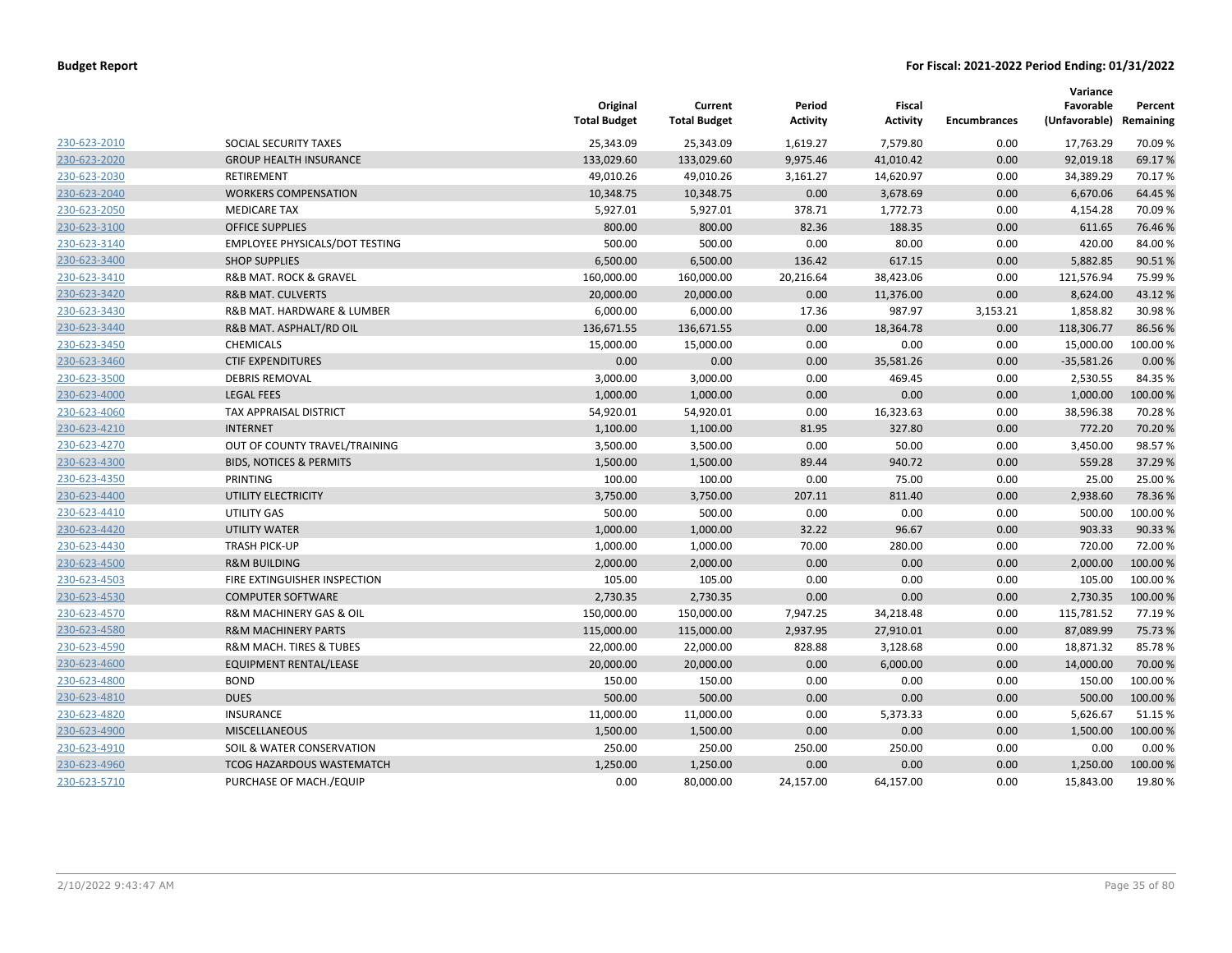**Budget Report** **For Fiscal: 2021-2022 Period Ending: 01/31/2022**

| | | Original Total Budget | Current Total Budget | Period Activity | Fiscal Activity | Encumbrances | Variance Favorable (Unfavorable) | Percent Remaining |
|---|---|---|---|---|---|---|---|---|
| 230-623-2010 | SOCIAL SECURITY TAXES | 25,343.09 | 25,343.09 | 1,619.27 | 7,579.80 | 0.00 | 17,763.29 | 70.09 % |
| 230-623-2020 | GROUP HEALTH INSURANCE | 133,029.60 | 133,029.60 | 9,975.46 | 41,010.42 | 0.00 | 92,019.18 | 69.17 % |
| 230-623-2030 | RETIREMENT | 49,010.26 | 49,010.26 | 3,161.27 | 14,620.97 | 0.00 | 34,389.29 | 70.17 % |
| 230-623-2040 | WORKERS COMPENSATION | 10,348.75 | 10,348.75 | 0.00 | 3,678.69 | 0.00 | 6,670.06 | 64.45 % |
| 230-623-2050 | MEDICARE TAX | 5,927.01 | 5,927.01 | 378.71 | 1,772.73 | 0.00 | 4,154.28 | 70.09 % |
| 230-623-3100 | OFFICE SUPPLIES | 800.00 | 800.00 | 82.36 | 188.35 | 0.00 | 611.65 | 76.46 % |
| 230-623-3140 | EMPLOYEE PHYSICALS/DOT TESTING | 500.00 | 500.00 | 0.00 | 80.00 | 0.00 | 420.00 | 84.00 % |
| 230-623-3400 | SHOP SUPPLIES | 6,500.00 | 6,500.00 | 136.42 | 617.15 | 0.00 | 5,882.85 | 90.51 % |
| 230-623-3410 | R&B MAT. ROCK & GRAVEL | 160,000.00 | 160,000.00 | 20,216.64 | 38,423.06 | 0.00 | 121,576.94 | 75.99 % |
| 230-623-3420 | R&B MAT. CULVERTS | 20,000.00 | 20,000.00 | 0.00 | 11,376.00 | 0.00 | 8,624.00 | 43.12 % |
| 230-623-3430 | R&B MAT. HARDWARE & LUMBER | 6,000.00 | 6,000.00 | 17.36 | 987.97 | 3,153.21 | 1,858.82 | 30.98 % |
| 230-623-3440 | R&B MAT. ASPHALT/RD OIL | 136,671.55 | 136,671.55 | 0.00 | 18,364.78 | 0.00 | 118,306.77 | 86.56 % |
| 230-623-3450 | CHEMICALS | 15,000.00 | 15,000.00 | 0.00 | 0.00 | 0.00 | 15,000.00 | 100.00 % |
| 230-623-3460 | CTIF EXPENDITURES | 0.00 | 0.00 | 0.00 | 35,581.26 | 0.00 | -35,581.26 | 0.00 % |
| 230-623-3500 | DEBRIS REMOVAL | 3,000.00 | 3,000.00 | 0.00 | 469.45 | 0.00 | 2,530.55 | 84.35 % |
| 230-623-4000 | LEGAL FEES | 1,000.00 | 1,000.00 | 0.00 | 0.00 | 0.00 | 1,000.00 | 100.00 % |
| 230-623-4060 | TAX APPRAISAL DISTRICT | 54,920.01 | 54,920.01 | 0.00 | 16,323.63 | 0.00 | 38,596.38 | 70.28 % |
| 230-623-4210 | INTERNET | 1,100.00 | 1,100.00 | 81.95 | 327.80 | 0.00 | 772.20 | 70.20 % |
| 230-623-4270 | OUT OF COUNTY TRAVEL/TRAINING | 3,500.00 | 3,500.00 | 0.00 | 50.00 | 0.00 | 3,450.00 | 98.57 % |
| 230-623-4300 | BIDS, NOTICES & PERMITS | 1,500.00 | 1,500.00 | 89.44 | 940.72 | 0.00 | 559.28 | 37.29 % |
| 230-623-4350 | PRINTING | 100.00 | 100.00 | 0.00 | 75.00 | 0.00 | 25.00 | 25.00 % |
| 230-623-4400 | UTILITY ELECTRICITY | 3,750.00 | 3,750.00 | 207.11 | 811.40 | 0.00 | 2,938.60 | 78.36 % |
| 230-623-4410 | UTILITY GAS | 500.00 | 500.00 | 0.00 | 0.00 | 0.00 | 500.00 | 100.00 % |
| 230-623-4420 | UTILITY WATER | 1,000.00 | 1,000.00 | 32.22 | 96.67 | 0.00 | 903.33 | 90.33 % |
| 230-623-4430 | TRASH PICK-UP | 1,000.00 | 1,000.00 | 70.00 | 280.00 | 0.00 | 720.00 | 72.00 % |
| 230-623-4500 | R&M BUILDING | 2,000.00 | 2,000.00 | 0.00 | 0.00 | 0.00 | 2,000.00 | 100.00 % |
| 230-623-4503 | FIRE EXTINGUISHER INSPECTION | 105.00 | 105.00 | 0.00 | 0.00 | 0.00 | 105.00 | 100.00 % |
| 230-623-4530 | COMPUTER SOFTWARE | 2,730.35 | 2,730.35 | 0.00 | 0.00 | 0.00 | 2,730.35 | 100.00 % |
| 230-623-4570 | R&M MACHINERY GAS & OIL | 150,000.00 | 150,000.00 | 7,947.25 | 34,218.48 | 0.00 | 115,781.52 | 77.19 % |
| 230-623-4580 | R&M MACHINERY PARTS | 115,000.00 | 115,000.00 | 2,937.95 | 27,910.01 | 0.00 | 87,089.99 | 75.73 % |
| 230-623-4590 | R&M MACH. TIRES & TUBES | 22,000.00 | 22,000.00 | 828.88 | 3,128.68 | 0.00 | 18,871.32 | 85.78 % |
| 230-623-4600 | EQUIPMENT RENTAL/LEASE | 20,000.00 | 20,000.00 | 0.00 | 6,000.00 | 0.00 | 14,000.00 | 70.00 % |
| 230-623-4800 | BOND | 150.00 | 150.00 | 0.00 | 0.00 | 0.00 | 150.00 | 100.00 % |
| 230-623-4810 | DUES | 500.00 | 500.00 | 0.00 | 0.00 | 0.00 | 500.00 | 100.00 % |
| 230-623-4820 | INSURANCE | 11,000.00 | 11,000.00 | 0.00 | 5,373.33 | 0.00 | 5,626.67 | 51.15 % |
| 230-623-4900 | MISCELLANEOUS | 1,500.00 | 1,500.00 | 0.00 | 0.00 | 0.00 | 1,500.00 | 100.00 % |
| 230-623-4910 | SOIL & WATER CONSERVATION | 250.00 | 250.00 | 250.00 | 250.00 | 0.00 | 0.00 | 0.00 % |
| 230-623-4960 | TCOG HAZARDOUS WASTEMATCH | 1,250.00 | 1,250.00 | 0.00 | 0.00 | 0.00 | 1,250.00 | 100.00 % |
| 230-623-5710 | PURCHASE OF MACH./EQUIP | 0.00 | 80,000.00 | 24,157.00 | 64,157.00 | 0.00 | 15,843.00 | 19.80 % |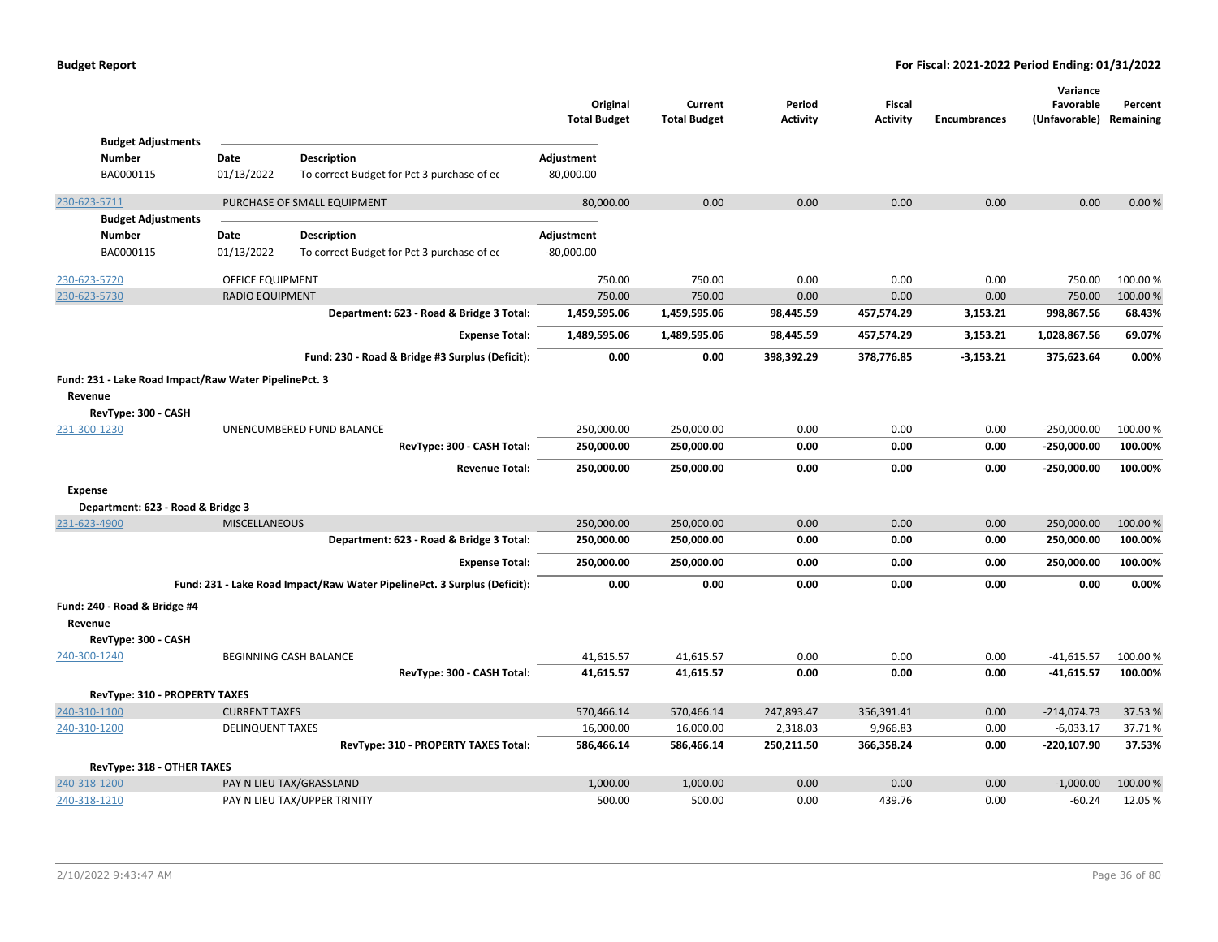| | | Original Total Budget | Current Total Budget | Period Activity | Fiscal Activity | Encumbrances | Variance Favorable (Unfavorable) | Percent Remaining |
|---|---|---|---|---|---|---|---|---|
| **Budget Adjustments** | | | | | | | | |
| **Number** / **Date** | **Description** | **Adjustment** | | | | | | |
| BA0000115 / 01/13/2022 | To correct Budget for Pct 3 purchase of ec | 80,000.00 | | | | | | |
| 230-623-5711 | PURCHASE OF SMALL EQUIPMENT | 80,000.00 | 0.00 | 0.00 | 0.00 | 0.00 | 0.00 | 0.00 % |
| **Budget Adjustments** | | | | | | | | |
| **Number** / **Date** | **Description** | **Adjustment** | | | | | | |
| BA0000115 / 01/13/2022 | To correct Budget for Pct 3 purchase of ec | -80,000.00 | | | | | | |
| 230-623-5720 | OFFICE EQUIPMENT | 750.00 | 750.00 | 0.00 | 0.00 | 0.00 | 750.00 | 100.00 % |
| 230-623-5730 | RADIO EQUIPMENT | 750.00 | 750.00 | 0.00 | 0.00 | 0.00 | 750.00 | 100.00 % |
| | **Department: 623 - Road & Bridge 3 Total:** | **1,459,595.06** | **1,459,595.06** | **98,445.59** | **457,574.29** | **3,153.21** | **998,867.56** | **68.43%** |
| | **Expense Total:** | **1,489,595.06** | **1,489,595.06** | **98,445.59** | **457,574.29** | **3,153.21** | **1,028,867.56** | **69.07%** |
| | **Fund: 230 - Road & Bridge #3 Surplus (Deficit):** | **0.00** | **0.00** | **398,392.29** | **378,776.85** | **-3,153.21** | **375,623.64** | **0.00%** |
| **Fund: 231 - Lake Road Impact/Raw Water PipelinePct. 3** | | | | | | | | |
| **Revenue** | | | | | | | | |
| **RevType: 300 - CASH** | | | | | | | | |
| 231-300-1230 | UNENCUMBERED FUND BALANCE | 250,000.00 | 250,000.00 | 0.00 | 0.00 | 0.00 | -250,000.00 | 100.00 % |
| | **RevType: 300 - CASH Total:** | **250,000.00** | **250,000.00** | **0.00** | **0.00** | **0.00** | **-250,000.00** | **100.00%** |
| | **Revenue Total:** | **250,000.00** | **250,000.00** | **0.00** | **0.00** | **0.00** | **-250,000.00** | **100.00%** |
| **Expense** | | | | | | | | |
| **Department: 623 - Road & Bridge 3** | | | | | | | | |
| 231-623-4900 | MISCELLANEOUS | 250,000.00 | 250,000.00 | 0.00 | 0.00 | 0.00 | 250,000.00 | 100.00 % |
| | **Department: 623 - Road & Bridge 3 Total:** | **250,000.00** | **250,000.00** | **0.00** | **0.00** | **0.00** | **250,000.00** | **100.00%** |
| | **Expense Total:** | **250,000.00** | **250,000.00** | **0.00** | **0.00** | **0.00** | **250,000.00** | **100.00%** |
| | **Fund: 231 - Lake Road Impact/Raw Water PipelinePct. 3 Surplus (Deficit):** | **0.00** | **0.00** | **0.00** | **0.00** | **0.00** | **0.00** | **0.00%** |
| **Fund: 240 - Road & Bridge #4** | | | | | | | | |
| **Revenue** | | | | | | | | |
| **RevType: 300 - CASH** | | | | | | | | |
| 240-300-1240 | BEGINNING CASH BALANCE | 41,615.57 | 41,615.57 | 0.00 | 0.00 | 0.00 | -41,615.57 | 100.00 % |
| | **RevType: 300 - CASH Total:** | **41,615.57** | **41,615.57** | **0.00** | **0.00** | **0.00** | **-41,615.57** | **100.00%** |
| **RevType: 310 - PROPERTY TAXES** | | | | | | | | |
| 240-310-1100 | CURRENT TAXES | 570,466.14 | 570,466.14 | 247,893.47 | 356,391.41 | 0.00 | -214,074.73 | 37.53 % |
| 240-310-1200 | DELINQUENT TAXES | 16,000.00 | 16,000.00 | 2,318.03 | 9,966.83 | 0.00 | -6,033.17 | 37.71 % |
| | **RevType: 310 - PROPERTY TAXES Total:** | **586,466.14** | **586,466.14** | **250,211.50** | **366,358.24** | **0.00** | **-220,107.90** | **37.53%** |
| **RevType: 318 - OTHER TAXES** | | | | | | | | |
| 240-318-1200 | PAY N LIEU TAX/GRASSLAND | 1,000.00 | 1,000.00 | 0.00 | 0.00 | 0.00 | -1,000.00 | 100.00 % |
| 240-318-1210 | PAY N LIEU TAX/UPPER TRINITY | 500.00 | 500.00 | 0.00 | 439.76 | 0.00 | -60.24 | 12.05 % |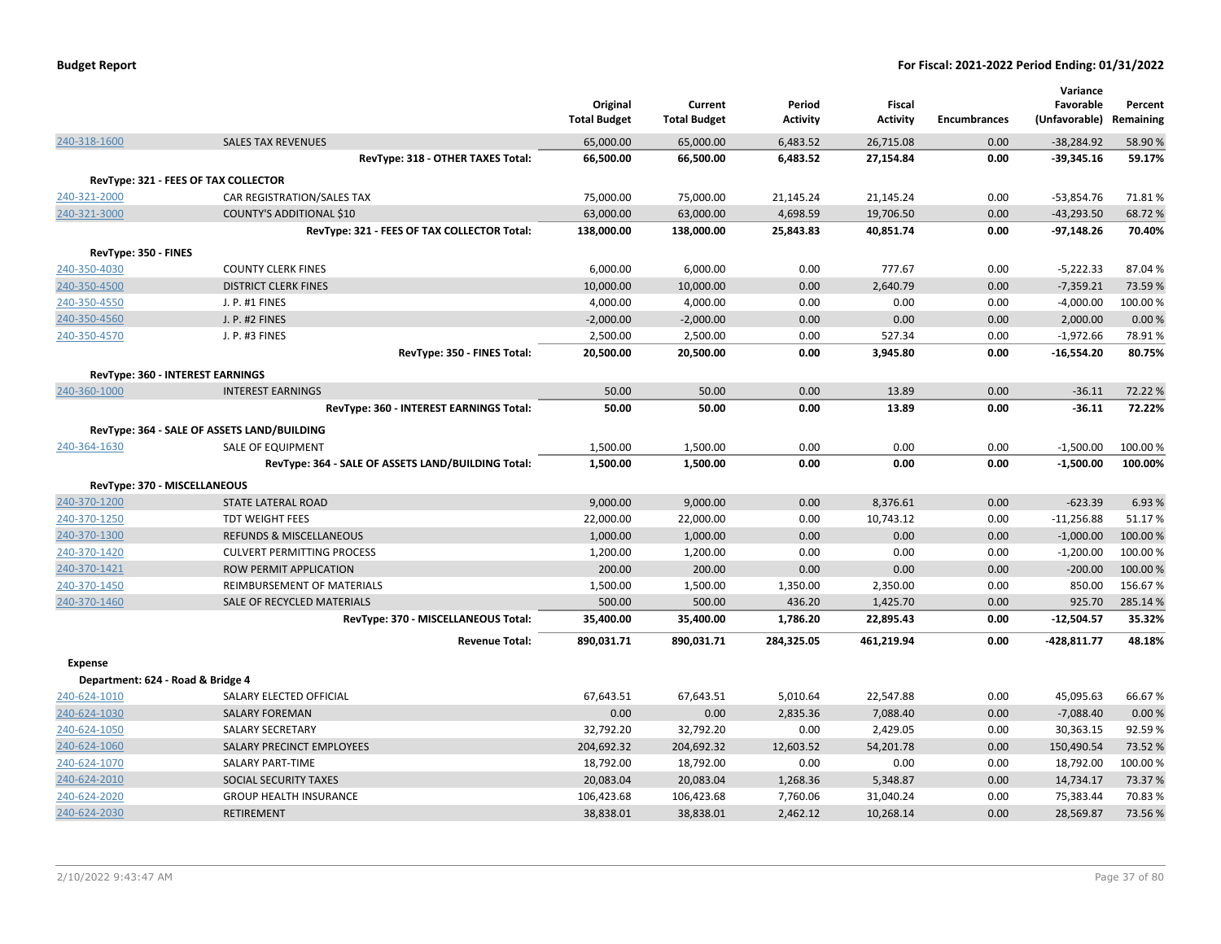|  |  | Original Total Budget | Current Total Budget | Period Activity | Fiscal Activity | Encumbrances | Variance Favorable (Unfavorable) | Percent Remaining |
|---|---|---|---|---|---|---|---|---|
| 240-318-1600 | SALES TAX REVENUES | 65,000.00 | 65,000.00 | 6,483.52 | 26,715.08 | 0.00 | -38,284.92 | 58.90 % |
|  | **RevType: 318 - OTHER TAXES Total:** | **66,500.00** | **66,500.00** | **6,483.52** | **27,154.84** | **0.00** | **-39,345.16** | **59.17%** |
| **RevType: 321 - FEES OF TAX COLLECTOR** |  |  |  |  |  |  |  |  |
| 240-321-2000 | CAR REGISTRATION/SALES TAX | 75,000.00 | 75,000.00 | 21,145.24 | 21,145.24 | 0.00 | -53,854.76 | 71.81 % |
| 240-321-3000 | COUNTY'S ADDITIONAL $10 | 63,000.00 | 63,000.00 | 4,698.59 | 19,706.50 | 0.00 | -43,293.50 | 68.72 % |
|  | **RevType: 321 - FEES OF TAX COLLECTOR Total:** | **138,000.00** | **138,000.00** | **25,843.83** | **40,851.74** | **0.00** | **-97,148.26** | **70.40%** |
| **RevType: 350 - FINES** |  |  |  |  |  |  |  |  |
| 240-350-4030 | COUNTY CLERK FINES | 6,000.00 | 6,000.00 | 0.00 | 777.67 | 0.00 | -5,222.33 | 87.04 % |
| 240-350-4500 | DISTRICT CLERK FINES | 10,000.00 | 10,000.00 | 0.00 | 2,640.79 | 0.00 | -7,359.21 | 73.59 % |
| 240-350-4550 | J. P. #1 FINES | 4,000.00 | 4,000.00 | 0.00 | 0.00 | 0.00 | -4,000.00 | 100.00 % |
| 240-350-4560 | J. P. #2 FINES | -2,000.00 | -2,000.00 | 0.00 | 0.00 | 0.00 | 2,000.00 | 0.00 % |
| 240-350-4570 | J. P. #3 FINES | 2,500.00 | 2,500.00 | 0.00 | 527.34 | 0.00 | -1,972.66 | 78.91 % |
|  | **RevType: 350 - FINES Total:** | **20,500.00** | **20,500.00** | **0.00** | **3,945.80** | **0.00** | **-16,554.20** | **80.75%** |
| **RevType: 360 - INTEREST EARNINGS** |  |  |  |  |  |  |  |  |
| 240-360-1000 | INTEREST EARNINGS | 50.00 | 50.00 | 0.00 | 13.89 | 0.00 | -36.11 | 72.22 % |
|  | **RevType: 360 - INTEREST EARNINGS Total:** | **50.00** | **50.00** | **0.00** | **13.89** | **0.00** | **-36.11** | **72.22%** |
| **RevType: 364 - SALE OF ASSETS LAND/BUILDING** |  |  |  |  |  |  |  |  |
| 240-364-1630 | SALE OF EQUIPMENT | 1,500.00 | 1,500.00 | 0.00 | 0.00 | 0.00 | -1,500.00 | 100.00 % |
|  | **RevType: 364 - SALE OF ASSETS LAND/BUILDING Total:** | **1,500.00** | **1,500.00** | **0.00** | **0.00** | **0.00** | **-1,500.00** | **100.00%** |
| **RevType: 370 - MISCELLANEOUS** |  |  |  |  |  |  |  |  |
| 240-370-1200 | STATE LATERAL ROAD | 9,000.00 | 9,000.00 | 0.00 | 8,376.61 | 0.00 | -623.39 | 6.93 % |
| 240-370-1250 | TDT WEIGHT FEES | 22,000.00 | 22,000.00 | 0.00 | 10,743.12 | 0.00 | -11,256.88 | 51.17 % |
| 240-370-1300 | REFUNDS & MISCELLANEOUS | 1,000.00 | 1,000.00 | 0.00 | 0.00 | 0.00 | -1,000.00 | 100.00 % |
| 240-370-1420 | CULVERT PERMITTING PROCESS | 1,200.00 | 1,200.00 | 0.00 | 0.00 | 0.00 | -1,200.00 | 100.00 % |
| 240-370-1421 | ROW PERMIT APPLICATION | 200.00 | 200.00 | 0.00 | 0.00 | 0.00 | -200.00 | 100.00 % |
| 240-370-1450 | REIMBURSEMENT OF MATERIALS | 1,500.00 | 1,500.00 | 1,350.00 | 2,350.00 | 0.00 | 850.00 | 156.67 % |
| 240-370-1460 | SALE OF RECYCLED MATERIALS | 500.00 | 500.00 | 436.20 | 1,425.70 | 0.00 | 925.70 | 285.14 % |
|  | **RevType: 370 - MISCELLANEOUS Total:** | **35,400.00** | **35,400.00** | **1,786.20** | **22,895.43** | **0.00** | **-12,504.57** | **35.32%** |
|  | **Revenue Total:** | **890,031.71** | **890,031.71** | **284,325.05** | **461,219.94** | **0.00** | **-428,811.77** | **48.18%** |
| **Expense** |  |  |  |  |  |  |  |  |
| **Department: 624 - Road & Bridge 4** |  |  |  |  |  |  |  |  |
| 240-624-1010 | SALARY ELECTED OFFICIAL | 67,643.51 | 67,643.51 | 5,010.64 | 22,547.88 | 0.00 | 45,095.63 | 66.67 % |
| 240-624-1030 | SALARY FOREMAN | 0.00 | 0.00 | 2,835.36 | 7,088.40 | 0.00 | -7,088.40 | 0.00 % |
| 240-624-1050 | SALARY SECRETARY | 32,792.20 | 32,792.20 | 0.00 | 2,429.05 | 0.00 | 30,363.15 | 92.59 % |
| 240-624-1060 | SALARY PRECINCT EMPLOYEES | 204,692.32 | 204,692.32 | 12,603.52 | 54,201.78 | 0.00 | 150,490.54 | 73.52 % |
| 240-624-1070 | SALARY PART-TIME | 18,792.00 | 18,792.00 | 0.00 | 0.00 | 0.00 | 18,792.00 | 100.00 % |
| 240-624-2010 | SOCIAL SECURITY TAXES | 20,083.04 | 20,083.04 | 1,268.36 | 5,348.87 | 0.00 | 14,734.17 | 73.37 % |
| 240-624-2020 | GROUP HEALTH INSURANCE | 106,423.68 | 106,423.68 | 7,760.06 | 31,040.24 | 0.00 | 75,383.44 | 70.83 % |
| 240-624-2030 | RETIREMENT | 38,838.01 | 38,838.01 | 2,462.12 | 10,268.14 | 0.00 | 28,569.87 | 73.56 % |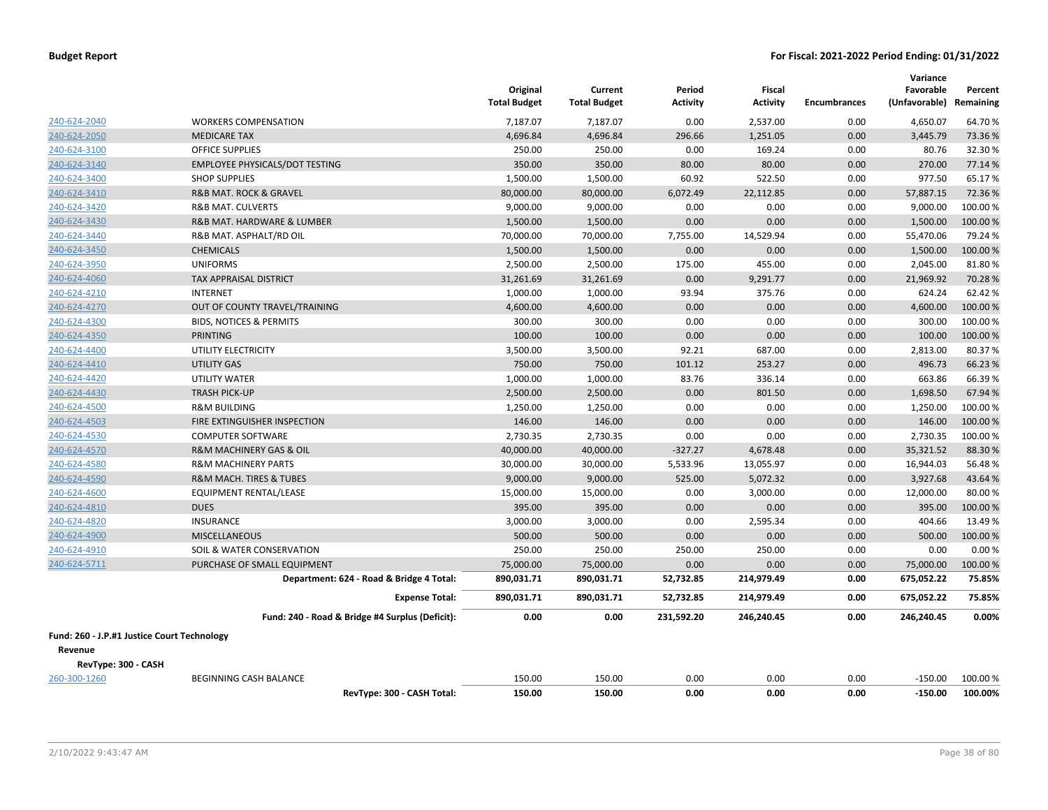|  |  | Original Total Budget | Current Total Budget | Period Activity | Fiscal Activity | Encumbrances | Variance Favorable (Unfavorable) | Percent Remaining |
|---|---|---|---|---|---|---|---|---|
| 240-624-2040 | WORKERS COMPENSATION | 7,187.07 | 7,187.07 | 0.00 | 2,537.00 | 0.00 | 4,650.07 | 64.70 % |
| 240-624-2050 | MEDICARE TAX | 4,696.84 | 4,696.84 | 296.66 | 1,251.05 | 0.00 | 3,445.79 | 73.36 % |
| 240-624-3100 | OFFICE SUPPLIES | 250.00 | 250.00 | 0.00 | 169.24 | 0.00 | 80.76 | 32.30 % |
| 240-624-3140 | EMPLOYEE PHYSICALS/DOT TESTING | 350.00 | 350.00 | 80.00 | 80.00 | 0.00 | 270.00 | 77.14 % |
| 240-624-3400 | SHOP SUPPLIES | 1,500.00 | 1,500.00 | 60.92 | 522.50 | 0.00 | 977.50 | 65.17 % |
| 240-624-3410 | R&B MAT. ROCK & GRAVEL | 80,000.00 | 80,000.00 | 6,072.49 | 22,112.85 | 0.00 | 57,887.15 | 72.36 % |
| 240-624-3420 | R&B MAT. CULVERTS | 9,000.00 | 9,000.00 | 0.00 | 0.00 | 0.00 | 9,000.00 | 100.00 % |
| 240-624-3430 | R&B MAT. HARDWARE & LUMBER | 1,500.00 | 1,500.00 | 0.00 | 0.00 | 0.00 | 1,500.00 | 100.00 % |
| 240-624-3440 | R&B MAT. ASPHALT/RD OIL | 70,000.00 | 70,000.00 | 7,755.00 | 14,529.94 | 0.00 | 55,470.06 | 79.24 % |
| 240-624-3450 | CHEMICALS | 1,500.00 | 1,500.00 | 0.00 | 0.00 | 0.00 | 1,500.00 | 100.00 % |
| 240-624-3950 | UNIFORMS | 2,500.00 | 2,500.00 | 175.00 | 455.00 | 0.00 | 2,045.00 | 81.80 % |
| 240-624-4060 | TAX APPRAISAL DISTRICT | 31,261.69 | 31,261.69 | 0.00 | 9,291.77 | 0.00 | 21,969.92 | 70.28 % |
| 240-624-4210 | INTERNET | 1,000.00 | 1,000.00 | 93.94 | 375.76 | 0.00 | 624.24 | 62.42 % |
| 240-624-4270 | OUT OF COUNTY TRAVEL/TRAINING | 4,600.00 | 4,600.00 | 0.00 | 0.00 | 0.00 | 4,600.00 | 100.00 % |
| 240-624-4300 | BIDS, NOTICES & PERMITS | 300.00 | 300.00 | 0.00 | 0.00 | 0.00 | 300.00 | 100.00 % |
| 240-624-4350 | PRINTING | 100.00 | 100.00 | 0.00 | 0.00 | 0.00 | 100.00 | 100.00 % |
| 240-624-4400 | UTILITY ELECTRICITY | 3,500.00 | 3,500.00 | 92.21 | 687.00 | 0.00 | 2,813.00 | 80.37 % |
| 240-624-4410 | UTILITY GAS | 750.00 | 750.00 | 101.12 | 253.27 | 0.00 | 496.73 | 66.23 % |
| 240-624-4420 | UTILITY WATER | 1,000.00 | 1,000.00 | 83.76 | 336.14 | 0.00 | 663.86 | 66.39 % |
| 240-624-4430 | TRASH PICK-UP | 2,500.00 | 2,500.00 | 0.00 | 801.50 | 0.00 | 1,698.50 | 67.94 % |
| 240-624-4500 | R&M BUILDING | 1,250.00 | 1,250.00 | 0.00 | 0.00 | 0.00 | 1,250.00 | 100.00 % |
| 240-624-4503 | FIRE EXTINGUISHER INSPECTION | 146.00 | 146.00 | 0.00 | 0.00 | 0.00 | 146.00 | 100.00 % |
| 240-624-4530 | COMPUTER SOFTWARE | 2,730.35 | 2,730.35 | 0.00 | 0.00 | 0.00 | 2,730.35 | 100.00 % |
| 240-624-4570 | R&M MACHINERY GAS & OIL | 40,000.00 | 40,000.00 | -327.27 | 4,678.48 | 0.00 | 35,321.52 | 88.30 % |
| 240-624-4580 | R&M MACHINERY PARTS | 30,000.00 | 30,000.00 | 5,533.96 | 13,055.97 | 0.00 | 16,944.03 | 56.48 % |
| 240-624-4590 | R&M MACH. TIRES & TUBES | 9,000.00 | 9,000.00 | 525.00 | 5,072.32 | 0.00 | 3,927.68 | 43.64 % |
| 240-624-4600 | EQUIPMENT RENTAL/LEASE | 15,000.00 | 15,000.00 | 0.00 | 3,000.00 | 0.00 | 12,000.00 | 80.00 % |
| 240-624-4810 | DUES | 395.00 | 395.00 | 0.00 | 0.00 | 0.00 | 395.00 | 100.00 % |
| 240-624-4820 | INSURANCE | 3,000.00 | 3,000.00 | 0.00 | 2,595.34 | 0.00 | 404.66 | 13.49 % |
| 240-624-4900 | MISCELLANEOUS | 500.00 | 500.00 | 0.00 | 0.00 | 0.00 | 500.00 | 100.00 % |
| 240-624-4910 | SOIL & WATER CONSERVATION | 250.00 | 250.00 | 250.00 | 250.00 | 0.00 | 0.00 | 0.00 % |
| 240-624-5711 | PURCHASE OF SMALL EQUIPMENT | 75,000.00 | 75,000.00 | 0.00 | 0.00 | 0.00 | 75,000.00 | 100.00 % |
|  | **Department: 624 - Road & Bridge 4 Total:** | **890,031.71** | **890,031.71** | **52,732.85** | **214,979.49** | **0.00** | **675,052.22** | **75.85%** |
|  | **Expense Total:** | **890,031.71** | **890,031.71** | **52,732.85** | **214,979.49** | **0.00** | **675,052.22** | **75.85%** |
|  | **Fund: 240 - Road & Bridge #4 Surplus (Deficit):** | **0.00** | **0.00** | **231,592.20** | **246,240.45** | **0.00** | **246,240.45** | **0.00%** |

**Fund: 260 - J.P.#1 Justice Court Technology**

**Revenue**

**RevType: 300 - CASH**

|  |  | Original Total Budget | Current Total Budget | Period Activity | Fiscal Activity | Encumbrances | Variance Favorable (Unfavorable) | Percent Remaining |
|---|---|---|---|---|---|---|---|---|
| 260-300-1260 | BEGINNING CASH BALANCE | 150.00 | 150.00 | 0.00 | 0.00 | 0.00 | -150.00 | 100.00 % |
|  | **RevType: 300 - CASH Total:** | **150.00** | **150.00** | **0.00** | **0.00** | **0.00** | **-150.00** | **100.00%** |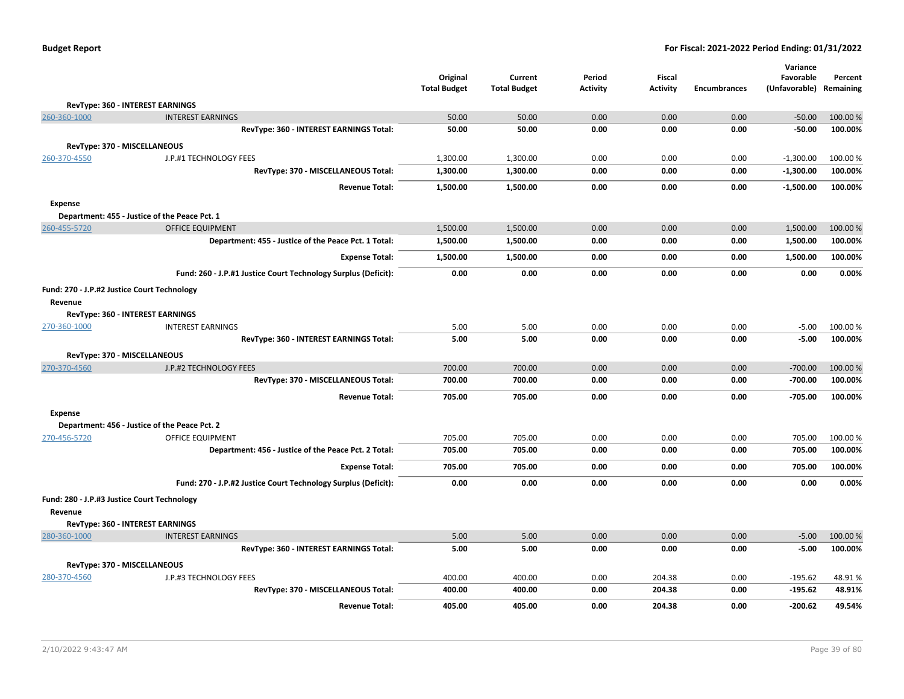| | | Original Total Budget | Current Total Budget | Period Activity | Fiscal Activity | Encumbrances | Variance Favorable (Unfavorable) | Percent Remaining |
|---|---|---|---|---|---|---|---|---|
| **RevType: 360 - INTEREST EARNINGS** | | | | | | | | |
| 260-360-1000 | INTEREST EARNINGS | 50.00 | 50.00 | 0.00 | 0.00 | 0.00 | -50.00 | 100.00 % |
| | **RevType: 360 - INTEREST EARNINGS Total:** | **50.00** | **50.00** | **0.00** | **0.00** | **0.00** | **-50.00** | **100.00%** |
| **RevType: 370 - MISCELLANEOUS** | | | | | | | | |
| 260-370-4550 | J.P.#1 TECHNOLOGY FEES | 1,300.00 | 1,300.00 | 0.00 | 0.00 | 0.00 | -1,300.00 | 100.00 % |
| | **RevType: 370 - MISCELLANEOUS Total:** | **1,300.00** | **1,300.00** | **0.00** | **0.00** | **0.00** | **-1,300.00** | **100.00%** |
| | **Revenue Total:** | **1,500.00** | **1,500.00** | **0.00** | **0.00** | **0.00** | **-1,500.00** | **100.00%** |
| **Expense** | | | | | | | | |
| **Department: 455 - Justice of the Peace Pct. 1** | | | | | | | | |
| 260-455-5720 | OFFICE EQUIPMENT | 1,500.00 | 1,500.00 | 0.00 | 0.00 | 0.00 | 1,500.00 | 100.00 % |
| | **Department: 455 - Justice of the Peace Pct. 1 Total:** | **1,500.00** | **1,500.00** | **0.00** | **0.00** | **0.00** | **1,500.00** | **100.00%** |
| | **Expense Total:** | **1,500.00** | **1,500.00** | **0.00** | **0.00** | **0.00** | **1,500.00** | **100.00%** |
| | **Fund: 260 - J.P.#1 Justice Court Technology Surplus (Deficit):** | **0.00** | **0.00** | **0.00** | **0.00** | **0.00** | **0.00** | **0.00%** |
| **Fund: 270 - J.P.#2 Justice Court Technology** | | | | | | | | |
| **Revenue** | | | | | | | | |
| **RevType: 360 - INTEREST EARNINGS** | | | | | | | | |
| 270-360-1000 | INTEREST EARNINGS | 5.00 | 5.00 | 0.00 | 0.00 | 0.00 | -5.00 | 100.00 % |
| | **RevType: 360 - INTEREST EARNINGS Total:** | **5.00** | **5.00** | **0.00** | **0.00** | **0.00** | **-5.00** | **100.00%** |
| **RevType: 370 - MISCELLANEOUS** | | | | | | | | |
| 270-370-4560 | J.P.#2 TECHNOLOGY FEES | 700.00 | 700.00 | 0.00 | 0.00 | 0.00 | -700.00 | 100.00 % |
| | **RevType: 370 - MISCELLANEOUS Total:** | **700.00** | **700.00** | **0.00** | **0.00** | **0.00** | **-700.00** | **100.00%** |
| | **Revenue Total:** | **705.00** | **705.00** | **0.00** | **0.00** | **0.00** | **-705.00** | **100.00%** |
| **Expense** | | | | | | | | |
| **Department: 456 - Justice of the Peace Pct. 2** | | | | | | | | |
| 270-456-5720 | OFFICE EQUIPMENT | 705.00 | 705.00 | 0.00 | 0.00 | 0.00 | 705.00 | 100.00 % |
| | **Department: 456 - Justice of the Peace Pct. 2 Total:** | **705.00** | **705.00** | **0.00** | **0.00** | **0.00** | **705.00** | **100.00%** |
| | **Expense Total:** | **705.00** | **705.00** | **0.00** | **0.00** | **0.00** | **705.00** | **100.00%** |
| | **Fund: 270 - J.P.#2 Justice Court Technology Surplus (Deficit):** | **0.00** | **0.00** | **0.00** | **0.00** | **0.00** | **0.00** | **0.00%** |
| **Fund: 280 - J.P.#3 Justice Court Technology** | | | | | | | | |
| **Revenue** | | | | | | | | |
| **RevType: 360 - INTEREST EARNINGS** | | | | | | | | |
| 280-360-1000 | INTEREST EARNINGS | 5.00 | 5.00 | 0.00 | 0.00 | 0.00 | -5.00 | 100.00 % |
| | **RevType: 360 - INTEREST EARNINGS Total:** | **5.00** | **5.00** | **0.00** | **0.00** | **0.00** | **-5.00** | **100.00%** |
| **RevType: 370 - MISCELLANEOUS** | | | | | | | | |
| 280-370-4560 | J.P.#3 TECHNOLOGY FEES | 400.00 | 400.00 | 0.00 | 204.38 | 0.00 | -195.62 | 48.91 % |
| | **RevType: 370 - MISCELLANEOUS Total:** | **400.00** | **400.00** | **0.00** | **204.38** | **0.00** | **-195.62** | **48.91%** |
| | **Revenue Total:** | **405.00** | **405.00** | **0.00** | **204.38** | **0.00** | **-200.62** | **49.54%** |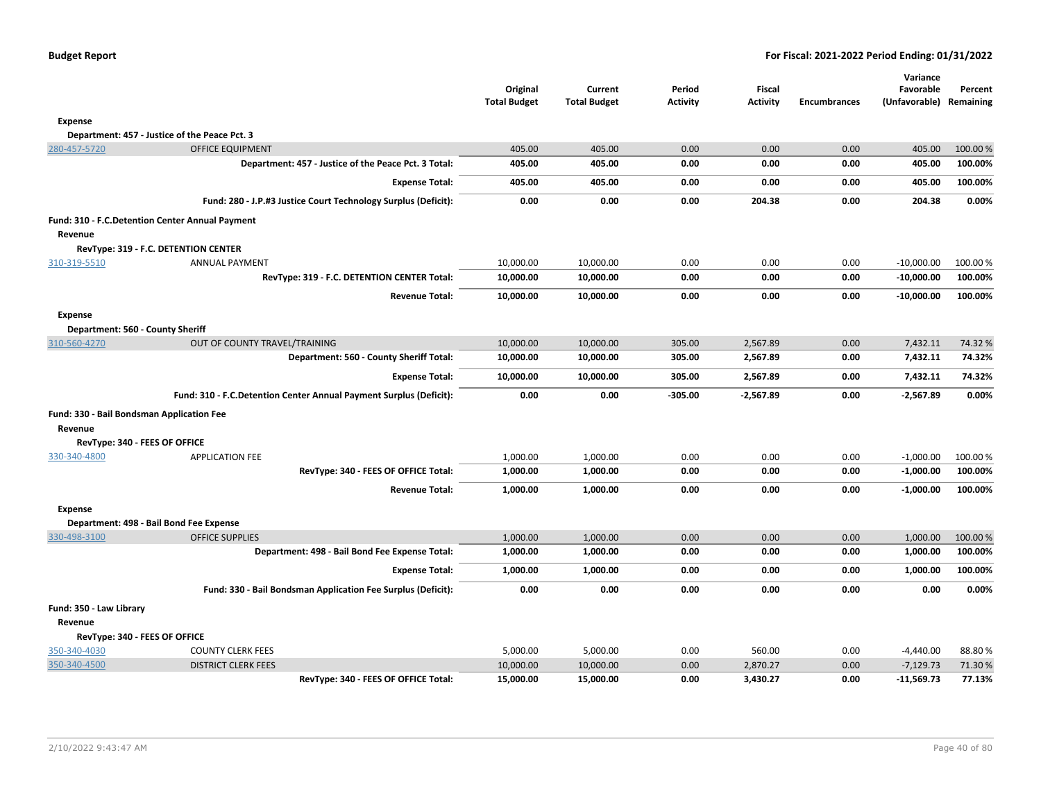| | | Original Total Budget | Current Total Budget | Period Activity | Fiscal Activity | Encumbrances | Variance Favorable (Unfavorable) | Percent Remaining |
|---|---|---|---|---|---|---|---|---|
| **Expense** | | | | | | | | |
| **Department: 457 - Justice of the Peace Pct. 3** | | | | | | | | |
| 280-457-5720 | OFFICE EQUIPMENT | 405.00 | 405.00 | 0.00 | 0.00 | 0.00 | 405.00 | 100.00 % |
| | **Department: 457 - Justice of the Peace Pct. 3 Total:** | **405.00** | **405.00** | **0.00** | **0.00** | **0.00** | **405.00** | **100.00%** |
| | **Expense Total:** | **405.00** | **405.00** | **0.00** | **0.00** | **0.00** | **405.00** | **100.00%** |
| | **Fund: 280 - J.P.#3 Justice Court Technology Surplus (Deficit):** | **0.00** | **0.00** | **0.00** | **204.38** | **0.00** | **204.38** | **0.00%** |
| **Fund: 310 - F.C.Detention Center Annual Payment** | | | | | | | | |
| **Revenue** | | | | | | | | |
| **RevType: 319 - F.C. DETENTION CENTER** | | | | | | | | |
| 310-319-5510 | ANNUAL PAYMENT | 10,000.00 | 10,000.00 | 0.00 | 0.00 | 0.00 | -10,000.00 | 100.00 % |
| | **RevType: 319 - F.C. DETENTION CENTER Total:** | **10,000.00** | **10,000.00** | **0.00** | **0.00** | **0.00** | **-10,000.00** | **100.00%** |
| | **Revenue Total:** | **10,000.00** | **10,000.00** | **0.00** | **0.00** | **0.00** | **-10,000.00** | **100.00%** |
| **Expense** | | | | | | | | |
| **Department: 560 - County Sheriff** | | | | | | | | |
| 310-560-4270 | OUT OF COUNTY TRAVEL/TRAINING | 10,000.00 | 10,000.00 | 305.00 | 2,567.89 | 0.00 | 7,432.11 | 74.32 % |
| | **Department: 560 - County Sheriff Total:** | **10,000.00** | **10,000.00** | **305.00** | **2,567.89** | **0.00** | **7,432.11** | **74.32%** |
| | **Expense Total:** | **10,000.00** | **10,000.00** | **305.00** | **2,567.89** | **0.00** | **7,432.11** | **74.32%** |
| | **Fund: 310 - F.C.Detention Center Annual Payment Surplus (Deficit):** | **0.00** | **0.00** | **-305.00** | **-2,567.89** | **0.00** | **-2,567.89** | **0.00%** |
| **Fund: 330 - Bail Bondsman Application Fee** | | | | | | | | |
| **Revenue** | | | | | | | | |
| **RevType: 340 - FEES OF OFFICE** | | | | | | | | |
| 330-340-4800 | APPLICATION FEE | 1,000.00 | 1,000.00 | 0.00 | 0.00 | 0.00 | -1,000.00 | 100.00 % |
| | **RevType: 340 - FEES OF OFFICE Total:** | **1,000.00** | **1,000.00** | **0.00** | **0.00** | **0.00** | **-1,000.00** | **100.00%** |
| | **Revenue Total:** | **1,000.00** | **1,000.00** | **0.00** | **0.00** | **0.00** | **-1,000.00** | **100.00%** |
| **Expense** | | | | | | | | |
| **Department: 498 - Bail Bond Fee Expense** | | | | | | | | |
| 330-498-3100 | OFFICE SUPPLIES | 1,000.00 | 1,000.00 | 0.00 | 0.00 | 0.00 | 1,000.00 | 100.00 % |
| | **Department: 498 - Bail Bond Fee Expense Total:** | **1,000.00** | **1,000.00** | **0.00** | **0.00** | **0.00** | **1,000.00** | **100.00%** |
| | **Expense Total:** | **1,000.00** | **1,000.00** | **0.00** | **0.00** | **0.00** | **1,000.00** | **100.00%** |
| | **Fund: 330 - Bail Bondsman Application Fee Surplus (Deficit):** | **0.00** | **0.00** | **0.00** | **0.00** | **0.00** | **0.00** | **0.00%** |
| **Fund: 350 - Law Library** | | | | | | | | |
| **Revenue** | | | | | | | | |
| **RevType: 340 - FEES OF OFFICE** | | | | | | | | |
| 350-340-4030 | COUNTY CLERK FEES | 5,000.00 | 5,000.00 | 0.00 | 560.00 | 0.00 | -4,440.00 | 88.80 % |
| 350-340-4500 | DISTRICT CLERK FEES | 10,000.00 | 10,000.00 | 0.00 | 2,870.27 | 0.00 | -7,129.73 | 71.30 % |
| | **RevType: 340 - FEES OF OFFICE Total:** | **15,000.00** | **15,000.00** | **0.00** | **3,430.27** | **0.00** | **-11,569.73** | **77.13%** |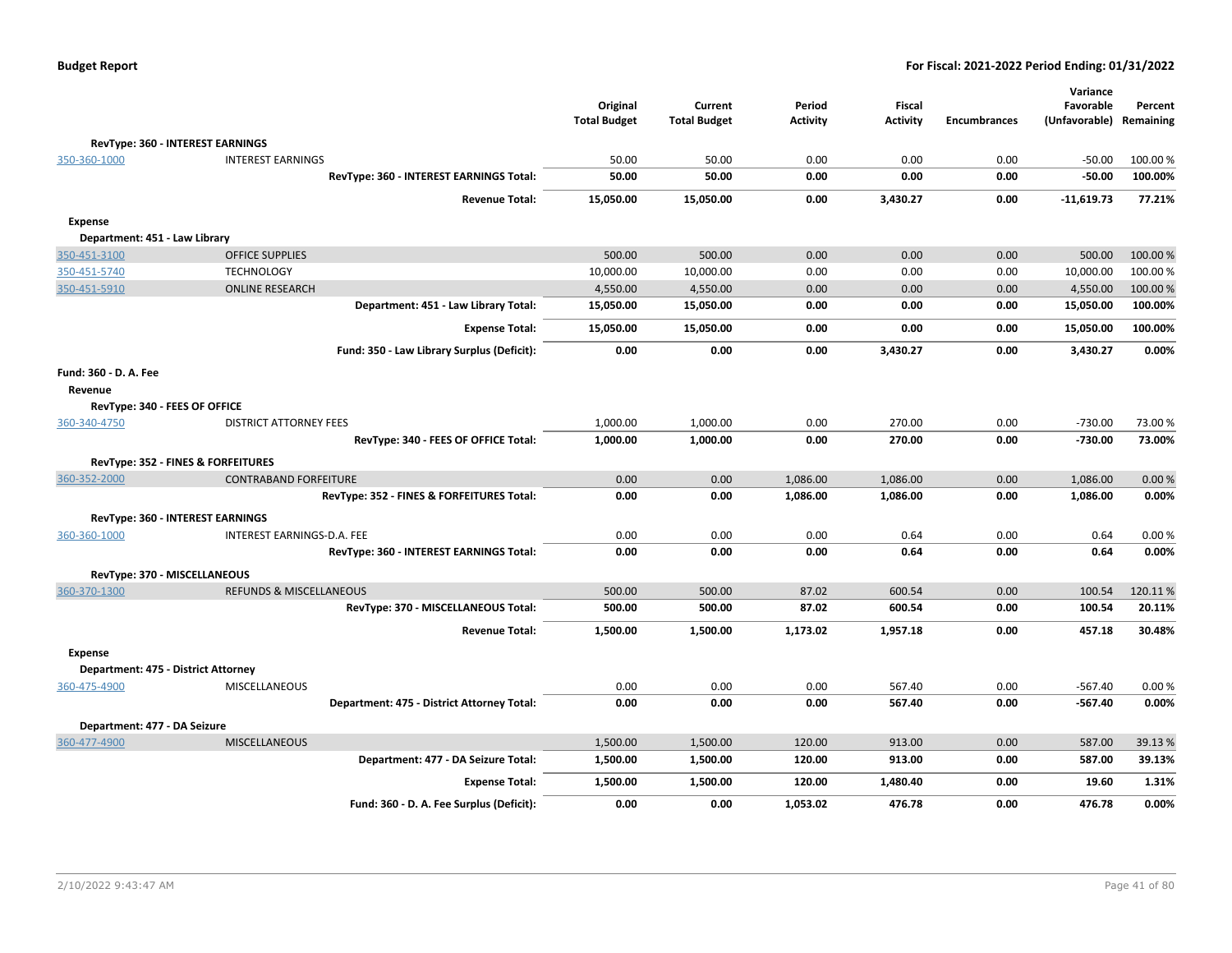| | | Original Total Budget | Current Total Budget | Period Activity | Fiscal Activity | Encumbrances | Variance Favorable (Unfavorable) | Percent Remaining |
|---|---|---|---|---|---|---|---|---|
| **RevType: 360 - INTEREST EARNINGS** | | | | | | | | |
| 350-360-1000 | INTEREST EARNINGS | 50.00 | 50.00 | 0.00 | 0.00 | 0.00 | -50.00 | 100.00 % |
| | **RevType: 360 - INTEREST EARNINGS Total:** | **50.00** | **50.00** | **0.00** | **0.00** | **0.00** | **-50.00** | **100.00%** |
| | **Revenue Total:** | **15,050.00** | **15,050.00** | **0.00** | **3,430.27** | **0.00** | **-11,619.73** | **77.21%** |
| **Expense** | | | | | | | | |
| **Department: 451 - Law Library** | | | | | | | | |
| 350-451-3100 | OFFICE SUPPLIES | 500.00 | 500.00 | 0.00 | 0.00 | 0.00 | 500.00 | 100.00 % |
| 350-451-5740 | TECHNOLOGY | 10,000.00 | 10,000.00 | 0.00 | 0.00 | 0.00 | 10,000.00 | 100.00 % |
| 350-451-5910 | ONLINE RESEARCH | 4,550.00 | 4,550.00 | 0.00 | 0.00 | 0.00 | 4,550.00 | 100.00 % |
| | **Department: 451 - Law Library Total:** | **15,050.00** | **15,050.00** | **0.00** | **0.00** | **0.00** | **15,050.00** | **100.00%** |
| | **Expense Total:** | **15,050.00** | **15,050.00** | **0.00** | **0.00** | **0.00** | **15,050.00** | **100.00%** |
| | **Fund: 350 - Law Library Surplus (Deficit):** | **0.00** | **0.00** | **0.00** | **3,430.27** | **0.00** | **3,430.27** | **0.00%** |
| **Fund: 360 - D. A. Fee** | | | | | | | | |
| **Revenue** | | | | | | | | |
| **RevType: 340 - FEES OF OFFICE** | | | | | | | | |
| 360-340-4750 | DISTRICT ATTORNEY FEES | 1,000.00 | 1,000.00 | 0.00 | 270.00 | 0.00 | -730.00 | 73.00 % |
| | **RevType: 340 - FEES OF OFFICE Total:** | **1,000.00** | **1,000.00** | **0.00** | **270.00** | **0.00** | **-730.00** | **73.00%** |
| **RevType: 352 - FINES & FORFEITURES** | | | | | | | | |
| 360-352-2000 | CONTRABAND FORFEITURE | 0.00 | 0.00 | 1,086.00 | 1,086.00 | 0.00 | 1,086.00 | 0.00 % |
| | **RevType: 352 - FINES & FORFEITURES Total:** | **0.00** | **0.00** | **1,086.00** | **1,086.00** | **0.00** | **1,086.00** | **0.00%** |
| **RevType: 360 - INTEREST EARNINGS** | | | | | | | | |
| 360-360-1000 | INTEREST EARNINGS-D.A. FEE | 0.00 | 0.00 | 0.00 | 0.64 | 0.00 | 0.64 | 0.00 % |
| | **RevType: 360 - INTEREST EARNINGS Total:** | **0.00** | **0.00** | **0.00** | **0.64** | **0.00** | **0.64** | **0.00%** |
| **RevType: 370 - MISCELLANEOUS** | | | | | | | | |
| 360-370-1300 | REFUNDS & MISCELLANEOUS | 500.00 | 500.00 | 87.02 | 600.54 | 0.00 | 100.54 | 120.11 % |
| | **RevType: 370 - MISCELLANEOUS Total:** | **500.00** | **500.00** | **87.02** | **600.54** | **0.00** | **100.54** | **20.11%** |
| | **Revenue Total:** | **1,500.00** | **1,500.00** | **1,173.02** | **1,957.18** | **0.00** | **457.18** | **30.48%** |
| **Expense** | | | | | | | | |
| **Department: 475 - District Attorney** | | | | | | | | |
| 360-475-4900 | MISCELLANEOUS | 0.00 | 0.00 | 0.00 | 567.40 | 0.00 | -567.40 | 0.00 % |
| | **Department: 475 - District Attorney Total:** | **0.00** | **0.00** | **0.00** | **567.40** | **0.00** | **-567.40** | **0.00%** |
| **Department: 477 - DA Seizure** | | | | | | | | |
| 360-477-4900 | MISCELLANEOUS | 1,500.00 | 1,500.00 | 120.00 | 913.00 | 0.00 | 587.00 | 39.13 % |
| | **Department: 477 - DA Seizure Total:** | **1,500.00** | **1,500.00** | **120.00** | **913.00** | **0.00** | **587.00** | **39.13%** |
| | **Expense Total:** | **1,500.00** | **1,500.00** | **120.00** | **1,480.40** | **0.00** | **19.60** | **1.31%** |
| | **Fund: 360 - D. A. Fee Surplus (Deficit):** | **0.00** | **0.00** | **1,053.02** | **476.78** | **0.00** | **476.78** | **0.00%** |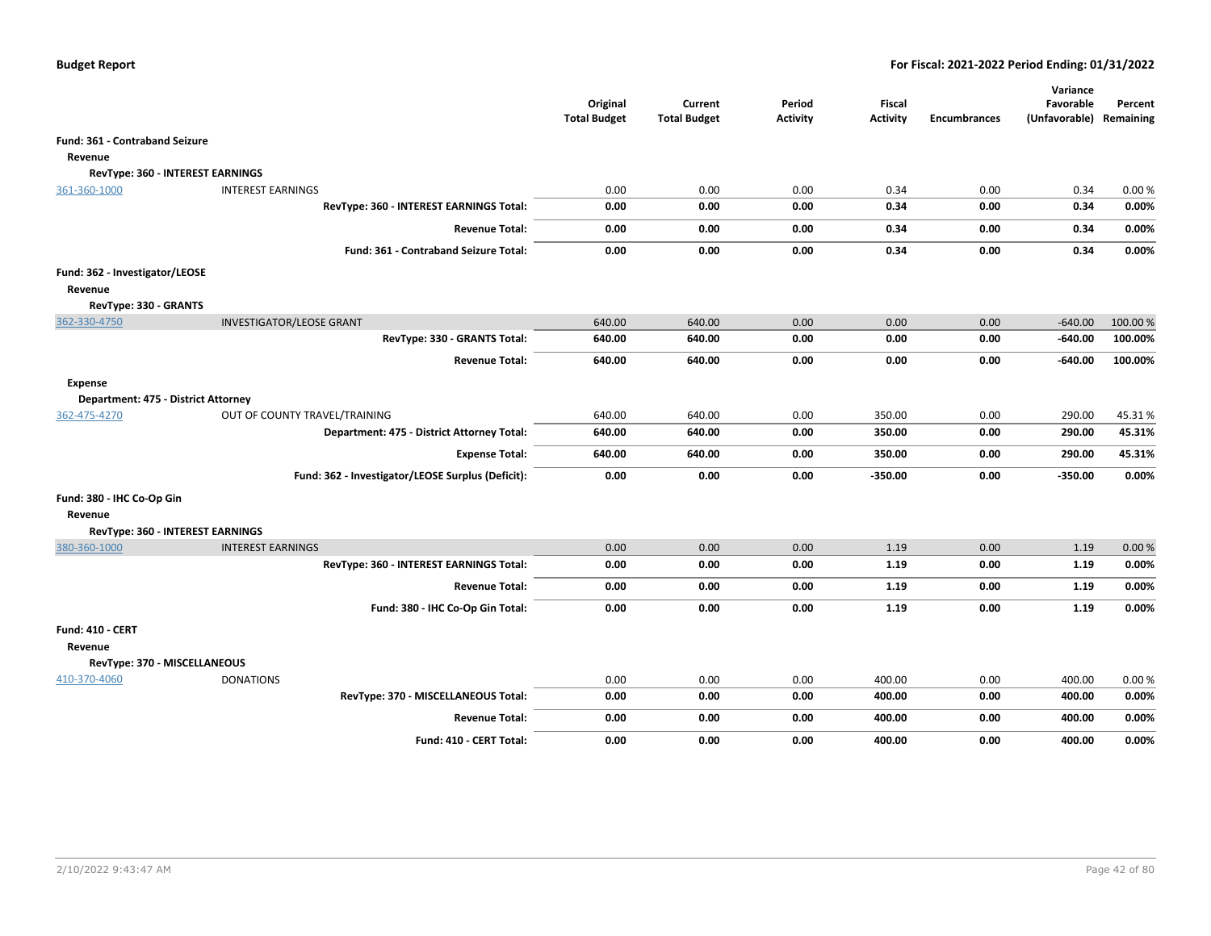**Budget Report**

**For Fiscal: 2021-2022 Period Ending: 01/31/2022**

| | | Original Total Budget | Current Total Budget | Period Activity | Fiscal Activity | Encumbrances | Variance Favorable (Unfavorable) | Percent Remaining |
|---|---|---|---|---|---|---|---|---|
| **Fund: 361 - Contraband Seizure** | | | | | | | | |
| **Revenue** | | | | | | | | |
| **RevType: 360 - INTEREST EARNINGS** | | | | | | | | |
| 361-360-1000 | INTEREST EARNINGS | 0.00 | 0.00 | 0.00 | 0.34 | 0.00 | 0.34 | 0.00 % |
| | **RevType: 360 - INTEREST EARNINGS Total:** | **0.00** | **0.00** | **0.00** | **0.34** | **0.00** | **0.34** | **0.00%** |
| | **Revenue Total:** | **0.00** | **0.00** | **0.00** | **0.34** | **0.00** | **0.34** | **0.00%** |
| | **Fund: 361 - Contraband Seizure Total:** | **0.00** | **0.00** | **0.00** | **0.34** | **0.00** | **0.34** | **0.00%** |
| **Fund: 362 - Investigator/LEOSE** | | | | | | | | |
| **Revenue** | | | | | | | | |
| **RevType: 330 - GRANTS** | | | | | | | | |
| 362-330-4750 | INVESTIGATOR/LEOSE GRANT | 640.00 | 640.00 | 0.00 | 0.00 | 0.00 | -640.00 | 100.00 % |
| | **RevType: 330 - GRANTS Total:** | **640.00** | **640.00** | **0.00** | **0.00** | **0.00** | **-640.00** | **100.00%** |
| | **Revenue Total:** | **640.00** | **640.00** | **0.00** | **0.00** | **0.00** | **-640.00** | **100.00%** |
| **Expense** | | | | | | | | |
| **Department: 475 - District Attorney** | | | | | | | | |
| 362-475-4270 | OUT OF COUNTY TRAVEL/TRAINING | 640.00 | 640.00 | 0.00 | 350.00 | 0.00 | 290.00 | 45.31 % |
| | **Department: 475 - District Attorney Total:** | **640.00** | **640.00** | **0.00** | **350.00** | **0.00** | **290.00** | **45.31%** |
| | **Expense Total:** | **640.00** | **640.00** | **0.00** | **350.00** | **0.00** | **290.00** | **45.31%** |
| | **Fund: 362 - Investigator/LEOSE Surplus (Deficit):** | **0.00** | **0.00** | **0.00** | **-350.00** | **0.00** | **-350.00** | **0.00%** |
| **Fund: 380 - IHC Co-Op Gin** | | | | | | | | |
| **Revenue** | | | | | | | | |
| **RevType: 360 - INTEREST EARNINGS** | | | | | | | | |
| 380-360-1000 | INTEREST EARNINGS | 0.00 | 0.00 | 0.00 | 1.19 | 0.00 | 1.19 | 0.00 % |
| | **RevType: 360 - INTEREST EARNINGS Total:** | **0.00** | **0.00** | **0.00** | **1.19** | **0.00** | **1.19** | **0.00%** |
| | **Revenue Total:** | **0.00** | **0.00** | **0.00** | **1.19** | **0.00** | **1.19** | **0.00%** |
| | **Fund: 380 - IHC Co-Op Gin Total:** | **0.00** | **0.00** | **0.00** | **1.19** | **0.00** | **1.19** | **0.00%** |
| **Fund: 410 - CERT** | | | | | | | | |
| **Revenue** | | | | | | | | |
| **RevType: 370 - MISCELLANEOUS** | | | | | | | | |
| 410-370-4060 | DONATIONS | 0.00 | 0.00 | 0.00 | 400.00 | 0.00 | 400.00 | 0.00 % |
| | **RevType: 370 - MISCELLANEOUS Total:** | **0.00** | **0.00** | **0.00** | **400.00** | **0.00** | **400.00** | **0.00%** |
| | **Revenue Total:** | **0.00** | **0.00** | **0.00** | **400.00** | **0.00** | **400.00** | **0.00%** |
| | **Fund: 410 - CERT Total:** | **0.00** | **0.00** | **0.00** | **400.00** | **0.00** | **400.00** | **0.00%** |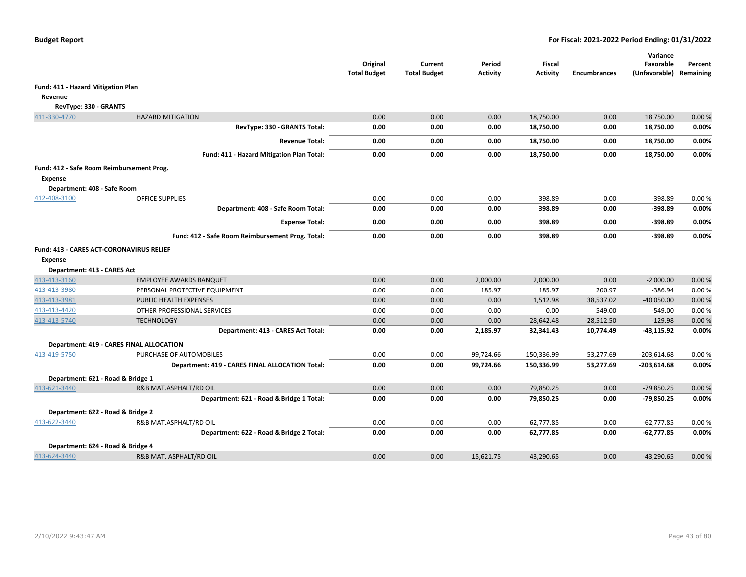**Budget Report** — **For Fiscal: 2021-2022 Period Ending: 01/31/2022**

| | | Original Total Budget | Current Total Budget | Period Activity | Fiscal Activity | Encumbrances | Variance Favorable (Unfavorable) | Percent Remaining |
|---|---|---|---|---|---|---|---|---|
| **Fund: 411 - Hazard Mitigation Plan** | | | | | | | | |
| **Revenue** | | | | | | | | |
| **RevType: 330 - GRANTS** | | | | | | | | |
| 411-330-4770 | HAZARD MITIGATION | 0.00 | 0.00 | 0.00 | 18,750.00 | 0.00 | 18,750.00 | 0.00 % |
| | **RevType: 330 - GRANTS Total:** | **0.00** | **0.00** | **0.00** | **18,750.00** | **0.00** | **18,750.00** | **0.00%** |
| | **Revenue Total:** | **0.00** | **0.00** | **0.00** | **18,750.00** | **0.00** | **18,750.00** | **0.00%** |
| | **Fund: 411 - Hazard Mitigation Plan Total:** | **0.00** | **0.00** | **0.00** | **18,750.00** | **0.00** | **18,750.00** | **0.00%** |
| **Fund: 412 - Safe Room Reimbursement Prog.** | | | | | | | | |
| **Expense** | | | | | | | | |
| **Department: 408 - Safe Room** | | | | | | | | |
| 412-408-3100 | OFFICE SUPPLIES | 0.00 | 0.00 | 0.00 | 398.89 | 0.00 | -398.89 | 0.00 % |
| | **Department: 408 - Safe Room Total:** | **0.00** | **0.00** | **0.00** | **398.89** | **0.00** | **-398.89** | **0.00%** |
| | **Expense Total:** | **0.00** | **0.00** | **0.00** | **398.89** | **0.00** | **-398.89** | **0.00%** |
| | **Fund: 412 - Safe Room Reimbursement Prog. Total:** | **0.00** | **0.00** | **0.00** | **398.89** | **0.00** | **-398.89** | **0.00%** |
| **Fund: 413 - CARES ACT-CORONAVIRUS RELIEF** | | | | | | | | |
| **Expense** | | | | | | | | |
| **Department: 413 - CARES Act** | | | | | | | | |
| 413-413-3160 | EMPLOYEE AWARDS BANQUET | 0.00 | 0.00 | 2,000.00 | 2,000.00 | 0.00 | -2,000.00 | 0.00 % |
| 413-413-3980 | PERSONAL PROTECTIVE EQUIPMENT | 0.00 | 0.00 | 185.97 | 185.97 | 200.97 | -386.94 | 0.00 % |
| 413-413-3981 | PUBLIC HEALTH EXPENSES | 0.00 | 0.00 | 0.00 | 1,512.98 | 38,537.02 | -40,050.00 | 0.00 % |
| 413-413-4420 | OTHER PROFESSIONAL SERVICES | 0.00 | 0.00 | 0.00 | 0.00 | 549.00 | -549.00 | 0.00 % |
| 413-413-5740 | TECHNOLOGY | 0.00 | 0.00 | 0.00 | 28,642.48 | -28,512.50 | -129.98 | 0.00 % |
| | **Department: 413 - CARES Act Total:** | **0.00** | **0.00** | **2,185.97** | **32,341.43** | **10,774.49** | **-43,115.92** | **0.00%** |
| **Department: 419 - CARES FINAL ALLOCATION** | | | | | | | | |
| 413-419-5750 | PURCHASE OF AUTOMOBILES | 0.00 | 0.00 | 99,724.66 | 150,336.99 | 53,277.69 | -203,614.68 | 0.00 % |
| | **Department: 419 - CARES FINAL ALLOCATION Total:** | **0.00** | **0.00** | **99,724.66** | **150,336.99** | **53,277.69** | **-203,614.68** | **0.00%** |
| **Department: 621 - Road & Bridge 1** | | | | | | | | |
| 413-621-3440 | R&B MAT.ASPHALT/RD OIL | 0.00 | 0.00 | 0.00 | 79,850.25 | 0.00 | -79,850.25 | 0.00 % |
| | **Department: 621 - Road & Bridge 1 Total:** | **0.00** | **0.00** | **0.00** | **79,850.25** | **0.00** | **-79,850.25** | **0.00%** |
| **Department: 622 - Road & Bridge 2** | | | | | | | | |
| 413-622-3440 | R&B MAT.ASPHALT/RD OIL | 0.00 | 0.00 | 0.00 | 62,777.85 | 0.00 | -62,777.85 | 0.00 % |
| | **Department: 622 - Road & Bridge 2 Total:** | **0.00** | **0.00** | **0.00** | **62,777.85** | **0.00** | **-62,777.85** | **0.00%** |
| **Department: 624 - Road & Bridge 4** | | | | | | | | |
| 413-624-3440 | R&B MAT. ASPHALT/RD OIL | 0.00 | 0.00 | 15,621.75 | 43,290.65 | 0.00 | -43,290.65 | 0.00 % |

2/10/2022 9:43:47 AM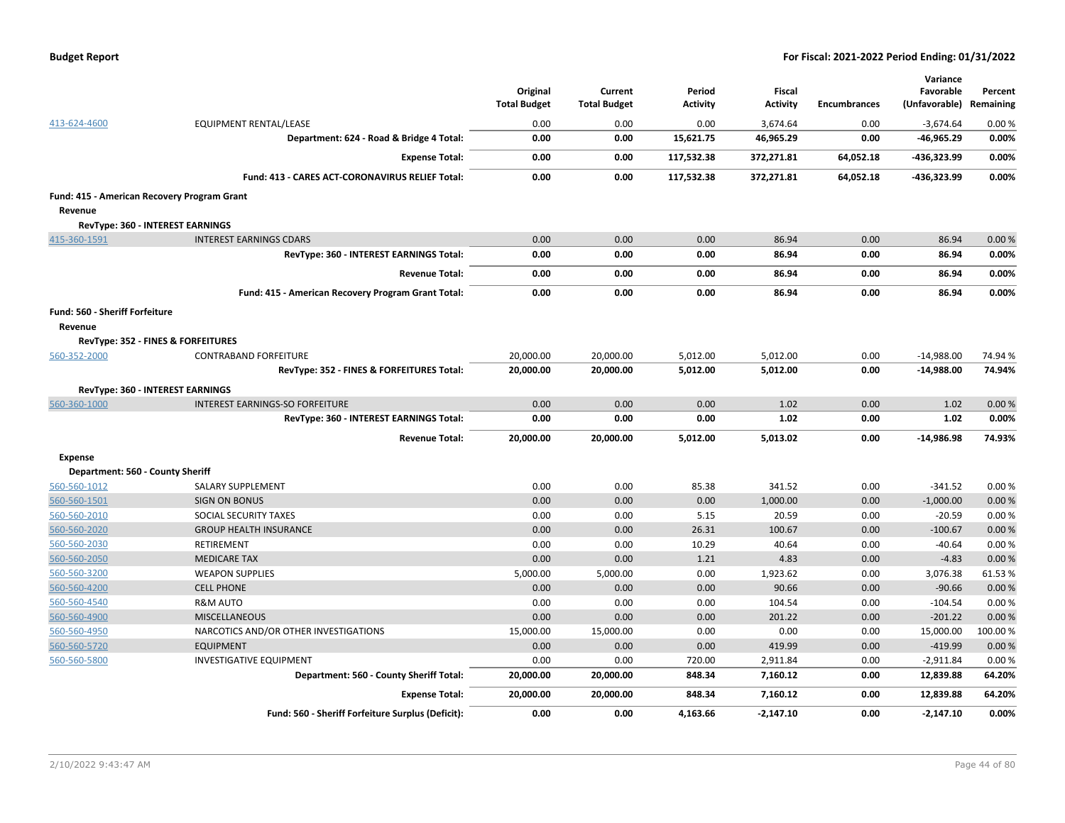| | | Original Total Budget | Current Total Budget | Period Activity | Fiscal Activity | Encumbrances | Variance Favorable (Unfavorable) | Percent Remaining |
|---|---|---|---|---|---|---|---|---|
| 413-624-4600 | EQUIPMENT RENTAL/LEASE | 0.00 | 0.00 | 0.00 | 3,674.64 | 0.00 | -3,674.64 | 0.00 % |
| | **Department: 624 - Road & Bridge 4 Total:** | **0.00** | **0.00** | **15,621.75** | **46,965.29** | **0.00** | **-46,965.29** | **0.00%** |
| | **Expense Total:** | **0.00** | **0.00** | **117,532.38** | **372,271.81** | **64,052.18** | **-436,323.99** | **0.00%** |
| | **Fund: 413 - CARES ACT-CORONAVIRUS RELIEF Total:** | **0.00** | **0.00** | **117,532.38** | **372,271.81** | **64,052.18** | **-436,323.99** | **0.00%** |
| **Fund: 415 - American Recovery Program Grant** | | | | | | | | |
| **Revenue** | | | | | | | | |
| **RevType: 360 - INTEREST EARNINGS** | | | | | | | | |
| 415-360-1591 | INTEREST EARNINGS CDARS | 0.00 | 0.00 | 0.00 | 86.94 | 0.00 | 86.94 | 0.00 % |
| | **RevType: 360 - INTEREST EARNINGS Total:** | **0.00** | **0.00** | **0.00** | **86.94** | **0.00** | **86.94** | **0.00%** |
| | **Revenue Total:** | **0.00** | **0.00** | **0.00** | **86.94** | **0.00** | **86.94** | **0.00%** |
| | **Fund: 415 - American Recovery Program Grant Total:** | **0.00** | **0.00** | **0.00** | **86.94** | **0.00** | **86.94** | **0.00%** |
| **Fund: 560 - Sheriff Forfeiture** | | | | | | | | |
| **Revenue** | | | | | | | | |
| **RevType: 352 - FINES & FORFEITURES** | | | | | | | | |
| 560-352-2000 | CONTRABAND FORFEITURE | 20,000.00 | 20,000.00 | 5,012.00 | 5,012.00 | 0.00 | -14,988.00 | 74.94 % |
| | **RevType: 352 - FINES & FORFEITURES Total:** | **20,000.00** | **20,000.00** | **5,012.00** | **5,012.00** | **0.00** | **-14,988.00** | **74.94%** |
| **RevType: 360 - INTEREST EARNINGS** | | | | | | | | |
| 560-360-1000 | INTEREST EARNINGS-SO FORFEITURE | 0.00 | 0.00 | 0.00 | 1.02 | 0.00 | 1.02 | 0.00 % |
| | **RevType: 360 - INTEREST EARNINGS Total:** | **0.00** | **0.00** | **0.00** | **1.02** | **0.00** | **1.02** | **0.00%** |
| | **Revenue Total:** | **20,000.00** | **20,000.00** | **5,012.00** | **5,013.02** | **0.00** | **-14,986.98** | **74.93%** |
| **Expense** | | | | | | | | |
| **Department: 560 - County Sheriff** | | | | | | | | |
| 560-560-1012 | SALARY SUPPLEMENT | 0.00 | 0.00 | 85.38 | 341.52 | 0.00 | -341.52 | 0.00 % |
| 560-560-1501 | SIGN ON BONUS | 0.00 | 0.00 | 0.00 | 1,000.00 | 0.00 | -1,000.00 | 0.00 % |
| 560-560-2010 | SOCIAL SECURITY TAXES | 0.00 | 0.00 | 5.15 | 20.59 | 0.00 | -20.59 | 0.00 % |
| 560-560-2020 | GROUP HEALTH INSURANCE | 0.00 | 0.00 | 26.31 | 100.67 | 0.00 | -100.67 | 0.00 % |
| 560-560-2030 | RETIREMENT | 0.00 | 0.00 | 10.29 | 40.64 | 0.00 | -40.64 | 0.00 % |
| 560-560-2050 | MEDICARE TAX | 0.00 | 0.00 | 1.21 | 4.83 | 0.00 | -4.83 | 0.00 % |
| 560-560-3200 | WEAPON SUPPLIES | 5,000.00 | 5,000.00 | 0.00 | 1,923.62 | 0.00 | 3,076.38 | 61.53 % |
| 560-560-4200 | CELL PHONE | 0.00 | 0.00 | 0.00 | 90.66 | 0.00 | -90.66 | 0.00 % |
| 560-560-4540 | R&M AUTO | 0.00 | 0.00 | 0.00 | 104.54 | 0.00 | -104.54 | 0.00 % |
| 560-560-4900 | MISCELLANEOUS | 0.00 | 0.00 | 0.00 | 201.22 | 0.00 | -201.22 | 0.00 % |
| 560-560-4950 | NARCOTICS AND/OR OTHER INVESTIGATIONS | 15,000.00 | 15,000.00 | 0.00 | 0.00 | 0.00 | 15,000.00 | 100.00 % |
| 560-560-5720 | EQUIPMENT | 0.00 | 0.00 | 0.00 | 419.99 | 0.00 | -419.99 | 0.00 % |
| 560-560-5800 | INVESTIGATIVE EQUIPMENT | 0.00 | 0.00 | 720.00 | 2,911.84 | 0.00 | -2,911.84 | 0.00 % |
| | **Department: 560 - County Sheriff Total:** | **20,000.00** | **20,000.00** | **848.34** | **7,160.12** | **0.00** | **12,839.88** | **64.20%** |
| | **Expense Total:** | **20,000.00** | **20,000.00** | **848.34** | **7,160.12** | **0.00** | **12,839.88** | **64.20%** |
| | **Fund: 560 - Sheriff Forfeiture Surplus (Deficit):** | **0.00** | **0.00** | **4,163.66** | **-2,147.10** | **0.00** | **-2,147.10** | **0.00%** |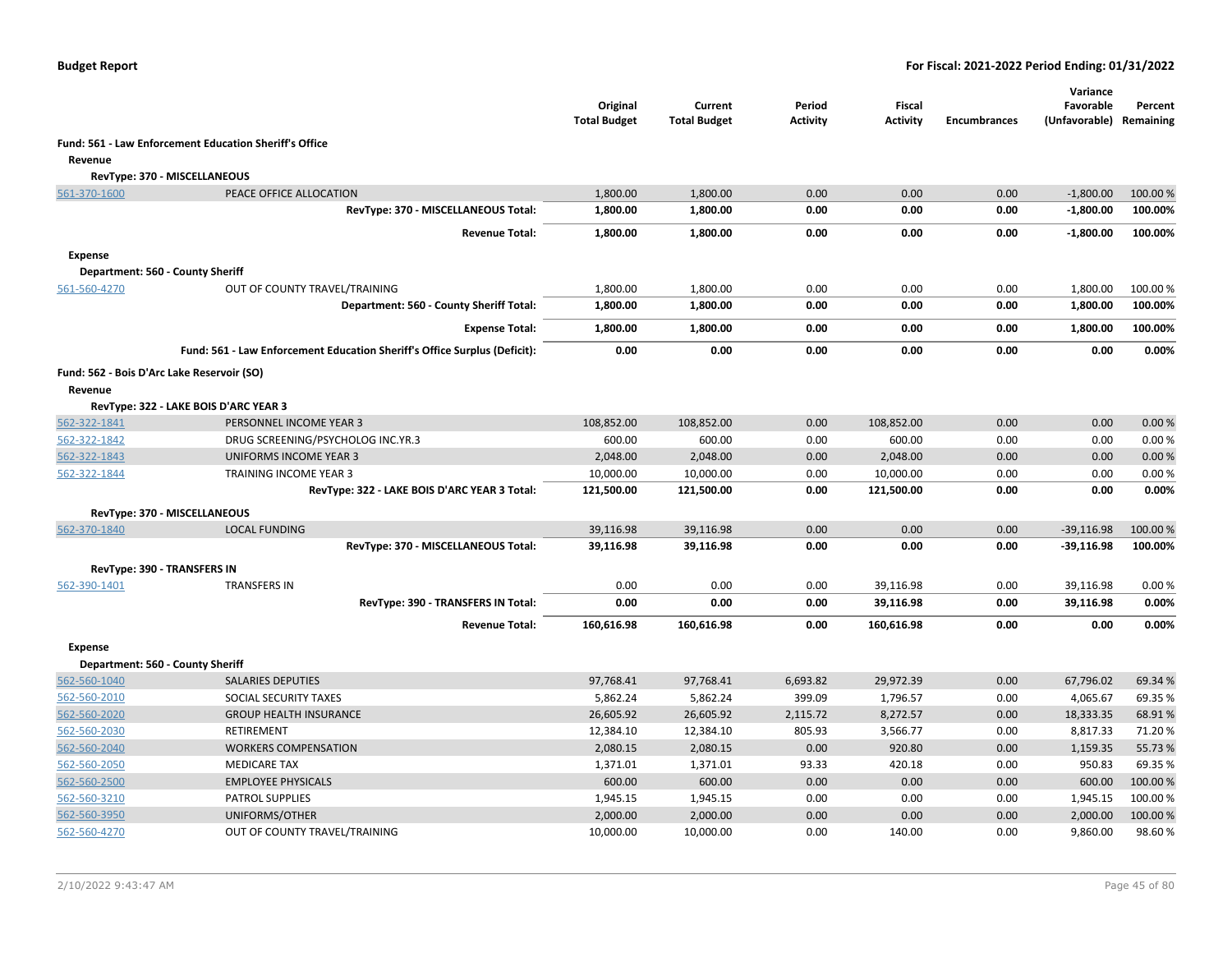| | | Original Total Budget | Current Total Budget | Period Activity | Fiscal Activity | Encumbrances | Variance Favorable (Unfavorable) | Percent Remaining |
|---|---|---|---|---|---|---|---|---|
| **Fund: 561 - Law Enforcement Education Sheriff's Office** | | | | | | | | |
| **Revenue** | | | | | | | | |
| **RevType: 370 - MISCELLANEOUS** | | | | | | | | |
| 561-370-1600 | PEACE OFFICE ALLOCATION | 1,800.00 | 1,800.00 | 0.00 | 0.00 | 0.00 | -1,800.00 | 100.00 % |
| | **RevType: 370 - MISCELLANEOUS Total:** | **1,800.00** | **1,800.00** | **0.00** | **0.00** | **0.00** | **-1,800.00** | **100.00%** |
| | **Revenue Total:** | **1,800.00** | **1,800.00** | **0.00** | **0.00** | **0.00** | **-1,800.00** | **100.00%** |
| **Expense** | | | | | | | | |
| **Department: 560 - County Sheriff** | | | | | | | | |
| 561-560-4270 | OUT OF COUNTY TRAVEL/TRAINING | 1,800.00 | 1,800.00 | 0.00 | 0.00 | 0.00 | 1,800.00 | 100.00 % |
| | **Department: 560 - County Sheriff Total:** | **1,800.00** | **1,800.00** | **0.00** | **0.00** | **0.00** | **1,800.00** | **100.00%** |
| | **Expense Total:** | **1,800.00** | **1,800.00** | **0.00** | **0.00** | **0.00** | **1,800.00** | **100.00%** |
| | **Fund: 561 - Law Enforcement Education Sheriff's Office Surplus (Deficit):** | **0.00** | **0.00** | **0.00** | **0.00** | **0.00** | **0.00** | **0.00%** |
| **Fund: 562 - Bois D'Arc Lake Reservoir (SO)** | | | | | | | | |
| **Revenue** | | | | | | | | |
| **RevType: 322 - LAKE BOIS D'ARC YEAR 3** | | | | | | | | |
| 562-322-1841 | PERSONNEL INCOME YEAR 3 | 108,852.00 | 108,852.00 | 0.00 | 108,852.00 | 0.00 | 0.00 | 0.00 % |
| 562-322-1842 | DRUG SCREENING/PSYCHOLOG INC.YR.3 | 600.00 | 600.00 | 0.00 | 600.00 | 0.00 | 0.00 | 0.00 % |
| 562-322-1843 | UNIFORMS INCOME YEAR 3 | 2,048.00 | 2,048.00 | 0.00 | 2,048.00 | 0.00 | 0.00 | 0.00 % |
| 562-322-1844 | TRAINING INCOME YEAR 3 | 10,000.00 | 10,000.00 | 0.00 | 10,000.00 | 0.00 | 0.00 | 0.00 % |
| | **RevType: 322 - LAKE BOIS D'ARC YEAR 3 Total:** | **121,500.00** | **121,500.00** | **0.00** | **121,500.00** | **0.00** | **0.00** | **0.00%** |
| **RevType: 370 - MISCELLANEOUS** | | | | | | | | |
| 562-370-1840 | LOCAL FUNDING | 39,116.98 | 39,116.98 | 0.00 | 0.00 | 0.00 | -39,116.98 | 100.00 % |
| | **RevType: 370 - MISCELLANEOUS Total:** | **39,116.98** | **39,116.98** | **0.00** | **0.00** | **0.00** | **-39,116.98** | **100.00%** |
| **RevType: 390 - TRANSFERS IN** | | | | | | | | |
| 562-390-1401 | TRANSFERS IN | 0.00 | 0.00 | 0.00 | 39,116.98 | 0.00 | 39,116.98 | 0.00 % |
| | **RevType: 390 - TRANSFERS IN Total:** | **0.00** | **0.00** | **0.00** | **39,116.98** | **0.00** | **39,116.98** | **0.00%** |
| | **Revenue Total:** | **160,616.98** | **160,616.98** | **0.00** | **160,616.98** | **0.00** | **0.00** | **0.00%** |
| **Expense** | | | | | | | | |
| **Department: 560 - County Sheriff** | | | | | | | | |
| 562-560-1040 | SALARIES DEPUTIES | 97,768.41 | 97,768.41 | 6,693.82 | 29,972.39 | 0.00 | 67,796.02 | 69.34 % |
| 562-560-2010 | SOCIAL SECURITY TAXES | 5,862.24 | 5,862.24 | 399.09 | 1,796.57 | 0.00 | 4,065.67 | 69.35 % |
| 562-560-2020 | GROUP HEALTH INSURANCE | 26,605.92 | 26,605.92 | 2,115.72 | 8,272.57 | 0.00 | 18,333.35 | 68.91 % |
| 562-560-2030 | RETIREMENT | 12,384.10 | 12,384.10 | 805.93 | 3,566.77 | 0.00 | 8,817.33 | 71.20 % |
| 562-560-2040 | WORKERS COMPENSATION | 2,080.15 | 2,080.15 | 0.00 | 920.80 | 0.00 | 1,159.35 | 55.73 % |
| 562-560-2050 | MEDICARE TAX | 1,371.01 | 1,371.01 | 93.33 | 420.18 | 0.00 | 950.83 | 69.35 % |
| 562-560-2500 | EMPLOYEE PHYSICALS | 600.00 | 600.00 | 0.00 | 0.00 | 0.00 | 600.00 | 100.00 % |
| 562-560-3210 | PATROL SUPPLIES | 1,945.15 | 1,945.15 | 0.00 | 0.00 | 0.00 | 1,945.15 | 100.00 % |
| 562-560-3950 | UNIFORMS/OTHER | 2,000.00 | 2,000.00 | 0.00 | 0.00 | 0.00 | 2,000.00 | 100.00 % |
| 562-560-4270 | OUT OF COUNTY TRAVEL/TRAINING | 10,000.00 | 10,000.00 | 0.00 | 140.00 | 0.00 | 9,860.00 | 98.60 % |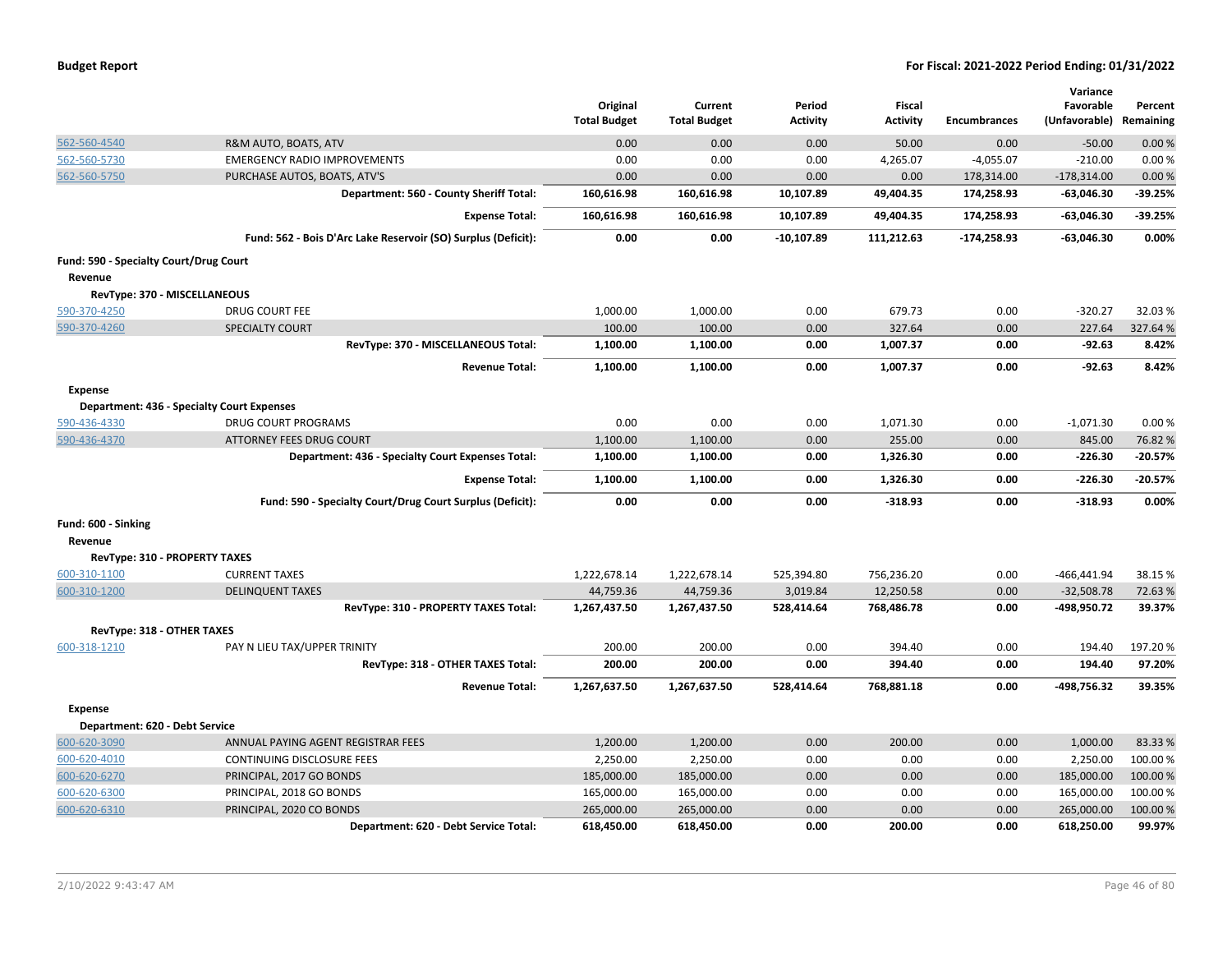**Budget Report** **For Fiscal: 2021-2022 Period Ending: 01/31/2022**

| | | Original Total Budget | Current Total Budget | Period Activity | Fiscal Activity | Encumbrances | Variance Favorable (Unfavorable) | Percent Remaining |
|---|---|---|---|---|---|---|---|---|
| 562-560-4540 | R&M AUTO, BOATS, ATV | 0.00 | 0.00 | 0.00 | 50.00 | 0.00 | -50.00 | 0.00 % |
| 562-560-5730 | EMERGENCY RADIO IMPROVEMENTS | 0.00 | 0.00 | 0.00 | 4,265.07 | -4,055.07 | -210.00 | 0.00 % |
| 562-560-5750 | PURCHASE AUTOS, BOATS, ATV'S | 0.00 | 0.00 | 0.00 | 0.00 | 178,314.00 | -178,314.00 | 0.00 % |
| | **Department: 560 - County Sheriff Total:** | **160,616.98** | **160,616.98** | **10,107.89** | **49,404.35** | **174,258.93** | **-63,046.30** | **-39.25%** |
| | **Expense Total:** | **160,616.98** | **160,616.98** | **10,107.89** | **49,404.35** | **174,258.93** | **-63,046.30** | **-39.25%** |
| | **Fund: 562 - Bois D'Arc Lake Reservoir (SO) Surplus (Deficit):** | **0.00** | **0.00** | **-10,107.89** | **111,212.63** | **-174,258.93** | **-63,046.30** | **0.00%** |
| **Fund: 590 - Specialty Court/Drug Court** | | | | | | | | |
| **Revenue** | | | | | | | | |
| **RevType: 370 - MISCELLANEOUS** | | | | | | | | |
| 590-370-4250 | DRUG COURT FEE | 1,000.00 | 1,000.00 | 0.00 | 679.73 | 0.00 | -320.27 | 32.03 % |
| 590-370-4260 | SPECIALTY COURT | 100.00 | 100.00 | 0.00 | 327.64 | 0.00 | 227.64 | 327.64 % |
| | **RevType: 370 - MISCELLANEOUS Total:** | **1,100.00** | **1,100.00** | **0.00** | **1,007.37** | **0.00** | **-92.63** | **8.42%** |
| | **Revenue Total:** | **1,100.00** | **1,100.00** | **0.00** | **1,007.37** | **0.00** | **-92.63** | **8.42%** |
| **Expense** | | | | | | | | |
| **Department: 436 - Specialty Court Expenses** | | | | | | | | |
| 590-436-4330 | DRUG COURT PROGRAMS | 0.00 | 0.00 | 0.00 | 1,071.30 | 0.00 | -1,071.30 | 0.00 % |
| 590-436-4370 | ATTORNEY FEES DRUG COURT | 1,100.00 | 1,100.00 | 0.00 | 255.00 | 0.00 | 845.00 | 76.82 % |
| | **Department: 436 - Specialty Court Expenses Total:** | **1,100.00** | **1,100.00** | **0.00** | **1,326.30** | **0.00** | **-226.30** | **-20.57%** |
| | **Expense Total:** | **1,100.00** | **1,100.00** | **0.00** | **1,326.30** | **0.00** | **-226.30** | **-20.57%** |
| | **Fund: 590 - Specialty Court/Drug Court Surplus (Deficit):** | **0.00** | **0.00** | **0.00** | **-318.93** | **0.00** | **-318.93** | **0.00%** |
| **Fund: 600 - Sinking** | | | | | | | | |
| **Revenue** | | | | | | | | |
| **RevType: 310 - PROPERTY TAXES** | | | | | | | | |
| 600-310-1100 | CURRENT TAXES | 1,222,678.14 | 1,222,678.14 | 525,394.80 | 756,236.20 | 0.00 | -466,441.94 | 38.15 % |
| 600-310-1200 | DELINQUENT TAXES | 44,759.36 | 44,759.36 | 3,019.84 | 12,250.58 | 0.00 | -32,508.78 | 72.63 % |
| | **RevType: 310 - PROPERTY TAXES Total:** | **1,267,437.50** | **1,267,437.50** | **528,414.64** | **768,486.78** | **0.00** | **-498,950.72** | **39.37%** |
| **RevType: 318 - OTHER TAXES** | | | | | | | | |
| 600-318-1210 | PAY N LIEU TAX/UPPER TRINITY | 200.00 | 200.00 | 0.00 | 394.40 | 0.00 | 194.40 | 197.20 % |
| | **RevType: 318 - OTHER TAXES Total:** | **200.00** | **200.00** | **0.00** | **394.40** | **0.00** | **194.40** | **97.20%** |
| | **Revenue Total:** | **1,267,637.50** | **1,267,637.50** | **528,414.64** | **768,881.18** | **0.00** | **-498,756.32** | **39.35%** |
| **Expense** | | | | | | | | |
| **Department: 620 - Debt Service** | | | | | | | | |
| 600-620-3090 | ANNUAL PAYING AGENT REGISTRAR FEES | 1,200.00 | 1,200.00 | 0.00 | 200.00 | 0.00 | 1,000.00 | 83.33 % |
| 600-620-4010 | CONTINUING DISCLOSURE FEES | 2,250.00 | 2,250.00 | 0.00 | 0.00 | 0.00 | 2,250.00 | 100.00 % |
| 600-620-6270 | PRINCIPAL, 2017 GO BONDS | 185,000.00 | 185,000.00 | 0.00 | 0.00 | 0.00 | 185,000.00 | 100.00 % |
| 600-620-6300 | PRINCIPAL, 2018 GO BONDS | 165,000.00 | 165,000.00 | 0.00 | 0.00 | 0.00 | 165,000.00 | 100.00 % |
| 600-620-6310 | PRINCIPAL, 2020 CO BONDS | 265,000.00 | 265,000.00 | 0.00 | 0.00 | 0.00 | 265,000.00 | 100.00 % |
| | **Department: 620 - Debt Service Total:** | **618,450.00** | **618,450.00** | **0.00** | **200.00** | **0.00** | **618,250.00** | **99.97%** |

2/10/2022 9:43:47 AM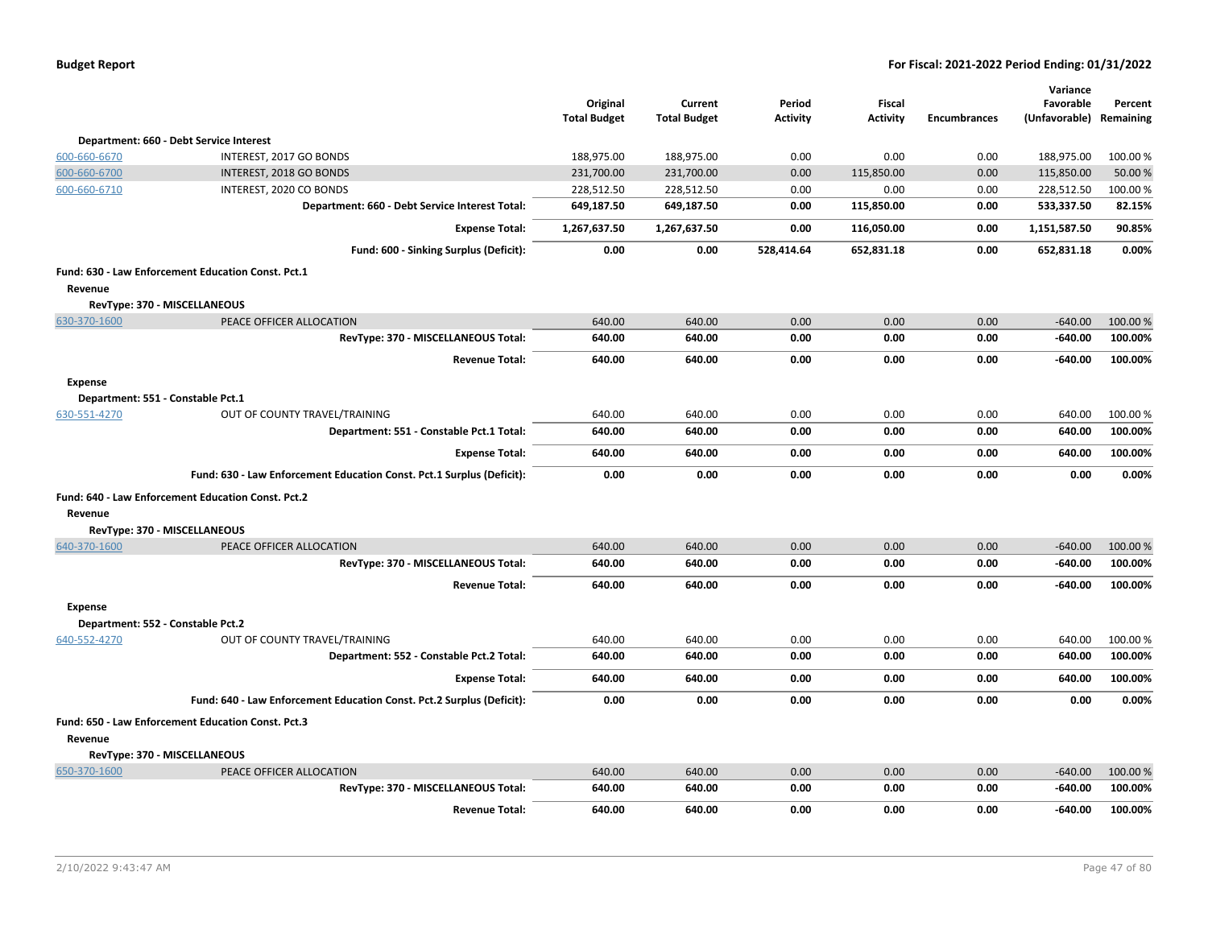**Budget Report** — **For Fiscal: 2021-2022 Period Ending: 01/31/2022**

| | | Original Total Budget | Current Total Budget | Period Activity | Fiscal Activity | Encumbrances | Variance Favorable (Unfavorable) | Percent Remaining |
|---|---|---|---|---|---|---|---|---|
| **Department: 660 - Debt Service Interest** | | | | | | | | |
| 600-660-6670 | INTEREST, 2017 GO BONDS | 188,975.00 | 188,975.00 | 0.00 | 0.00 | 0.00 | 188,975.00 | 100.00 % |
| 600-660-6700 | INTEREST, 2018 GO BONDS | 231,700.00 | 231,700.00 | 0.00 | 115,850.00 | 0.00 | 115,850.00 | 50.00 % |
| 600-660-6710 | INTEREST, 2020 CO BONDS | 228,512.50 | 228,512.50 | 0.00 | 0.00 | 0.00 | 228,512.50 | 100.00 % |
| | **Department: 660 - Debt Service Interest Total:** | **649,187.50** | **649,187.50** | **0.00** | **115,850.00** | **0.00** | **533,337.50** | **82.15%** |
| | **Expense Total:** | **1,267,637.50** | **1,267,637.50** | **0.00** | **116,050.00** | **0.00** | **1,151,587.50** | **90.85%** |
| | **Fund: 600 - Sinking Surplus (Deficit):** | **0.00** | **0.00** | **528,414.64** | **652,831.18** | **0.00** | **652,831.18** | **0.00%** |
| **Fund: 630 - Law Enforcement Education Const. Pct.1** | | | | | | | | |
| **Revenue** | | | | | | | | |
| **RevType: 370 - MISCELLANEOUS** | | | | | | | | |
| 630-370-1600 | PEACE OFFICER ALLOCATION | 640.00 | 640.00 | 0.00 | 0.00 | 0.00 | -640.00 | 100.00 % |
| | **RevType: 370 - MISCELLANEOUS Total:** | **640.00** | **640.00** | **0.00** | **0.00** | **0.00** | **-640.00** | **100.00%** |
| | **Revenue Total:** | **640.00** | **640.00** | **0.00** | **0.00** | **0.00** | **-640.00** | **100.00%** |
| **Expense** | | | | | | | | |
| **Department: 551 - Constable Pct.1** | | | | | | | | |
| 630-551-4270 | OUT OF COUNTY TRAVEL/TRAINING | 640.00 | 640.00 | 0.00 | 0.00 | 0.00 | 640.00 | 100.00 % |
| | **Department: 551 - Constable Pct.1 Total:** | **640.00** | **640.00** | **0.00** | **0.00** | **0.00** | **640.00** | **100.00%** |
| | **Expense Total:** | **640.00** | **640.00** | **0.00** | **0.00** | **0.00** | **640.00** | **100.00%** |
| | **Fund: 630 - Law Enforcement Education Const. Pct.1 Surplus (Deficit):** | **0.00** | **0.00** | **0.00** | **0.00** | **0.00** | **0.00** | **0.00%** |
| **Fund: 640 - Law Enforcement Education Const. Pct.2** | | | | | | | | |
| **Revenue** | | | | | | | | |
| **RevType: 370 - MISCELLANEOUS** | | | | | | | | |
| 640-370-1600 | PEACE OFFICER ALLOCATION | 640.00 | 640.00 | 0.00 | 0.00 | 0.00 | -640.00 | 100.00 % |
| | **RevType: 370 - MISCELLANEOUS Total:** | **640.00** | **640.00** | **0.00** | **0.00** | **0.00** | **-640.00** | **100.00%** |
| | **Revenue Total:** | **640.00** | **640.00** | **0.00** | **0.00** | **0.00** | **-640.00** | **100.00%** |
| **Expense** | | | | | | | | |
| **Department: 552 - Constable Pct.2** | | | | | | | | |
| 640-552-4270 | OUT OF COUNTY TRAVEL/TRAINING | 640.00 | 640.00 | 0.00 | 0.00 | 0.00 | 640.00 | 100.00 % |
| | **Department: 552 - Constable Pct.2 Total:** | **640.00** | **640.00** | **0.00** | **0.00** | **0.00** | **640.00** | **100.00%** |
| | **Expense Total:** | **640.00** | **640.00** | **0.00** | **0.00** | **0.00** | **640.00** | **100.00%** |
| | **Fund: 640 - Law Enforcement Education Const. Pct.2 Surplus (Deficit):** | **0.00** | **0.00** | **0.00** | **0.00** | **0.00** | **0.00** | **0.00%** |
| **Fund: 650 - Law Enforcement Education Const. Pct.3** | | | | | | | | |
| **Revenue** | | | | | | | | |
| **RevType: 370 - MISCELLANEOUS** | | | | | | | | |
| 650-370-1600 | PEACE OFFICER ALLOCATION | 640.00 | 640.00 | 0.00 | 0.00 | 0.00 | -640.00 | 100.00 % |
| | **RevType: 370 - MISCELLANEOUS Total:** | **640.00** | **640.00** | **0.00** | **0.00** | **0.00** | **-640.00** | **100.00%** |
| | **Revenue Total:** | **640.00** | **640.00** | **0.00** | **0.00** | **0.00** | **-640.00** | **100.00%** |

2/10/2022 9:43:47 AM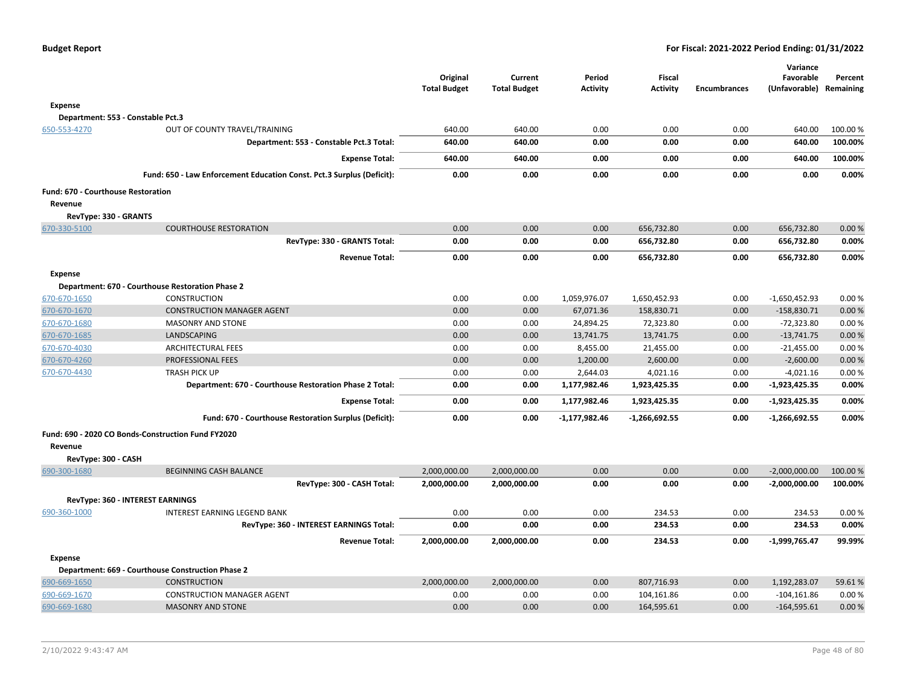| | | Original Total Budget | Current Total Budget | Period Activity | Fiscal Activity | Encumbrances | Variance Favorable (Unfavorable) | Percent Remaining |
|---|---|---|---|---|---|---|---|---|
| **Expense** | | | | | | | | |
| **Department: 553 - Constable Pct.3** | | | | | | | | |
| 650-553-4270 | OUT OF COUNTY TRAVEL/TRAINING | 640.00 | 640.00 | 0.00 | 0.00 | 0.00 | 640.00 | 100.00 % |
| | **Department: 553 - Constable Pct.3 Total:** | **640.00** | **640.00** | **0.00** | **0.00** | **0.00** | **640.00** | **100.00%** |
| | **Expense Total:** | **640.00** | **640.00** | **0.00** | **0.00** | **0.00** | **640.00** | **100.00%** |
| | **Fund: 650 - Law Enforcement Education Const. Pct.3 Surplus (Deficit):** | **0.00** | **0.00** | **0.00** | **0.00** | **0.00** | **0.00** | **0.00%** |
| **Fund: 670 - Courthouse Restoration** | | | | | | | | |
| **Revenue** | | | | | | | | |
| **RevType: 330 - GRANTS** | | | | | | | | |
| 670-330-5100 | COURTHOUSE RESTORATION | 0.00 | 0.00 | 0.00 | 656,732.80 | 0.00 | 656,732.80 | 0.00 % |
| | **RevType: 330 - GRANTS Total:** | **0.00** | **0.00** | **0.00** | **656,732.80** | **0.00** | **656,732.80** | **0.00%** |
| | **Revenue Total:** | **0.00** | **0.00** | **0.00** | **656,732.80** | **0.00** | **656,732.80** | **0.00%** |
| **Expense** | | | | | | | | |
| **Department: 670 - Courthouse Restoration Phase 2** | | | | | | | | |
| 670-670-1650 | CONSTRUCTION | 0.00 | 0.00 | 1,059,976.07 | 1,650,452.93 | 0.00 | -1,650,452.93 | 0.00 % |
| 670-670-1670 | CONSTRUCTION MANAGER AGENT | 0.00 | 0.00 | 67,071.36 | 158,830.71 | 0.00 | -158,830.71 | 0.00 % |
| 670-670-1680 | MASONRY AND STONE | 0.00 | 0.00 | 24,894.25 | 72,323.80 | 0.00 | -72,323.80 | 0.00 % |
| 670-670-1685 | LANDSCAPING | 0.00 | 0.00 | 13,741.75 | 13,741.75 | 0.00 | -13,741.75 | 0.00 % |
| 670-670-4030 | ARCHITECTURAL FEES | 0.00 | 0.00 | 8,455.00 | 21,455.00 | 0.00 | -21,455.00 | 0.00 % |
| 670-670-4260 | PROFESSIONAL FEES | 0.00 | 0.00 | 1,200.00 | 2,600.00 | 0.00 | -2,600.00 | 0.00 % |
| 670-670-4430 | TRASH PICK UP | 0.00 | 0.00 | 2,644.03 | 4,021.16 | 0.00 | -4,021.16 | 0.00 % |
| | **Department: 670 - Courthouse Restoration Phase 2 Total:** | **0.00** | **0.00** | **1,177,982.46** | **1,923,425.35** | **0.00** | **-1,923,425.35** | **0.00%** |
| | **Expense Total:** | **0.00** | **0.00** | **1,177,982.46** | **1,923,425.35** | **0.00** | **-1,923,425.35** | **0.00%** |
| | **Fund: 670 - Courthouse Restoration Surplus (Deficit):** | **0.00** | **0.00** | **-1,177,982.46** | **-1,266,692.55** | **0.00** | **-1,266,692.55** | **0.00%** |
| **Fund: 690 - 2020 CO Bonds-Construction Fund FY2020** | | | | | | | | |
| **Revenue** | | | | | | | | |
| **RevType: 300 - CASH** | | | | | | | | |
| 690-300-1680 | BEGINNING CASH BALANCE | 2,000,000.00 | 2,000,000.00 | 0.00 | 0.00 | 0.00 | -2,000,000.00 | 100.00 % |
| | **RevType: 300 - CASH Total:** | **2,000,000.00** | **2,000,000.00** | **0.00** | **0.00** | **0.00** | **-2,000,000.00** | **100.00%** |
| **RevType: 360 - INTEREST EARNINGS** | | | | | | | | |
| 690-360-1000 | INTEREST EARNING LEGEND BANK | 0.00 | 0.00 | 0.00 | 234.53 | 0.00 | 234.53 | 0.00 % |
| | **RevType: 360 - INTEREST EARNINGS Total:** | **0.00** | **0.00** | **0.00** | **234.53** | **0.00** | **234.53** | **0.00%** |
| | **Revenue Total:** | **2,000,000.00** | **2,000,000.00** | **0.00** | **234.53** | **0.00** | **-1,999,765.47** | **99.99%** |
| **Expense** | | | | | | | | |
| **Department: 669 - Courthouse Construction Phase 2** | | | | | | | | |
| 690-669-1650 | CONSTRUCTION | 2,000,000.00 | 2,000,000.00 | 0.00 | 807,716.93 | 0.00 | 1,192,283.07 | 59.61 % |
| 690-669-1670 | CONSTRUCTION MANAGER AGENT | 0.00 | 0.00 | 0.00 | 104,161.86 | 0.00 | -104,161.86 | 0.00 % |
| 690-669-1680 | MASONRY AND STONE | 0.00 | 0.00 | 0.00 | 164,595.61 | 0.00 | -164,595.61 | 0.00 % |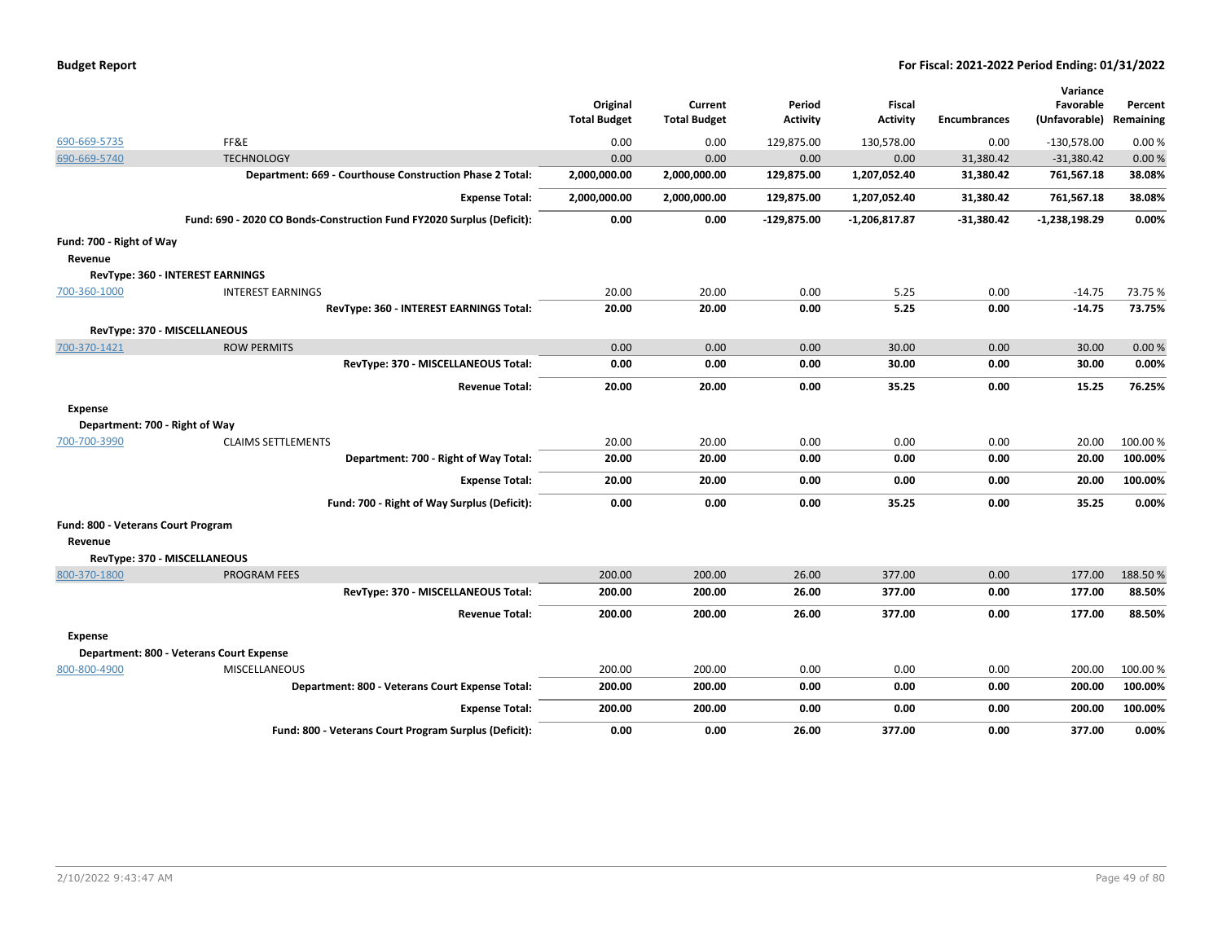| | | Original Total Budget | Current Total Budget | Period Activity | Fiscal Activity | Encumbrances | Variance Favorable (Unfavorable) | Percent Remaining |
|---|---|---|---|---|---|---|---|---|
| 690-669-5735 | FF&E | 0.00 | 0.00 | 129,875.00 | 130,578.00 | 0.00 | -130,578.00 | 0.00 % |
| 690-669-5740 | TECHNOLOGY | 0.00 | 0.00 | 0.00 | 0.00 | 31,380.42 | -31,380.42 | 0.00 % |
| | **Department: 669 - Courthouse Construction Phase 2 Total:** | **2,000,000.00** | **2,000,000.00** | **129,875.00** | **1,207,052.40** | **31,380.42** | **761,567.18** | **38.08%** |
| | **Expense Total:** | **2,000,000.00** | **2,000,000.00** | **129,875.00** | **1,207,052.40** | **31,380.42** | **761,567.18** | **38.08%** |
| | **Fund: 690 - 2020 CO Bonds-Construction Fund FY2020 Surplus (Deficit):** | **0.00** | **0.00** | **-129,875.00** | **-1,206,817.87** | **-31,380.42** | **-1,238,198.29** | **0.00%** |
| **Fund: 700 - Right of Way** | | | | | | | | |
| **Revenue** | | | | | | | | |
| **RevType: 360 - INTEREST EARNINGS** | | | | | | | | |
| 700-360-1000 | INTEREST EARNINGS | 20.00 | 20.00 | 0.00 | 5.25 | 0.00 | -14.75 | 73.75 % |
| | **RevType: 360 - INTEREST EARNINGS Total:** | **20.00** | **20.00** | **0.00** | **5.25** | **0.00** | **-14.75** | **73.75%** |
| **RevType: 370 - MISCELLANEOUS** | | | | | | | | |
| 700-370-1421 | ROW PERMITS | 0.00 | 0.00 | 0.00 | 30.00 | 0.00 | 30.00 | 0.00 % |
| | **RevType: 370 - MISCELLANEOUS Total:** | **0.00** | **0.00** | **0.00** | **30.00** | **0.00** | **30.00** | **0.00%** |
| | **Revenue Total:** | **20.00** | **20.00** | **0.00** | **35.25** | **0.00** | **15.25** | **76.25%** |
| **Expense** | | | | | | | | |
| **Department: 700 - Right of Way** | | | | | | | | |
| 700-700-3990 | CLAIMS SETTLEMENTS | 20.00 | 20.00 | 0.00 | 0.00 | 0.00 | 20.00 | 100.00 % |
| | **Department: 700 - Right of Way Total:** | **20.00** | **20.00** | **0.00** | **0.00** | **0.00** | **20.00** | **100.00%** |
| | **Expense Total:** | **20.00** | **20.00** | **0.00** | **0.00** | **0.00** | **20.00** | **100.00%** |
| | **Fund: 700 - Right of Way Surplus (Deficit):** | **0.00** | **0.00** | **0.00** | **35.25** | **0.00** | **35.25** | **0.00%** |
| **Fund: 800 - Veterans Court Program** | | | | | | | | |
| **Revenue** | | | | | | | | |
| **RevType: 370 - MISCELLANEOUS** | | | | | | | | |
| 800-370-1800 | PROGRAM FEES | 200.00 | 200.00 | 26.00 | 377.00 | 0.00 | 177.00 | 188.50 % |
| | **RevType: 370 - MISCELLANEOUS Total:** | **200.00** | **200.00** | **26.00** | **377.00** | **0.00** | **177.00** | **88.50%** |
| | **Revenue Total:** | **200.00** | **200.00** | **26.00** | **377.00** | **0.00** | **177.00** | **88.50%** |
| **Expense** | | | | | | | | |
| **Department: 800 - Veterans Court Expense** | | | | | | | | |
| 800-800-4900 | MISCELLANEOUS | 200.00 | 200.00 | 0.00 | 0.00 | 0.00 | 200.00 | 100.00 % |
| | **Department: 800 - Veterans Court Expense Total:** | **200.00** | **200.00** | **0.00** | **0.00** | **0.00** | **200.00** | **100.00%** |
| | **Expense Total:** | **200.00** | **200.00** | **0.00** | **0.00** | **0.00** | **200.00** | **100.00%** |
| | **Fund: 800 - Veterans Court Program Surplus (Deficit):** | **0.00** | **0.00** | **26.00** | **377.00** | **0.00** | **377.00** | **0.00%** |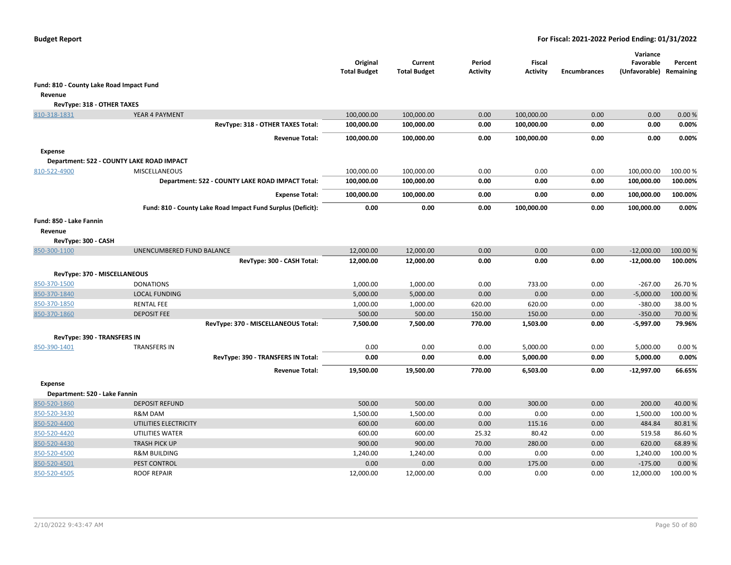| | | Original Total Budget | Current Total Budget | Period Activity | Fiscal Activity | Encumbrances | Variance Favorable (Unfavorable) | Percent Remaining |
|---|---|---|---|---|---|---|---|---|
| **Fund: 810 - County Lake Road Impact Fund** | | | | | | | | |
| **Revenue** | | | | | | | | |
| **RevType: 318 - OTHER TAXES** | | | | | | | | |
| 810-318-1831 | YEAR 4 PAYMENT | 100,000.00 | 100,000.00 | 0.00 | 100,000.00 | 0.00 | 0.00 | 0.00 % |
| | **RevType: 318 - OTHER TAXES Total:** | **100,000.00** | **100,000.00** | **0.00** | **100,000.00** | **0.00** | **0.00** | **0.00%** |
| | **Revenue Total:** | **100,000.00** | **100,000.00** | **0.00** | **100,000.00** | **0.00** | **0.00** | **0.00%** |
| **Expense** | | | | | | | | |
| **Department: 522 - COUNTY LAKE ROAD IMPACT** | | | | | | | | |
| 810-522-4900 | MISCELLANEOUS | 100,000.00 | 100,000.00 | 0.00 | 0.00 | 0.00 | 100,000.00 | 100.00 % |
| | **Department: 522 - COUNTY LAKE ROAD IMPACT Total:** | **100,000.00** | **100,000.00** | **0.00** | **0.00** | **0.00** | **100,000.00** | **100.00%** |
| | **Expense Total:** | **100,000.00** | **100,000.00** | **0.00** | **0.00** | **0.00** | **100,000.00** | **100.00%** |
| | **Fund: 810 - County Lake Road Impact Fund Surplus (Deficit):** | **0.00** | **0.00** | **0.00** | **100,000.00** | **0.00** | **100,000.00** | **0.00%** |
| **Fund: 850 - Lake Fannin** | | | | | | | | |
| **Revenue** | | | | | | | | |
| **RevType: 300 - CASH** | | | | | | | | |
| 850-300-1100 | UNENCUMBERED FUND BALANCE | 12,000.00 | 12,000.00 | 0.00 | 0.00 | 0.00 | -12,000.00 | 100.00 % |
| | **RevType: 300 - CASH Total:** | **12,000.00** | **12,000.00** | **0.00** | **0.00** | **0.00** | **-12,000.00** | **100.00%** |
| **RevType: 370 - MISCELLANEOUS** | | | | | | | | |
| 850-370-1500 | DONATIONS | 1,000.00 | 1,000.00 | 0.00 | 733.00 | 0.00 | -267.00 | 26.70 % |
| 850-370-1840 | LOCAL FUNDING | 5,000.00 | 5,000.00 | 0.00 | 0.00 | 0.00 | -5,000.00 | 100.00 % |
| 850-370-1850 | RENTAL FEE | 1,000.00 | 1,000.00 | 620.00 | 620.00 | 0.00 | -380.00 | 38.00 % |
| 850-370-1860 | DEPOSIT FEE | 500.00 | 500.00 | 150.00 | 150.00 | 0.00 | -350.00 | 70.00 % |
| | **RevType: 370 - MISCELLANEOUS Total:** | **7,500.00** | **7,500.00** | **770.00** | **1,503.00** | **0.00** | **-5,997.00** | **79.96%** |
| **RevType: 390 - TRANSFERS IN** | | | | | | | | |
| 850-390-1401 | TRANSFERS IN | 0.00 | 0.00 | 0.00 | 5,000.00 | 0.00 | 5,000.00 | 0.00 % |
| | **RevType: 390 - TRANSFERS IN Total:** | **0.00** | **0.00** | **0.00** | **5,000.00** | **0.00** | **5,000.00** | **0.00%** |
| | **Revenue Total:** | **19,500.00** | **19,500.00** | **770.00** | **6,503.00** | **0.00** | **-12,997.00** | **66.65%** |
| **Expense** | | | | | | | | |
| **Department: 520 - Lake Fannin** | | | | | | | | |
| 850-520-1860 | DEPOSIT REFUND | 500.00 | 500.00 | 0.00 | 300.00 | 0.00 | 200.00 | 40.00 % |
| 850-520-3430 | R&M DAM | 1,500.00 | 1,500.00 | 0.00 | 0.00 | 0.00 | 1,500.00 | 100.00 % |
| 850-520-4400 | UTILITIES ELECTRICITY | 600.00 | 600.00 | 0.00 | 115.16 | 0.00 | 484.84 | 80.81 % |
| 850-520-4420 | UTILITIES WATER | 600.00 | 600.00 | 25.32 | 80.42 | 0.00 | 519.58 | 86.60 % |
| 850-520-4430 | TRASH PICK UP | 900.00 | 900.00 | 70.00 | 280.00 | 0.00 | 620.00 | 68.89 % |
| 850-520-4500 | R&M BUILDING | 1,240.00 | 1,240.00 | 0.00 | 0.00 | 0.00 | 1,240.00 | 100.00 % |
| 850-520-4501 | PEST CONTROL | 0.00 | 0.00 | 0.00 | 175.00 | 0.00 | -175.00 | 0.00 % |
| 850-520-4505 | ROOF REPAIR | 12,000.00 | 12,000.00 | 0.00 | 0.00 | 0.00 | 12,000.00 | 100.00 % |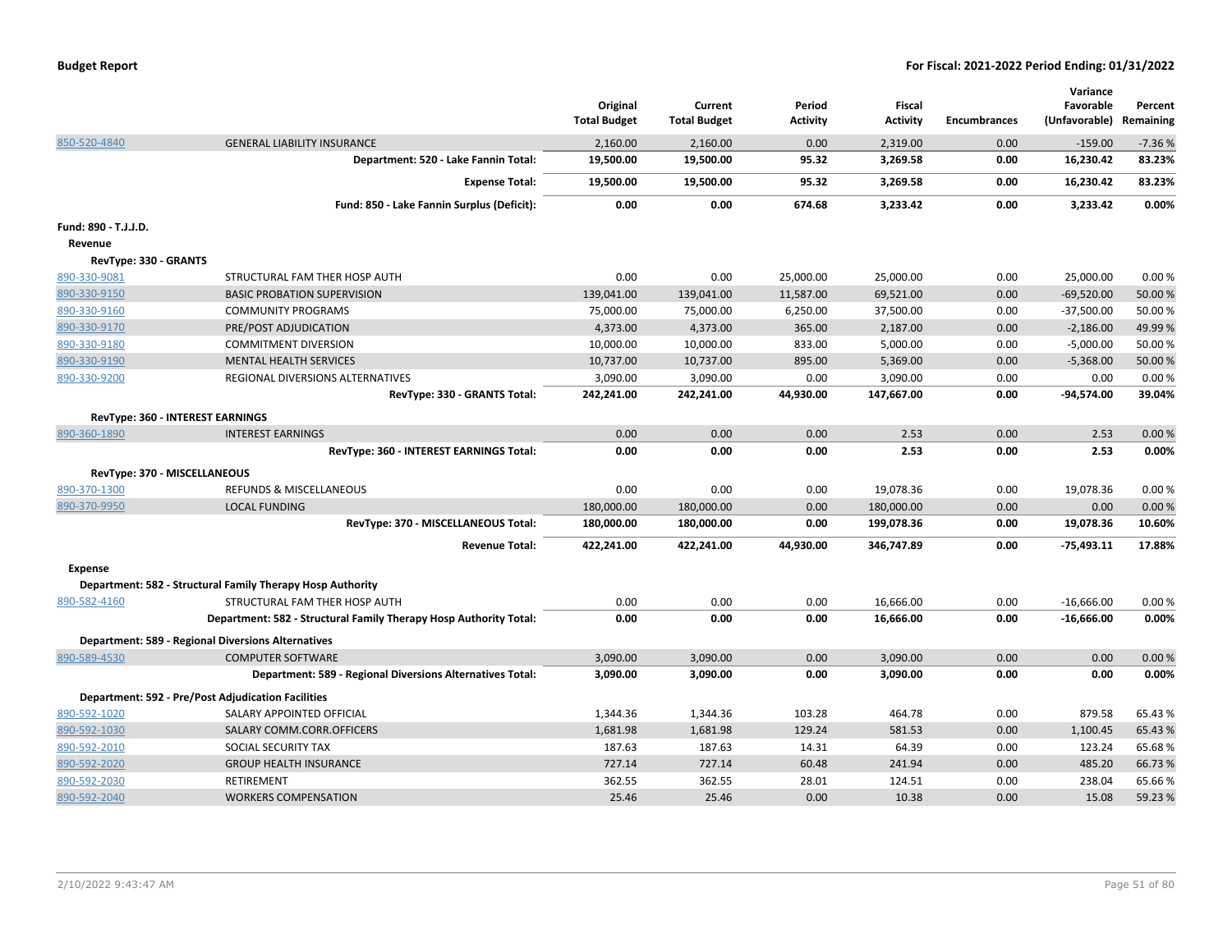| | | Original Total Budget | Current Total Budget | Period Activity | Fiscal Activity | Encumbrances | Variance Favorable (Unfavorable) | Percent Remaining |
|---|---|---|---|---|---|---|---|---|
| 850-520-4840 | GENERAL LIABILITY INSURANCE | 2,160.00 | 2,160.00 | 0.00 | 2,319.00 | 0.00 | -159.00 | -7.36 % |
| | **Department: 520 - Lake Fannin Total:** | **19,500.00** | **19,500.00** | **95.32** | **3,269.58** | **0.00** | **16,230.42** | **83.23%** |
| | **Expense Total:** | **19,500.00** | **19,500.00** | **95.32** | **3,269.58** | **0.00** | **16,230.42** | **83.23%** |
| | **Fund: 850 - Lake Fannin Surplus (Deficit):** | **0.00** | **0.00** | **674.68** | **3,233.42** | **0.00** | **3,233.42** | **0.00%** |
| **Fund: 890 - T.J.J.D.** | | | | | | | | |
| **Revenue** | | | | | | | | |
| **RevType: 330 - GRANTS** | | | | | | | | |
| 890-330-9081 | STRUCTURAL FAM THER HOSP AUTH | 0.00 | 0.00 | 25,000.00 | 25,000.00 | 0.00 | 25,000.00 | 0.00 % |
| 890-330-9150 | BASIC PROBATION SUPERVISION | 139,041.00 | 139,041.00 | 11,587.00 | 69,521.00 | 0.00 | -69,520.00 | 50.00 % |
| 890-330-9160 | COMMUNITY PROGRAMS | 75,000.00 | 75,000.00 | 6,250.00 | 37,500.00 | 0.00 | -37,500.00 | 50.00 % |
| 890-330-9170 | PRE/POST ADJUDICATION | 4,373.00 | 4,373.00 | 365.00 | 2,187.00 | 0.00 | -2,186.00 | 49.99 % |
| 890-330-9180 | COMMITMENT DIVERSION | 10,000.00 | 10,000.00 | 833.00 | 5,000.00 | 0.00 | -5,000.00 | 50.00 % |
| 890-330-9190 | MENTAL HEALTH SERVICES | 10,737.00 | 10,737.00 | 895.00 | 5,369.00 | 0.00 | -5,368.00 | 50.00 % |
| 890-330-9200 | REGIONAL DIVERSIONS ALTERNATIVES | 3,090.00 | 3,090.00 | 0.00 | 3,090.00 | 0.00 | 0.00 | 0.00 % |
| | **RevType: 330 - GRANTS Total:** | **242,241.00** | **242,241.00** | **44,930.00** | **147,667.00** | **0.00** | **-94,574.00** | **39.04%** |
| **RevType: 360 - INTEREST EARNINGS** | | | | | | | | |
| 890-360-1890 | INTEREST EARNINGS | 0.00 | 0.00 | 0.00 | 2.53 | 0.00 | 2.53 | 0.00 % |
| | **RevType: 360 - INTEREST EARNINGS Total:** | **0.00** | **0.00** | **0.00** | **2.53** | **0.00** | **2.53** | **0.00%** |
| **RevType: 370 - MISCELLANEOUS** | | | | | | | | |
| 890-370-1300 | REFUNDS & MISCELLANEOUS | 0.00 | 0.00 | 0.00 | 19,078.36 | 0.00 | 19,078.36 | 0.00 % |
| 890-370-9950 | LOCAL FUNDING | 180,000.00 | 180,000.00 | 0.00 | 180,000.00 | 0.00 | 0.00 | 0.00 % |
| | **RevType: 370 - MISCELLANEOUS Total:** | **180,000.00** | **180,000.00** | **0.00** | **199,078.36** | **0.00** | **19,078.36** | **10.60%** |
| | **Revenue Total:** | **422,241.00** | **422,241.00** | **44,930.00** | **346,747.89** | **0.00** | **-75,493.11** | **17.88%** |
| **Expense** | | | | | | | | |
| **Department: 582 - Structural Family Therapy Hosp Authority** | | | | | | | | |
| 890-582-4160 | STRUCTURAL FAM THER HOSP AUTH | 0.00 | 0.00 | 0.00 | 16,666.00 | 0.00 | -16,666.00 | 0.00 % |
| | **Department: 582 - Structural Family Therapy Hosp Authority Total:** | **0.00** | **0.00** | **0.00** | **16,666.00** | **0.00** | **-16,666.00** | **0.00%** |
| **Department: 589 - Regional Diversions Alternatives** | | | | | | | | |
| 890-589-4530 | COMPUTER SOFTWARE | 3,090.00 | 3,090.00 | 0.00 | 3,090.00 | 0.00 | 0.00 | 0.00 % |
| | **Department: 589 - Regional Diversions Alternatives Total:** | **3,090.00** | **3,090.00** | **0.00** | **3,090.00** | **0.00** | **0.00** | **0.00%** |
| **Department: 592 - Pre/Post Adjudication Facilities** | | | | | | | | |
| 890-592-1020 | SALARY APPOINTED OFFICIAL | 1,344.36 | 1,344.36 | 103.28 | 464.78 | 0.00 | 879.58 | 65.43 % |
| 890-592-1030 | SALARY COMM.CORR.OFFICERS | 1,681.98 | 1,681.98 | 129.24 | 581.53 | 0.00 | 1,100.45 | 65.43 % |
| 890-592-2010 | SOCIAL SECURITY TAX | 187.63 | 187.63 | 14.31 | 64.39 | 0.00 | 123.24 | 65.68 % |
| 890-592-2020 | GROUP HEALTH INSURANCE | 727.14 | 727.14 | 60.48 | 241.94 | 0.00 | 485.20 | 66.73 % |
| 890-592-2030 | RETIREMENT | 362.55 | 362.55 | 28.01 | 124.51 | 0.00 | 238.04 | 65.66 % |
| 890-592-2040 | WORKERS COMPENSATION | 25.46 | 25.46 | 0.00 | 10.38 | 0.00 | 15.08 | 59.23 % |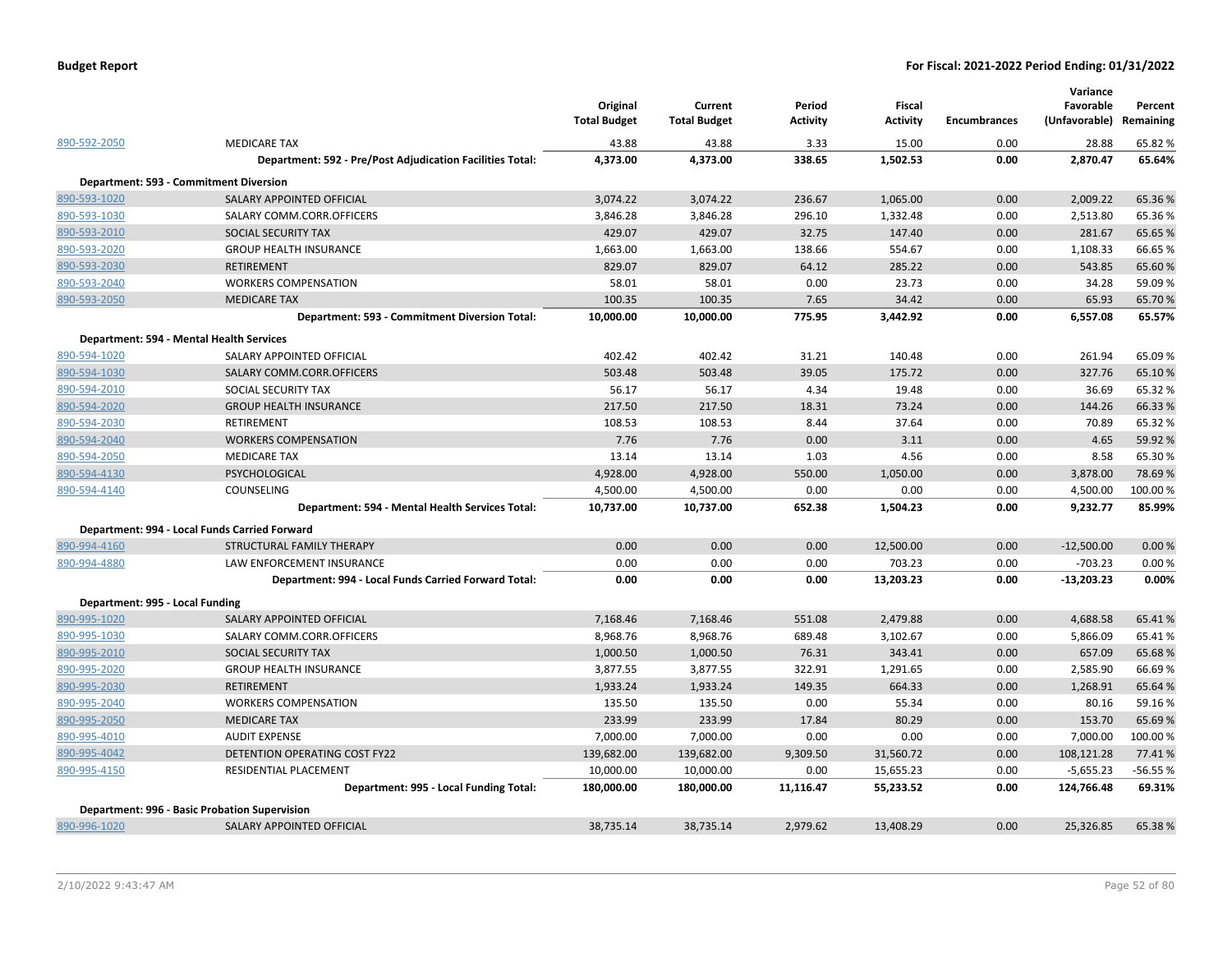| | | Original Total Budget | Current Total Budget | Period Activity | Fiscal Activity | Encumbrances | Variance Favorable (Unfavorable) | Percent Remaining |
|---|---|---|---|---|---|---|---|---|
| 890-592-2050 | MEDICARE TAX | 43.88 | 43.88 | 3.33 | 15.00 | 0.00 | 28.88 | 65.82 % |
| | **Department: 592 - Pre/Post Adjudication Facilities Total:** | **4,373.00** | **4,373.00** | **338.65** | **1,502.53** | **0.00** | **2,870.47** | **65.64%** |
| **Department: 593 - Commitment Diversion** | | | | | | | | |
| 890-593-1020 | SALARY APPOINTED OFFICIAL | 3,074.22 | 3,074.22 | 236.67 | 1,065.00 | 0.00 | 2,009.22 | 65.36 % |
| 890-593-1030 | SALARY COMM.CORR.OFFICERS | 3,846.28 | 3,846.28 | 296.10 | 1,332.48 | 0.00 | 2,513.80 | 65.36 % |
| 890-593-2010 | SOCIAL SECURITY TAX | 429.07 | 429.07 | 32.75 | 147.40 | 0.00 | 281.67 | 65.65 % |
| 890-593-2020 | GROUP HEALTH INSURANCE | 1,663.00 | 1,663.00 | 138.66 | 554.67 | 0.00 | 1,108.33 | 66.65 % |
| 890-593-2030 | RETIREMENT | 829.07 | 829.07 | 64.12 | 285.22 | 0.00 | 543.85 | 65.60 % |
| 890-593-2040 | WORKERS COMPENSATION | 58.01 | 58.01 | 0.00 | 23.73 | 0.00 | 34.28 | 59.09 % |
| 890-593-2050 | MEDICARE TAX | 100.35 | 100.35 | 7.65 | 34.42 | 0.00 | 65.93 | 65.70 % |
| | **Department: 593 - Commitment Diversion Total:** | **10,000.00** | **10,000.00** | **775.95** | **3,442.92** | **0.00** | **6,557.08** | **65.57%** |
| **Department: 594 - Mental Health Services** | | | | | | | | |
| 890-594-1020 | SALARY APPOINTED OFFICIAL | 402.42 | 402.42 | 31.21 | 140.48 | 0.00 | 261.94 | 65.09 % |
| 890-594-1030 | SALARY COMM.CORR.OFFICERS | 503.48 | 503.48 | 39.05 | 175.72 | 0.00 | 327.76 | 65.10 % |
| 890-594-2010 | SOCIAL SECURITY TAX | 56.17 | 56.17 | 4.34 | 19.48 | 0.00 | 36.69 | 65.32 % |
| 890-594-2020 | GROUP HEALTH INSURANCE | 217.50 | 217.50 | 18.31 | 73.24 | 0.00 | 144.26 | 66.33 % |
| 890-594-2030 | RETIREMENT | 108.53 | 108.53 | 8.44 | 37.64 | 0.00 | 70.89 | 65.32 % |
| 890-594-2040 | WORKERS COMPENSATION | 7.76 | 7.76 | 0.00 | 3.11 | 0.00 | 4.65 | 59.92 % |
| 890-594-2050 | MEDICARE TAX | 13.14 | 13.14 | 1.03 | 4.56 | 0.00 | 8.58 | 65.30 % |
| 890-594-4130 | PSYCHOLOGICAL | 4,928.00 | 4,928.00 | 550.00 | 1,050.00 | 0.00 | 3,878.00 | 78.69 % |
| 890-594-4140 | COUNSELING | 4,500.00 | 4,500.00 | 0.00 | 0.00 | 0.00 | 4,500.00 | 100.00 % |
| | **Department: 594 - Mental Health Services Total:** | **10,737.00** | **10,737.00** | **652.38** | **1,504.23** | **0.00** | **9,232.77** | **85.99%** |
| **Department: 994 - Local Funds Carried Forward** | | | | | | | | |
| 890-994-4160 | STRUCTURAL FAMILY THERAPY | 0.00 | 0.00 | 0.00 | 12,500.00 | 0.00 | -12,500.00 | 0.00 % |
| 890-994-4880 | LAW ENFORCEMENT INSURANCE | 0.00 | 0.00 | 0.00 | 703.23 | 0.00 | -703.23 | 0.00 % |
| | **Department: 994 - Local Funds Carried Forward Total:** | **0.00** | **0.00** | **0.00** | **13,203.23** | **0.00** | **-13,203.23** | **0.00%** |
| **Department: 995 - Local Funding** | | | | | | | | |
| 890-995-1020 | SALARY APPOINTED OFFICIAL | 7,168.46 | 7,168.46 | 551.08 | 2,479.88 | 0.00 | 4,688.58 | 65.41 % |
| 890-995-1030 | SALARY COMM.CORR.OFFICERS | 8,968.76 | 8,968.76 | 689.48 | 3,102.67 | 0.00 | 5,866.09 | 65.41 % |
| 890-995-2010 | SOCIAL SECURITY TAX | 1,000.50 | 1,000.50 | 76.31 | 343.41 | 0.00 | 657.09 | 65.68 % |
| 890-995-2020 | GROUP HEALTH INSURANCE | 3,877.55 | 3,877.55 | 322.91 | 1,291.65 | 0.00 | 2,585.90 | 66.69 % |
| 890-995-2030 | RETIREMENT | 1,933.24 | 1,933.24 | 149.35 | 664.33 | 0.00 | 1,268.91 | 65.64 % |
| 890-995-2040 | WORKERS COMPENSATION | 135.50 | 135.50 | 0.00 | 55.34 | 0.00 | 80.16 | 59.16 % |
| 890-995-2050 | MEDICARE TAX | 233.99 | 233.99 | 17.84 | 80.29 | 0.00 | 153.70 | 65.69 % |
| 890-995-4010 | AUDIT EXPENSE | 7,000.00 | 7,000.00 | 0.00 | 0.00 | 0.00 | 7,000.00 | 100.00 % |
| 890-995-4042 | DETENTION OPERATING COST FY22 | 139,682.00 | 139,682.00 | 9,309.50 | 31,560.72 | 0.00 | 108,121.28 | 77.41 % |
| 890-995-4150 | RESIDENTIAL PLACEMENT | 10,000.00 | 10,000.00 | 0.00 | 15,655.23 | 0.00 | -5,655.23 | -56.55 % |
| | **Department: 995 - Local Funding Total:** | **180,000.00** | **180,000.00** | **11,116.47** | **55,233.52** | **0.00** | **124,766.48** | **69.31%** |
| **Department: 996 - Basic Probation Supervision** | | | | | | | | |
| 890-996-1020 | SALARY APPOINTED OFFICIAL | 38,735.14 | 38,735.14 | 2,979.62 | 13,408.29 | 0.00 | 25,326.85 | 65.38 % |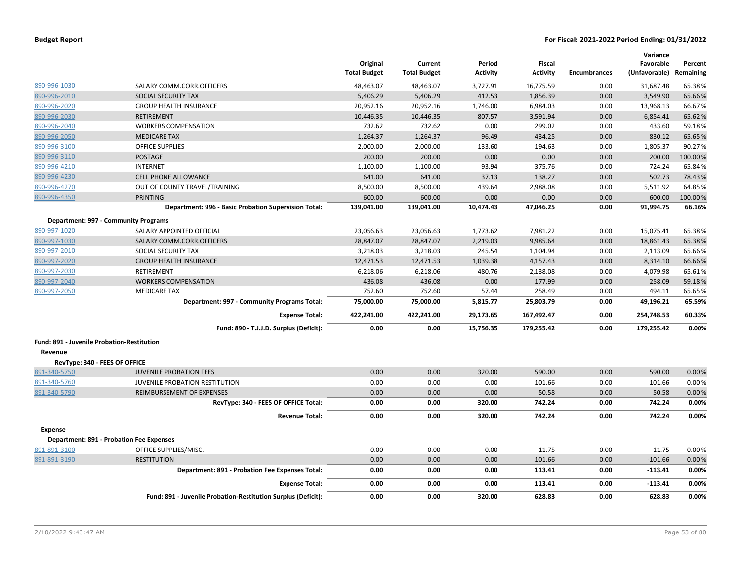| | | Original Total Budget | Current Total Budget | Period Activity | Fiscal Activity | Encumbrances | Variance Favorable (Unfavorable) | Percent Remaining |
|---|---|---|---|---|---|---|---|---|
| 890-996-1030 | SALARY COMM.CORR.OFFICERS | 48,463.07 | 48,463.07 | 3,727.91 | 16,775.59 | 0.00 | 31,687.48 | 65.38 % |
| 890-996-2010 | SOCIAL SECURITY TAX | 5,406.29 | 5,406.29 | 412.53 | 1,856.39 | 0.00 | 3,549.90 | 65.66 % |
| 890-996-2020 | GROUP HEALTH INSURANCE | 20,952.16 | 20,952.16 | 1,746.00 | 6,984.03 | 0.00 | 13,968.13 | 66.67 % |
| 890-996-2030 | RETIREMENT | 10,446.35 | 10,446.35 | 807.57 | 3,591.94 | 0.00 | 6,854.41 | 65.62 % |
| 890-996-2040 | WORKERS COMPENSATION | 732.62 | 732.62 | 0.00 | 299.02 | 0.00 | 433.60 | 59.18 % |
| 890-996-2050 | MEDICARE TAX | 1,264.37 | 1,264.37 | 96.49 | 434.25 | 0.00 | 830.12 | 65.65 % |
| 890-996-3100 | OFFICE SUPPLIES | 2,000.00 | 2,000.00 | 133.60 | 194.63 | 0.00 | 1,805.37 | 90.27 % |
| 890-996-3110 | POSTAGE | 200.00 | 200.00 | 0.00 | 0.00 | 0.00 | 200.00 | 100.00 % |
| 890-996-4210 | INTERNET | 1,100.00 | 1,100.00 | 93.94 | 375.76 | 0.00 | 724.24 | 65.84 % |
| 890-996-4230 | CELL PHONE ALLOWANCE | 641.00 | 641.00 | 37.13 | 138.27 | 0.00 | 502.73 | 78.43 % |
| 890-996-4270 | OUT OF COUNTY TRAVEL/TRAINING | 8,500.00 | 8,500.00 | 439.64 | 2,988.08 | 0.00 | 5,511.92 | 64.85 % |
| 890-996-4350 | PRINTING | 600.00 | 600.00 | 0.00 | 0.00 | 0.00 | 600.00 | 100.00 % |
| | **Department: 996 - Basic Probation Supervision Total:** | **139,041.00** | **139,041.00** | **10,474.43** | **47,046.25** | **0.00** | **91,994.75** | **66.16%** |
| **Department: 997 - Community Programs** | | | | | | | | |
| 890-997-1020 | SALARY APPOINTED OFFICIAL | 23,056.63 | 23,056.63 | 1,773.62 | 7,981.22 | 0.00 | 15,075.41 | 65.38 % |
| 890-997-1030 | SALARY COMM.CORR.OFFICERS | 28,847.07 | 28,847.07 | 2,219.03 | 9,985.64 | 0.00 | 18,861.43 | 65.38 % |
| 890-997-2010 | SOCIAL SECURITY TAX | 3,218.03 | 3,218.03 | 245.54 | 1,104.94 | 0.00 | 2,113.09 | 65.66 % |
| 890-997-2020 | GROUP HEALTH INSURANCE | 12,471.53 | 12,471.53 | 1,039.38 | 4,157.43 | 0.00 | 8,314.10 | 66.66 % |
| 890-997-2030 | RETIREMENT | 6,218.06 | 6,218.06 | 480.76 | 2,138.08 | 0.00 | 4,079.98 | 65.61 % |
| 890-997-2040 | WORKERS COMPENSATION | 436.08 | 436.08 | 0.00 | 177.99 | 0.00 | 258.09 | 59.18 % |
| 890-997-2050 | MEDICARE TAX | 752.60 | 752.60 | 57.44 | 258.49 | 0.00 | 494.11 | 65.65 % |
| | **Department: 997 - Community Programs Total:** | **75,000.00** | **75,000.00** | **5,815.77** | **25,803.79** | **0.00** | **49,196.21** | **65.59%** |
| | **Expense Total:** | **422,241.00** | **422,241.00** | **29,173.65** | **167,492.47** | **0.00** | **254,748.53** | **60.33%** |
| | **Fund: 890 - T.J.J.D. Surplus (Deficit):** | **0.00** | **0.00** | **15,756.35** | **179,255.42** | **0.00** | **179,255.42** | **0.00%** |
| **Fund: 891 - Juvenile Probation-Restitution** | | | | | | | | |
| **Revenue** | | | | | | | | |
| **RevType: 340 - FEES OF OFFICE** | | | | | | | | |
| 891-340-5750 | JUVENILE PROBATION FEES | 0.00 | 0.00 | 320.00 | 590.00 | 0.00 | 590.00 | 0.00 % |
| 891-340-5760 | JUVENILE PROBATION RESTITUTION | 0.00 | 0.00 | 0.00 | 101.66 | 0.00 | 101.66 | 0.00 % |
| 891-340-5790 | REIMBURSEMENT OF EXPENSES | 0.00 | 0.00 | 0.00 | 50.58 | 0.00 | 50.58 | 0.00 % |
| | **RevType: 340 - FEES OF OFFICE Total:** | **0.00** | **0.00** | **320.00** | **742.24** | **0.00** | **742.24** | **0.00%** |
| | **Revenue Total:** | **0.00** | **0.00** | **320.00** | **742.24** | **0.00** | **742.24** | **0.00%** |
| **Expense** | | | | | | | | |
| **Department: 891 - Probation Fee Expenses** | | | | | | | | |
| 891-891-3100 | OFFICE SUPPLIES/MISC. | 0.00 | 0.00 | 0.00 | 11.75 | 0.00 | -11.75 | 0.00 % |
| 891-891-3190 | RESTITUTION | 0.00 | 0.00 | 0.00 | 101.66 | 0.00 | -101.66 | 0.00 % |
| | **Department: 891 - Probation Fee Expenses Total:** | **0.00** | **0.00** | **0.00** | **113.41** | **0.00** | **-113.41** | **0.00%** |
| | **Expense Total:** | **0.00** | **0.00** | **0.00** | **113.41** | **0.00** | **-113.41** | **0.00%** |
| | **Fund: 891 - Juvenile Probation-Restitution Surplus (Deficit):** | **0.00** | **0.00** | **320.00** | **628.83** | **0.00** | **628.83** | **0.00%** |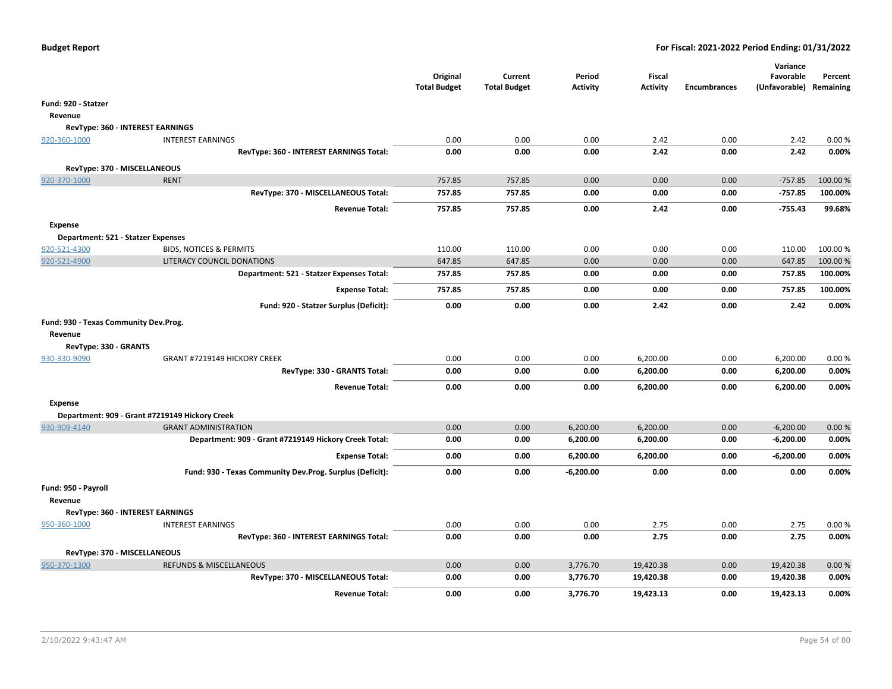| | | Original Total Budget | Current Total Budget | Period Activity | Fiscal Activity | Encumbrances | Variance Favorable (Unfavorable) | Percent Remaining |
|---|---|---|---|---|---|---|---|---|
| **Fund: 920 - Statzer** | | | | | | | | |
| **Revenue** | | | | | | | | |
| **RevType: 360 - INTEREST EARNINGS** | | | | | | | | |
| 920-360-1000 | INTEREST EARNINGS | 0.00 | 0.00 | 0.00 | 2.42 | 0.00 | 2.42 | 0.00 % |
| | **RevType: 360 - INTEREST EARNINGS Total:** | **0.00** | **0.00** | **0.00** | **2.42** | **0.00** | **2.42** | **0.00%** |
| **RevType: 370 - MISCELLANEOUS** | | | | | | | | |
| 920-370-1000 | RENT | 757.85 | 757.85 | 0.00 | 0.00 | 0.00 | -757.85 | 100.00 % |
| | **RevType: 370 - MISCELLANEOUS Total:** | **757.85** | **757.85** | **0.00** | **0.00** | **0.00** | **-757.85** | **100.00%** |
| | **Revenue Total:** | **757.85** | **757.85** | **0.00** | **2.42** | **0.00** | **-755.43** | **99.68%** |
| **Expense** | | | | | | | | |
| **Department: 521 - Statzer Expenses** | | | | | | | | |
| 920-521-4300 | BIDS, NOTICES & PERMITS | 110.00 | 110.00 | 0.00 | 0.00 | 0.00 | 110.00 | 100.00 % |
| 920-521-4900 | LITERACY COUNCIL DONATIONS | 647.85 | 647.85 | 0.00 | 0.00 | 0.00 | 647.85 | 100.00 % |
| | **Department: 521 - Statzer Expenses Total:** | **757.85** | **757.85** | **0.00** | **0.00** | **0.00** | **757.85** | **100.00%** |
| | **Expense Total:** | **757.85** | **757.85** | **0.00** | **0.00** | **0.00** | **757.85** | **100.00%** |
| | **Fund: 920 - Statzer Surplus (Deficit):** | **0.00** | **0.00** | **0.00** | **2.42** | **0.00** | **2.42** | **0.00%** |
| **Fund: 930 - Texas Community Dev.Prog.** | | | | | | | | |
| **Revenue** | | | | | | | | |
| **RevType: 330 - GRANTS** | | | | | | | | |
| 930-330-9090 | GRANT #7219149 HICKORY CREEK | 0.00 | 0.00 | 0.00 | 6,200.00 | 0.00 | 6,200.00 | 0.00 % |
| | **RevType: 330 - GRANTS Total:** | **0.00** | **0.00** | **0.00** | **6,200.00** | **0.00** | **6,200.00** | **0.00%** |
| | **Revenue Total:** | **0.00** | **0.00** | **0.00** | **6,200.00** | **0.00** | **6,200.00** | **0.00%** |
| **Expense** | | | | | | | | |
| **Department: 909 - Grant #7219149 Hickory Creek** | | | | | | | | |
| 930-909-4140 | GRANT ADMINISTRATION | 0.00 | 0.00 | 6,200.00 | 6,200.00 | 0.00 | -6,200.00 | 0.00 % |
| | **Department: 909 - Grant #7219149 Hickory Creek Total:** | **0.00** | **0.00** | **6,200.00** | **6,200.00** | **0.00** | **-6,200.00** | **0.00%** |
| | **Expense Total:** | **0.00** | **0.00** | **6,200.00** | **6,200.00** | **0.00** | **-6,200.00** | **0.00%** |
| | **Fund: 930 - Texas Community Dev.Prog. Surplus (Deficit):** | **0.00** | **0.00** | **-6,200.00** | **0.00** | **0.00** | **0.00** | **0.00%** |
| **Fund: 950 - Payroll** | | | | | | | | |
| **Revenue** | | | | | | | | |
| **RevType: 360 - INTEREST EARNINGS** | | | | | | | | |
| 950-360-1000 | INTEREST EARNINGS | 0.00 | 0.00 | 0.00 | 2.75 | 0.00 | 2.75 | 0.00 % |
| | **RevType: 360 - INTEREST EARNINGS Total:** | **0.00** | **0.00** | **0.00** | **2.75** | **0.00** | **2.75** | **0.00%** |
| **RevType: 370 - MISCELLANEOUS** | | | | | | | | |
| 950-370-1300 | REFUNDS & MISCELLANEOUS | 0.00 | 0.00 | 3,776.70 | 19,420.38 | 0.00 | 19,420.38 | 0.00 % |
| | **RevType: 370 - MISCELLANEOUS Total:** | **0.00** | **0.00** | **3,776.70** | **19,420.38** | **0.00** | **19,420.38** | **0.00%** |
| | **Revenue Total:** | **0.00** | **0.00** | **3,776.70** | **19,423.13** | **0.00** | **19,423.13** | **0.00%** |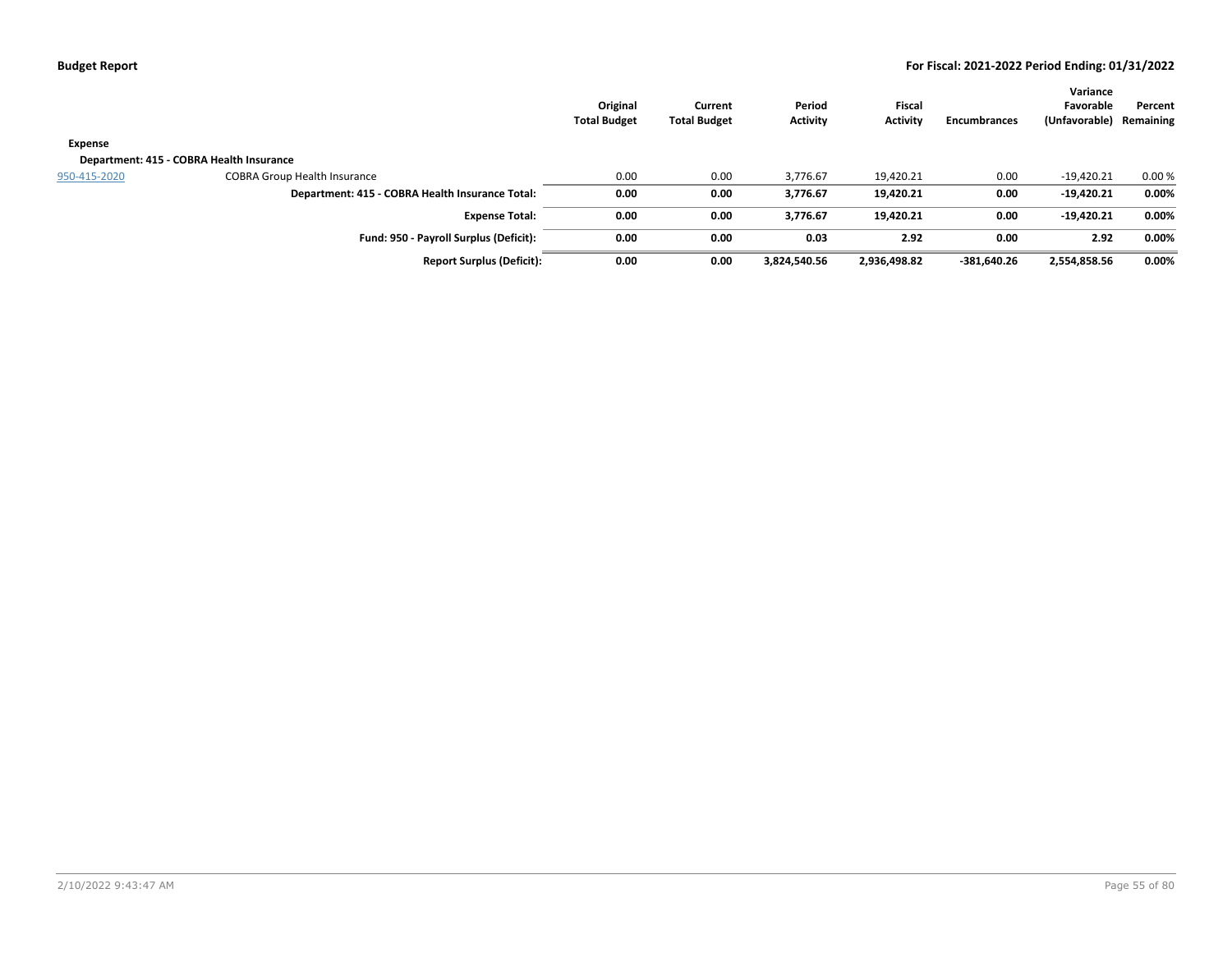| | | Original Total Budget | Current Total Budget | Period Activity | Fiscal Activity | Encumbrances | Variance Favorable (Unfavorable) | Percent Remaining |
|---|---|---|---|---|---|---|---|---|
| **Expense** | | | | | | | | |
| **Department: 415 - COBRA Health Insurance** | | | | | | | | |
| 950-415-2020 | COBRA Group Health Insurance | 0.00 | 0.00 | 3,776.67 | 19,420.21 | 0.00 | -19,420.21 | 0.00 % |
| | **Department: 415 - COBRA Health Insurance Total:** | **0.00** | **0.00** | **3,776.67** | **19,420.21** | **0.00** | **-19,420.21** | **0.00%** |
| | **Expense Total:** | **0.00** | **0.00** | **3,776.67** | **19,420.21** | **0.00** | **-19,420.21** | **0.00%** |
| | **Fund: 950 - Payroll Surplus (Deficit):** | **0.00** | **0.00** | **0.03** | **2.92** | **0.00** | **2.92** | **0.00%** |
| | **Report Surplus (Deficit):** | **0.00** | **0.00** | **3,824,540.56** | **2,936,498.82** | **-381,640.26** | **2,554,858.56** | **0.00%** |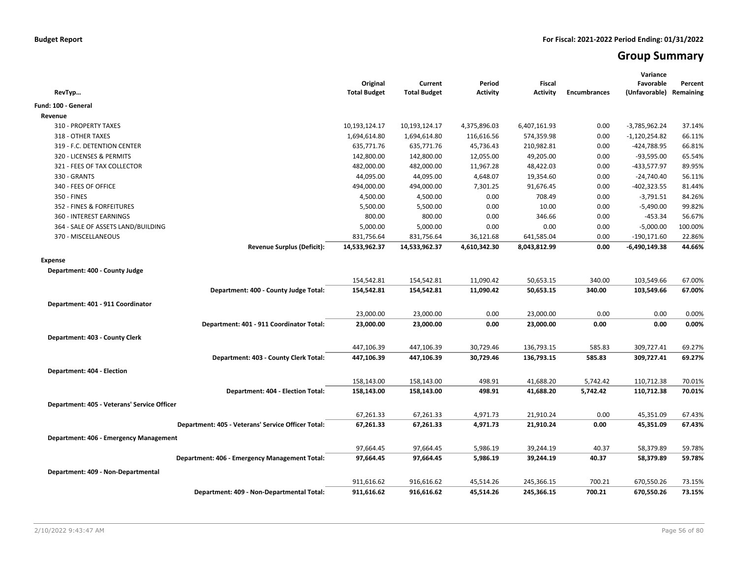**Budget Report** — For Fiscal: 2021-2022 Period Ending: 01/31/2022

# Group Summary

| RevTyp… | Original Total Budget | Current Total Budget | Period Activity | Fiscal Activity | Encumbrances | Variance Favorable (Unfavorable) | Percent Remaining |
|---|---|---|---|---|---|---|---|
| **Fund: 100 - General** | | | | | | | |
| **Revenue** | | | | | | | |
| 310 - PROPERTY TAXES | 10,193,124.17 | 10,193,124.17 | 4,375,896.03 | 6,407,161.93 | 0.00 | -3,785,962.24 | 37.14% |
| 318 - OTHER TAXES | 1,694,614.80 | 1,694,614.80 | 116,616.56 | 574,359.98 | 0.00 | -1,120,254.82 | 66.11% |
| 319 - F.C. DETENTION CENTER | 635,771.76 | 635,771.76 | 45,736.43 | 210,982.81 | 0.00 | -424,788.95 | 66.81% |
| 320 - LICENSES & PERMITS | 142,800.00 | 142,800.00 | 12,055.00 | 49,205.00 | 0.00 | -93,595.00 | 65.54% |
| 321 - FEES OF TAX COLLECTOR | 482,000.00 | 482,000.00 | 11,967.28 | 48,422.03 | 0.00 | -433,577.97 | 89.95% |
| 330 - GRANTS | 44,095.00 | 44,095.00 | 4,648.07 | 19,354.60 | 0.00 | -24,740.40 | 56.11% |
| 340 - FEES OF OFFICE | 494,000.00 | 494,000.00 | 7,301.25 | 91,676.45 | 0.00 | -402,323.55 | 81.44% |
| 350 - FINES | 4,500.00 | 4,500.00 | 0.00 | 708.49 | 0.00 | -3,791.51 | 84.26% |
| 352 - FINES & FORFEITURES | 5,500.00 | 5,500.00 | 0.00 | 10.00 | 0.00 | -5,490.00 | 99.82% |
| 360 - INTEREST EARNINGS | 800.00 | 800.00 | 0.00 | 346.66 | 0.00 | -453.34 | 56.67% |
| 364 - SALE OF ASSETS LAND/BUILDING | 5,000.00 | 5,000.00 | 0.00 | 0.00 | 0.00 | -5,000.00 | 100.00% |
| 370 - MISCELLANEOUS | 831,756.64 | 831,756.64 | 36,121.68 | 641,585.04 | 0.00 | -190,171.60 | 22.86% |
| **Revenue Surplus (Deficit):** | **14,533,962.37** | **14,533,962.37** | **4,610,342.30** | **8,043,812.99** | **0.00** | **-6,490,149.38** | **44.66%** |
| **Expense** | | | | | | | |
| **Department: 400 - County Judge** | | | | | | | |
| | 154,542.81 | 154,542.81 | 11,090.42 | 50,653.15 | 340.00 | 103,549.66 | 67.00% |
| **Department: 400 - County Judge Total:** | **154,542.81** | **154,542.81** | **11,090.42** | **50,653.15** | **340.00** | **103,549.66** | **67.00%** |
| **Department: 401 - 911 Coordinator** | | | | | | | |
| | 23,000.00 | 23,000.00 | 0.00 | 23,000.00 | 0.00 | 0.00 | 0.00% |
| **Department: 401 - 911 Coordinator Total:** | **23,000.00** | **23,000.00** | **0.00** | **23,000.00** | **0.00** | **0.00** | **0.00%** |
| **Department: 403 - County Clerk** | | | | | | | |
| | 447,106.39 | 447,106.39 | 30,729.46 | 136,793.15 | 585.83 | 309,727.41 | 69.27% |
| **Department: 403 - County Clerk Total:** | **447,106.39** | **447,106.39** | **30,729.46** | **136,793.15** | **585.83** | **309,727.41** | **69.27%** |
| **Department: 404 - Election** | | | | | | | |
| | 158,143.00 | 158,143.00 | 498.91 | 41,688.20 | 5,742.42 | 110,712.38 | 70.01% |
| **Department: 404 - Election Total:** | **158,143.00** | **158,143.00** | **498.91** | **41,688.20** | **5,742.42** | **110,712.38** | **70.01%** |
| **Department: 405 - Veterans' Service Officer** | | | | | | | |
| | 67,261.33 | 67,261.33 | 4,971.73 | 21,910.24 | 0.00 | 45,351.09 | 67.43% |
| **Department: 405 - Veterans' Service Officer Total:** | **67,261.33** | **67,261.33** | **4,971.73** | **21,910.24** | **0.00** | **45,351.09** | **67.43%** |
| **Department: 406 - Emergency Management** | | | | | | | |
| | 97,664.45 | 97,664.45 | 5,986.19 | 39,244.19 | 40.37 | 58,379.89 | 59.78% |
| **Department: 406 - Emergency Management Total:** | **97,664.45** | **97,664.45** | **5,986.19** | **39,244.19** | **40.37** | **58,379.89** | **59.78%** |
| **Department: 409 - Non-Departmental** | | | | | | | |
| | 911,616.62 | 916,616.62 | 45,514.26 | 245,366.15 | 700.21 | 670,550.26 | 73.15% |
| **Department: 409 - Non-Departmental Total:** | **911,616.62** | **916,616.62** | **45,514.26** | **245,366.15** | **700.21** | **670,550.26** | **73.15%** |

2/10/2022 9:43:47 AM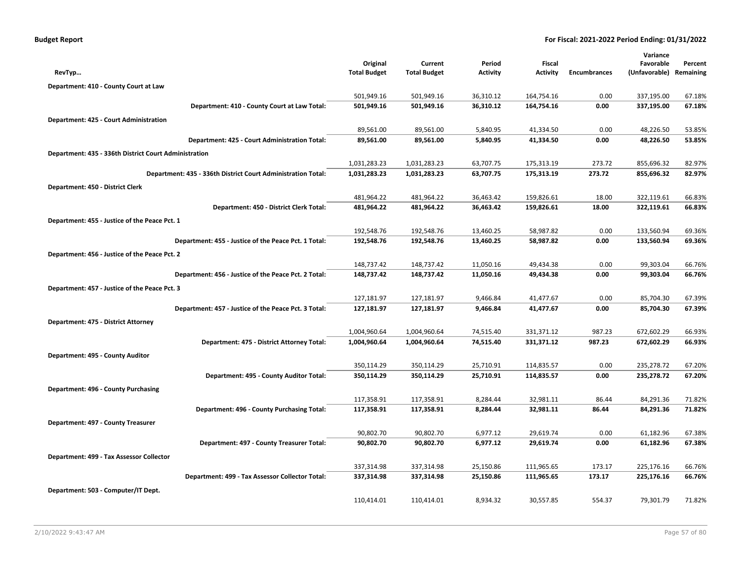**Budget Report** — For Fiscal: 2021-2022 Period Ending: 01/31/2022

| RevTyp… | Original Total Budget | Current Total Budget | Period Activity | Fiscal Activity | Encumbrances | Variance Favorable (Unfavorable) | Percent Remaining |
|---|---|---|---|---|---|---|---|
| **Department: 410 - County Court at Law** | | | | | | | |
| | 501,949.16 | 501,949.16 | 36,310.12 | 164,754.16 | 0.00 | 337,195.00 | 67.18% |
| **Department: 410 - County Court at Law Total:** | **501,949.16** | **501,949.16** | **36,310.12** | **164,754.16** | **0.00** | **337,195.00** | **67.18%** |
| **Department: 425 - Court Administration** | | | | | | | |
| | 89,561.00 | 89,561.00 | 5,840.95 | 41,334.50 | 0.00 | 48,226.50 | 53.85% |
| **Department: 425 - Court Administration Total:** | **89,561.00** | **89,561.00** | **5,840.95** | **41,334.50** | **0.00** | **48,226.50** | **53.85%** |
| **Department: 435 - 336th District Court Administration** | | | | | | | |
| | 1,031,283.23 | 1,031,283.23 | 63,707.75 | 175,313.19 | 273.72 | 855,696.32 | 82.97% |
| **Department: 435 - 336th District Court Administration Total:** | **1,031,283.23** | **1,031,283.23** | **63,707.75** | **175,313.19** | **273.72** | **855,696.32** | **82.97%** |
| **Department: 450 - District Clerk** | | | | | | | |
| | 481,964.22 | 481,964.22 | 36,463.42 | 159,826.61 | 18.00 | 322,119.61 | 66.83% |
| **Department: 450 - District Clerk Total:** | **481,964.22** | **481,964.22** | **36,463.42** | **159,826.61** | **18.00** | **322,119.61** | **66.83%** |
| **Department: 455 - Justice of the Peace Pct. 1** | | | | | | | |
| | 192,548.76 | 192,548.76 | 13,460.25 | 58,987.82 | 0.00 | 133,560.94 | 69.36% |
| **Department: 455 - Justice of the Peace Pct. 1 Total:** | **192,548.76** | **192,548.76** | **13,460.25** | **58,987.82** | **0.00** | **133,560.94** | **69.36%** |
| **Department: 456 - Justice of the Peace Pct. 2** | | | | | | | |
| | 148,737.42 | 148,737.42 | 11,050.16 | 49,434.38 | 0.00 | 99,303.04 | 66.76% |
| **Department: 456 - Justice of the Peace Pct. 2 Total:** | **148,737.42** | **148,737.42** | **11,050.16** | **49,434.38** | **0.00** | **99,303.04** | **66.76%** |
| **Department: 457 - Justice of the Peace Pct. 3** | | | | | | | |
| | 127,181.97 | 127,181.97 | 9,466.84 | 41,477.67 | 0.00 | 85,704.30 | 67.39% |
| **Department: 457 - Justice of the Peace Pct. 3 Total:** | **127,181.97** | **127,181.97** | **9,466.84** | **41,477.67** | **0.00** | **85,704.30** | **67.39%** |
| **Department: 475 - District Attorney** | | | | | | | |
| | 1,004,960.64 | 1,004,960.64 | 74,515.40 | 331,371.12 | 987.23 | 672,602.29 | 66.93% |
| **Department: 475 - District Attorney Total:** | **1,004,960.64** | **1,004,960.64** | **74,515.40** | **331,371.12** | **987.23** | **672,602.29** | **66.93%** |
| **Department: 495 - County Auditor** | | | | | | | |
| | 350,114.29 | 350,114.29 | 25,710.91 | 114,835.57 | 0.00 | 235,278.72 | 67.20% |
| **Department: 495 - County Auditor Total:** | **350,114.29** | **350,114.29** | **25,710.91** | **114,835.57** | **0.00** | **235,278.72** | **67.20%** |
| **Department: 496 - County Purchasing** | | | | | | | |
| | 117,358.91 | 117,358.91 | 8,284.44 | 32,981.11 | 86.44 | 84,291.36 | 71.82% |
| **Department: 496 - County Purchasing Total:** | **117,358.91** | **117,358.91** | **8,284.44** | **32,981.11** | **86.44** | **84,291.36** | **71.82%** |
| **Department: 497 - County Treasurer** | | | | | | | |
| | 90,802.70 | 90,802.70 | 6,977.12 | 29,619.74 | 0.00 | 61,182.96 | 67.38% |
| **Department: 497 - County Treasurer Total:** | **90,802.70** | **90,802.70** | **6,977.12** | **29,619.74** | **0.00** | **61,182.96** | **67.38%** |
| **Department: 499 - Tax Assessor Collector** | | | | | | | |
| | 337,314.98 | 337,314.98 | 25,150.86 | 111,965.65 | 173.17 | 225,176.16 | 66.76% |
| **Department: 499 - Tax Assessor Collector Total:** | **337,314.98** | **337,314.98** | **25,150.86** | **111,965.65** | **173.17** | **225,176.16** | **66.76%** |
| **Department: 503 - Computer/IT Dept.** | | | | | | | |
| | 110,414.01 | 110,414.01 | 8,934.32 | 30,557.85 | 554.37 | 79,301.79 | 71.82% |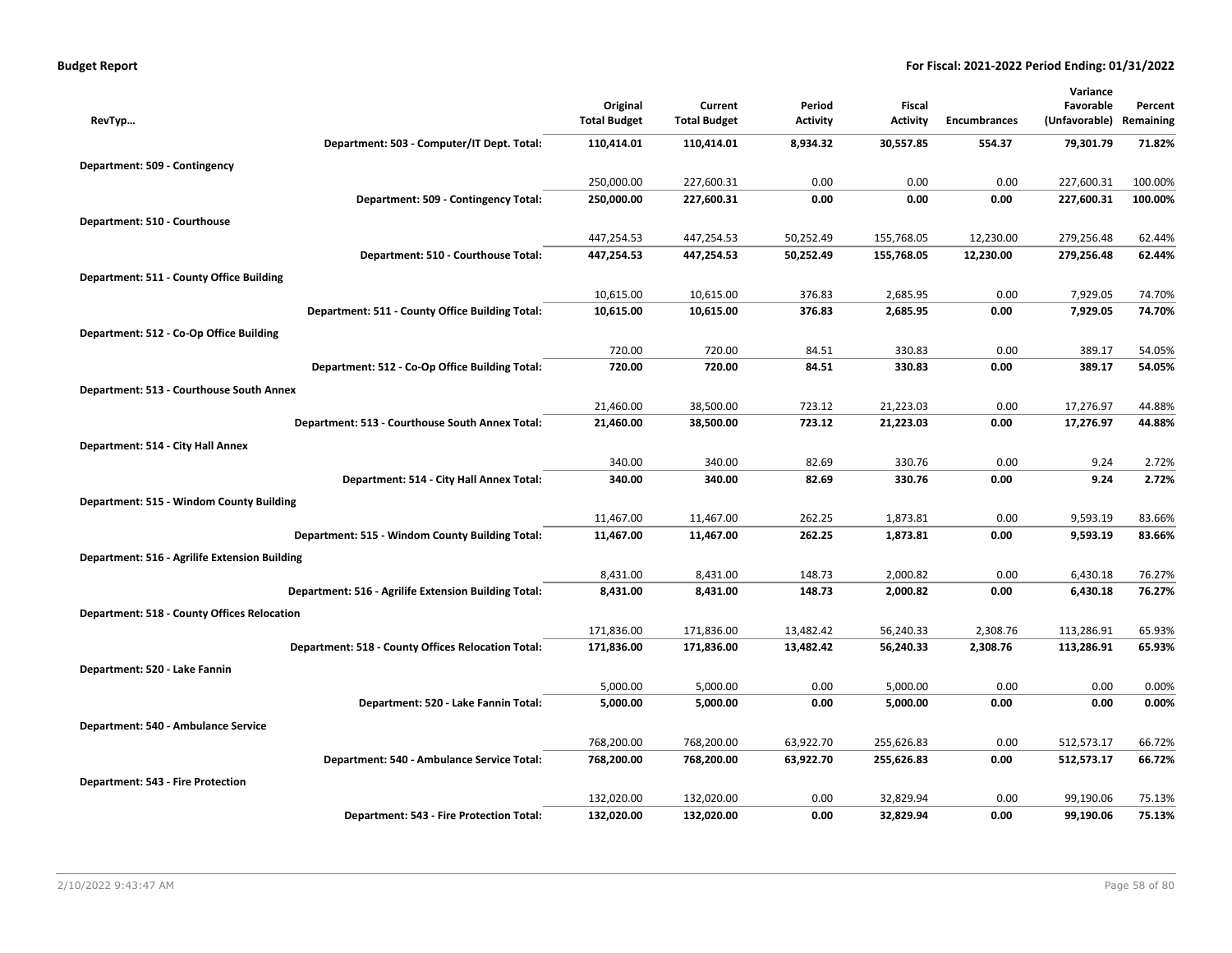**Budget Report** — **For Fiscal: 2021-2022 Period Ending: 01/31/2022**

| RevTyp… | Original Total Budget | Current Total Budget | Period Activity | Fiscal Activity | Encumbrances | Variance Favorable (Unfavorable) | Percent Remaining |
|---|---|---|---|---|---|---|---|
| **Department: 503 - Computer/IT Dept. Total:** | **110,414.01** | **110,414.01** | **8,934.32** | **30,557.85** | **554.37** | **79,301.79** | **71.82%** |
| **Department: 509 - Contingency** | | | | | | | |
| | 250,000.00 | 227,600.31 | 0.00 | 0.00 | 0.00 | 227,600.31 | 100.00% |
| **Department: 509 - Contingency Total:** | **250,000.00** | **227,600.31** | **0.00** | **0.00** | **0.00** | **227,600.31** | **100.00%** |
| **Department: 510 - Courthouse** | | | | | | | |
| | 447,254.53 | 447,254.53 | 50,252.49 | 155,768.05 | 12,230.00 | 279,256.48 | 62.44% |
| **Department: 510 - Courthouse Total:** | **447,254.53** | **447,254.53** | **50,252.49** | **155,768.05** | **12,230.00** | **279,256.48** | **62.44%** |
| **Department: 511 - County Office Building** | | | | | | | |
| | 10,615.00 | 10,615.00 | 376.83 | 2,685.95 | 0.00 | 7,929.05 | 74.70% |
| **Department: 511 - County Office Building Total:** | **10,615.00** | **10,615.00** | **376.83** | **2,685.95** | **0.00** | **7,929.05** | **74.70%** |
| **Department: 512 - Co-Op Office Building** | | | | | | | |
| | 720.00 | 720.00 | 84.51 | 330.83 | 0.00 | 389.17 | 54.05% |
| **Department: 512 - Co-Op Office Building Total:** | **720.00** | **720.00** | **84.51** | **330.83** | **0.00** | **389.17** | **54.05%** |
| **Department: 513 - Courthouse South Annex** | | | | | | | |
| | 21,460.00 | 38,500.00 | 723.12 | 21,223.03 | 0.00 | 17,276.97 | 44.88% |
| **Department: 513 - Courthouse South Annex Total:** | **21,460.00** | **38,500.00** | **723.12** | **21,223.03** | **0.00** | **17,276.97** | **44.88%** |
| **Department: 514 - City Hall Annex** | | | | | | | |
| | 340.00 | 340.00 | 82.69 | 330.76 | 0.00 | 9.24 | 2.72% |
| **Department: 514 - City Hall Annex Total:** | **340.00** | **340.00** | **82.69** | **330.76** | **0.00** | **9.24** | **2.72%** |
| **Department: 515 - Windom County Building** | | | | | | | |
| | 11,467.00 | 11,467.00 | 262.25 | 1,873.81 | 0.00 | 9,593.19 | 83.66% |
| **Department: 515 - Windom County Building Total:** | **11,467.00** | **11,467.00** | **262.25** | **1,873.81** | **0.00** | **9,593.19** | **83.66%** |
| **Department: 516 - Agrilife Extension Building** | | | | | | | |
| | 8,431.00 | 8,431.00 | 148.73 | 2,000.82 | 0.00 | 6,430.18 | 76.27% |
| **Department: 516 - Agrilife Extension Building Total:** | **8,431.00** | **8,431.00** | **148.73** | **2,000.82** | **0.00** | **6,430.18** | **76.27%** |
| **Department: 518 - County Offices Relocation** | | | | | | | |
| | 171,836.00 | 171,836.00 | 13,482.42 | 56,240.33 | 2,308.76 | 113,286.91 | 65.93% |
| **Department: 518 - County Offices Relocation Total:** | **171,836.00** | **171,836.00** | **13,482.42** | **56,240.33** | **2,308.76** | **113,286.91** | **65.93%** |
| **Department: 520 - Lake Fannin** | | | | | | | |
| | 5,000.00 | 5,000.00 | 0.00 | 5,000.00 | 0.00 | 0.00 | 0.00% |
| **Department: 520 - Lake Fannin Total:** | **5,000.00** | **5,000.00** | **0.00** | **5,000.00** | **0.00** | **0.00** | **0.00%** |
| **Department: 540 - Ambulance Service** | | | | | | | |
| | 768,200.00 | 768,200.00 | 63,922.70 | 255,626.83 | 0.00 | 512,573.17 | 66.72% |
| **Department: 540 - Ambulance Service Total:** | **768,200.00** | **768,200.00** | **63,922.70** | **255,626.83** | **0.00** | **512,573.17** | **66.72%** |
| **Department: 543 - Fire Protection** | | | | | | | |
| | 132,020.00 | 132,020.00 | 0.00 | 32,829.94 | 0.00 | 99,190.06 | 75.13% |
| **Department: 543 - Fire Protection Total:** | **132,020.00** | **132,020.00** | **0.00** | **32,829.94** | **0.00** | **99,190.06** | **75.13%** |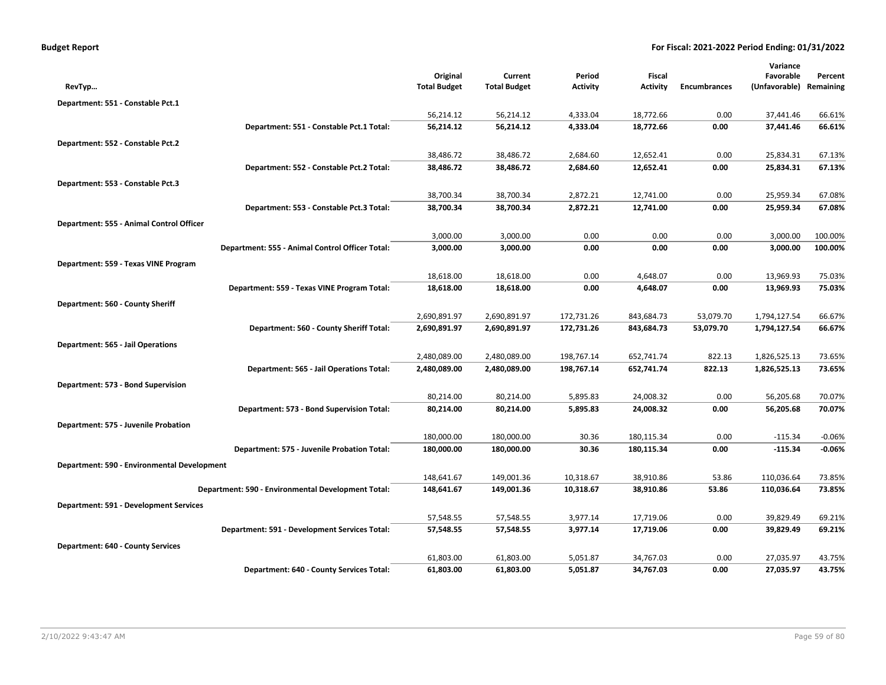**Budget Report** | **For Fiscal: 2021-2022 Period Ending: 01/31/2022**

| RevTyp... | Original Total Budget | Current Total Budget | Period Activity | Fiscal Activity | Encumbrances | Variance Favorable (Unfavorable) | Percent Remaining |
|---|---|---|---|---|---|---|---|
| **Department: 551 - Constable Pct.1** | | | | | | | |
| | 56,214.12 | 56,214.12 | 4,333.04 | 18,772.66 | 0.00 | 37,441.46 | 66.61% |
| **Department: 551 - Constable Pct.1 Total:** | **56,214.12** | **56,214.12** | **4,333.04** | **18,772.66** | **0.00** | **37,441.46** | **66.61%** |
| **Department: 552 - Constable Pct.2** | | | | | | | |
| | 38,486.72 | 38,486.72 | 2,684.60 | 12,652.41 | 0.00 | 25,834.31 | 67.13% |
| **Department: 552 - Constable Pct.2 Total:** | **38,486.72** | **38,486.72** | **2,684.60** | **12,652.41** | **0.00** | **25,834.31** | **67.13%** |
| **Department: 553 - Constable Pct.3** | | | | | | | |
| | 38,700.34 | 38,700.34 | 2,872.21 | 12,741.00 | 0.00 | 25,959.34 | 67.08% |
| **Department: 553 - Constable Pct.3 Total:** | **38,700.34** | **38,700.34** | **2,872.21** | **12,741.00** | **0.00** | **25,959.34** | **67.08%** |
| **Department: 555 - Animal Control Officer** | | | | | | | |
| | 3,000.00 | 3,000.00 | 0.00 | 0.00 | 0.00 | 3,000.00 | 100.00% |
| **Department: 555 - Animal Control Officer Total:** | **3,000.00** | **3,000.00** | **0.00** | **0.00** | **0.00** | **3,000.00** | **100.00%** |
| **Department: 559 - Texas VINE Program** | | | | | | | |
| | 18,618.00 | 18,618.00 | 0.00 | 4,648.07 | 0.00 | 13,969.93 | 75.03% |
| **Department: 559 - Texas VINE Program Total:** | **18,618.00** | **18,618.00** | **0.00** | **4,648.07** | **0.00** | **13,969.93** | **75.03%** |
| **Department: 560 - County Sheriff** | | | | | | | |
| | 2,690,891.97 | 2,690,891.97 | 172,731.26 | 843,684.73 | 53,079.70 | 1,794,127.54 | 66.67% |
| **Department: 560 - County Sheriff Total:** | **2,690,891.97** | **2,690,891.97** | **172,731.26** | **843,684.73** | **53,079.70** | **1,794,127.54** | **66.67%** |
| **Department: 565 - Jail Operations** | | | | | | | |
| | 2,480,089.00 | 2,480,089.00 | 198,767.14 | 652,741.74 | 822.13 | 1,826,525.13 | 73.65% |
| **Department: 565 - Jail Operations Total:** | **2,480,089.00** | **2,480,089.00** | **198,767.14** | **652,741.74** | **822.13** | **1,826,525.13** | **73.65%** |
| **Department: 573 - Bond Supervision** | | | | | | | |
| | 80,214.00 | 80,214.00 | 5,895.83 | 24,008.32 | 0.00 | 56,205.68 | 70.07% |
| **Department: 573 - Bond Supervision Total:** | **80,214.00** | **80,214.00** | **5,895.83** | **24,008.32** | **0.00** | **56,205.68** | **70.07%** |
| **Department: 575 - Juvenile Probation** | | | | | | | |
| | 180,000.00 | 180,000.00 | 30.36 | 180,115.34 | 0.00 | -115.34 | -0.06% |
| **Department: 575 - Juvenile Probation Total:** | **180,000.00** | **180,000.00** | **30.36** | **180,115.34** | **0.00** | **-115.34** | **-0.06%** |
| **Department: 590 - Environmental Development** | | | | | | | |
| | 148,641.67 | 149,001.36 | 10,318.67 | 38,910.86 | 53.86 | 110,036.64 | 73.85% |
| **Department: 590 - Environmental Development Total:** | **148,641.67** | **149,001.36** | **10,318.67** | **38,910.86** | **53.86** | **110,036.64** | **73.85%** |
| **Department: 591 - Development Services** | | | | | | | |
| | 57,548.55 | 57,548.55 | 3,977.14 | 17,719.06 | 0.00 | 39,829.49 | 69.21% |
| **Department: 591 - Development Services Total:** | **57,548.55** | **57,548.55** | **3,977.14** | **17,719.06** | **0.00** | **39,829.49** | **69.21%** |
| **Department: 640 - County Services** | | | | | | | |
| | 61,803.00 | 61,803.00 | 5,051.87 | 34,767.03 | 0.00 | 27,035.97 | 43.75% |
| **Department: 640 - County Services Total:** | **61,803.00** | **61,803.00** | **5,051.87** | **34,767.03** | **0.00** | **27,035.97** | **43.75%** |

2/10/2022 9:43:47 AM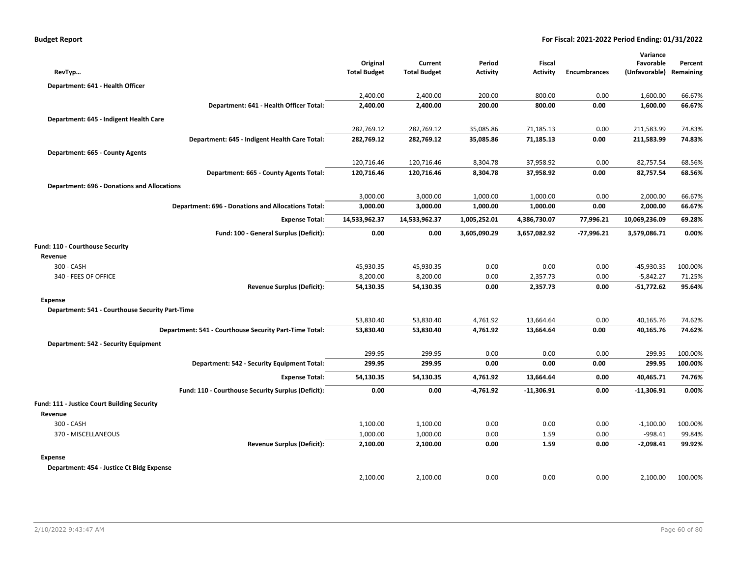**Budget Report** — For Fiscal: 2021-2022 Period Ending: 01/31/2022

| RevTyp… | Original Total Budget | Current Total Budget | Period Activity | Fiscal Activity | Encumbrances | Variance Favorable (Unfavorable) | Percent Remaining |
|---|---|---|---|---|---|---|---|
| **Department: 641 - Health Officer** | | | | | | | |
| | 2,400.00 | 2,400.00 | 200.00 | 800.00 | 0.00 | 1,600.00 | 66.67% |
| **Department: 641 - Health Officer Total:** | **2,400.00** | **2,400.00** | **200.00** | **800.00** | **0.00** | **1,600.00** | **66.67%** |
| **Department: 645 - Indigent Health Care** | | | | | | | |
| | 282,769.12 | 282,769.12 | 35,085.86 | 71,185.13 | 0.00 | 211,583.99 | 74.83% |
| **Department: 645 - Indigent Health Care Total:** | **282,769.12** | **282,769.12** | **35,085.86** | **71,185.13** | **0.00** | **211,583.99** | **74.83%** |
| **Department: 665 - County Agents** | | | | | | | |
| | 120,716.46 | 120,716.46 | 8,304.78 | 37,958.92 | 0.00 | 82,757.54 | 68.56% |
| **Department: 665 - County Agents Total:** | **120,716.46** | **120,716.46** | **8,304.78** | **37,958.92** | **0.00** | **82,757.54** | **68.56%** |
| **Department: 696 - Donations and Allocations** | | | | | | | |
| | 3,000.00 | 3,000.00 | 1,000.00 | 1,000.00 | 0.00 | 2,000.00 | 66.67% |
| **Department: 696 - Donations and Allocations Total:** | **3,000.00** | **3,000.00** | **1,000.00** | **1,000.00** | **0.00** | **2,000.00** | **66.67%** |
| **Expense Total:** | **14,533,962.37** | **14,533,962.37** | **1,005,252.01** | **4,386,730.07** | **77,996.21** | **10,069,236.09** | **69.28%** |
| **Fund: 100 - General Surplus (Deficit):** | **0.00** | **0.00** | **3,605,090.29** | **3,657,082.92** | **-77,996.21** | **3,579,086.71** | **0.00%** |
| **Fund: 110 - Courthouse Security** | | | | | | | |
| **Revenue** | | | | | | | |
| 300 - CASH | 45,930.35 | 45,930.35 | 0.00 | 0.00 | 0.00 | -45,930.35 | 100.00% |
| 340 - FEES OF OFFICE | 8,200.00 | 8,200.00 | 0.00 | 2,357.73 | 0.00 | -5,842.27 | 71.25% |
| **Revenue Surplus (Deficit):** | **54,130.35** | **54,130.35** | **0.00** | **2,357.73** | **0.00** | **-51,772.62** | **95.64%** |
| **Expense** | | | | | | | |
| **Department: 541 - Courthouse Security Part-Time** | | | | | | | |
| | 53,830.40 | 53,830.40 | 4,761.92 | 13,664.64 | 0.00 | 40,165.76 | 74.62% |
| **Department: 541 - Courthouse Security Part-Time Total:** | **53,830.40** | **53,830.40** | **4,761.92** | **13,664.64** | **0.00** | **40,165.76** | **74.62%** |
| **Department: 542 - Security Equipment** | | | | | | | |
| | 299.95 | 299.95 | 0.00 | 0.00 | 0.00 | 299.95 | 100.00% |
| **Department: 542 - Security Equipment Total:** | **299.95** | **299.95** | **0.00** | **0.00** | **0.00** | **299.95** | **100.00%** |
| **Expense Total:** | **54,130.35** | **54,130.35** | **4,761.92** | **13,664.64** | **0.00** | **40,465.71** | **74.76%** |
| **Fund: 110 - Courthouse Security Surplus (Deficit):** | **0.00** | **0.00** | **-4,761.92** | **-11,306.91** | **0.00** | **-11,306.91** | **0.00%** |
| **Fund: 111 - Justice Court Building Security** | | | | | | | |
| **Revenue** | | | | | | | |
| 300 - CASH | 1,100.00 | 1,100.00 | 0.00 | 0.00 | 0.00 | -1,100.00 | 100.00% |
| 370 - MISCELLANEOUS | 1,000.00 | 1,000.00 | 0.00 | 1.59 | 0.00 | -998.41 | 99.84% |
| **Revenue Surplus (Deficit):** | **2,100.00** | **2,100.00** | **0.00** | **1.59** | **0.00** | **-2,098.41** | **99.92%** |
| **Expense** | | | | | | | |
| **Department: 454 - Justice Ct Bldg Expense** | | | | | | | |
| | 2,100.00 | 2,100.00 | 0.00 | 0.00 | 0.00 | 2,100.00 | 100.00% |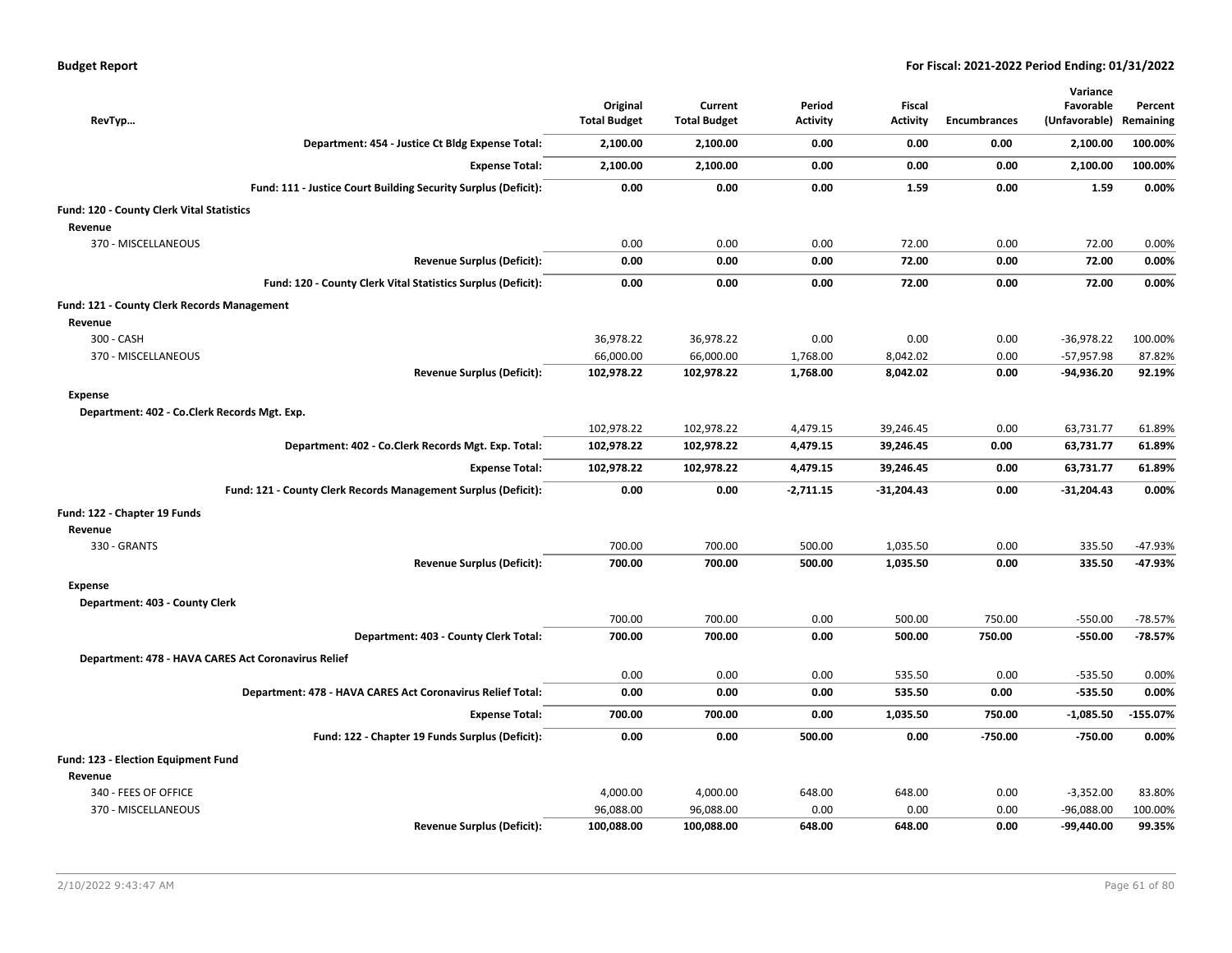**Budget Report** — For Fiscal: 2021-2022 Period Ending: 01/31/2022

| RevTyp… | Original Total Budget | Current Total Budget | Period Activity | Fiscal Activity | Encumbrances | Variance Favorable (Unfavorable) | Percent Remaining |
|---|---|---|---|---|---|---|---|
| **Department: 454 - Justice Ct Bldg Expense Total:** | **2,100.00** | **2,100.00** | **0.00** | **0.00** | **0.00** | **2,100.00** | **100.00%** |
| **Expense Total:** | **2,100.00** | **2,100.00** | **0.00** | **0.00** | **0.00** | **2,100.00** | **100.00%** |
| **Fund: 111 - Justice Court Building Security Surplus (Deficit):** | **0.00** | **0.00** | **0.00** | **1.59** | **0.00** | **1.59** | **0.00%** |
| **Fund: 120 - County Clerk Vital Statistics** | | | | | | | |
| **Revenue** | | | | | | | |
| 370 - MISCELLANEOUS | 0.00 | 0.00 | 0.00 | 72.00 | 0.00 | 72.00 | 0.00% |
| **Revenue Surplus (Deficit):** | **0.00** | **0.00** | **0.00** | **72.00** | **0.00** | **72.00** | **0.00%** |
| **Fund: 120 - County Clerk Vital Statistics Surplus (Deficit):** | **0.00** | **0.00** | **0.00** | **72.00** | **0.00** | **72.00** | **0.00%** |
| **Fund: 121 - County Clerk Records Management** | | | | | | | |
| **Revenue** | | | | | | | |
| 300 - CASH | 36,978.22 | 36,978.22 | 0.00 | 0.00 | 0.00 | -36,978.22 | 100.00% |
| 370 - MISCELLANEOUS | 66,000.00 | 66,000.00 | 1,768.00 | 8,042.02 | 0.00 | -57,957.98 | 87.82% |
| **Revenue Surplus (Deficit):** | **102,978.22** | **102,978.22** | **1,768.00** | **8,042.02** | **0.00** | **-94,936.20** | **92.19%** |
| **Expense** | | | | | | | |
| **Department: 402 - Co.Clerk Records Mgt. Exp.** | | | | | | | |
| | 102,978.22 | 102,978.22 | 4,479.15 | 39,246.45 | 0.00 | 63,731.77 | 61.89% |
| **Department: 402 - Co.Clerk Records Mgt. Exp. Total:** | **102,978.22** | **102,978.22** | **4,479.15** | **39,246.45** | **0.00** | **63,731.77** | **61.89%** |
| **Expense Total:** | **102,978.22** | **102,978.22** | **4,479.15** | **39,246.45** | **0.00** | **63,731.77** | **61.89%** |
| **Fund: 121 - County Clerk Records Management Surplus (Deficit):** | **0.00** | **0.00** | **-2,711.15** | **-31,204.43** | **0.00** | **-31,204.43** | **0.00%** |
| **Fund: 122 - Chapter 19 Funds** | | | | | | | |
| **Revenue** | | | | | | | |
| 330 - GRANTS | 700.00 | 700.00 | 500.00 | 1,035.50 | 0.00 | 335.50 | -47.93% |
| **Revenue Surplus (Deficit):** | **700.00** | **700.00** | **500.00** | **1,035.50** | **0.00** | **335.50** | **-47.93%** |
| **Expense** | | | | | | | |
| **Department: 403 - County Clerk** | | | | | | | |
| | 700.00 | 700.00 | 0.00 | 500.00 | 750.00 | -550.00 | -78.57% |
| **Department: 403 - County Clerk Total:** | **700.00** | **700.00** | **0.00** | **500.00** | **750.00** | **-550.00** | **-78.57%** |
| **Department: 478 - HAVA CARES Act Coronavirus Relief** | | | | | | | |
| | 0.00 | 0.00 | 0.00 | 535.50 | 0.00 | -535.50 | 0.00% |
| **Department: 478 - HAVA CARES Act Coronavirus Relief Total:** | **0.00** | **0.00** | **0.00** | **535.50** | **0.00** | **-535.50** | **0.00%** |
| **Expense Total:** | **700.00** | **700.00** | **0.00** | **1,035.50** | **750.00** | **-1,085.50** | **-155.07%** |
| **Fund: 122 - Chapter 19 Funds Surplus (Deficit):** | **0.00** | **0.00** | **500.00** | **0.00** | **-750.00** | **-750.00** | **0.00%** |
| **Fund: 123 - Election Equipment Fund** | | | | | | | |
| **Revenue** | | | | | | | |
| 340 - FEES OF OFFICE | 4,000.00 | 4,000.00 | 648.00 | 648.00 | 0.00 | -3,352.00 | 83.80% |
| 370 - MISCELLANEOUS | 96,088.00 | 96,088.00 | 0.00 | 0.00 | 0.00 | -96,088.00 | 100.00% |
| **Revenue Surplus (Deficit):** | **100,088.00** | **100,088.00** | **648.00** | **648.00** | **0.00** | **-99,440.00** | **99.35%** |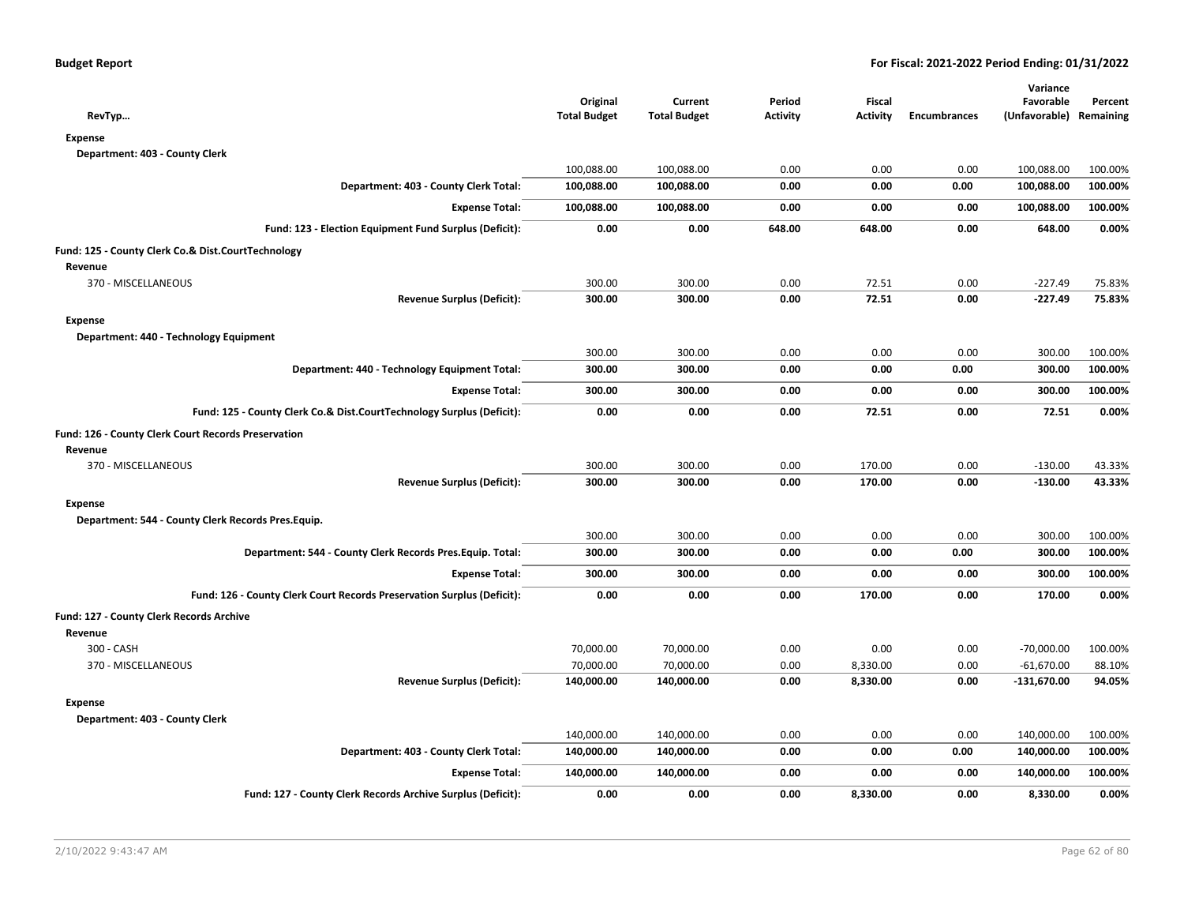**Budget Report** — For Fiscal: 2021-2022 Period Ending: 01/31/2022

| RevTyp… | Original Total Budget | Current Total Budget | Period Activity | Fiscal Activity | Encumbrances | Variance Favorable (Unfavorable) | Percent Remaining |
|---|---|---|---|---|---|---|---|
| **Expense** | | | | | | | |
| **Department: 403 - County Clerk** | | | | | | | |
| | 100,088.00 | 100,088.00 | 0.00 | 0.00 | 0.00 | 100,088.00 | 100.00% |
| **Department: 403 - County Clerk Total:** | **100,088.00** | **100,088.00** | **0.00** | **0.00** | **0.00** | **100,088.00** | **100.00%** |
| **Expense Total:** | **100,088.00** | **100,088.00** | **0.00** | **0.00** | **0.00** | **100,088.00** | **100.00%** |
| **Fund: 123 - Election Equipment Fund Surplus (Deficit):** | **0.00** | **0.00** | **648.00** | **648.00** | **0.00** | **648.00** | **0.00%** |
| **Fund: 125 - County Clerk Co.& Dist.CourtTechnology** | | | | | | | |
| **Revenue** | | | | | | | |
| 370 - MISCELLANEOUS | 300.00 | 300.00 | 0.00 | 72.51 | 0.00 | -227.49 | 75.83% |
| **Revenue Surplus (Deficit):** | **300.00** | **300.00** | **0.00** | **72.51** | **0.00** | **-227.49** | **75.83%** |
| **Expense** | | | | | | | |
| **Department: 440 - Technology Equipment** | | | | | | | |
| | 300.00 | 300.00 | 0.00 | 0.00 | 0.00 | 300.00 | 100.00% |
| **Department: 440 - Technology Equipment Total:** | **300.00** | **300.00** | **0.00** | **0.00** | **0.00** | **300.00** | **100.00%** |
| **Expense Total:** | **300.00** | **300.00** | **0.00** | **0.00** | **0.00** | **300.00** | **100.00%** |
| **Fund: 125 - County Clerk Co.& Dist.CourtTechnology Surplus (Deficit):** | **0.00** | **0.00** | **0.00** | **72.51** | **0.00** | **72.51** | **0.00%** |
| **Fund: 126 - County Clerk Court Records Preservation** | | | | | | | |
| **Revenue** | | | | | | | |
| 370 - MISCELLANEOUS | 300.00 | 300.00 | 0.00 | 170.00 | 0.00 | -130.00 | 43.33% |
| **Revenue Surplus (Deficit):** | **300.00** | **300.00** | **0.00** | **170.00** | **0.00** | **-130.00** | **43.33%** |
| **Expense** | | | | | | | |
| **Department: 544 - County Clerk Records Pres.Equip.** | | | | | | | |
| | 300.00 | 300.00 | 0.00 | 0.00 | 0.00 | 300.00 | 100.00% |
| **Department: 544 - County Clerk Records Pres.Equip. Total:** | **300.00** | **300.00** | **0.00** | **0.00** | **0.00** | **300.00** | **100.00%** |
| **Expense Total:** | **300.00** | **300.00** | **0.00** | **0.00** | **0.00** | **300.00** | **100.00%** |
| **Fund: 126 - County Clerk Court Records Preservation Surplus (Deficit):** | **0.00** | **0.00** | **0.00** | **170.00** | **0.00** | **170.00** | **0.00%** |
| **Fund: 127 - County Clerk Records Archive** | | | | | | | |
| **Revenue** | | | | | | | |
| 300 - CASH | 70,000.00 | 70,000.00 | 0.00 | 0.00 | 0.00 | -70,000.00 | 100.00% |
| 370 - MISCELLANEOUS | 70,000.00 | 70,000.00 | 0.00 | 8,330.00 | 0.00 | -61,670.00 | 88.10% |
| **Revenue Surplus (Deficit):** | **140,000.00** | **140,000.00** | **0.00** | **8,330.00** | **0.00** | **-131,670.00** | **94.05%** |
| **Expense** | | | | | | | |
| **Department: 403 - County Clerk** | | | | | | | |
| | 140,000.00 | 140,000.00 | 0.00 | 0.00 | 0.00 | 140,000.00 | 100.00% |
| **Department: 403 - County Clerk Total:** | **140,000.00** | **140,000.00** | **0.00** | **0.00** | **0.00** | **140,000.00** | **100.00%** |
| **Expense Total:** | **140,000.00** | **140,000.00** | **0.00** | **0.00** | **0.00** | **140,000.00** | **100.00%** |
| **Fund: 127 - County Clerk Records Archive Surplus (Deficit):** | **0.00** | **0.00** | **0.00** | **8,330.00** | **0.00** | **8,330.00** | **0.00%** |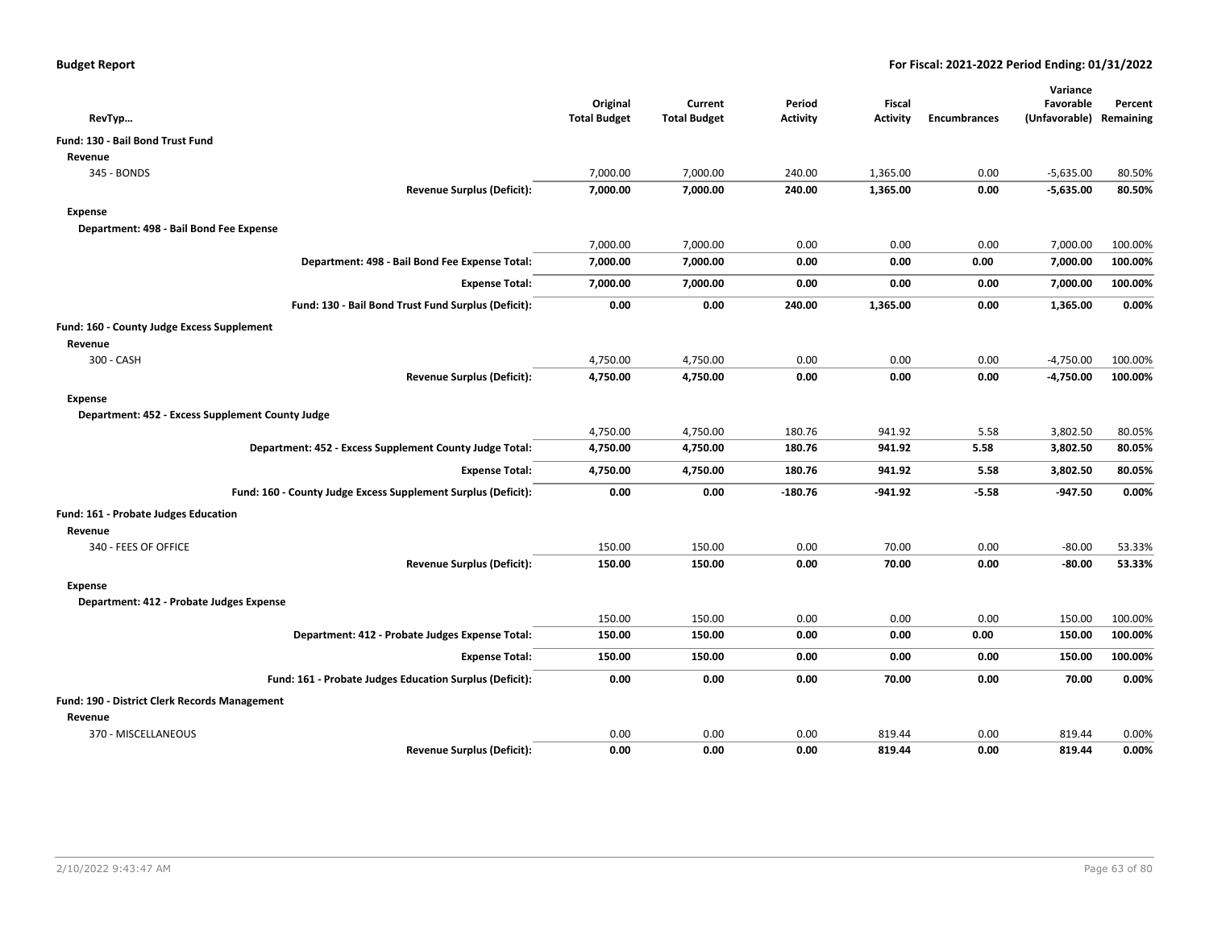| RevTyp… | Original Total Budget | Current Total Budget | Period Activity | Fiscal Activity | Encumbrances | Variance Favorable (Unfavorable) | Percent Remaining |
|---|---|---|---|---|---|---|---|
| **Fund: 130 - Bail Bond Trust Fund** | | | | | | | |
| **Revenue** | | | | | | | |
| 345 - BONDS | 7,000.00 | 7,000.00 | 240.00 | 1,365.00 | 0.00 | -5,635.00 | 80.50% |
| **Revenue Surplus (Deficit):** | **7,000.00** | **7,000.00** | **240.00** | **1,365.00** | **0.00** | **-5,635.00** | **80.50%** |
| **Expense** | | | | | | | |
| **Department: 498 - Bail Bond Fee Expense** | | | | | | | |
| | 7,000.00 | 7,000.00 | 0.00 | 0.00 | 0.00 | 7,000.00 | 100.00% |
| **Department: 498 - Bail Bond Fee Expense Total:** | **7,000.00** | **7,000.00** | **0.00** | **0.00** | **0.00** | **7,000.00** | **100.00%** |
| **Expense Total:** | **7,000.00** | **7,000.00** | **0.00** | **0.00** | **0.00** | **7,000.00** | **100.00%** |
| **Fund: 130 - Bail Bond Trust Fund Surplus (Deficit):** | **0.00** | **0.00** | **240.00** | **1,365.00** | **0.00** | **1,365.00** | **0.00%** |
| **Fund: 160 - County Judge Excess Supplement** | | | | | | | |
| **Revenue** | | | | | | | |
| 300 - CASH | 4,750.00 | 4,750.00 | 0.00 | 0.00 | 0.00 | -4,750.00 | 100.00% |
| **Revenue Surplus (Deficit):** | **4,750.00** | **4,750.00** | **0.00** | **0.00** | **0.00** | **-4,750.00** | **100.00%** |
| **Expense** | | | | | | | |
| **Department: 452 - Excess Supplement County Judge** | | | | | | | |
| | 4,750.00 | 4,750.00 | 180.76 | 941.92 | 5.58 | 3,802.50 | 80.05% |
| **Department: 452 - Excess Supplement County Judge Total:** | **4,750.00** | **4,750.00** | **180.76** | **941.92** | **5.58** | **3,802.50** | **80.05%** |
| **Expense Total:** | **4,750.00** | **4,750.00** | **180.76** | **941.92** | **5.58** | **3,802.50** | **80.05%** |
| **Fund: 160 - County Judge Excess Supplement Surplus (Deficit):** | **0.00** | **0.00** | **-180.76** | **-941.92** | **-5.58** | **-947.50** | **0.00%** |
| **Fund: 161 - Probate Judges Education** | | | | | | | |
| **Revenue** | | | | | | | |
| 340 - FEES OF OFFICE | 150.00 | 150.00 | 0.00 | 70.00 | 0.00 | -80.00 | 53.33% |
| **Revenue Surplus (Deficit):** | **150.00** | **150.00** | **0.00** | **70.00** | **0.00** | **-80.00** | **53.33%** |
| **Expense** | | | | | | | |
| **Department: 412 - Probate Judges Expense** | | | | | | | |
| | 150.00 | 150.00 | 0.00 | 0.00 | 0.00 | 150.00 | 100.00% |
| **Department: 412 - Probate Judges Expense Total:** | **150.00** | **150.00** | **0.00** | **0.00** | **0.00** | **150.00** | **100.00%** |
| **Expense Total:** | **150.00** | **150.00** | **0.00** | **0.00** | **0.00** | **150.00** | **100.00%** |
| **Fund: 161 - Probate Judges Education Surplus (Deficit):** | **0.00** | **0.00** | **0.00** | **70.00** | **0.00** | **70.00** | **0.00%** |
| **Fund: 190 - District Clerk Records Management** | | | | | | | |
| **Revenue** | | | | | | | |
| 370 - MISCELLANEOUS | 0.00 | 0.00 | 0.00 | 819.44 | 0.00 | 819.44 | 0.00% |
| **Revenue Surplus (Deficit):** | **0.00** | **0.00** | **0.00** | **819.44** | **0.00** | **819.44** | **0.00%** |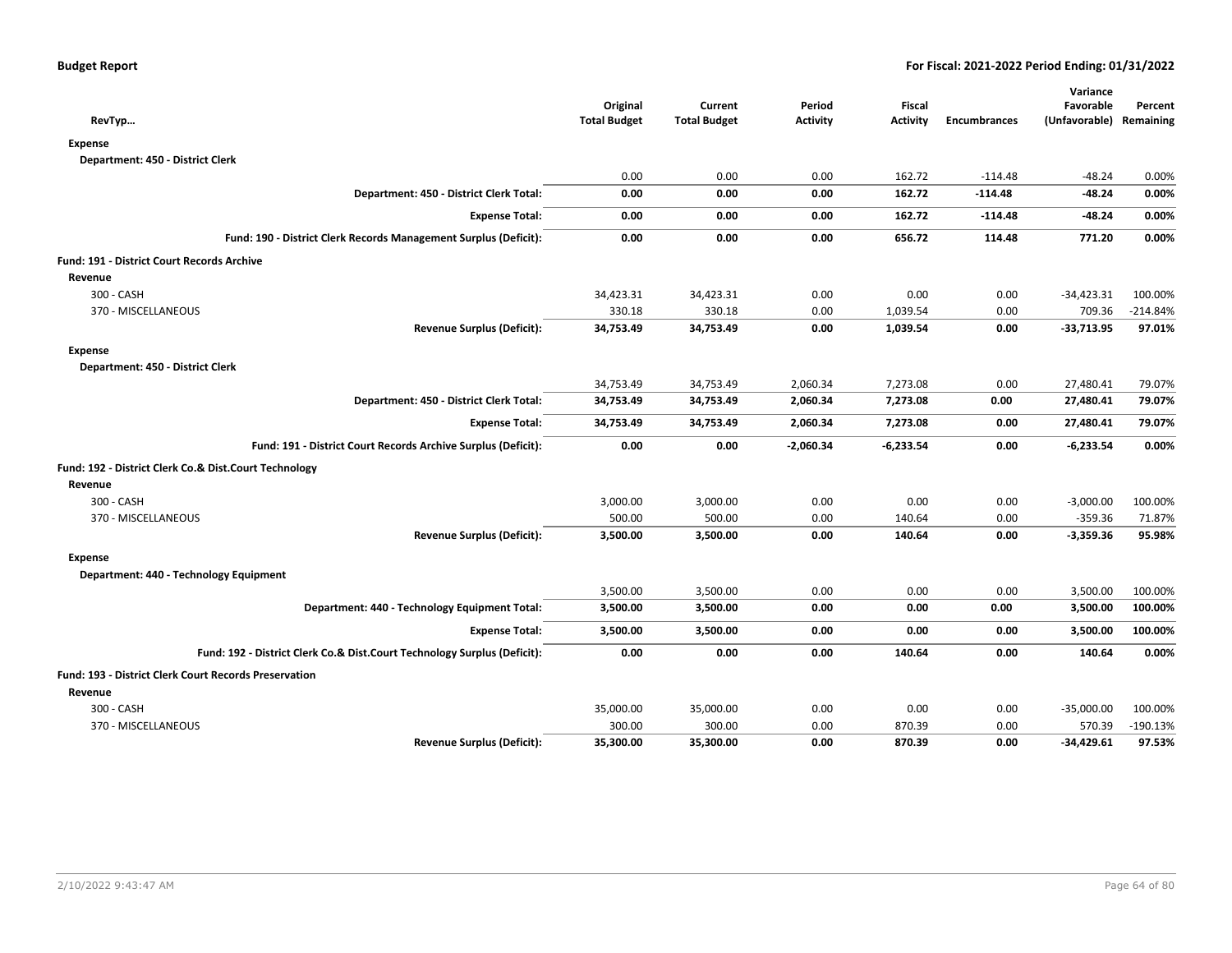**Budget Report** — **For Fiscal: 2021-2022 Period Ending: 01/31/2022**

| RevTyp… | Original Total Budget | Current Total Budget | Period Activity | Fiscal Activity | Encumbrances | Variance Favorable (Unfavorable) | Percent Remaining |
|---|---|---|---|---|---|---|---|
| **Expense** | | | | | | | |
| **Department: 450 - District Clerk** | | | | | | | |
| | 0.00 | 0.00 | 0.00 | 162.72 | -114.48 | -48.24 | 0.00% |
| **Department: 450 - District Clerk Total:** | **0.00** | **0.00** | **0.00** | **162.72** | **-114.48** | **-48.24** | **0.00%** |
| **Expense Total:** | **0.00** | **0.00** | **0.00** | **162.72** | **-114.48** | **-48.24** | **0.00%** |
| **Fund: 190 - District Clerk Records Management Surplus (Deficit):** | **0.00** | **0.00** | **0.00** | **656.72** | **114.48** | **771.20** | **0.00%** |
| **Fund: 191 - District Court Records Archive** | | | | | | | |
| **Revenue** | | | | | | | |
| 300 - CASH | 34,423.31 | 34,423.31 | 0.00 | 0.00 | 0.00 | -34,423.31 | 100.00% |
| 370 - MISCELLANEOUS | 330.18 | 330.18 | 0.00 | 1,039.54 | 0.00 | 709.36 | -214.84% |
| **Revenue Surplus (Deficit):** | **34,753.49** | **34,753.49** | **0.00** | **1,039.54** | **0.00** | **-33,713.95** | **97.01%** |
| **Expense** | | | | | | | |
| **Department: 450 - District Clerk** | | | | | | | |
| | 34,753.49 | 34,753.49 | 2,060.34 | 7,273.08 | 0.00 | 27,480.41 | 79.07% |
| **Department: 450 - District Clerk Total:** | **34,753.49** | **34,753.49** | **2,060.34** | **7,273.08** | **0.00** | **27,480.41** | **79.07%** |
| **Expense Total:** | **34,753.49** | **34,753.49** | **2,060.34** | **7,273.08** | **0.00** | **27,480.41** | **79.07%** |
| **Fund: 191 - District Court Records Archive Surplus (Deficit):** | **0.00** | **0.00** | **-2,060.34** | **-6,233.54** | **0.00** | **-6,233.54** | **0.00%** |
| **Fund: 192 - District Clerk Co.& Dist.Court Technology** | | | | | | | |
| **Revenue** | | | | | | | |
| 300 - CASH | 3,000.00 | 3,000.00 | 0.00 | 0.00 | 0.00 | -3,000.00 | 100.00% |
| 370 - MISCELLANEOUS | 500.00 | 500.00 | 0.00 | 140.64 | 0.00 | -359.36 | 71.87% |
| **Revenue Surplus (Deficit):** | **3,500.00** | **3,500.00** | **0.00** | **140.64** | **0.00** | **-3,359.36** | **95.98%** |
| **Expense** | | | | | | | |
| **Department: 440 - Technology Equipment** | | | | | | | |
| | 3,500.00 | 3,500.00 | 0.00 | 0.00 | 0.00 | 3,500.00 | 100.00% |
| **Department: 440 - Technology Equipment Total:** | **3,500.00** | **3,500.00** | **0.00** | **0.00** | **0.00** | **3,500.00** | **100.00%** |
| **Expense Total:** | **3,500.00** | **3,500.00** | **0.00** | **0.00** | **0.00** | **3,500.00** | **100.00%** |
| **Fund: 192 - District Clerk Co.& Dist.Court Technology Surplus (Deficit):** | **0.00** | **0.00** | **0.00** | **140.64** | **0.00** | **140.64** | **0.00%** |
| **Fund: 193 - District Clerk Court Records Preservation** | | | | | | | |
| **Revenue** | | | | | | | |
| 300 - CASH | 35,000.00 | 35,000.00 | 0.00 | 0.00 | 0.00 | -35,000.00 | 100.00% |
| 370 - MISCELLANEOUS | 300.00 | 300.00 | 0.00 | 870.39 | 0.00 | 570.39 | -190.13% |
| **Revenue Surplus (Deficit):** | **35,300.00** | **35,300.00** | **0.00** | **870.39** | **0.00** | **-34,429.61** | **97.53%** |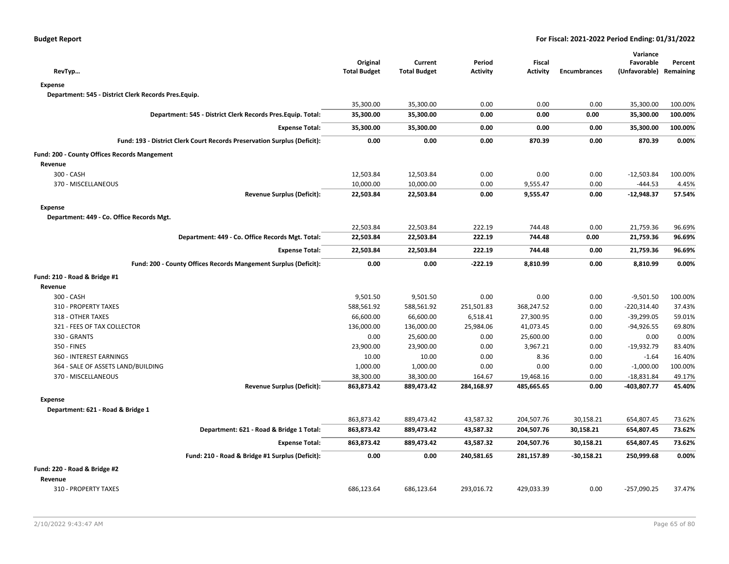**Budget Report** — **For Fiscal: 2021-2022 Period Ending: 01/31/2022**

| RevTyp... | Original Total Budget | Current Total Budget | Period Activity | Fiscal Activity | Encumbrances | Variance Favorable (Unfavorable) | Percent Remaining |
|---|---|---|---|---|---|---|---|
| **Expense** | | | | | | | |
| **Department: 545 - District Clerk Records Pres.Equip.** | | | | | | | |
| | 35,300.00 | 35,300.00 | 0.00 | 0.00 | 0.00 | 35,300.00 | 100.00% |
| **Department: 545 - District Clerk Records Pres.Equip. Total:** | **35,300.00** | **35,300.00** | **0.00** | **0.00** | **0.00** | **35,300.00** | **100.00%** |
| **Expense Total:** | **35,300.00** | **35,300.00** | **0.00** | **0.00** | **0.00** | **35,300.00** | **100.00%** |
| **Fund: 193 - District Clerk Court Records Preservation Surplus (Deficit):** | **0.00** | **0.00** | **0.00** | **870.39** | **0.00** | **870.39** | **0.00%** |
| **Fund: 200 - County Offices Records Mangement** | | | | | | | |
| **Revenue** | | | | | | | |
| 300 - CASH | 12,503.84 | 12,503.84 | 0.00 | 0.00 | 0.00 | -12,503.84 | 100.00% |
| 370 - MISCELLANEOUS | 10,000.00 | 10,000.00 | 0.00 | 9,555.47 | 0.00 | -444.53 | 4.45% |
| **Revenue Surplus (Deficit):** | **22,503.84** | **22,503.84** | **0.00** | **9,555.47** | **0.00** | **-12,948.37** | **57.54%** |
| **Expense** | | | | | | | |
| **Department: 449 - Co. Office Records Mgt.** | | | | | | | |
| | 22,503.84 | 22,503.84 | 222.19 | 744.48 | 0.00 | 21,759.36 | 96.69% |
| **Department: 449 - Co. Office Records Mgt. Total:** | **22,503.84** | **22,503.84** | **222.19** | **744.48** | **0.00** | **21,759.36** | **96.69%** |
| **Expense Total:** | **22,503.84** | **22,503.84** | **222.19** | **744.48** | **0.00** | **21,759.36** | **96.69%** |
| **Fund: 200 - County Offices Records Mangement Surplus (Deficit):** | **0.00** | **0.00** | **-222.19** | **8,810.99** | **0.00** | **8,810.99** | **0.00%** |
| **Fund: 210 - Road & Bridge #1** | | | | | | | |
| **Revenue** | | | | | | | |
| 300 - CASH | 9,501.50 | 9,501.50 | 0.00 | 0.00 | 0.00 | -9,501.50 | 100.00% |
| 310 - PROPERTY TAXES | 588,561.92 | 588,561.92 | 251,501.83 | 368,247.52 | 0.00 | -220,314.40 | 37.43% |
| 318 - OTHER TAXES | 66,600.00 | 66,600.00 | 6,518.41 | 27,300.95 | 0.00 | -39,299.05 | 59.01% |
| 321 - FEES OF TAX COLLECTOR | 136,000.00 | 136,000.00 | 25,984.06 | 41,073.45 | 0.00 | -94,926.55 | 69.80% |
| 330 - GRANTS | 0.00 | 25,600.00 | 0.00 | 25,600.00 | 0.00 | 0.00 | 0.00% |
| 350 - FINES | 23,900.00 | 23,900.00 | 0.00 | 3,967.21 | 0.00 | -19,932.79 | 83.40% |
| 360 - INTEREST EARNINGS | 10.00 | 10.00 | 0.00 | 8.36 | 0.00 | -1.64 | 16.40% |
| 364 - SALE OF ASSETS LAND/BUILDING | 1,000.00 | 1,000.00 | 0.00 | 0.00 | 0.00 | -1,000.00 | 100.00% |
| 370 - MISCELLANEOUS | 38,300.00 | 38,300.00 | 164.67 | 19,468.16 | 0.00 | -18,831.84 | 49.17% |
| **Revenue Surplus (Deficit):** | **863,873.42** | **889,473.42** | **284,168.97** | **485,665.65** | **0.00** | **-403,807.77** | **45.40%** |
| **Expense** | | | | | | | |
| **Department: 621 - Road & Bridge 1** | | | | | | | |
| | 863,873.42 | 889,473.42 | 43,587.32 | 204,507.76 | 30,158.21 | 654,807.45 | 73.62% |
| **Department: 621 - Road & Bridge 1 Total:** | **863,873.42** | **889,473.42** | **43,587.32** | **204,507.76** | **30,158.21** | **654,807.45** | **73.62%** |
| **Expense Total:** | **863,873.42** | **889,473.42** | **43,587.32** | **204,507.76** | **30,158.21** | **654,807.45** | **73.62%** |
| **Fund: 210 - Road & Bridge #1 Surplus (Deficit):** | **0.00** | **0.00** | **240,581.65** | **281,157.89** | **-30,158.21** | **250,999.68** | **0.00%** |
| **Fund: 220 - Road & Bridge #2** | | | | | | | |
| **Revenue** | | | | | | | |
| 310 - PROPERTY TAXES | 686,123.64 | 686,123.64 | 293,016.72 | 429,033.39 | 0.00 | -257,090.25 | 37.47% |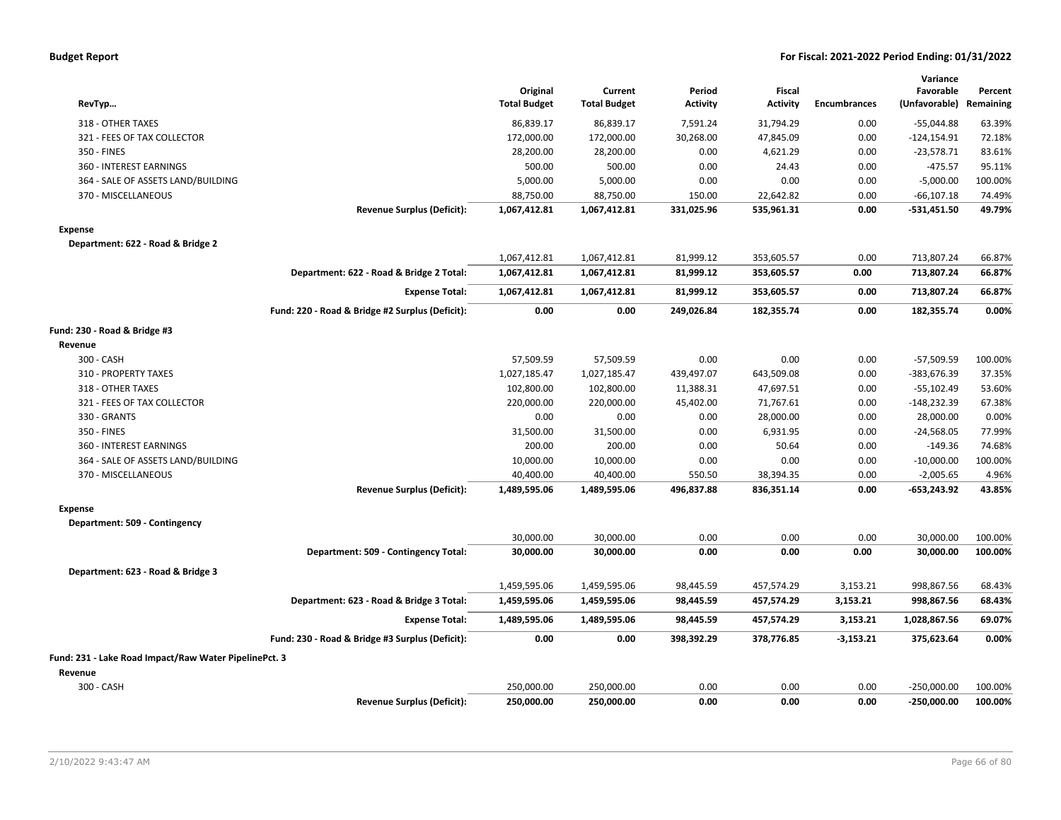| RevTyp… | | Original Total Budget | Current Total Budget | Period Activity | Fiscal Activity | Encumbrances | Variance Favorable (Unfavorable) | Percent Remaining |
|---|---|---|---|---|---|---|---|---|
| 318 - OTHER TAXES | | 86,839.17 | 86,839.17 | 7,591.24 | 31,794.29 | 0.00 | -55,044.88 | 63.39% |
| 321 - FEES OF TAX COLLECTOR | | 172,000.00 | 172,000.00 | 30,268.00 | 47,845.09 | 0.00 | -124,154.91 | 72.18% |
| 350 - FINES | | 28,200.00 | 28,200.00 | 0.00 | 4,621.29 | 0.00 | -23,578.71 | 83.61% |
| 360 - INTEREST EARNINGS | | 500.00 | 500.00 | 0.00 | 24.43 | 0.00 | -475.57 | 95.11% |
| 364 - SALE OF ASSETS LAND/BUILDING | | 5,000.00 | 5,000.00 | 0.00 | 0.00 | 0.00 | -5,000.00 | 100.00% |
| 370 - MISCELLANEOUS | | 88,750.00 | 88,750.00 | 150.00 | 22,642.82 | 0.00 | -66,107.18 | 74.49% |
| | **Revenue Surplus (Deficit):** | **1,067,412.81** | **1,067,412.81** | **331,025.96** | **535,961.31** | **0.00** | **-531,451.50** | **49.79%** |
| **Expense** | | | | | | | | |
| **Department: 622 - Road & Bridge 2** | | | | | | | | |
| | | 1,067,412.81 | 1,067,412.81 | 81,999.12 | 353,605.57 | 0.00 | 713,807.24 | 66.87% |
| | **Department: 622 - Road & Bridge 2 Total:** | **1,067,412.81** | **1,067,412.81** | **81,999.12** | **353,605.57** | **0.00** | **713,807.24** | **66.87%** |
| | **Expense Total:** | **1,067,412.81** | **1,067,412.81** | **81,999.12** | **353,605.57** | **0.00** | **713,807.24** | **66.87%** |
| | **Fund: 220 - Road & Bridge #2 Surplus (Deficit):** | **0.00** | **0.00** | **249,026.84** | **182,355.74** | **0.00** | **182,355.74** | **0.00%** |
| **Fund: 230 - Road & Bridge #3** | | | | | | | | |
| **Revenue** | | | | | | | | |
| 300 - CASH | | 57,509.59 | 57,509.59 | 0.00 | 0.00 | 0.00 | -57,509.59 | 100.00% |
| 310 - PROPERTY TAXES | | 1,027,185.47 | 1,027,185.47 | 439,497.07 | 643,509.08 | 0.00 | -383,676.39 | 37.35% |
| 318 - OTHER TAXES | | 102,800.00 | 102,800.00 | 11,388.31 | 47,697.51 | 0.00 | -55,102.49 | 53.60% |
| 321 - FEES OF TAX COLLECTOR | | 220,000.00 | 220,000.00 | 45,402.00 | 71,767.61 | 0.00 | -148,232.39 | 67.38% |
| 330 - GRANTS | | 0.00 | 0.00 | 0.00 | 28,000.00 | 0.00 | 28,000.00 | 0.00% |
| 350 - FINES | | 31,500.00 | 31,500.00 | 0.00 | 6,931.95 | 0.00 | -24,568.05 | 77.99% |
| 360 - INTEREST EARNINGS | | 200.00 | 200.00 | 0.00 | 50.64 | 0.00 | -149.36 | 74.68% |
| 364 - SALE OF ASSETS LAND/BUILDING | | 10,000.00 | 10,000.00 | 0.00 | 0.00 | 0.00 | -10,000.00 | 100.00% |
| 370 - MISCELLANEOUS | | 40,400.00 | 40,400.00 | 550.50 | 38,394.35 | 0.00 | -2,005.65 | 4.96% |
| | **Revenue Surplus (Deficit):** | **1,489,595.06** | **1,489,595.06** | **496,837.88** | **836,351.14** | **0.00** | **-653,243.92** | **43.85%** |
| **Expense** | | | | | | | | |
| **Department: 509 - Contingency** | | | | | | | | |
| | | 30,000.00 | 30,000.00 | 0.00 | 0.00 | 0.00 | 30,000.00 | 100.00% |
| | **Department: 509 - Contingency Total:** | **30,000.00** | **30,000.00** | **0.00** | **0.00** | **0.00** | **30,000.00** | **100.00%** |
| **Department: 623 - Road & Bridge 3** | | | | | | | | |
| | | 1,459,595.06 | 1,459,595.06 | 98,445.59 | 457,574.29 | 3,153.21 | 998,867.56 | 68.43% |
| | **Department: 623 - Road & Bridge 3 Total:** | **1,459,595.06** | **1,459,595.06** | **98,445.59** | **457,574.29** | **3,153.21** | **998,867.56** | **68.43%** |
| | **Expense Total:** | **1,489,595.06** | **1,489,595.06** | **98,445.59** | **457,574.29** | **3,153.21** | **1,028,867.56** | **69.07%** |
| | **Fund: 230 - Road & Bridge #3 Surplus (Deficit):** | **0.00** | **0.00** | **398,392.29** | **378,776.85** | **-3,153.21** | **375,623.64** | **0.00%** |
| **Fund: 231 - Lake Road Impact/Raw Water PipelinePct. 3** | | | | | | | | |
| **Revenue** | | | | | | | | |
| 300 - CASH | | 250,000.00 | 250,000.00 | 0.00 | 0.00 | 0.00 | -250,000.00 | 100.00% |
| | **Revenue Surplus (Deficit):** | **250,000.00** | **250,000.00** | **0.00** | **0.00** | **0.00** | **-250,000.00** | **100.00%** |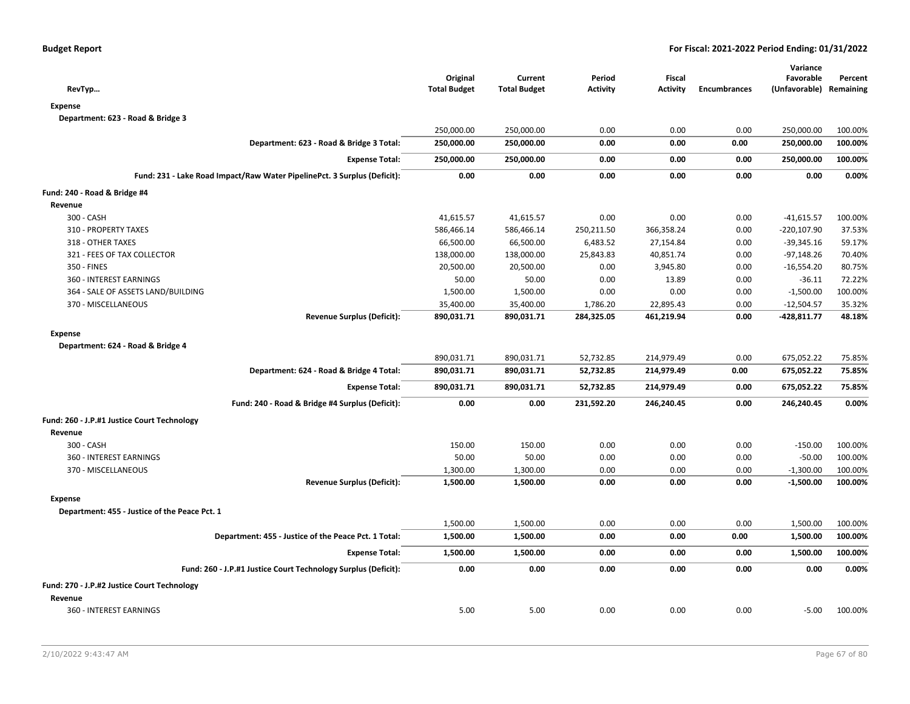**Budget Report** — For Fiscal: 2021-2022 Period Ending: 01/31/2022

| RevTyp… | Original Total Budget | Current Total Budget | Period Activity | Fiscal Activity | Encumbrances | Variance Favorable (Unfavorable) | Percent Remaining |
|---|---|---|---|---|---|---|---|
| **Expense** | | | | | | | |
| **Department: 623 - Road & Bridge 3** | | | | | | | |
| | 250,000.00 | 250,000.00 | 0.00 | 0.00 | 0.00 | 250,000.00 | 100.00% |
| **Department: 623 - Road & Bridge 3 Total:** | **250,000.00** | **250,000.00** | **0.00** | **0.00** | **0.00** | **250,000.00** | **100.00%** |
| **Expense Total:** | **250,000.00** | **250,000.00** | **0.00** | **0.00** | **0.00** | **250,000.00** | **100.00%** |
| **Fund: 231 - Lake Road Impact/Raw Water PipelinePct. 3 Surplus (Deficit):** | **0.00** | **0.00** | **0.00** | **0.00** | **0.00** | **0.00** | **0.00%** |
| **Fund: 240 - Road & Bridge #4** | | | | | | | |
| **Revenue** | | | | | | | |
| 300 - CASH | 41,615.57 | 41,615.57 | 0.00 | 0.00 | 0.00 | -41,615.57 | 100.00% |
| 310 - PROPERTY TAXES | 586,466.14 | 586,466.14 | 250,211.50 | 366,358.24 | 0.00 | -220,107.90 | 37.53% |
| 318 - OTHER TAXES | 66,500.00 | 66,500.00 | 6,483.52 | 27,154.84 | 0.00 | -39,345.16 | 59.17% |
| 321 - FEES OF TAX COLLECTOR | 138,000.00 | 138,000.00 | 25,843.83 | 40,851.74 | 0.00 | -97,148.26 | 70.40% |
| 350 - FINES | 20,500.00 | 20,500.00 | 0.00 | 3,945.80 | 0.00 | -16,554.20 | 80.75% |
| 360 - INTEREST EARNINGS | 50.00 | 50.00 | 0.00 | 13.89 | 0.00 | -36.11 | 72.22% |
| 364 - SALE OF ASSETS LAND/BUILDING | 1,500.00 | 1,500.00 | 0.00 | 0.00 | 0.00 | -1,500.00 | 100.00% |
| 370 - MISCELLANEOUS | 35,400.00 | 35,400.00 | 1,786.20 | 22,895.43 | 0.00 | -12,504.57 | 35.32% |
| **Revenue Surplus (Deficit):** | **890,031.71** | **890,031.71** | **284,325.05** | **461,219.94** | **0.00** | **-428,811.77** | **48.18%** |
| **Expense** | | | | | | | |
| **Department: 624 - Road & Bridge 4** | | | | | | | |
| | 890,031.71 | 890,031.71 | 52,732.85 | 214,979.49 | 0.00 | 675,052.22 | 75.85% |
| **Department: 624 - Road & Bridge 4 Total:** | **890,031.71** | **890,031.71** | **52,732.85** | **214,979.49** | **0.00** | **675,052.22** | **75.85%** |
| **Expense Total:** | **890,031.71** | **890,031.71** | **52,732.85** | **214,979.49** | **0.00** | **675,052.22** | **75.85%** |
| **Fund: 240 - Road & Bridge #4 Surplus (Deficit):** | **0.00** | **0.00** | **231,592.20** | **246,240.45** | **0.00** | **246,240.45** | **0.00%** |
| **Fund: 260 - J.P.#1 Justice Court Technology** | | | | | | | |
| **Revenue** | | | | | | | |
| 300 - CASH | 150.00 | 150.00 | 0.00 | 0.00 | 0.00 | -150.00 | 100.00% |
| 360 - INTEREST EARNINGS | 50.00 | 50.00 | 0.00 | 0.00 | 0.00 | -50.00 | 100.00% |
| 370 - MISCELLANEOUS | 1,300.00 | 1,300.00 | 0.00 | 0.00 | 0.00 | -1,300.00 | 100.00% |
| **Revenue Surplus (Deficit):** | **1,500.00** | **1,500.00** | **0.00** | **0.00** | **0.00** | **-1,500.00** | **100.00%** |
| **Expense** | | | | | | | |
| **Department: 455 - Justice of the Peace Pct. 1** | | | | | | | |
| | 1,500.00 | 1,500.00 | 0.00 | 0.00 | 0.00 | 1,500.00 | 100.00% |
| **Department: 455 - Justice of the Peace Pct. 1 Total:** | **1,500.00** | **1,500.00** | **0.00** | **0.00** | **0.00** | **1,500.00** | **100.00%** |
| **Expense Total:** | **1,500.00** | **1,500.00** | **0.00** | **0.00** | **0.00** | **1,500.00** | **100.00%** |
| **Fund: 260 - J.P.#1 Justice Court Technology Surplus (Deficit):** | **0.00** | **0.00** | **0.00** | **0.00** | **0.00** | **0.00** | **0.00%** |
| **Fund: 270 - J.P.#2 Justice Court Technology** | | | | | | | |
| **Revenue** | | | | | | | |
| 360 - INTEREST EARNINGS | 5.00 | 5.00 | 0.00 | 0.00 | 0.00 | -5.00 | 100.00% |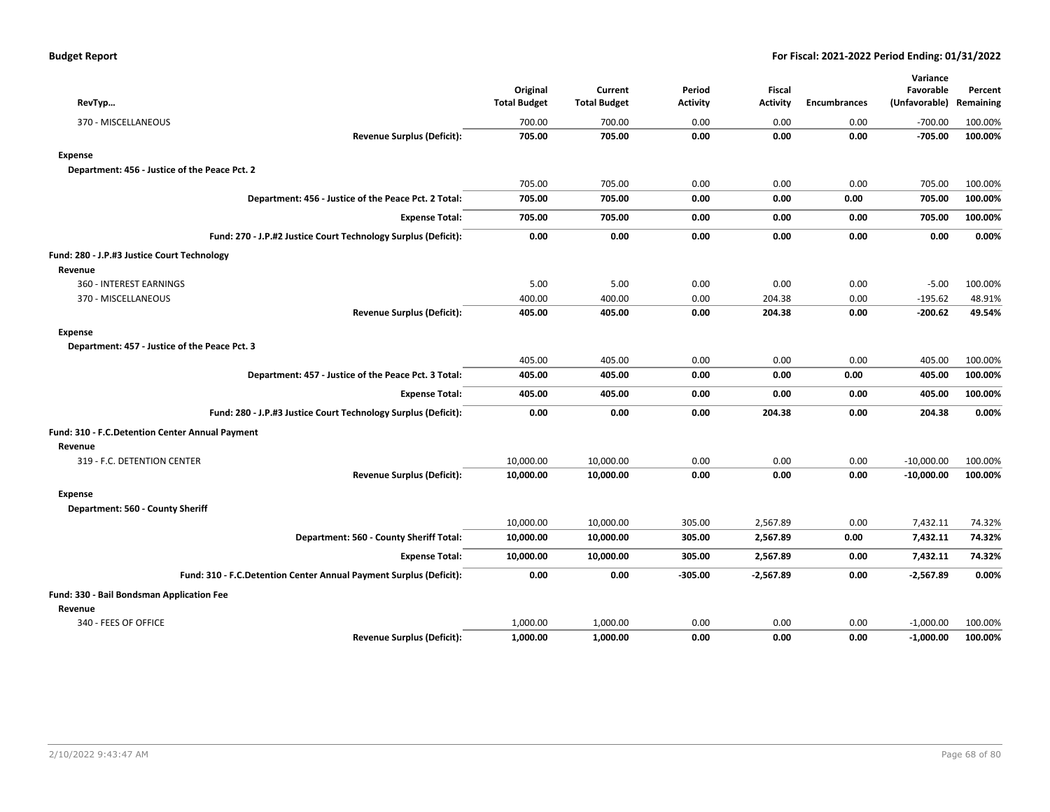| RevTyp… | Original Total Budget | Current Total Budget | Period Activity | Fiscal Activity | Encumbrances | Variance Favorable (Unfavorable) | Percent Remaining |
|---|---|---|---|---|---|---|---|
| 370 - MISCELLANEOUS | 700.00 | 700.00 | 0.00 | 0.00 | 0.00 | -700.00 | 100.00% |
| **Revenue Surplus (Deficit):** | **705.00** | **705.00** | **0.00** | **0.00** | **0.00** | **-705.00** | **100.00%** |
| **Expense** | | | | | | | |
| **Department: 456 - Justice of the Peace Pct. 2** | | | | | | | |
| | 705.00 | 705.00 | 0.00 | 0.00 | 0.00 | 705.00 | 100.00% |
| **Department: 456 - Justice of the Peace Pct. 2 Total:** | **705.00** | **705.00** | **0.00** | **0.00** | **0.00** | **705.00** | **100.00%** |
| **Expense Total:** | **705.00** | **705.00** | **0.00** | **0.00** | **0.00** | **705.00** | **100.00%** |
| **Fund: 270 - J.P.#2 Justice Court Technology Surplus (Deficit):** | **0.00** | **0.00** | **0.00** | **0.00** | **0.00** | **0.00** | **0.00%** |
| **Fund: 280 - J.P.#3 Justice Court Technology** | | | | | | | |
| **Revenue** | | | | | | | |
| 360 - INTEREST EARNINGS | 5.00 | 5.00 | 0.00 | 0.00 | 0.00 | -5.00 | 100.00% |
| 370 - MISCELLANEOUS | 400.00 | 400.00 | 0.00 | 204.38 | 0.00 | -195.62 | 48.91% |
| **Revenue Surplus (Deficit):** | **405.00** | **405.00** | **0.00** | **204.38** | **0.00** | **-200.62** | **49.54%** |
| **Expense** | | | | | | | |
| **Department: 457 - Justice of the Peace Pct. 3** | | | | | | | |
| | 405.00 | 405.00 | 0.00 | 0.00 | 0.00 | 405.00 | 100.00% |
| **Department: 457 - Justice of the Peace Pct. 3 Total:** | **405.00** | **405.00** | **0.00** | **0.00** | **0.00** | **405.00** | **100.00%** |
| **Expense Total:** | **405.00** | **405.00** | **0.00** | **0.00** | **0.00** | **405.00** | **100.00%** |
| **Fund: 280 - J.P.#3 Justice Court Technology Surplus (Deficit):** | **0.00** | **0.00** | **0.00** | **204.38** | **0.00** | **204.38** | **0.00%** |
| **Fund: 310 - F.C.Detention Center Annual Payment** | | | | | | | |
| **Revenue** | | | | | | | |
| 319 - F.C. DETENTION CENTER | 10,000.00 | 10,000.00 | 0.00 | 0.00 | 0.00 | -10,000.00 | 100.00% |
| **Revenue Surplus (Deficit):** | **10,000.00** | **10,000.00** | **0.00** | **0.00** | **0.00** | **-10,000.00** | **100.00%** |
| **Expense** | | | | | | | |
| **Department: 560 - County Sheriff** | | | | | | | |
| | 10,000.00 | 10,000.00 | 305.00 | 2,567.89 | 0.00 | 7,432.11 | 74.32% |
| **Department: 560 - County Sheriff Total:** | **10,000.00** | **10,000.00** | **305.00** | **2,567.89** | **0.00** | **7,432.11** | **74.32%** |
| **Expense Total:** | **10,000.00** | **10,000.00** | **305.00** | **2,567.89** | **0.00** | **7,432.11** | **74.32%** |
| **Fund: 310 - F.C.Detention Center Annual Payment Surplus (Deficit):** | **0.00** | **0.00** | **-305.00** | **-2,567.89** | **0.00** | **-2,567.89** | **0.00%** |
| **Fund: 330 - Bail Bondsman Application Fee** | | | | | | | |
| **Revenue** | | | | | | | |
| 340 - FEES OF OFFICE | 1,000.00 | 1,000.00 | 0.00 | 0.00 | 0.00 | -1,000.00 | 100.00% |
| **Revenue Surplus (Deficit):** | **1,000.00** | **1,000.00** | **0.00** | **0.00** | **0.00** | **-1,000.00** | **100.00%** |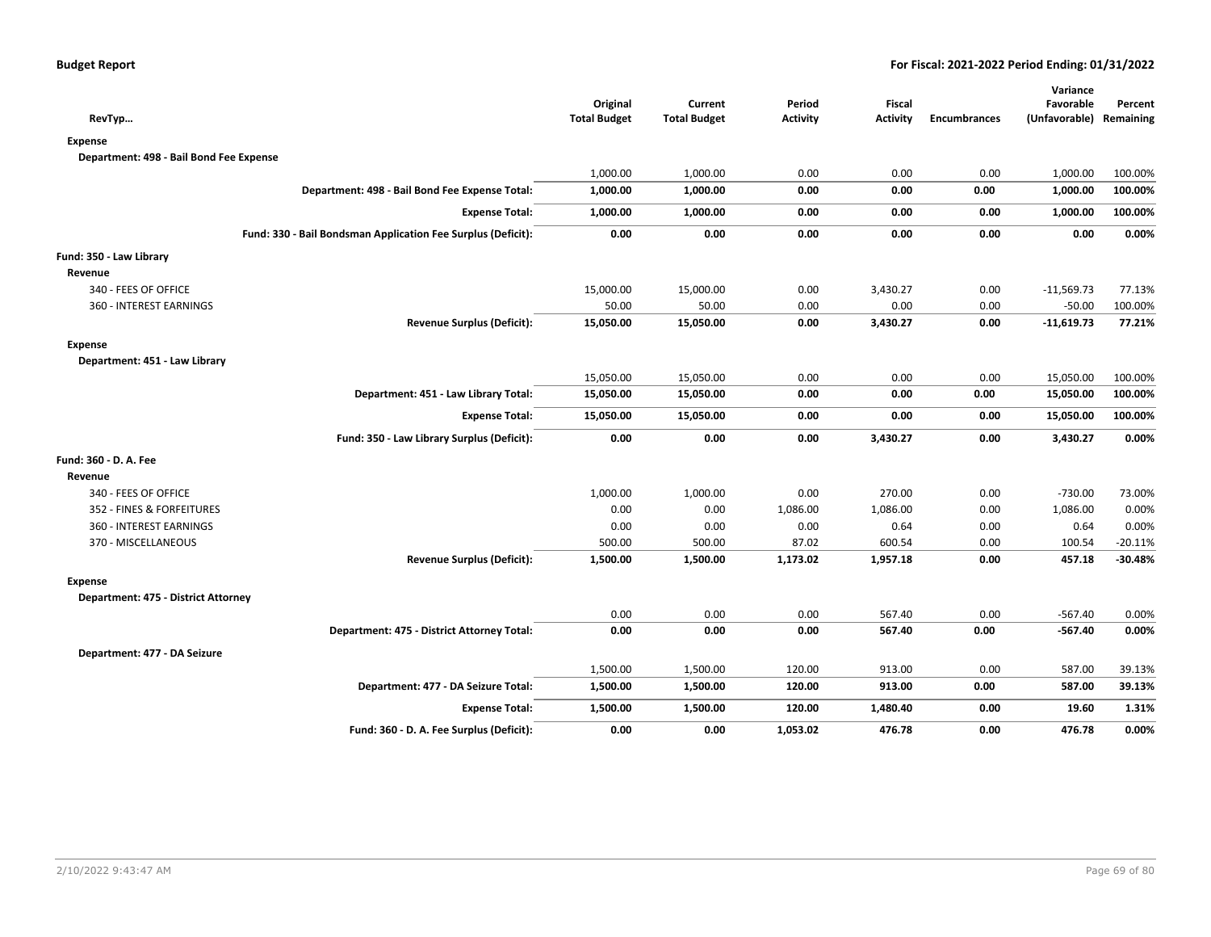**Budget Report** | **For Fiscal: 2021-2022 Period Ending: 01/31/2022**

| RevTyp… | Original Total Budget | Current Total Budget | Period Activity | Fiscal Activity | Encumbrances | Variance Favorable (Unfavorable) | Percent Remaining |
|---|---|---|---|---|---|---|---|
| **Expense** | | | | | | | |
| **Department: 498 - Bail Bond Fee Expense** | | | | | | | |
| | 1,000.00 | 1,000.00 | 0.00 | 0.00 | 0.00 | 1,000.00 | 100.00% |
| **Department: 498 - Bail Bond Fee Expense Total:** | **1,000.00** | **1,000.00** | **0.00** | **0.00** | **0.00** | **1,000.00** | **100.00%** |
| **Expense Total:** | **1,000.00** | **1,000.00** | **0.00** | **0.00** | **0.00** | **1,000.00** | **100.00%** |
| **Fund: 330 - Bail Bondsman Application Fee Surplus (Deficit):** | **0.00** | **0.00** | **0.00** | **0.00** | **0.00** | **0.00** | **0.00%** |
| **Fund: 350 - Law Library** | | | | | | | |
| **Revenue** | | | | | | | |
| 340 - FEES OF OFFICE | 15,000.00 | 15,000.00 | 0.00 | 3,430.27 | 0.00 | -11,569.73 | 77.13% |
| 360 - INTEREST EARNINGS | 50.00 | 50.00 | 0.00 | 0.00 | 0.00 | -50.00 | 100.00% |
| **Revenue Surplus (Deficit):** | **15,050.00** | **15,050.00** | **0.00** | **3,430.27** | **0.00** | **-11,619.73** | **77.21%** |
| **Expense** | | | | | | | |
| **Department: 451 - Law Library** | | | | | | | |
| | 15,050.00 | 15,050.00 | 0.00 | 0.00 | 0.00 | 15,050.00 | 100.00% |
| **Department: 451 - Law Library Total:** | **15,050.00** | **15,050.00** | **0.00** | **0.00** | **0.00** | **15,050.00** | **100.00%** |
| **Expense Total:** | **15,050.00** | **15,050.00** | **0.00** | **0.00** | **0.00** | **15,050.00** | **100.00%** |
| **Fund: 350 - Law Library Surplus (Deficit):** | **0.00** | **0.00** | **0.00** | **3,430.27** | **0.00** | **3,430.27** | **0.00%** |
| **Fund: 360 - D. A. Fee** | | | | | | | |
| **Revenue** | | | | | | | |
| 340 - FEES OF OFFICE | 1,000.00 | 1,000.00 | 0.00 | 270.00 | 0.00 | -730.00 | 73.00% |
| 352 - FINES & FORFEITURES | 0.00 | 0.00 | 1,086.00 | 1,086.00 | 0.00 | 1,086.00 | 0.00% |
| 360 - INTEREST EARNINGS | 0.00 | 0.00 | 0.00 | 0.64 | 0.00 | 0.64 | 0.00% |
| 370 - MISCELLANEOUS | 500.00 | 500.00 | 87.02 | 600.54 | 0.00 | 100.54 | -20.11% |
| **Revenue Surplus (Deficit):** | **1,500.00** | **1,500.00** | **1,173.02** | **1,957.18** | **0.00** | **457.18** | **-30.48%** |
| **Expense** | | | | | | | |
| **Department: 475 - District Attorney** | | | | | | | |
| | 0.00 | 0.00 | 0.00 | 567.40 | 0.00 | -567.40 | 0.00% |
| **Department: 475 - District Attorney Total:** | **0.00** | **0.00** | **0.00** | **567.40** | **0.00** | **-567.40** | **0.00%** |
| **Department: 477 - DA Seizure** | | | | | | | |
| | 1,500.00 | 1,500.00 | 120.00 | 913.00 | 0.00 | 587.00 | 39.13% |
| **Department: 477 - DA Seizure Total:** | **1,500.00** | **1,500.00** | **120.00** | **913.00** | **0.00** | **587.00** | **39.13%** |
| **Expense Total:** | **1,500.00** | **1,500.00** | **120.00** | **1,480.40** | **0.00** | **19.60** | **1.31%** |
| **Fund: 360 - D. A. Fee Surplus (Deficit):** | **0.00** | **0.00** | **1,053.02** | **476.78** | **0.00** | **476.78** | **0.00%** |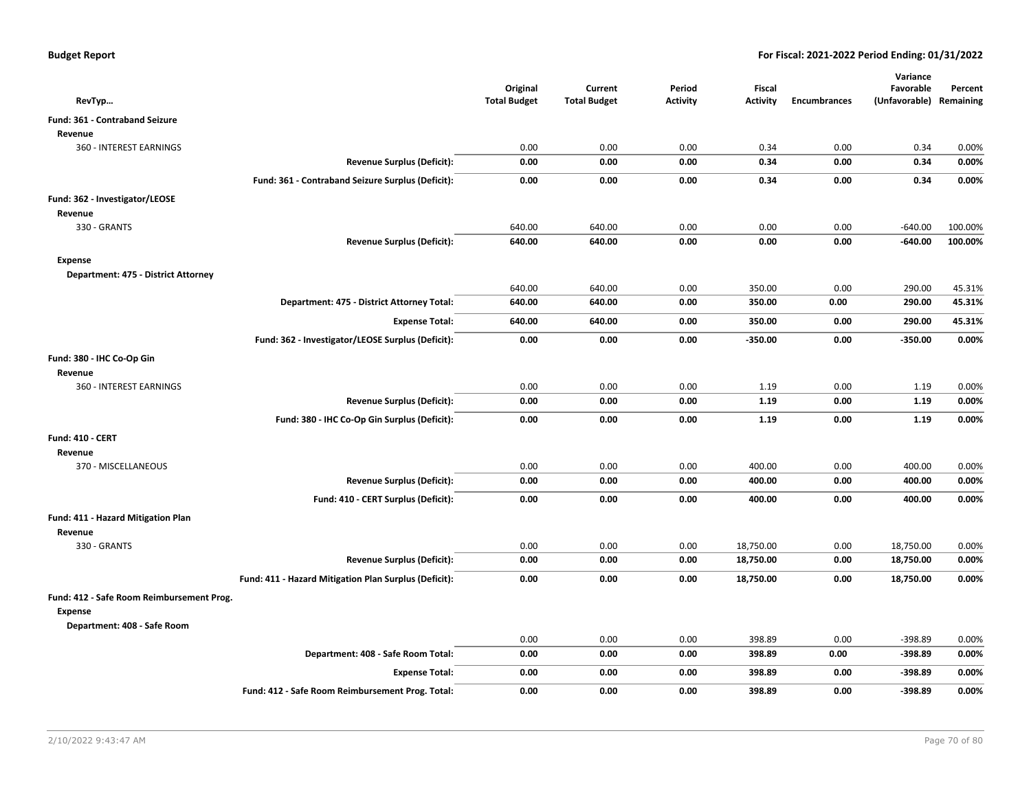**Budget Report** | **For Fiscal: 2021-2022 Period Ending: 01/31/2022**

| RevTyp… | | Original Total Budget | Current Total Budget | Period Activity | Fiscal Activity | Encumbrances | Variance Favorable (Unfavorable) | Percent Remaining |
|---|---|---|---|---|---|---|---|---|
| **Fund: 361 - Contraband Seizure** | | | | | | | | |
| **Revenue** | | | | | | | | |
| 360 - INTEREST EARNINGS | | 0.00 | 0.00 | 0.00 | 0.34 | 0.00 | 0.34 | 0.00% |
| | **Revenue Surplus (Deficit):** | **0.00** | **0.00** | **0.00** | **0.34** | **0.00** | **0.34** | **0.00%** |
| | **Fund: 361 - Contraband Seizure Surplus (Deficit):** | **0.00** | **0.00** | **0.00** | **0.34** | **0.00** | **0.34** | **0.00%** |
| **Fund: 362 - Investigator/LEOSE** | | | | | | | | |
| **Revenue** | | | | | | | | |
| 330 - GRANTS | | 640.00 | 640.00 | 0.00 | 0.00 | 0.00 | -640.00 | 100.00% |
| | **Revenue Surplus (Deficit):** | **640.00** | **640.00** | **0.00** | **0.00** | **0.00** | **-640.00** | **100.00%** |
| **Expense** | | | | | | | | |
| **Department: 475 - District Attorney** | | | | | | | | |
| | | 640.00 | 640.00 | 0.00 | 350.00 | 0.00 | 290.00 | 45.31% |
| | **Department: 475 - District Attorney Total:** | **640.00** | **640.00** | **0.00** | **350.00** | **0.00** | **290.00** | **45.31%** |
| | **Expense Total:** | **640.00** | **640.00** | **0.00** | **350.00** | **0.00** | **290.00** | **45.31%** |
| | **Fund: 362 - Investigator/LEOSE Surplus (Deficit):** | **0.00** | **0.00** | **0.00** | **-350.00** | **0.00** | **-350.00** | **0.00%** |
| **Fund: 380 - IHC Co-Op Gin** | | | | | | | | |
| **Revenue** | | | | | | | | |
| 360 - INTEREST EARNINGS | | 0.00 | 0.00 | 0.00 | 1.19 | 0.00 | 1.19 | 0.00% |
| | **Revenue Surplus (Deficit):** | **0.00** | **0.00** | **0.00** | **1.19** | **0.00** | **1.19** | **0.00%** |
| | **Fund: 380 - IHC Co-Op Gin Surplus (Deficit):** | **0.00** | **0.00** | **0.00** | **1.19** | **0.00** | **1.19** | **0.00%** |
| **Fund: 410 - CERT** | | | | | | | | |
| **Revenue** | | | | | | | | |
| 370 - MISCELLANEOUS | | 0.00 | 0.00 | 0.00 | 400.00 | 0.00 | 400.00 | 0.00% |
| | **Revenue Surplus (Deficit):** | **0.00** | **0.00** | **0.00** | **400.00** | **0.00** | **400.00** | **0.00%** |
| | **Fund: 410 - CERT Surplus (Deficit):** | **0.00** | **0.00** | **0.00** | **400.00** | **0.00** | **400.00** | **0.00%** |
| **Fund: 411 - Hazard Mitigation Plan** | | | | | | | | |
| **Revenue** | | | | | | | | |
| 330 - GRANTS | | 0.00 | 0.00 | 0.00 | 18,750.00 | 0.00 | 18,750.00 | 0.00% |
| | **Revenue Surplus (Deficit):** | **0.00** | **0.00** | **0.00** | **18,750.00** | **0.00** | **18,750.00** | **0.00%** |
| | **Fund: 411 - Hazard Mitigation Plan Surplus (Deficit):** | **0.00** | **0.00** | **0.00** | **18,750.00** | **0.00** | **18,750.00** | **0.00%** |
| **Fund: 412 - Safe Room Reimbursement Prog.** | | | | | | | | |
| **Expense** | | | | | | | | |
| **Department: 408 - Safe Room** | | | | | | | | |
| | | 0.00 | 0.00 | 0.00 | 398.89 | 0.00 | -398.89 | 0.00% |
| | **Department: 408 - Safe Room Total:** | **0.00** | **0.00** | **0.00** | **398.89** | **0.00** | **-398.89** | **0.00%** |
| | **Expense Total:** | **0.00** | **0.00** | **0.00** | **398.89** | **0.00** | **-398.89** | **0.00%** |
| | **Fund: 412 - Safe Room Reimbursement Prog. Total:** | **0.00** | **0.00** | **0.00** | **398.89** | **0.00** | **-398.89** | **0.00%** |

2/10/2022 9:43:47 AM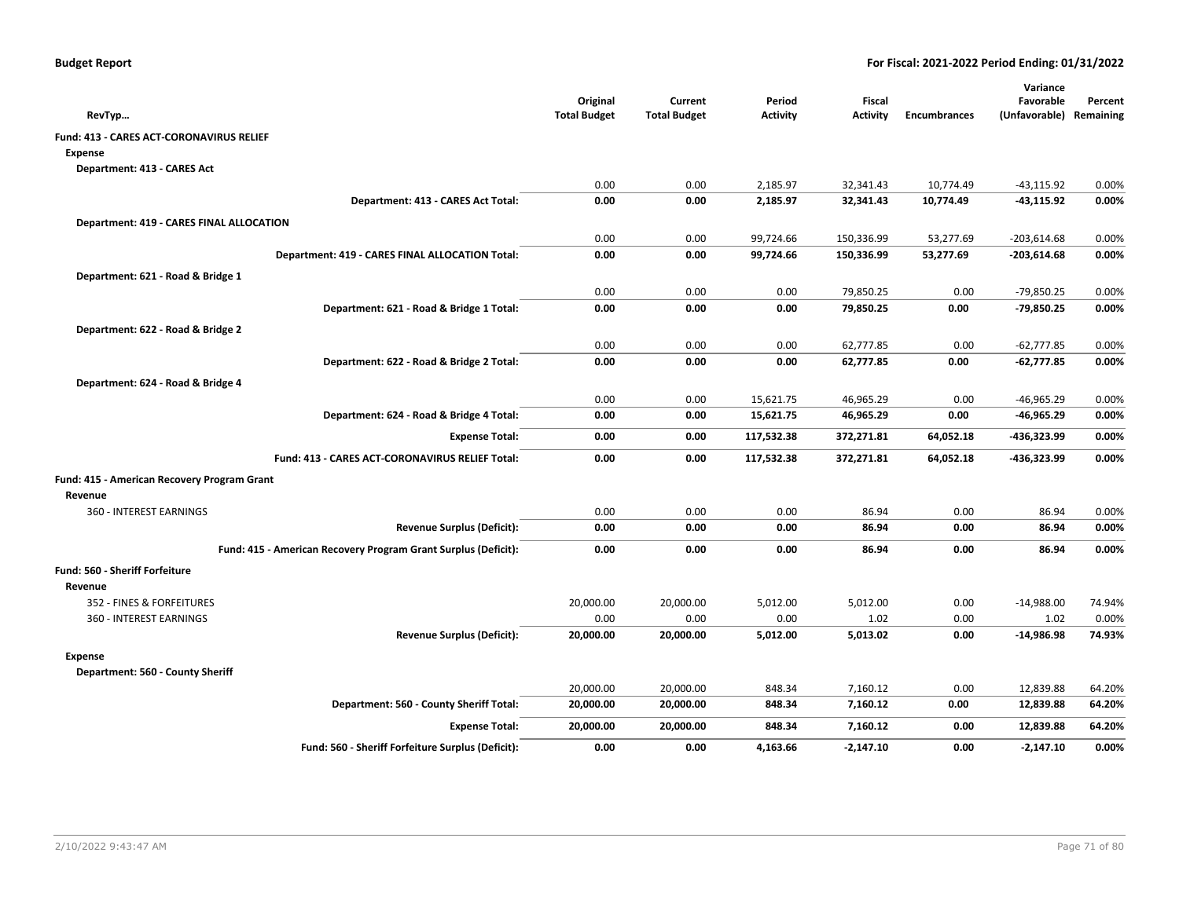**Budget Report** | **For Fiscal: 2021-2022 Period Ending: 01/31/2022**

| RevTyp… | Original Total Budget | Current Total Budget | Period Activity | Fiscal Activity | Encumbrances | Variance Favorable (Unfavorable) | Percent Remaining |
|---|---|---|---|---|---|---|---|
| **Fund: 413 - CARES ACT-CORONAVIRUS RELIEF** | | | | | | | |
| **Expense** | | | | | | | |
| **Department: 413 - CARES Act** | | | | | | | |
| | 0.00 | 0.00 | 2,185.97 | 32,341.43 | 10,774.49 | -43,115.92 | 0.00% |
| **Department: 413 - CARES Act Total:** | **0.00** | **0.00** | **2,185.97** | **32,341.43** | **10,774.49** | **-43,115.92** | **0.00%** |
| **Department: 419 - CARES FINAL ALLOCATION** | | | | | | | |
| | 0.00 | 0.00 | 99,724.66 | 150,336.99 | 53,277.69 | -203,614.68 | 0.00% |
| **Department: 419 - CARES FINAL ALLOCATION Total:** | **0.00** | **0.00** | **99,724.66** | **150,336.99** | **53,277.69** | **-203,614.68** | **0.00%** |
| **Department: 621 - Road & Bridge 1** | | | | | | | |
| | 0.00 | 0.00 | 0.00 | 79,850.25 | 0.00 | -79,850.25 | 0.00% |
| **Department: 621 - Road & Bridge 1 Total:** | **0.00** | **0.00** | **0.00** | **79,850.25** | **0.00** | **-79,850.25** | **0.00%** |
| **Department: 622 - Road & Bridge 2** | | | | | | | |
| | 0.00 | 0.00 | 0.00 | 62,777.85 | 0.00 | -62,777.85 | 0.00% |
| **Department: 622 - Road & Bridge 2 Total:** | **0.00** | **0.00** | **0.00** | **62,777.85** | **0.00** | **-62,777.85** | **0.00%** |
| **Department: 624 - Road & Bridge 4** | | | | | | | |
| | 0.00 | 0.00 | 15,621.75 | 46,965.29 | 0.00 | -46,965.29 | 0.00% |
| **Department: 624 - Road & Bridge 4 Total:** | **0.00** | **0.00** | **15,621.75** | **46,965.29** | **0.00** | **-46,965.29** | **0.00%** |
| **Expense Total:** | **0.00** | **0.00** | **117,532.38** | **372,271.81** | **64,052.18** | **-436,323.99** | **0.00%** |
| **Fund: 413 - CARES ACT-CORONAVIRUS RELIEF Total:** | **0.00** | **0.00** | **117,532.38** | **372,271.81** | **64,052.18** | **-436,323.99** | **0.00%** |
| **Fund: 415 - American Recovery Program Grant** | | | | | | | |
| **Revenue** | | | | | | | |
| 360 - INTEREST EARNINGS | 0.00 | 0.00 | 0.00 | 86.94 | 0.00 | 86.94 | 0.00% |
| **Revenue Surplus (Deficit):** | **0.00** | **0.00** | **0.00** | **86.94** | **0.00** | **86.94** | **0.00%** |
| **Fund: 415 - American Recovery Program Grant Surplus (Deficit):** | **0.00** | **0.00** | **0.00** | **86.94** | **0.00** | **86.94** | **0.00%** |
| **Fund: 560 - Sheriff Forfeiture** | | | | | | | |
| **Revenue** | | | | | | | |
| 352 - FINES & FORFEITURES | 20,000.00 | 20,000.00 | 5,012.00 | 5,012.00 | 0.00 | -14,988.00 | 74.94% |
| 360 - INTEREST EARNINGS | 0.00 | 0.00 | 0.00 | 1.02 | 0.00 | 1.02 | 0.00% |
| **Revenue Surplus (Deficit):** | **20,000.00** | **20,000.00** | **5,012.00** | **5,013.02** | **0.00** | **-14,986.98** | **74.93%** |
| **Expense** | | | | | | | |
| **Department: 560 - County Sheriff** | | | | | | | |
| | 20,000.00 | 20,000.00 | 848.34 | 7,160.12 | 0.00 | 12,839.88 | 64.20% |
| **Department: 560 - County Sheriff Total:** | **20,000.00** | **20,000.00** | **848.34** | **7,160.12** | **0.00** | **12,839.88** | **64.20%** |
| **Expense Total:** | **20,000.00** | **20,000.00** | **848.34** | **7,160.12** | **0.00** | **12,839.88** | **64.20%** |
| **Fund: 560 - Sheriff Forfeiture Surplus (Deficit):** | **0.00** | **0.00** | **4,163.66** | **-2,147.10** | **0.00** | **-2,147.10** | **0.00%** |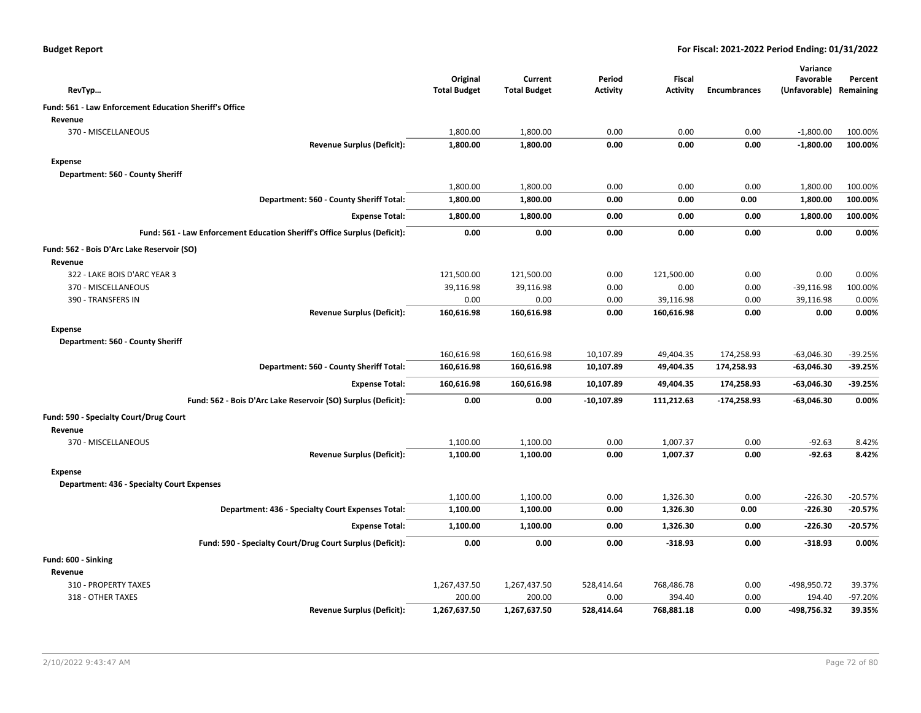**Budget Report** — **For Fiscal: 2021-2022 Period Ending: 01/31/2022**

| RevTyp… | Original Total Budget | Current Total Budget | Period Activity | Fiscal Activity | Encumbrances | Variance Favorable (Unfavorable) | Percent Remaining |
|---|---|---|---|---|---|---|---|
| **Fund: 561 - Law Enforcement Education Sheriff's Office** | | | | | | | |
| **Revenue** | | | | | | | |
| 370 - MISCELLANEOUS | 1,800.00 | 1,800.00 | 0.00 | 0.00 | 0.00 | -1,800.00 | 100.00% |
| **Revenue Surplus (Deficit):** | **1,800.00** | **1,800.00** | **0.00** | **0.00** | **0.00** | **-1,800.00** | **100.00%** |
| **Expense** | | | | | | | |
| **Department: 560 - County Sheriff** | | | | | | | |
| | 1,800.00 | 1,800.00 | 0.00 | 0.00 | 0.00 | 1,800.00 | 100.00% |
| **Department: 560 - County Sheriff Total:** | **1,800.00** | **1,800.00** | **0.00** | **0.00** | **0.00** | **1,800.00** | **100.00%** |
| **Expense Total:** | **1,800.00** | **1,800.00** | **0.00** | **0.00** | **0.00** | **1,800.00** | **100.00%** |
| **Fund: 561 - Law Enforcement Education Sheriff's Office Surplus (Deficit):** | **0.00** | **0.00** | **0.00** | **0.00** | **0.00** | **0.00** | **0.00%** |
| **Fund: 562 - Bois D'Arc Lake Reservoir (SO)** | | | | | | | |
| **Revenue** | | | | | | | |
| 322 - LAKE BOIS D'ARC YEAR 3 | 121,500.00 | 121,500.00 | 0.00 | 121,500.00 | 0.00 | 0.00 | 0.00% |
| 370 - MISCELLANEOUS | 39,116.98 | 39,116.98 | 0.00 | 0.00 | 0.00 | -39,116.98 | 100.00% |
| 390 - TRANSFERS IN | 0.00 | 0.00 | 0.00 | 39,116.98 | 0.00 | 39,116.98 | 0.00% |
| **Revenue Surplus (Deficit):** | **160,616.98** | **160,616.98** | **0.00** | **160,616.98** | **0.00** | **0.00** | **0.00%** |
| **Expense** | | | | | | | |
| **Department: 560 - County Sheriff** | | | | | | | |
| | 160,616.98 | 160,616.98 | 10,107.89 | 49,404.35 | 174,258.93 | -63,046.30 | -39.25% |
| **Department: 560 - County Sheriff Total:** | **160,616.98** | **160,616.98** | **10,107.89** | **49,404.35** | **174,258.93** | **-63,046.30** | **-39.25%** |
| **Expense Total:** | **160,616.98** | **160,616.98** | **10,107.89** | **49,404.35** | **174,258.93** | **-63,046.30** | **-39.25%** |
| **Fund: 562 - Bois D'Arc Lake Reservoir (SO) Surplus (Deficit):** | **0.00** | **0.00** | **-10,107.89** | **111,212.63** | **-174,258.93** | **-63,046.30** | **0.00%** |
| **Fund: 590 - Specialty Court/Drug Court** | | | | | | | |
| **Revenue** | | | | | | | |
| 370 - MISCELLANEOUS | 1,100.00 | 1,100.00 | 0.00 | 1,007.37 | 0.00 | -92.63 | 8.42% |
| **Revenue Surplus (Deficit):** | **1,100.00** | **1,100.00** | **0.00** | **1,007.37** | **0.00** | **-92.63** | **8.42%** |
| **Expense** | | | | | | | |
| **Department: 436 - Specialty Court Expenses** | | | | | | | |
| | 1,100.00 | 1,100.00 | 0.00 | 1,326.30 | 0.00 | -226.30 | -20.57% |
| **Department: 436 - Specialty Court Expenses Total:** | **1,100.00** | **1,100.00** | **0.00** | **1,326.30** | **0.00** | **-226.30** | **-20.57%** |
| **Expense Total:** | **1,100.00** | **1,100.00** | **0.00** | **1,326.30** | **0.00** | **-226.30** | **-20.57%** |
| **Fund: 590 - Specialty Court/Drug Court Surplus (Deficit):** | **0.00** | **0.00** | **0.00** | **-318.93** | **0.00** | **-318.93** | **0.00%** |
| **Fund: 600 - Sinking** | | | | | | | |
| **Revenue** | | | | | | | |
| 310 - PROPERTY TAXES | 1,267,437.50 | 1,267,437.50 | 528,414.64 | 768,486.78 | 0.00 | -498,950.72 | 39.37% |
| 318 - OTHER TAXES | 200.00 | 200.00 | 0.00 | 394.40 | 0.00 | 194.40 | -97.20% |
| **Revenue Surplus (Deficit):** | **1,267,637.50** | **1,267,637.50** | **528,414.64** | **768,881.18** | **0.00** | **-498,756.32** | **39.35%** |

2/10/2022 9:43:47 AM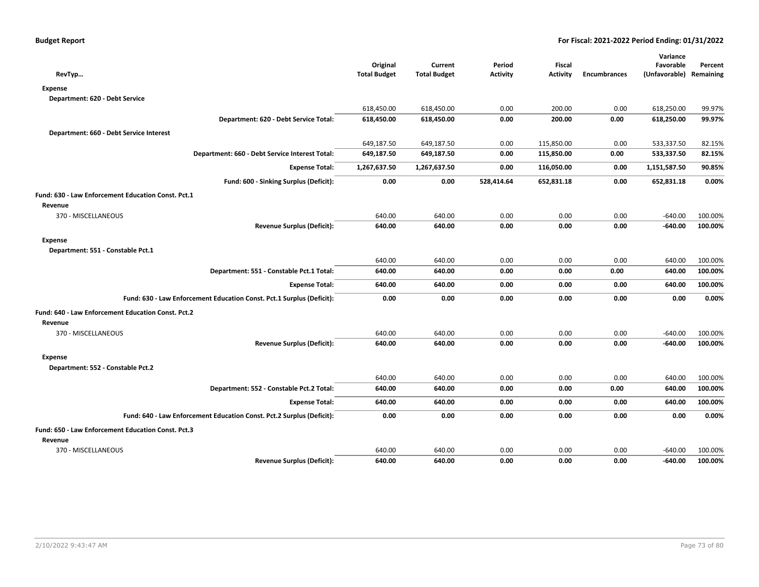| RevTyp… | Original Total Budget | Current Total Budget | Period Activity | Fiscal Activity | Encumbrances | Variance Favorable (Unfavorable) | Percent Remaining |
|---|---|---|---|---|---|---|---|
| **Expense** | | | | | | | |
| **Department: 620 - Debt Service** | | | | | | | |
| | 618,450.00 | 618,450.00 | 0.00 | 200.00 | 0.00 | 618,250.00 | 99.97% |
| **Department: 620 - Debt Service Total:** | **618,450.00** | **618,450.00** | **0.00** | **200.00** | **0.00** | **618,250.00** | **99.97%** |
| **Department: 660 - Debt Service Interest** | | | | | | | |
| | 649,187.50 | 649,187.50 | 0.00 | 115,850.00 | 0.00 | 533,337.50 | 82.15% |
| **Department: 660 - Debt Service Interest Total:** | **649,187.50** | **649,187.50** | **0.00** | **115,850.00** | **0.00** | **533,337.50** | **82.15%** |
| **Expense Total:** | **1,267,637.50** | **1,267,637.50** | **0.00** | **116,050.00** | **0.00** | **1,151,587.50** | **90.85%** |
| **Fund: 600 - Sinking Surplus (Deficit):** | **0.00** | **0.00** | **528,414.64** | **652,831.18** | **0.00** | **652,831.18** | **0.00%** |
| **Fund: 630 - Law Enforcement Education Const. Pct.1** | | | | | | | |
| **Revenue** | | | | | | | |
| 370 - MISCELLANEOUS | 640.00 | 640.00 | 0.00 | 0.00 | 0.00 | -640.00 | 100.00% |
| **Revenue Surplus (Deficit):** | **640.00** | **640.00** | **0.00** | **0.00** | **0.00** | **-640.00** | **100.00%** |
| **Expense** | | | | | | | |
| **Department: 551 - Constable Pct.1** | | | | | | | |
| | 640.00 | 640.00 | 0.00 | 0.00 | 0.00 | 640.00 | 100.00% |
| **Department: 551 - Constable Pct.1 Total:** | **640.00** | **640.00** | **0.00** | **0.00** | **0.00** | **640.00** | **100.00%** |
| **Expense Total:** | **640.00** | **640.00** | **0.00** | **0.00** | **0.00** | **640.00** | **100.00%** |
| **Fund: 630 - Law Enforcement Education Const. Pct.1 Surplus (Deficit):** | **0.00** | **0.00** | **0.00** | **0.00** | **0.00** | **0.00** | **0.00%** |
| **Fund: 640 - Law Enforcement Education Const. Pct.2** | | | | | | | |
| **Revenue** | | | | | | | |
| 370 - MISCELLANEOUS | 640.00 | 640.00 | 0.00 | 0.00 | 0.00 | -640.00 | 100.00% |
| **Revenue Surplus (Deficit):** | **640.00** | **640.00** | **0.00** | **0.00** | **0.00** | **-640.00** | **100.00%** |
| **Expense** | | | | | | | |
| **Department: 552 - Constable Pct.2** | | | | | | | |
| | 640.00 | 640.00 | 0.00 | 0.00 | 0.00 | 640.00 | 100.00% |
| **Department: 552 - Constable Pct.2 Total:** | **640.00** | **640.00** | **0.00** | **0.00** | **0.00** | **640.00** | **100.00%** |
| **Expense Total:** | **640.00** | **640.00** | **0.00** | **0.00** | **0.00** | **640.00** | **100.00%** |
| **Fund: 640 - Law Enforcement Education Const. Pct.2 Surplus (Deficit):** | **0.00** | **0.00** | **0.00** | **0.00** | **0.00** | **0.00** | **0.00%** |
| **Fund: 650 - Law Enforcement Education Const. Pct.3** | | | | | | | |
| **Revenue** | | | | | | | |
| 370 - MISCELLANEOUS | 640.00 | 640.00 | 0.00 | 0.00 | 0.00 | -640.00 | 100.00% |
| **Revenue Surplus (Deficit):** | **640.00** | **640.00** | **0.00** | **0.00** | **0.00** | **-640.00** | **100.00%** |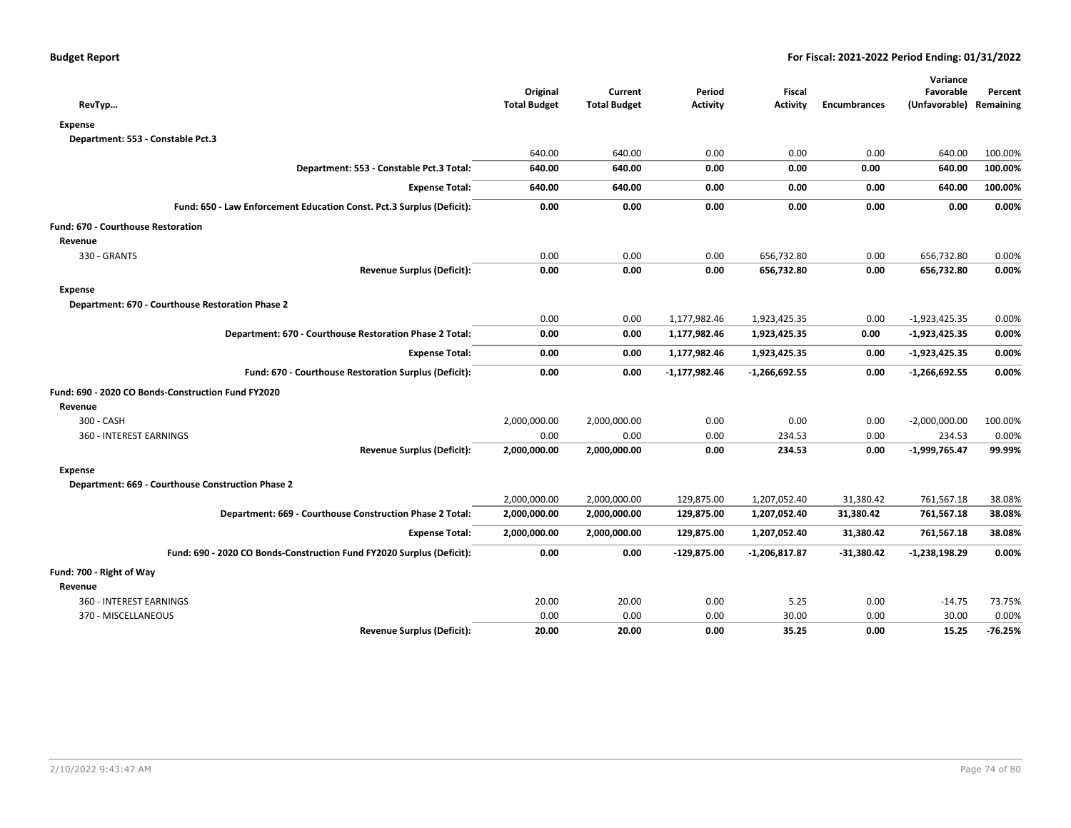**Budget Report** **For Fiscal: 2021-2022 Period Ending: 01/31/2022**

| RevTyp… | Original Total Budget | Current Total Budget | Period Activity | Fiscal Activity | Encumbrances | Variance Favorable (Unfavorable) | Percent Remaining |
|---|---|---|---|---|---|---|---|
| **Expense** | | | | | | | |
| **Department: 553 - Constable Pct.3** | | | | | | | |
| | 640.00 | 640.00 | 0.00 | 0.00 | 0.00 | 640.00 | 100.00% |
| **Department: 553 - Constable Pct.3 Total:** | **640.00** | **640.00** | **0.00** | **0.00** | **0.00** | **640.00** | **100.00%** |
| **Expense Total:** | **640.00** | **640.00** | **0.00** | **0.00** | **0.00** | **640.00** | **100.00%** |
| **Fund: 650 - Law Enforcement Education Const. Pct.3 Surplus (Deficit):** | **0.00** | **0.00** | **0.00** | **0.00** | **0.00** | **0.00** | **0.00%** |
| **Fund: 670 - Courthouse Restoration** | | | | | | | |
| **Revenue** | | | | | | | |
| 330 - GRANTS | 0.00 | 0.00 | 0.00 | 656,732.80 | 0.00 | 656,732.80 | 0.00% |
| **Revenue Surplus (Deficit):** | **0.00** | **0.00** | **0.00** | **656,732.80** | **0.00** | **656,732.80** | **0.00%** |
| **Expense** | | | | | | | |
| **Department: 670 - Courthouse Restoration Phase 2** | | | | | | | |
| | 0.00 | 0.00 | 1,177,982.46 | 1,923,425.35 | 0.00 | -1,923,425.35 | 0.00% |
| **Department: 670 - Courthouse Restoration Phase 2 Total:** | **0.00** | **0.00** | **1,177,982.46** | **1,923,425.35** | **0.00** | **-1,923,425.35** | **0.00%** |
| **Expense Total:** | **0.00** | **0.00** | **1,177,982.46** | **1,923,425.35** | **0.00** | **-1,923,425.35** | **0.00%** |
| **Fund: 670 - Courthouse Restoration Surplus (Deficit):** | **0.00** | **0.00** | **-1,177,982.46** | **-1,266,692.55** | **0.00** | **-1,266,692.55** | **0.00%** |
| **Fund: 690 - 2020 CO Bonds-Construction Fund FY2020** | | | | | | | |
| **Revenue** | | | | | | | |
| 300 - CASH | 2,000,000.00 | 2,000,000.00 | 0.00 | 0.00 | 0.00 | -2,000,000.00 | 100.00% |
| 360 - INTEREST EARNINGS | 0.00 | 0.00 | 0.00 | 234.53 | 0.00 | 234.53 | 0.00% |
| **Revenue Surplus (Deficit):** | **2,000,000.00** | **2,000,000.00** | **0.00** | **234.53** | **0.00** | **-1,999,765.47** | **99.99%** |
| **Expense** | | | | | | | |
| **Department: 669 - Courthouse Construction Phase 2** | | | | | | | |
| | 2,000,000.00 | 2,000,000.00 | 129,875.00 | 1,207,052.40 | 31,380.42 | 761,567.18 | 38.08% |
| **Department: 669 - Courthouse Construction Phase 2 Total:** | **2,000,000.00** | **2,000,000.00** | **129,875.00** | **1,207,052.40** | **31,380.42** | **761,567.18** | **38.08%** |
| **Expense Total:** | **2,000,000.00** | **2,000,000.00** | **129,875.00** | **1,207,052.40** | **31,380.42** | **761,567.18** | **38.08%** |
| **Fund: 690 - 2020 CO Bonds-Construction Fund FY2020 Surplus (Deficit):** | **0.00** | **0.00** | **-129,875.00** | **-1,206,817.87** | **-31,380.42** | **-1,238,198.29** | **0.00%** |
| **Fund: 700 - Right of Way** | | | | | | | |
| **Revenue** | | | | | | | |
| 360 - INTEREST EARNINGS | 20.00 | 20.00 | 0.00 | 5.25 | 0.00 | -14.75 | 73.75% |
| 370 - MISCELLANEOUS | 0.00 | 0.00 | 0.00 | 30.00 | 0.00 | 30.00 | 0.00% |
| **Revenue Surplus (Deficit):** | **20.00** | **20.00** | **0.00** | **35.25** | **0.00** | **15.25** | **-76.25%** |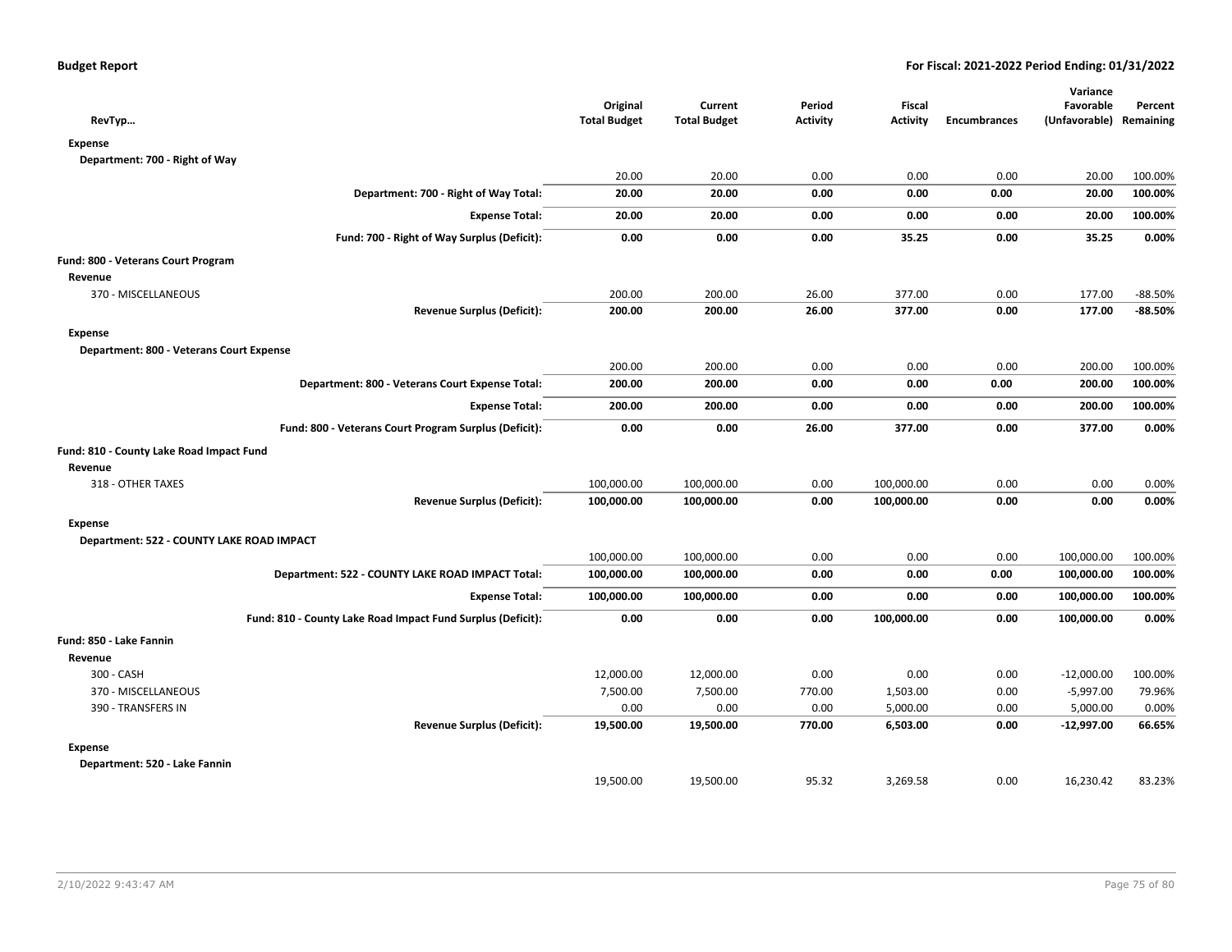| RevTyp… | Original Total Budget | Current Total Budget | Period Activity | Fiscal Activity | Encumbrances | Variance Favorable (Unfavorable) | Percent Remaining |
|---|---|---|---|---|---|---|---|
| **Expense** | | | | | | | |
| Department: 700 - Right of Way | | | | | | | |
| | 20.00 | 20.00 | 0.00 | 0.00 | 0.00 | 20.00 | 100.00% |
| **Department: 700 - Right of Way Total:** | **20.00** | **20.00** | **0.00** | **0.00** | **0.00** | **20.00** | **100.00%** |
| **Expense Total:** | **20.00** | **20.00** | **0.00** | **0.00** | **0.00** | **20.00** | **100.00%** |
| **Fund: 700 - Right of Way Surplus (Deficit):** | **0.00** | **0.00** | **0.00** | **35.25** | **0.00** | **35.25** | **0.00%** |
| **Fund: 800 - Veterans Court Program** | | | | | | | |
| **Revenue** | | | | | | | |
| 370 - MISCELLANEOUS | 200.00 | 200.00 | 26.00 | 377.00 | 0.00 | 177.00 | -88.50% |
| **Revenue Surplus (Deficit):** | **200.00** | **200.00** | **26.00** | **377.00** | **0.00** | **177.00** | **-88.50%** |
| **Expense** | | | | | | | |
| Department: 800 - Veterans Court Expense | | | | | | | |
| | 200.00 | 200.00 | 0.00 | 0.00 | 0.00 | 200.00 | 100.00% |
| **Department: 800 - Veterans Court Expense Total:** | **200.00** | **200.00** | **0.00** | **0.00** | **0.00** | **200.00** | **100.00%** |
| **Expense Total:** | **200.00** | **200.00** | **0.00** | **0.00** | **0.00** | **200.00** | **100.00%** |
| **Fund: 800 - Veterans Court Program Surplus (Deficit):** | **0.00** | **0.00** | **26.00** | **377.00** | **0.00** | **377.00** | **0.00%** |
| **Fund: 810 - County Lake Road Impact Fund** | | | | | | | |
| **Revenue** | | | | | | | |
| 318 - OTHER TAXES | 100,000.00 | 100,000.00 | 0.00 | 100,000.00 | 0.00 | 0.00 | 0.00% |
| **Revenue Surplus (Deficit):** | **100,000.00** | **100,000.00** | **0.00** | **100,000.00** | **0.00** | **0.00** | **0.00%** |
| **Expense** | | | | | | | |
| Department: 522 - COUNTY LAKE ROAD IMPACT | | | | | | | |
| | 100,000.00 | 100,000.00 | 0.00 | 0.00 | 0.00 | 100,000.00 | 100.00% |
| **Department: 522 - COUNTY LAKE ROAD IMPACT Total:** | **100,000.00** | **100,000.00** | **0.00** | **0.00** | **0.00** | **100,000.00** | **100.00%** |
| **Expense Total:** | **100,000.00** | **100,000.00** | **0.00** | **0.00** | **0.00** | **100,000.00** | **100.00%** |
| **Fund: 810 - County Lake Road Impact Fund Surplus (Deficit):** | **0.00** | **0.00** | **0.00** | **100,000.00** | **0.00** | **100,000.00** | **0.00%** |
| **Fund: 850 - Lake Fannin** | | | | | | | |
| **Revenue** | | | | | | | |
| 300 - CASH | 12,000.00 | 12,000.00 | 0.00 | 0.00 | 0.00 | -12,000.00 | 100.00% |
| 370 - MISCELLANEOUS | 7,500.00 | 7,500.00 | 770.00 | 1,503.00 | 0.00 | -5,997.00 | 79.96% |
| 390 - TRANSFERS IN | 0.00 | 0.00 | 0.00 | 5,000.00 | 0.00 | 5,000.00 | 0.00% |
| **Revenue Surplus (Deficit):** | **19,500.00** | **19,500.00** | **770.00** | **6,503.00** | **0.00** | **-12,997.00** | **66.65%** |
| **Expense** | | | | | | | |
| Department: 520 - Lake Fannin | | | | | | | |
| | 19,500.00 | 19,500.00 | 95.32 | 3,269.58 | 0.00 | 16,230.42 | 83.23% |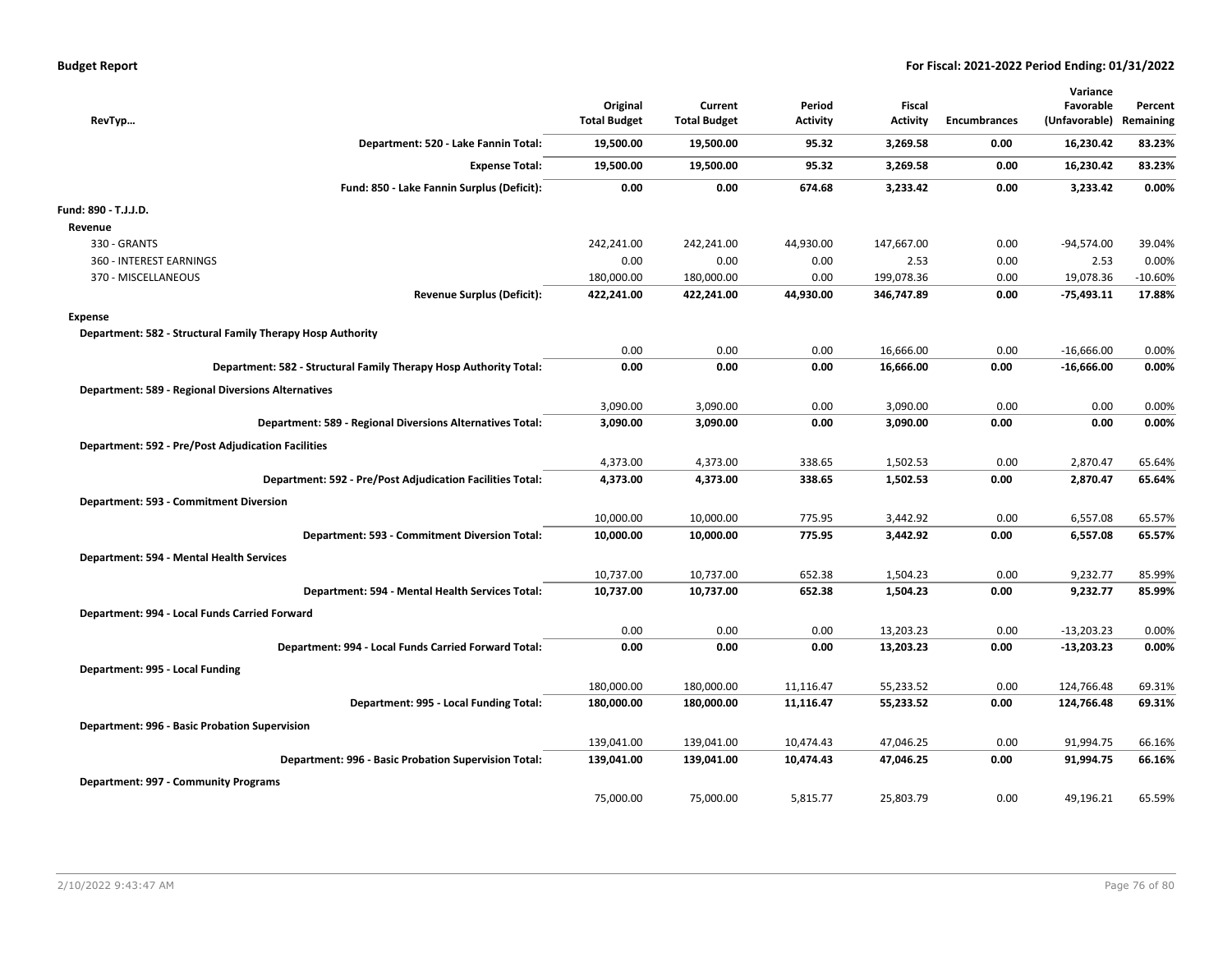**Budget Report** — **For Fiscal: 2021-2022 Period Ending: 01/31/2022**

| RevTyp... | Original Total Budget | Current Total Budget | Period Activity | Fiscal Activity | Encumbrances | Variance Favorable (Unfavorable) | Percent Remaining |
|---|---|---|---|---|---|---|---|
| **Department: 520 - Lake Fannin Total:** | **19,500.00** | **19,500.00** | **95.32** | **3,269.58** | **0.00** | **16,230.42** | **83.23%** |
| **Expense Total:** | **19,500.00** | **19,500.00** | **95.32** | **3,269.58** | **0.00** | **16,230.42** | **83.23%** |
| **Fund: 850 - Lake Fannin Surplus (Deficit):** | **0.00** | **0.00** | **674.68** | **3,233.42** | **0.00** | **3,233.42** | **0.00%** |
| **Fund: 890 - T.J.J.D.** | | | | | | | |
| **Revenue** | | | | | | | |
| 330 - GRANTS | 242,241.00 | 242,241.00 | 44,930.00 | 147,667.00 | 0.00 | -94,574.00 | 39.04% |
| 360 - INTEREST EARNINGS | 0.00 | 0.00 | 0.00 | 2.53 | 0.00 | 2.53 | 0.00% |
| 370 - MISCELLANEOUS | 180,000.00 | 180,000.00 | 0.00 | 199,078.36 | 0.00 | 19,078.36 | -10.60% |
| **Revenue Surplus (Deficit):** | **422,241.00** | **422,241.00** | **44,930.00** | **346,747.89** | **0.00** | **-75,493.11** | **17.88%** |
| **Expense** | | | | | | | |
| **Department: 582 - Structural Family Therapy Hosp Authority** | | | | | | | |
| | 0.00 | 0.00 | 0.00 | 16,666.00 | 0.00 | -16,666.00 | 0.00% |
| **Department: 582 - Structural Family Therapy Hosp Authority Total:** | **0.00** | **0.00** | **0.00** | **16,666.00** | **0.00** | **-16,666.00** | **0.00%** |
| **Department: 589 - Regional Diversions Alternatives** | | | | | | | |
| | 3,090.00 | 3,090.00 | 0.00 | 3,090.00 | 0.00 | 0.00 | 0.00% |
| **Department: 589 - Regional Diversions Alternatives Total:** | **3,090.00** | **3,090.00** | **0.00** | **3,090.00** | **0.00** | **0.00** | **0.00%** |
| **Department: 592 - Pre/Post Adjudication Facilities** | | | | | | | |
| | 4,373.00 | 4,373.00 | 338.65 | 1,502.53 | 0.00 | 2,870.47 | 65.64% |
| **Department: 592 - Pre/Post Adjudication Facilities Total:** | **4,373.00** | **4,373.00** | **338.65** | **1,502.53** | **0.00** | **2,870.47** | **65.64%** |
| **Department: 593 - Commitment Diversion** | | | | | | | |
| | 10,000.00 | 10,000.00 | 775.95 | 3,442.92 | 0.00 | 6,557.08 | 65.57% |
| **Department: 593 - Commitment Diversion Total:** | **10,000.00** | **10,000.00** | **775.95** | **3,442.92** | **0.00** | **6,557.08** | **65.57%** |
| **Department: 594 - Mental Health Services** | | | | | | | |
| | 10,737.00 | 10,737.00 | 652.38 | 1,504.23 | 0.00 | 9,232.77 | 85.99% |
| **Department: 594 - Mental Health Services Total:** | **10,737.00** | **10,737.00** | **652.38** | **1,504.23** | **0.00** | **9,232.77** | **85.99%** |
| **Department: 994 - Local Funds Carried Forward** | | | | | | | |
| | 0.00 | 0.00 | 0.00 | 13,203.23 | 0.00 | -13,203.23 | 0.00% |
| **Department: 994 - Local Funds Carried Forward Total:** | **0.00** | **0.00** | **0.00** | **13,203.23** | **0.00** | **-13,203.23** | **0.00%** |
| **Department: 995 - Local Funding** | | | | | | | |
| | 180,000.00 | 180,000.00 | 11,116.47 | 55,233.52 | 0.00 | 124,766.48 | 69.31% |
| **Department: 995 - Local Funding Total:** | **180,000.00** | **180,000.00** | **11,116.47** | **55,233.52** | **0.00** | **124,766.48** | **69.31%** |
| **Department: 996 - Basic Probation Supervision** | | | | | | | |
| | 139,041.00 | 139,041.00 | 10,474.43 | 47,046.25 | 0.00 | 91,994.75 | 66.16% |
| **Department: 996 - Basic Probation Supervision Total:** | **139,041.00** | **139,041.00** | **10,474.43** | **47,046.25** | **0.00** | **91,994.75** | **66.16%** |
| **Department: 997 - Community Programs** | | | | | | | |
| | 75,000.00 | 75,000.00 | 5,815.77 | 25,803.79 | 0.00 | 49,196.21 | 65.59% |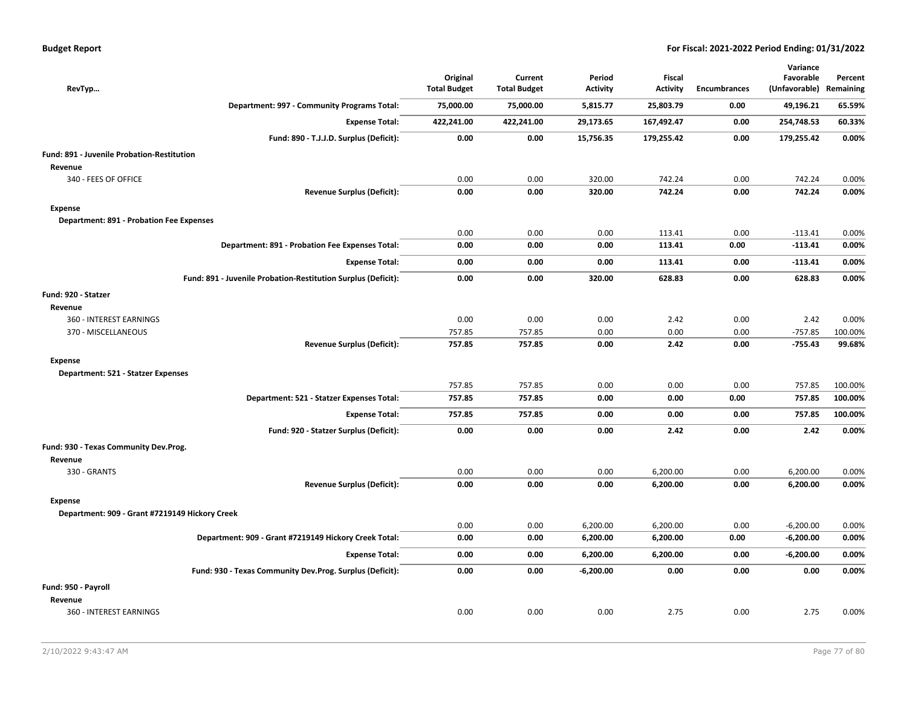| RevTyp… | Original Total Budget | Current Total Budget | Period Activity | Fiscal Activity | Encumbrances | Variance Favorable (Unfavorable) | Percent Remaining |
|---|---|---|---|---|---|---|---|
| **Department: 997 - Community Programs Total:** | **75,000.00** | **75,000.00** | **5,815.77** | **25,803.79** | **0.00** | **49,196.21** | **65.59%** |
| **Expense Total:** | **422,241.00** | **422,241.00** | **29,173.65** | **167,492.47** | **0.00** | **254,748.53** | **60.33%** |
| **Fund: 890 - T.J.J.D. Surplus (Deficit):** | **0.00** | **0.00** | **15,756.35** | **179,255.42** | **0.00** | **179,255.42** | **0.00%** |
| **Fund: 891 - Juvenile Probation-Restitution** | | | | | | | |
| **Revenue** | | | | | | | |
| 340 - FEES OF OFFICE | 0.00 | 0.00 | 320.00 | 742.24 | 0.00 | 742.24 | 0.00% |
| **Revenue Surplus (Deficit):** | **0.00** | **0.00** | **320.00** | **742.24** | **0.00** | **742.24** | **0.00%** |
| **Expense** | | | | | | | |
| **Department: 891 - Probation Fee Expenses** | | | | | | | |
| | 0.00 | 0.00 | 0.00 | 113.41 | 0.00 | -113.41 | 0.00% |
| **Department: 891 - Probation Fee Expenses Total:** | **0.00** | **0.00** | **0.00** | **113.41** | **0.00** | **-113.41** | **0.00%** |
| **Expense Total:** | **0.00** | **0.00** | **0.00** | **113.41** | **0.00** | **-113.41** | **0.00%** |
| **Fund: 891 - Juvenile Probation-Restitution Surplus (Deficit):** | **0.00** | **0.00** | **320.00** | **628.83** | **0.00** | **628.83** | **0.00%** |
| **Fund: 920 - Statzer** | | | | | | | |
| **Revenue** | | | | | | | |
| 360 - INTEREST EARNINGS | 0.00 | 0.00 | 0.00 | 2.42 | 0.00 | 2.42 | 0.00% |
| 370 - MISCELLANEOUS | 757.85 | 757.85 | 0.00 | 0.00 | 0.00 | -757.85 | 100.00% |
| **Revenue Surplus (Deficit):** | **757.85** | **757.85** | **0.00** | **2.42** | **0.00** | **-755.43** | **99.68%** |
| **Expense** | | | | | | | |
| **Department: 521 - Statzer Expenses** | | | | | | | |
| | 757.85 | 757.85 | 0.00 | 0.00 | 0.00 | 757.85 | 100.00% |
| **Department: 521 - Statzer Expenses Total:** | **757.85** | **757.85** | **0.00** | **0.00** | **0.00** | **757.85** | **100.00%** |
| **Expense Total:** | **757.85** | **757.85** | **0.00** | **0.00** | **0.00** | **757.85** | **100.00%** |
| **Fund: 920 - Statzer Surplus (Deficit):** | **0.00** | **0.00** | **0.00** | **2.42** | **0.00** | **2.42** | **0.00%** |
| **Fund: 930 - Texas Community Dev.Prog.** | | | | | | | |
| **Revenue** | | | | | | | |
| 330 - GRANTS | 0.00 | 0.00 | 0.00 | 6,200.00 | 0.00 | 6,200.00 | 0.00% |
| **Revenue Surplus (Deficit):** | **0.00** | **0.00** | **0.00** | **6,200.00** | **0.00** | **6,200.00** | **0.00%** |
| **Expense** | | | | | | | |
| **Department: 909 - Grant #7219149 Hickory Creek** | | | | | | | |
| | 0.00 | 0.00 | 6,200.00 | 6,200.00 | 0.00 | -6,200.00 | 0.00% |
| **Department: 909 - Grant #7219149 Hickory Creek Total:** | **0.00** | **0.00** | **6,200.00** | **6,200.00** | **0.00** | **-6,200.00** | **0.00%** |
| **Expense Total:** | **0.00** | **0.00** | **6,200.00** | **6,200.00** | **0.00** | **-6,200.00** | **0.00%** |
| **Fund: 930 - Texas Community Dev.Prog. Surplus (Deficit):** | **0.00** | **0.00** | **-6,200.00** | **0.00** | **0.00** | **0.00** | **0.00%** |
| **Fund: 950 - Payroll** | | | | | | | |
| **Revenue** | | | | | | | |
| 360 - INTEREST EARNINGS | 0.00 | 0.00 | 0.00 | 2.75 | 0.00 | 2.75 | 0.00% |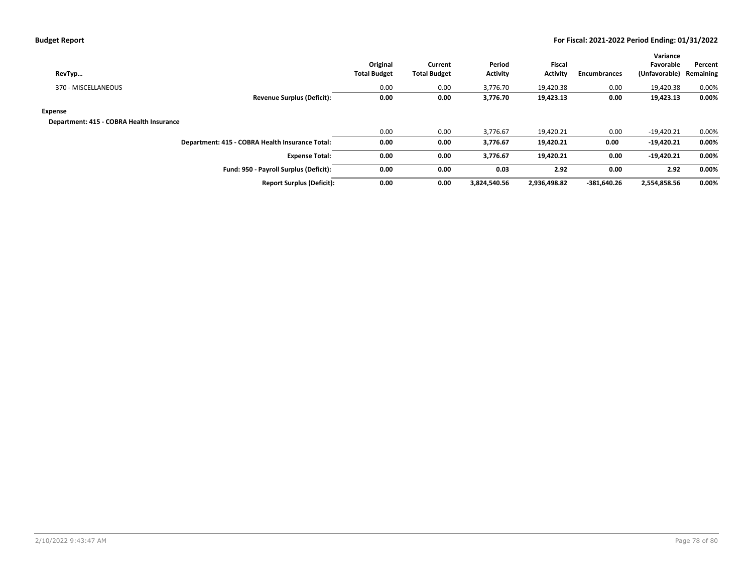| RevTyp… | Original Total Budget | Current Total Budget | Period Activity | Fiscal Activity | Encumbrances | Variance Favorable (Unfavorable) | Percent Remaining |
|---|---|---|---|---|---|---|---|
| 370 - MISCELLANEOUS | 0.00 | 0.00 | 3,776.70 | 19,420.38 | 0.00 | 19,420.38 | 0.00% |
| **Revenue Surplus (Deficit):** | **0.00** | **0.00** | **3,776.70** | **19,423.13** | **0.00** | **19,423.13** | **0.00%** |
| **Expense** | | | | | | | |
| **Department: 415 - COBRA Health Insurance** | | | | | | | |
| | 0.00 | 0.00 | 3,776.67 | 19,420.21 | 0.00 | -19,420.21 | 0.00% |
| **Department: 415 - COBRA Health Insurance Total:** | **0.00** | **0.00** | **3,776.67** | **19,420.21** | **0.00** | **-19,420.21** | **0.00%** |
| **Expense Total:** | **0.00** | **0.00** | **3,776.67** | **19,420.21** | **0.00** | **-19,420.21** | **0.00%** |
| **Fund: 950 - Payroll Surplus (Deficit):** | **0.00** | **0.00** | **0.03** | **2.92** | **0.00** | **2.92** | **0.00%** |
| **Report Surplus (Deficit):** | **0.00** | **0.00** | **3,824,540.56** | **2,936,498.82** | **-381,640.26** | **2,554,858.56** | **0.00%** |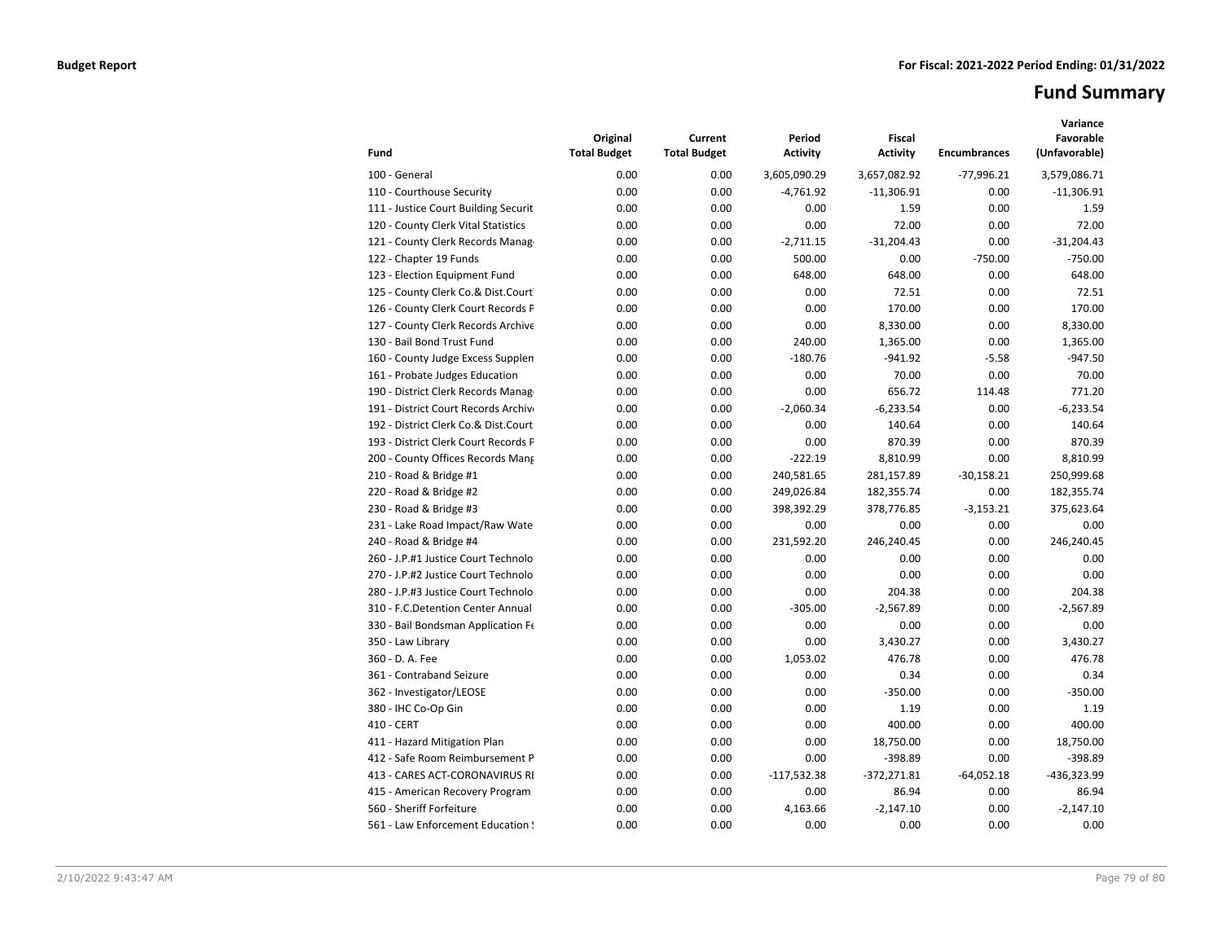**Budget Report** | **For Fiscal: 2021-2022 Period Ending: 01/31/2022**

# Fund Summary

| Fund | Original Total Budget | Current Total Budget | Period Activity | Fiscal Activity | Encumbrances | Variance Favorable (Unfavorable) |
|---|---|---|---|---|---|---|
| 100 - General | 0.00 | 0.00 | 3,605,090.29 | 3,657,082.92 | -77,996.21 | 3,579,086.71 |
| 110 - Courthouse Security | 0.00 | 0.00 | -4,761.92 | -11,306.91 | 0.00 | -11,306.91 |
| 111 - Justice Court Building Securit | 0.00 | 0.00 | 0.00 | 1.59 | 0.00 | 1.59 |
| 120 - County Clerk Vital Statistics | 0.00 | 0.00 | 0.00 | 72.00 | 0.00 | 72.00 |
| 121 - County Clerk Records Manag | 0.00 | 0.00 | -2,711.15 | -31,204.43 | 0.00 | -31,204.43 |
| 122 - Chapter 19 Funds | 0.00 | 0.00 | 500.00 | 0.00 | -750.00 | -750.00 |
| 123 - Election Equipment Fund | 0.00 | 0.00 | 648.00 | 648.00 | 0.00 | 648.00 |
| 125 - County Clerk Co.& Dist.Court | 0.00 | 0.00 | 0.00 | 72.51 | 0.00 | 72.51 |
| 126 - County Clerk Court Records F | 0.00 | 0.00 | 0.00 | 170.00 | 0.00 | 170.00 |
| 127 - County Clerk Records Archive | 0.00 | 0.00 | 0.00 | 8,330.00 | 0.00 | 8,330.00 |
| 130 - Bail Bond Trust Fund | 0.00 | 0.00 | 240.00 | 1,365.00 | 0.00 | 1,365.00 |
| 160 - County Judge Excess Supplen | 0.00 | 0.00 | -180.76 | -941.92 | -5.58 | -947.50 |
| 161 - Probate Judges Education | 0.00 | 0.00 | 0.00 | 70.00 | 0.00 | 70.00 |
| 190 - District Clerk Records Manag | 0.00 | 0.00 | 0.00 | 656.72 | 114.48 | 771.20 |
| 191 - District Court Records Archiv | 0.00 | 0.00 | -2,060.34 | -6,233.54 | 0.00 | -6,233.54 |
| 192 - District Clerk Co.& Dist.Court | 0.00 | 0.00 | 0.00 | 140.64 | 0.00 | 140.64 |
| 193 - District Clerk Court Records F | 0.00 | 0.00 | 0.00 | 870.39 | 0.00 | 870.39 |
| 200 - County Offices Records Mang | 0.00 | 0.00 | -222.19 | 8,810.99 | 0.00 | 8,810.99 |
| 210 - Road & Bridge #1 | 0.00 | 0.00 | 240,581.65 | 281,157.89 | -30,158.21 | 250,999.68 |
| 220 - Road & Bridge #2 | 0.00 | 0.00 | 249,026.84 | 182,355.74 | 0.00 | 182,355.74 |
| 230 - Road & Bridge #3 | 0.00 | 0.00 | 398,392.29 | 378,776.85 | -3,153.21 | 375,623.64 |
| 231 - Lake Road Impact/Raw Wate | 0.00 | 0.00 | 0.00 | 0.00 | 0.00 | 0.00 |
| 240 - Road & Bridge #4 | 0.00 | 0.00 | 231,592.20 | 246,240.45 | 0.00 | 246,240.45 |
| 260 - J.P.#1 Justice Court Technolo | 0.00 | 0.00 | 0.00 | 0.00 | 0.00 | 0.00 |
| 270 - J.P.#2 Justice Court Technolo | 0.00 | 0.00 | 0.00 | 0.00 | 0.00 | 0.00 |
| 280 - J.P.#3 Justice Court Technolo | 0.00 | 0.00 | 0.00 | 204.38 | 0.00 | 204.38 |
| 310 - F.C.Detention Center Annual | 0.00 | 0.00 | -305.00 | -2,567.89 | 0.00 | -2,567.89 |
| 330 - Bail Bondsman Application Fe | 0.00 | 0.00 | 0.00 | 0.00 | 0.00 | 0.00 |
| 350 - Law Library | 0.00 | 0.00 | 0.00 | 3,430.27 | 0.00 | 3,430.27 |
| 360 - D. A. Fee | 0.00 | 0.00 | 1,053.02 | 476.78 | 0.00 | 476.78 |
| 361 - Contraband Seizure | 0.00 | 0.00 | 0.00 | 0.34 | 0.00 | 0.34 |
| 362 - Investigator/LEOSE | 0.00 | 0.00 | 0.00 | -350.00 | 0.00 | -350.00 |
| 380 - IHC Co-Op Gin | 0.00 | 0.00 | 0.00 | 1.19 | 0.00 | 1.19 |
| 410 - CERT | 0.00 | 0.00 | 0.00 | 400.00 | 0.00 | 400.00 |
| 411 - Hazard Mitigation Plan | 0.00 | 0.00 | 0.00 | 18,750.00 | 0.00 | 18,750.00 |
| 412 - Safe Room Reimbursement P | 0.00 | 0.00 | 0.00 | -398.89 | 0.00 | -398.89 |
| 413 - CARES ACT-CORONAVIRUS RI | 0.00 | 0.00 | -117,532.38 | -372,271.81 | -64,052.18 | -436,323.99 |
| 415 - American Recovery Program | 0.00 | 0.00 | 0.00 | 86.94 | 0.00 | 86.94 |
| 560 - Sheriff Forfeiture | 0.00 | 0.00 | 4,163.66 | -2,147.10 | 0.00 | -2,147.10 |
| 561 - Law Enforcement Education S | 0.00 | 0.00 | 0.00 | 0.00 | 0.00 | 0.00 |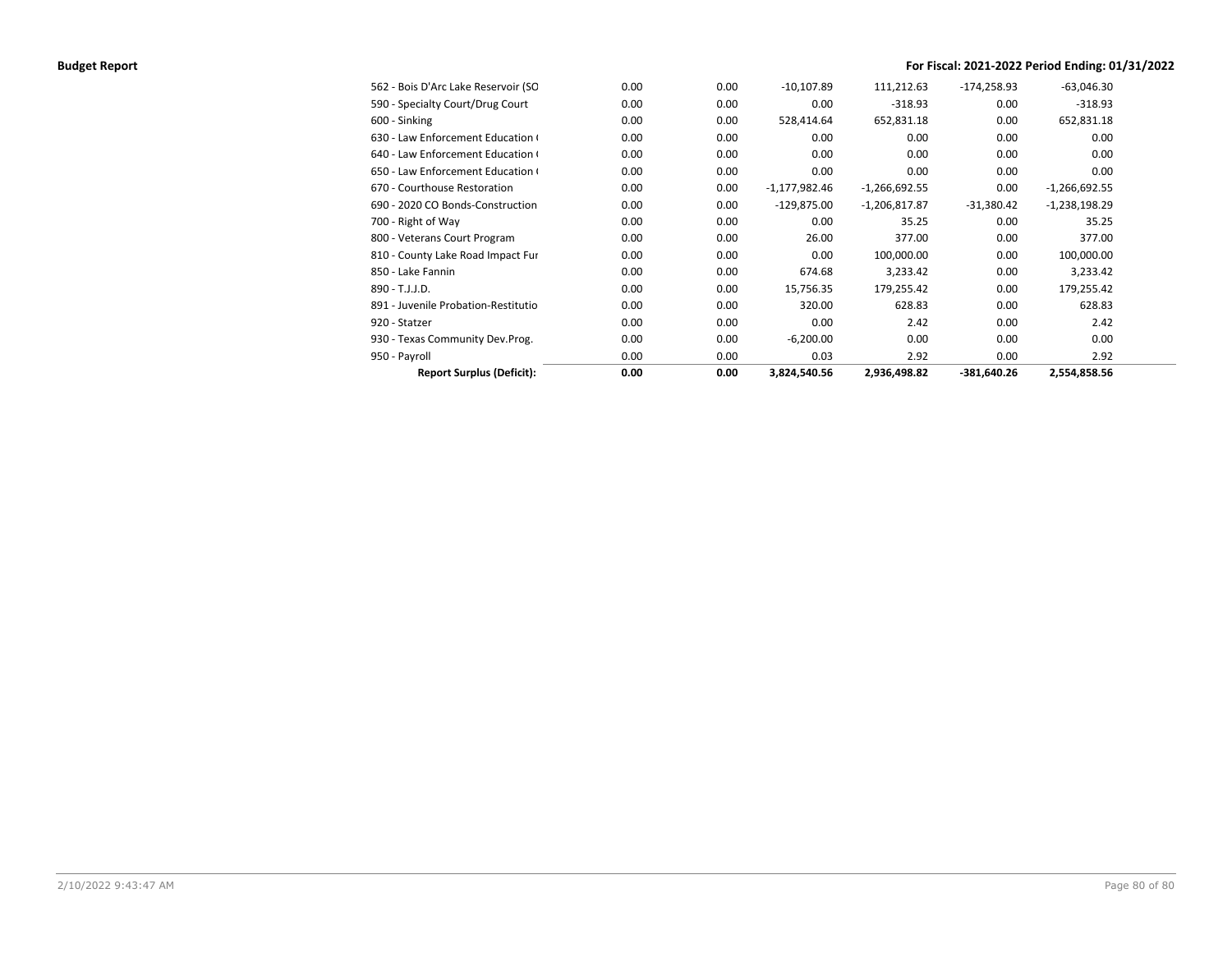| | | | | | | |
|---|---|---|---|---|---|---|
| 562 - Bois D'Arc Lake Reservoir (SO | 0.00 | 0.00 | -10,107.89 | 111,212.63 | -174,258.93 | -63,046.30 |
| 590 - Specialty Court/Drug Court | 0.00 | 0.00 | 0.00 | -318.93 | 0.00 | -318.93 |
| 600 - Sinking | 0.00 | 0.00 | 528,414.64 | 652,831.18 | 0.00 | 652,831.18 |
| 630 - Law Enforcement Education ( | 0.00 | 0.00 | 0.00 | 0.00 | 0.00 | 0.00 |
| 640 - Law Enforcement Education ( | 0.00 | 0.00 | 0.00 | 0.00 | 0.00 | 0.00 |
| 650 - Law Enforcement Education ( | 0.00 | 0.00 | 0.00 | 0.00 | 0.00 | 0.00 |
| 670 - Courthouse Restoration | 0.00 | 0.00 | -1,177,982.46 | -1,266,692.55 | 0.00 | -1,266,692.55 |
| 690 - 2020 CO Bonds-Construction | 0.00 | 0.00 | -129,875.00 | -1,206,817.87 | -31,380.42 | -1,238,198.29 |
| 700 - Right of Way | 0.00 | 0.00 | 0.00 | 35.25 | 0.00 | 35.25 |
| 800 - Veterans Court Program | 0.00 | 0.00 | 26.00 | 377.00 | 0.00 | 377.00 |
| 810 - County Lake Road Impact Fur | 0.00 | 0.00 | 0.00 | 100,000.00 | 0.00 | 100,000.00 |
| 850 - Lake Fannin | 0.00 | 0.00 | 674.68 | 3,233.42 | 0.00 | 3,233.42 |
| 890 - T.J.J.D. | 0.00 | 0.00 | 15,756.35 | 179,255.42 | 0.00 | 179,255.42 |
| 891 - Juvenile Probation-Restitutio | 0.00 | 0.00 | 320.00 | 628.83 | 0.00 | 628.83 |
| 920 - Statzer | 0.00 | 0.00 | 0.00 | 2.42 | 0.00 | 2.42 |
| 930 - Texas Community Dev.Prog. | 0.00 | 0.00 | -6,200.00 | 0.00 | 0.00 | 0.00 |
| 950 - Payroll | 0.00 | 0.00 | 0.03 | 2.92 | 0.00 | 2.92 |
| **Report Surplus (Deficit):** | **0.00** | **0.00** | **3,824,540.56** | **2,936,498.82** | **-381,640.26** | **2,554,858.56** |